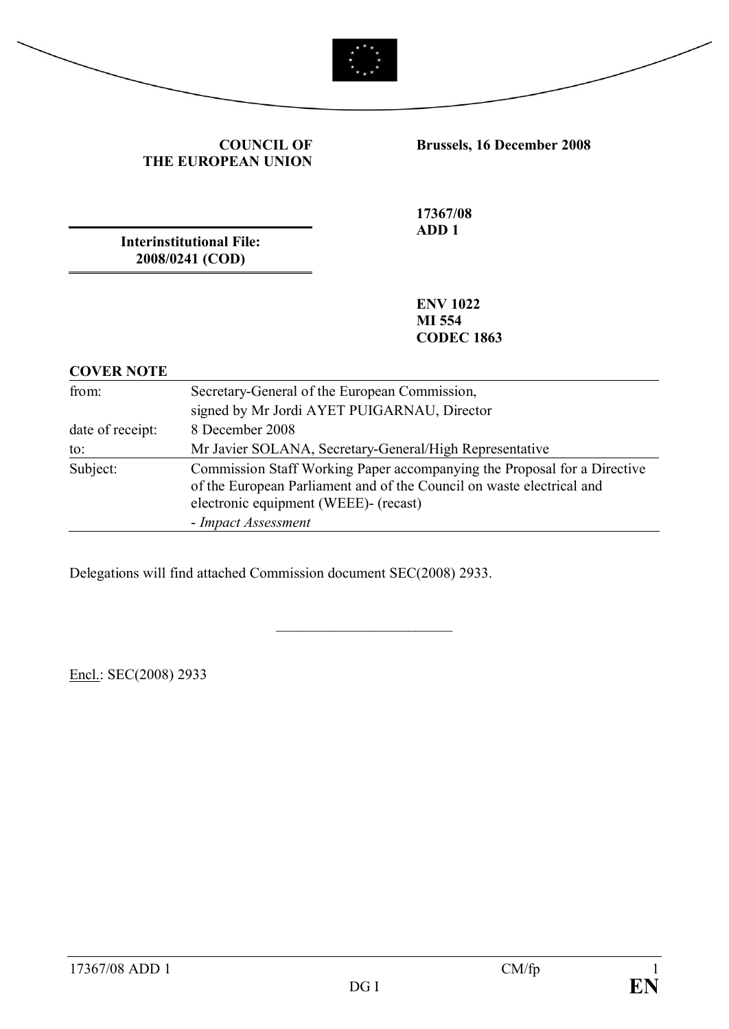**COUNCIL OF THE EUROPEAN UNION**

**Brussels, 16 December 2008**

**Interinstitutional File: 2008/0241 (COD)**

**17367/08**
**ADD 1**

**ENV 1022**
**MI 554**
**CODEC 1863**

**COVER NOTE**

| | |
|---|---|
| from: | Secretary-General of the European Commission, signed by Mr Jordi AYET PUIGARNAU, Director |
| date of receipt: | 8 December 2008 |
| to: | Mr Javier SOLANA, Secretary-General/High Representative |
| Subject: | Commission Staff Working Paper accompanying the Proposal for a Directive of the European Parliament and of the Council on waste electrical and electronic equipment (WEEE)- (recast)<br>- *Impact Assessment* |

Delegations will find attached Commission document SEC(2008) 2933.

________________________

Encl.: SEC(2008) 2933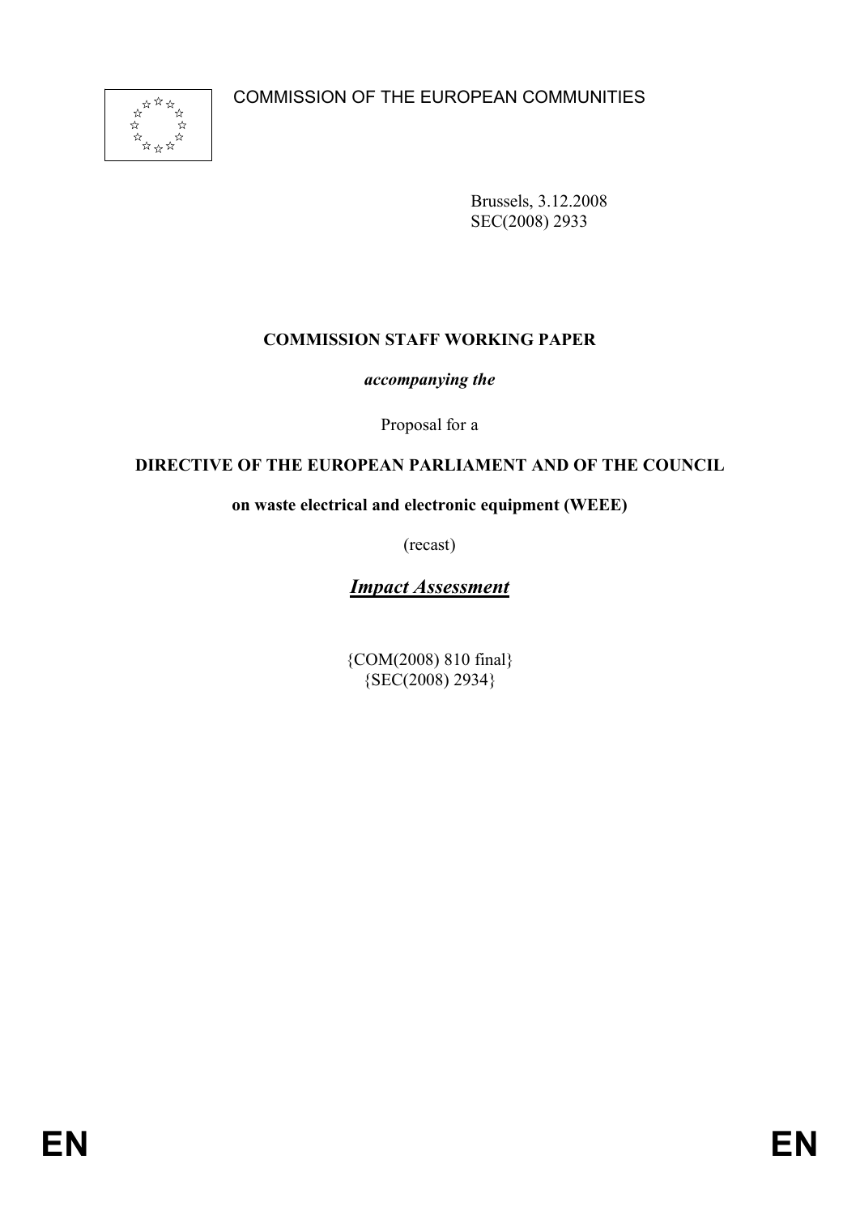COMMISSION OF THE EUROPEAN COMMUNITIES

Brussels, 3.12.2008
SEC(2008) 2933

**COMMISSION STAFF WORKING PAPER**

***accompanying the***

Proposal for a

**DIRECTIVE OF THE EUROPEAN PARLIAMENT AND OF THE COUNCIL**

**on waste electrical and electronic equipment (WEEE)**

(recast)

***Impact Assessment***

{COM(2008) 810 final}
{SEC(2008) 2934}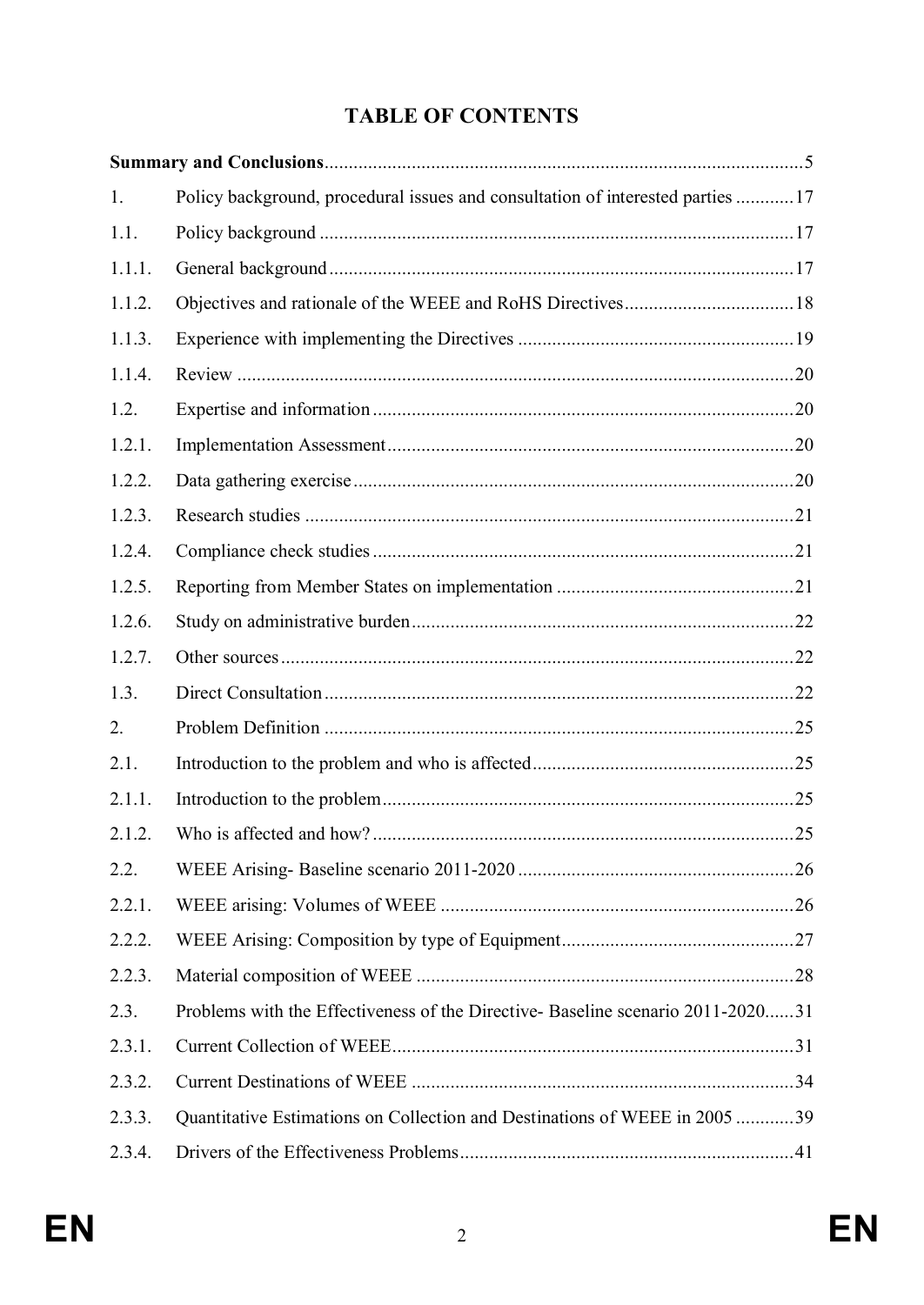# TABLE OF CONTENTS

| | | |
|---|---|---|
| **Summary and Conclusions** | | 5 |
| 1. | Policy background, procedural issues and consultation of interested parties | 17 |
| 1.1. | Policy background | 17 |
| 1.1.1. | General background | 17 |
| 1.1.2. | Objectives and rationale of the WEEE and RoHS Directives | 18 |
| 1.1.3. | Experience with implementing the Directives | 19 |
| 1.1.4. | Review | 20 |
| 1.2. | Expertise and information | 20 |
| 1.2.1. | Implementation Assessment | 20 |
| 1.2.2. | Data gathering exercise | 20 |
| 1.2.3. | Research studies | 21 |
| 1.2.4. | Compliance check studies | 21 |
| 1.2.5. | Reporting from Member States on implementation | 21 |
| 1.2.6. | Study on administrative burden | 22 |
| 1.2.7. | Other sources | 22 |
| 1.3. | Direct Consultation | 22 |
| 2. | Problem Definition | 25 |
| 2.1. | Introduction to the problem and who is affected | 25 |
| 2.1.1. | Introduction to the problem | 25 |
| 2.1.2. | Who is affected and how? | 25 |
| 2.2. | WEEE Arising- Baseline scenario 2011-2020 | 26 |
| 2.2.1. | WEEE arising: Volumes of WEEE | 26 |
| 2.2.2. | WEEE Arising: Composition by type of Equipment | 27 |
| 2.2.3. | Material composition of WEEE | 28 |
| 2.3. | Problems with the Effectiveness of the Directive- Baseline scenario 2011-2020 | 31 |
| 2.3.1. | Current Collection of WEEE | 31 |
| 2.3.2. | Current Destinations of WEEE | 34 |
| 2.3.3. | Quantitative Estimations on Collection and Destinations of WEEE in 2005 | 39 |
| 2.3.4. | Drivers of the Effectiveness Problems | 41 |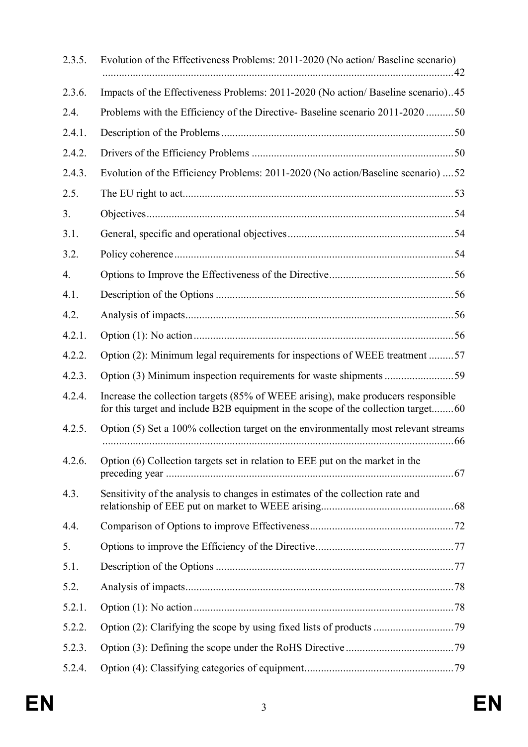2.3.5. Evolution of the Effectiveness Problems: 2011-2020 (No action/ Baseline scenario) ... 42

2.3.6. Impacts of the Effectiveness Problems: 2011-2020 (No action/ Baseline scenario) .. 45

2.4. Problems with the Efficiency of the Directive- Baseline scenario 2011-2020 ... 50

2.4.1. Description of the Problems ... 50

2.4.2. Drivers of the Efficiency Problems ... 50

2.4.3. Evolution of the Efficiency Problems: 2011-2020 (No action/Baseline scenario) ... 52

2.5. The EU right to act ... 53

3. Objectives ... 54

3.1. General, specific and operational objectives ... 54

3.2. Policy coherence ... 54

4. Options to Improve the Effectiveness of the Directive ... 56

4.1. Description of the Options ... 56

4.2. Analysis of impacts ... 56

4.2.1. Option (1): No action ... 56

4.2.2. Option (2): Minimum legal requirements for inspections of WEEE treatment ... 57

4.2.3. Option (3) Minimum inspection requirements for waste shipments ... 59

4.2.4. Increase the collection targets (85% of WEEE arising), make producers responsible for this target and include B2B equipment in the scope of the collection target ... 60

4.2.5. Option (5) Set a 100% collection target on the environmentally most relevant streams ... 66

4.2.6. Option (6) Collection targets set in relation to EEE put on the market in the preceding year ... 67

4.3. Sensitivity of the analysis to changes in estimates of the collection rate and relationship of EEE put on market to WEEE arising ... 68

4.4. Comparison of Options to improve Effectiveness ... 72

5. Options to improve the Efficiency of the Directive ... 77

5.1. Description of the Options ... 77

5.2. Analysis of impacts ... 78

5.2.1. Option (1): No action ... 78

5.2.2. Option (2): Clarifying the scope by using fixed lists of products ... 79

5.2.3. Option (3): Defining the scope under the RoHS Directive ... 79

5.2.4. Option (4): Classifying categories of equipment ... 79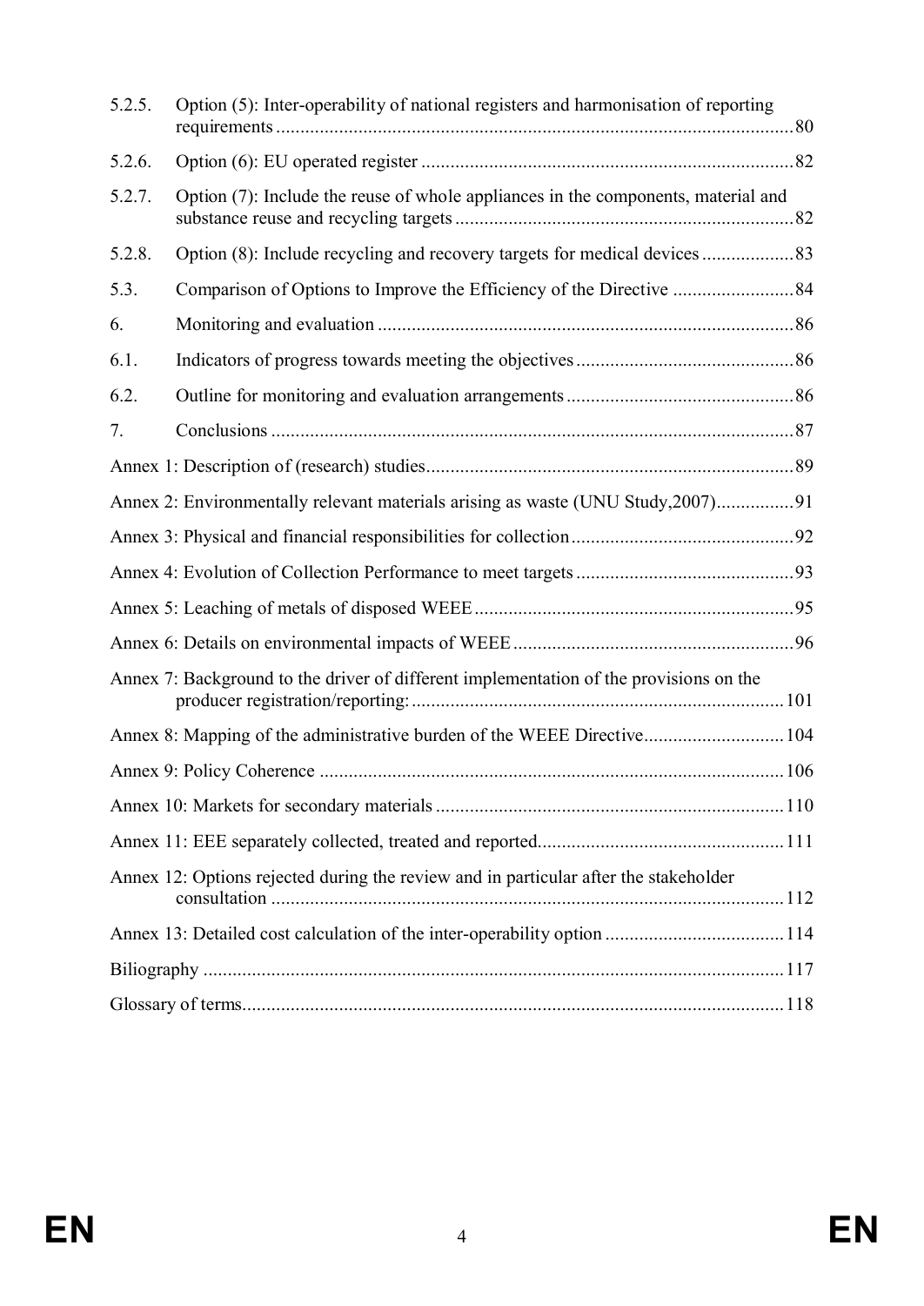| | | |
|---|---|---|
| 5.2.5. | Option (5): Inter-operability of national registers and harmonisation of reporting requirements | 80 |
| 5.2.6. | Option (6): EU operated register | 82 |
| 5.2.7. | Option (7): Include the reuse of whole appliances in the components, material and substance reuse and recycling targets | 82 |
| 5.2.8. | Option (8): Include recycling and recovery targets for medical devices | 83 |
| 5.3. | Comparison of Options to Improve the Efficiency of the Directive | 84 |
| 6. | Monitoring and evaluation | 86 |
| 6.1. | Indicators of progress towards meeting the objectives | 86 |
| 6.2. | Outline for monitoring and evaluation arrangements | 86 |
| 7. | Conclusions | 87 |

Annex 1: Description of (research) studies ... 89

Annex 2: Environmentally relevant materials arising as waste (UNU Study,2007) ... 91

Annex 3: Physical and financial responsibilities for collection ... 92

Annex 4: Evolution of Collection Performance to meet targets ... 93

Annex 5: Leaching of metals of disposed WEEE ... 95

Annex 6: Details on environmental impacts of WEEE ... 96

Annex 7: Background to the driver of different implementation of the provisions on the producer registration/reporting: ... 101

Annex 8: Mapping of the administrative burden of the WEEE Directive ... 104

Annex 9: Policy Coherence ... 106

Annex 10: Markets for secondary materials ... 110

Annex 11: EEE separately collected, treated and reported ... 111

Annex 12: Options rejected during the review and in particular after the stakeholder consultation ... 112

Annex 13: Detailed cost calculation of the inter-operability option ... 114

Biliography ... 117

Glossary of terms ... 118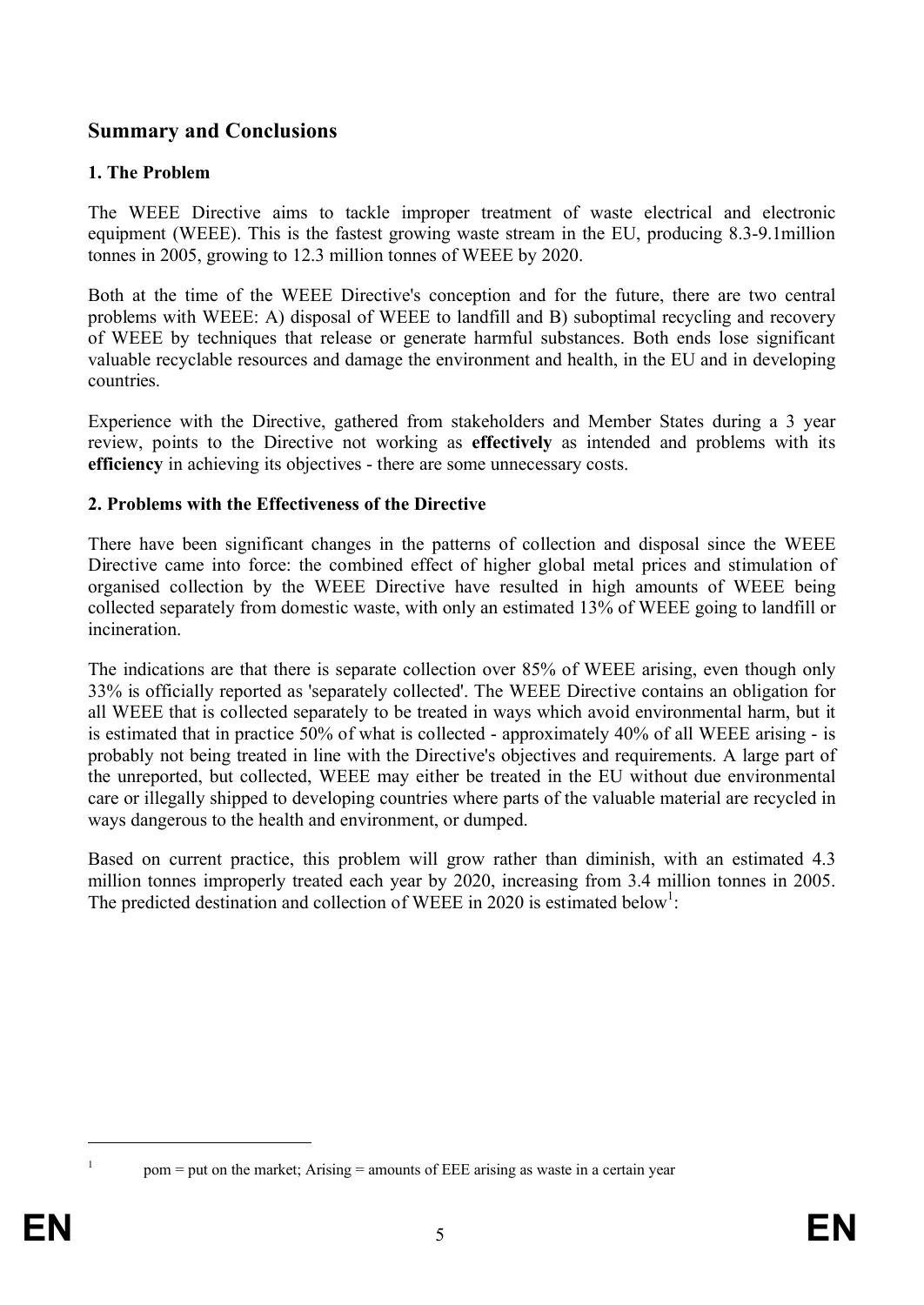## Summary and Conclusions

### 1. The Problem

The WEEE Directive aims to tackle improper treatment of waste electrical and electronic equipment (WEEE). This is the fastest growing waste stream in the EU, producing 8.3-9.1million tonnes in 2005, growing to 12.3 million tonnes of WEEE by 2020.

Both at the time of the WEEE Directive's conception and for the future, there are two central problems with WEEE: A) disposal of WEEE to landfill and B) suboptimal recycling and recovery of WEEE by techniques that release or generate harmful substances. Both ends lose significant valuable recyclable resources and damage the environment and health, in the EU and in developing countries.

Experience with the Directive, gathered from stakeholders and Member States during a 3 year review, points to the Directive not working as **effectively** as intended and problems with its **efficiency** in achieving its objectives - there are some unnecessary costs.

### 2. Problems with the Effectiveness of the Directive

There have been significant changes in the patterns of collection and disposal since the WEEE Directive came into force: the combined effect of higher global metal prices and stimulation of organised collection by the WEEE Directive have resulted in high amounts of WEEE being collected separately from domestic waste, with only an estimated 13% of WEEE going to landfill or incineration.

The indications are that there is separate collection over 85% of WEEE arising, even though only 33% is officially reported as 'separately collected'. The WEEE Directive contains an obligation for all WEEE that is collected separately to be treated in ways which avoid environmental harm, but it is estimated that in practice 50% of what is collected - approximately 40% of all WEEE arising - is probably not being treated in line with the Directive's objectives and requirements. A large part of the unreported, but collected, WEEE may either be treated in the EU without due environmental care or illegally shipped to developing countries where parts of the valuable material are recycled in ways dangerous to the health and environment, or dumped.

Based on current practice, this problem will grow rather than diminish, with an estimated 4.3 million tonnes improperly treated each year by 2020, increasing from 3.4 million tonnes in 2005. The predicted destination and collection of WEEE in 2020 is estimated below[1]:

[1] pom = put on the market; Arising = amounts of EEE arising as waste in a certain year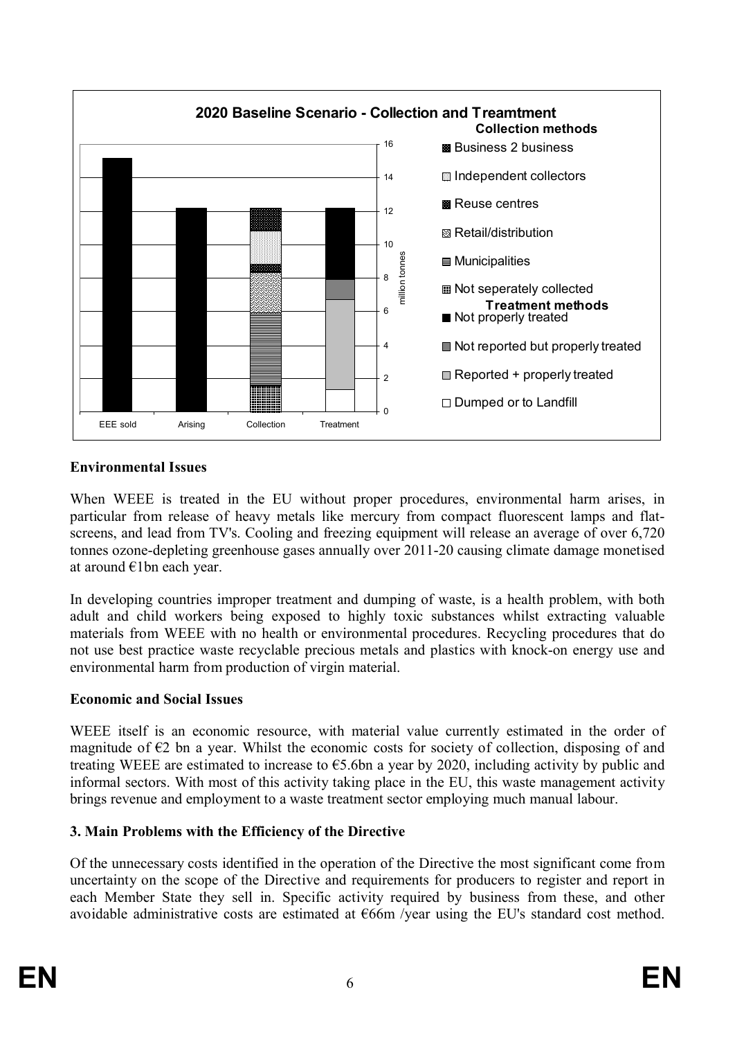**Environmental Issues**

When WEEE is treated in the EU without proper procedures, environmental harm arises, in particular from release of heavy metals like mercury from compact fluorescent lamps and flat-screens, and lead from TV's. Cooling and freezing equipment will release an average of over 6,720 tonnes ozone-depleting greenhouse gases annually over 2011-20 causing climate damage monetised at around €1bn each year.

In developing countries improper treatment and dumping of waste, is a health problem, with both adult and child workers being exposed to highly toxic substances whilst extracting valuable materials from WEEE with no health or environmental procedures. Recycling procedures that do not use best practice waste recyclable precious metals and plastics with knock-on energy use and environmental harm from production of virgin material.

**Economic and Social Issues**

WEEE itself is an economic resource, with material value currently estimated in the order of magnitude of €2 bn a year. Whilst the economic costs for society of collection, disposing of and treating WEEE are estimated to increase to €5.6bn a year by 2020, including activity by public and informal sectors. With most of this activity taking place in the EU, this waste management activity brings revenue and employment to a waste treatment sector employing much manual labour.

**3. Main Problems with the Efficiency of the Directive**

Of the unnecessary costs identified in the operation of the Directive the most significant come from uncertainty on the scope of the Directive and requirements for producers to register and report in each Member State they sell in. Specific activity required by business from these, and other avoidable administrative costs are estimated at €66m /year using the EU's standard cost method.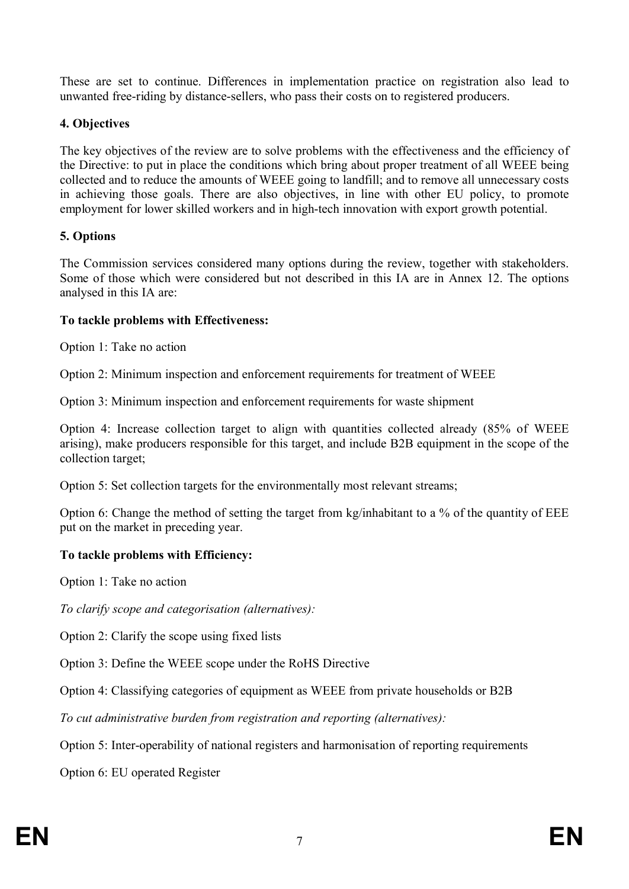These are set to continue. Differences in implementation practice on registration also lead to unwanted free-riding by distance-sellers, who pass their costs on to registered producers.

## 4. Objectives

The key objectives of the review are to solve problems with the effectiveness and the efficiency of the Directive: to put in place the conditions which bring about proper treatment of all WEEE being collected and to reduce the amounts of WEEE going to landfill; and to remove all unnecessary costs in achieving those goals. There are also objectives, in line with other EU policy, to promote employment for lower skilled workers and in high-tech innovation with export growth potential.

## 5. Options

The Commission services considered many options during the review, together with stakeholders. Some of those which were considered but not described in this IA are in Annex 12. The options analysed in this IA are:

**To tackle problems with Effectiveness:**

Option 1: Take no action

Option 2: Minimum inspection and enforcement requirements for treatment of WEEE

Option 3: Minimum inspection and enforcement requirements for waste shipment

Option 4: Increase collection target to align with quantities collected already (85% of WEEE arising), make producers responsible for this target, and include B2B equipment in the scope of the collection target;

Option 5: Set collection targets for the environmentally most relevant streams;

Option 6: Change the method of setting the target from kg/inhabitant to a % of the quantity of EEE put on the market in preceding year.

**To tackle problems with Efficiency:**

Option 1: Take no action

*To clarify scope and categorisation (alternatives):*

Option 2: Clarify the scope using fixed lists

Option 3: Define the WEEE scope under the RoHS Directive

Option 4: Classifying categories of equipment as WEEE from private households or B2B

*To cut administrative burden from registration and reporting (alternatives):*

Option 5: Inter-operability of national registers and harmonisation of reporting requirements

Option 6: EU operated Register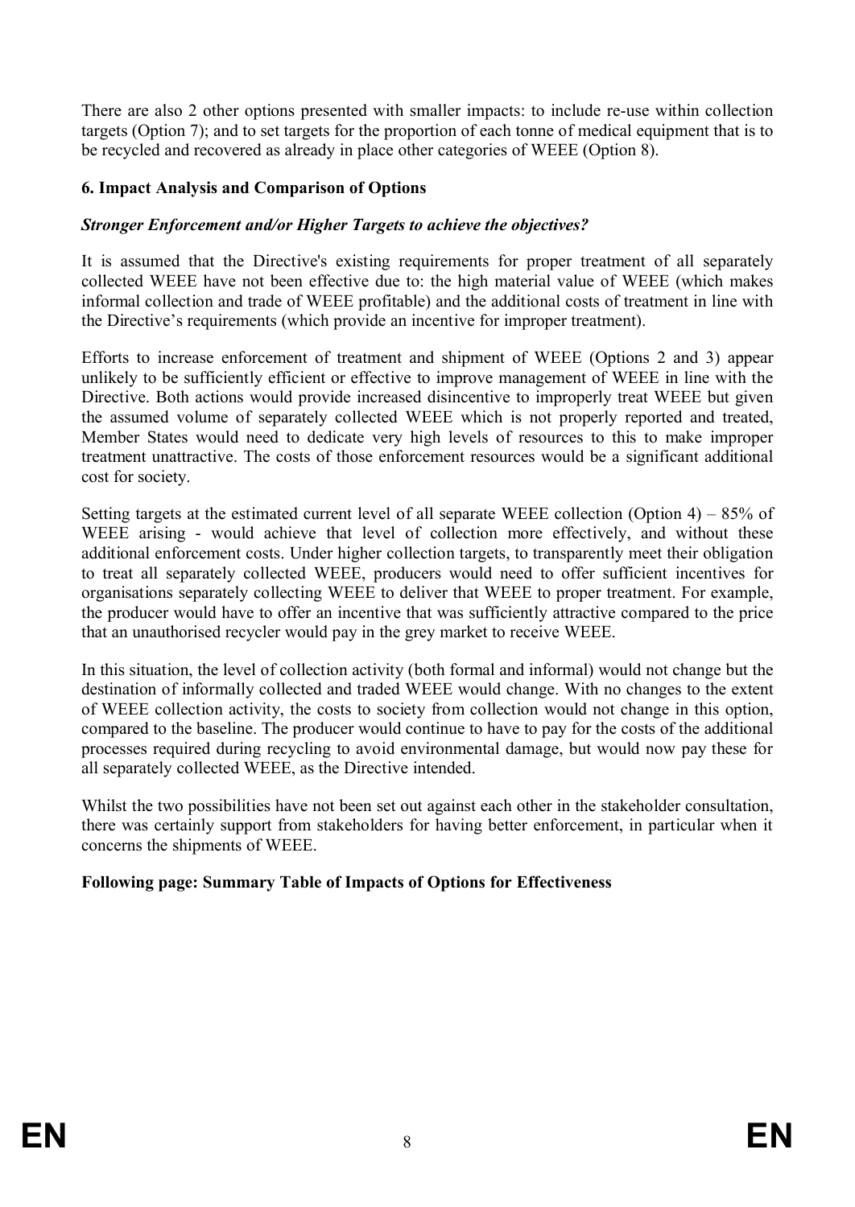There are also 2 other options presented with smaller impacts: to include re-use within collection targets (Option 7); and to set targets for the proportion of each tonne of medical equipment that is to be recycled and recovered as already in place other categories of WEEE (Option 8).

### 6. Impact Analysis and Comparison of Options

***Stronger Enforcement and/or Higher Targets to achieve the objectives?***

It is assumed that the Directive's existing requirements for proper treatment of all separately collected WEEE have not been effective due to: the high material value of WEEE (which makes informal collection and trade of WEEE profitable) and the additional costs of treatment in line with the Directive's requirements (which provide an incentive for improper treatment).

Efforts to increase enforcement of treatment and shipment of WEEE (Options 2 and 3) appear unlikely to be sufficiently efficient or effective to improve management of WEEE in line with the Directive. Both actions would provide increased disincentive to improperly treat WEEE but given the assumed volume of separately collected WEEE which is not properly reported and treated, Member States would need to dedicate very high levels of resources to this to make improper treatment unattractive. The costs of those enforcement resources would be a significant additional cost for society.

Setting targets at the estimated current level of all separate WEEE collection (Option 4) – 85% of WEEE arising - would achieve that level of collection more effectively, and without these additional enforcement costs. Under higher collection targets, to transparently meet their obligation to treat all separately collected WEEE, producers would need to offer sufficient incentives for organisations separately collecting WEEE to deliver that WEEE to proper treatment. For example, the producer would have to offer an incentive that was sufficiently attractive compared to the price that an unauthorised recycler would pay in the grey market to receive WEEE.

In this situation, the level of collection activity (both formal and informal) would not change but the destination of informally collected and traded WEEE would change. With no changes to the extent of WEEE collection activity, the costs to society from collection would not change in this option, compared to the baseline. The producer would continue to have to pay for the costs of the additional processes required during recycling to avoid environmental damage, but would now pay these for all separately collected WEEE, as the Directive intended.

Whilst the two possibilities have not been set out against each other in the stakeholder consultation, there was certainly support from stakeholders for having better enforcement, in particular when it concerns the shipments of WEEE.

**Following page: Summary Table of Impacts of Options for Effectiveness**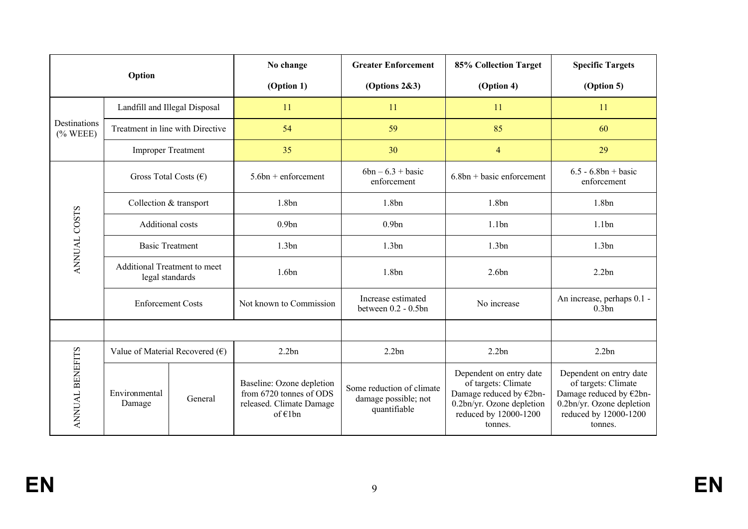| Option | | | No change (Option 1) | Greater Enforcement (Options 2&3) | 85% Collection Target (Option 4) | Specific Targets (Option 5) |
|---|---|---|---|---|---|---|
| Destinations (% WEEE) | Landfill and Illegal Disposal | | 11 | 11 | 11 | 11 |
| | Treatment in line with Directive | | 54 | 59 | 85 | 60 |
| | Improper Treatment | | 35 | 30 | 4 | 29 |
| ANNUAL COSTS | Gross Total Costs (€) | | 5.6bn + enforcement | 6bn – 6.3 + basic enforcement | 6.8bn + basic enforcement | 6.5 - 6.8bn + basic enforcement |
| | Collection & transport | | 1.8bn | 1.8bn | 1.8bn | 1.8bn |
| | Additional costs | | 0.9bn | 0.9bn | 1.1bn | 1.1bn |
| | Basic Treatment | | 1.3bn | 1.3bn | 1.3bn | 1.3bn |
| | Additional Treatment to meet legal standards | | 1.6bn | 1.8bn | 2.6bn | 2.2bn |
| | Enforcement Costs | | Not known to Commission | Increase estimated between 0.2 - 0.5bn | No increase | An increase, perhaps 0.1 - 0.3bn |
| | | | | | | |
| ANNUAL BENEFITS | Value of Material Recovered (€) | | 2.2bn | 2.2bn | 2.2bn | 2.2bn |
| | Environmental Damage | General | Baseline: Ozone depletion from 6720 tonnes of ODS released. Climate Damage of €1bn | Some reduction of climate damage possible; not quantifiable | Dependent on entry date of targets: Climate Damage reduced by €2bn-0.2bn/yr. Ozone depletion reduced by 12000-1200 tonnes. | Dependent on entry date of targets: Climate Damage reduced by €2bn-0.2bn/yr. Ozone depletion reduced by 12000-1200 tonnes. |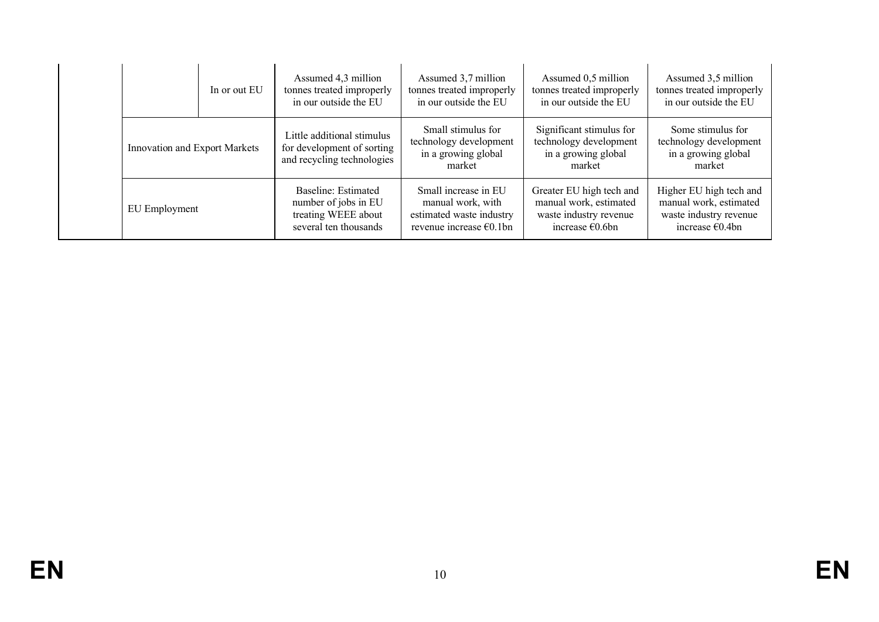| | | | | | | |
|---|---|---|---|---|---|---|
| | | In or out EU | Assumed 4,3 million tonnes treated improperly in our outside the EU | Assumed 3,7 million tonnes treated improperly in our outside the EU | Assumed 0,5 million tonnes treated improperly in our outside the EU | Assumed 3,5 million tonnes treated improperly in our outside the EU |
| | Innovation and Export Markets | | Little additional stimulus for development of sorting and recycling technologies | Small stimulus for technology development in a growing global market | Significant stimulus for technology development in a growing global market | Some stimulus for technology development in a growing global market |
| | EU Employment | | Baseline: Estimated number of jobs in EU treating WEEE about several ten thousands | Small increase in EU manual work, with estimated waste industry revenue increase €0.1bn | Greater EU high tech and manual work, estimated waste industry revenue increase €0.6bn | Higher EU high tech and manual work, estimated waste industry revenue increase €0.4bn |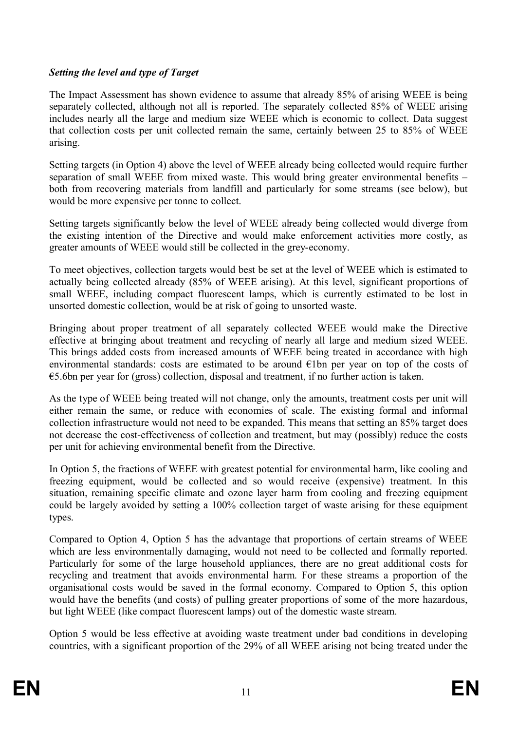***Setting the level and type of Target***

The Impact Assessment has shown evidence to assume that already 85% of arising WEEE is being separately collected, although not all is reported. The separately collected 85% of WEEE arising includes nearly all the large and medium size WEEE which is economic to collect. Data suggest that collection costs per unit collected remain the same, certainly between 25 to 85% of WEEE arising.

Setting targets (in Option 4) above the level of WEEE already being collected would require further separation of small WEEE from mixed waste. This would bring greater environmental benefits – both from recovering materials from landfill and particularly for some streams (see below), but would be more expensive per tonne to collect.

Setting targets significantly below the level of WEEE already being collected would diverge from the existing intention of the Directive and would make enforcement activities more costly, as greater amounts of WEEE would still be collected in the grey-economy.

To meet objectives, collection targets would best be set at the level of WEEE which is estimated to actually being collected already (85% of WEEE arising). At this level, significant proportions of small WEEE, including compact fluorescent lamps, which is currently estimated to be lost in unsorted domestic collection, would be at risk of going to unsorted waste.

Bringing about proper treatment of all separately collected WEEE would make the Directive effective at bringing about treatment and recycling of nearly all large and medium sized WEEE. This brings added costs from increased amounts of WEEE being treated in accordance with high environmental standards: costs are estimated to be around €1bn per year on top of the costs of €5.6bn per year for (gross) collection, disposal and treatment, if no further action is taken.

As the type of WEEE being treated will not change, only the amounts, treatment costs per unit will either remain the same, or reduce with economies of scale. The existing formal and informal collection infrastructure would not need to be expanded. This means that setting an 85% target does not decrease the cost-effectiveness of collection and treatment, but may (possibly) reduce the costs per unit for achieving environmental benefit from the Directive.

In Option 5, the fractions of WEEE with greatest potential for environmental harm, like cooling and freezing equipment, would be collected and so would receive (expensive) treatment. In this situation, remaining specific climate and ozone layer harm from cooling and freezing equipment could be largely avoided by setting a 100% collection target of waste arising for these equipment types.

Compared to Option 4, Option 5 has the advantage that proportions of certain streams of WEEE which are less environmentally damaging, would not need to be collected and formally reported. Particularly for some of the large household appliances, there are no great additional costs for recycling and treatment that avoids environmental harm. For these streams a proportion of the organisational costs would be saved in the formal economy. Compared to Option 5, this option would have the benefits (and costs) of pulling greater proportions of some of the more hazardous, but light WEEE (like compact fluorescent lamps) out of the domestic waste stream.

Option 5 would be less effective at avoiding waste treatment under bad conditions in developing countries, with a significant proportion of the 29% of all WEEE arising not being treated under the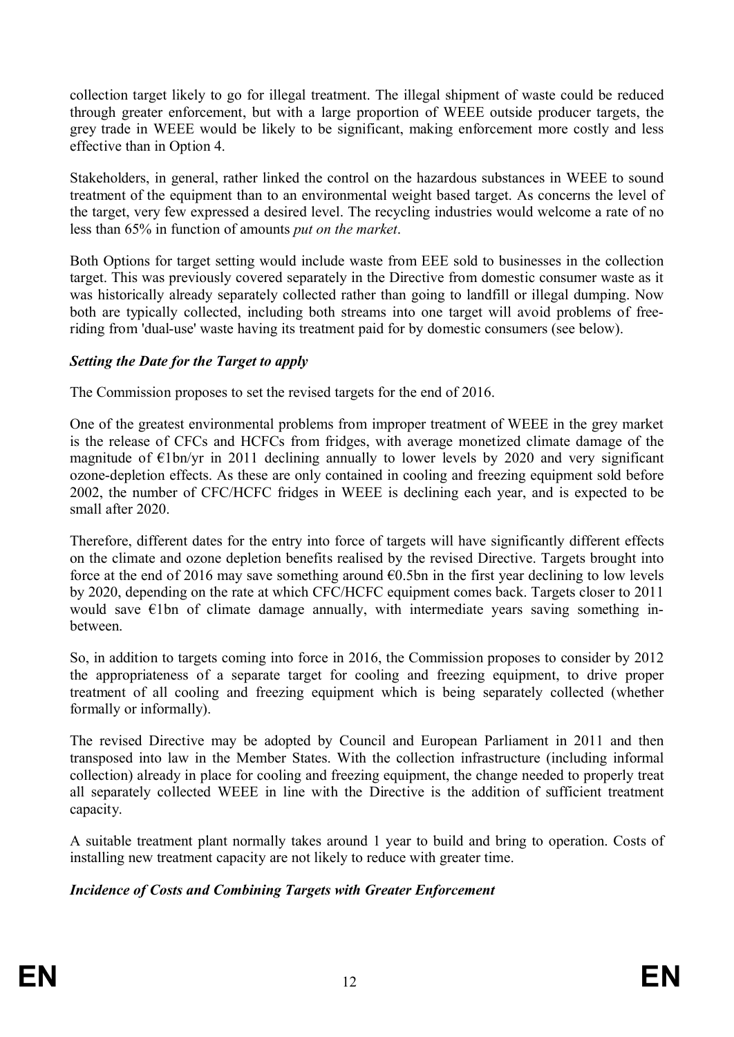collection target likely to go for illegal treatment. The illegal shipment of waste could be reduced through greater enforcement, but with a large proportion of WEEE outside producer targets, the grey trade in WEEE would be likely to be significant, making enforcement more costly and less effective than in Option 4.

Stakeholders, in general, rather linked the control on the hazardous substances in WEEE to sound treatment of the equipment than to an environmental weight based target. As concerns the level of the target, very few expressed a desired level. The recycling industries would welcome a rate of no less than 65% in function of amounts *put on the market*.

Both Options for target setting would include waste from EEE sold to businesses in the collection target. This was previously covered separately in the Directive from domestic consumer waste as it was historically already separately collected rather than going to landfill or illegal dumping. Now both are typically collected, including both streams into one target will avoid problems of free-riding from 'dual-use' waste having its treatment paid for by domestic consumers (see below).

***Setting the Date for the Target to apply***

The Commission proposes to set the revised targets for the end of 2016.

One of the greatest environmental problems from improper treatment of WEEE in the grey market is the release of CFCs and HCFCs from fridges, with average monetized climate damage of the magnitude of €1bn/yr in 2011 declining annually to lower levels by 2020 and very significant ozone-depletion effects. As these are only contained in cooling and freezing equipment sold before 2002, the number of CFC/HCFC fridges in WEEE is declining each year, and is expected to be small after 2020.

Therefore, different dates for the entry into force of targets will have significantly different effects on the climate and ozone depletion benefits realised by the revised Directive. Targets brought into force at the end of 2016 may save something around €0.5bn in the first year declining to low levels by 2020, depending on the rate at which CFC/HCFC equipment comes back. Targets closer to 2011 would save €1bn of climate damage annually, with intermediate years saving something in-between.

So, in addition to targets coming into force in 2016, the Commission proposes to consider by 2012 the appropriateness of a separate target for cooling and freezing equipment, to drive proper treatment of all cooling and freezing equipment which is being separately collected (whether formally or informally).

The revised Directive may be adopted by Council and European Parliament in 2011 and then transposed into law in the Member States. With the collection infrastructure (including informal collection) already in place for cooling and freezing equipment, the change needed to properly treat all separately collected WEEE in line with the Directive is the addition of sufficient treatment capacity.

A suitable treatment plant normally takes around 1 year to build and bring to operation. Costs of installing new treatment capacity are not likely to reduce with greater time.

***Incidence of Costs and Combining Targets with Greater Enforcement***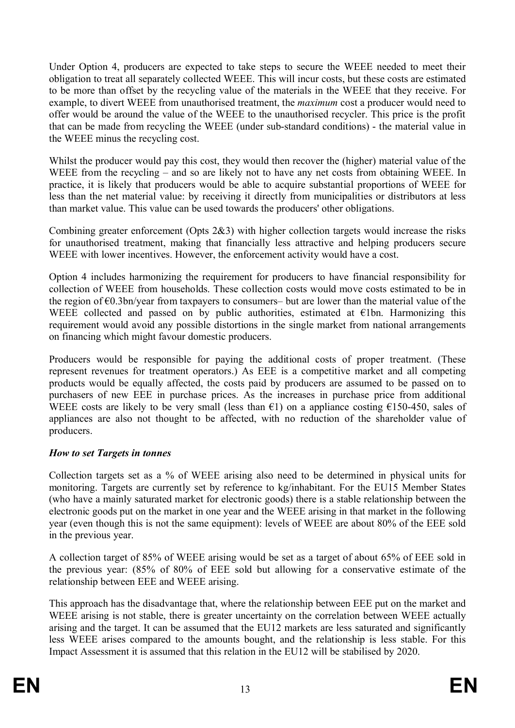Under Option 4, producers are expected to take steps to secure the WEEE needed to meet their obligation to treat all separately collected WEEE. This will incur costs, but these costs are estimated to be more than offset by the recycling value of the materials in the WEEE that they receive. For example, to divert WEEE from unauthorised treatment, the *maximum* cost a producer would need to offer would be around the value of the WEEE to the unauthorised recycler. This price is the profit that can be made from recycling the WEEE (under sub-standard conditions) - the material value in the WEEE minus the recycling cost.

Whilst the producer would pay this cost, they would then recover the (higher) material value of the WEEE from the recycling – and so are likely not to have any net costs from obtaining WEEE. In practice, it is likely that producers would be able to acquire substantial proportions of WEEE for less than the net material value: by receiving it directly from municipalities or distributors at less than market value. This value can be used towards the producers' other obligations.

Combining greater enforcement (Opts 2&3) with higher collection targets would increase the risks for unauthorised treatment, making that financially less attractive and helping producers secure WEEE with lower incentives. However, the enforcement activity would have a cost.

Option 4 includes harmonizing the requirement for producers to have financial responsibility for collection of WEEE from households. These collection costs would move costs estimated to be in the region of €0.3bn/year from taxpayers to consumers– but are lower than the material value of the WEEE collected and passed on by public authorities, estimated at €1bn. Harmonizing this requirement would avoid any possible distortions in the single market from national arrangements on financing which might favour domestic producers.

Producers would be responsible for paying the additional costs of proper treatment. (These represent revenues for treatment operators.) As EEE is a competitive market and all competing products would be equally affected, the costs paid by producers are assumed to be passed on to purchasers of new EEE in purchase prices. As the increases in purchase price from additional WEEE costs are likely to be very small (less than €1) on a appliance costing €150-450, sales of appliances are also not thought to be affected, with no reduction of the shareholder value of producers.

***How to set Targets in tonnes***

Collection targets set as a % of WEEE arising also need to be determined in physical units for monitoring. Targets are currently set by reference to kg/inhabitant. For the EU15 Member States (who have a mainly saturated market for electronic goods) there is a stable relationship between the electronic goods put on the market in one year and the WEEE arising in that market in the following year (even though this is not the same equipment): levels of WEEE are about 80% of the EEE sold in the previous year.

A collection target of 85% of WEEE arising would be set as a target of about 65% of EEE sold in the previous year: (85% of 80% of EEE sold but allowing for a conservative estimate of the relationship between EEE and WEEE arising.

This approach has the disadvantage that, where the relationship between EEE put on the market and WEEE arising is not stable, there is greater uncertainty on the correlation between WEEE actually arising and the target. It can be assumed that the EU12 markets are less saturated and significantly less WEEE arises compared to the amounts bought, and the relationship is less stable. For this Impact Assessment it is assumed that this relation in the EU12 will be stabilised by 2020.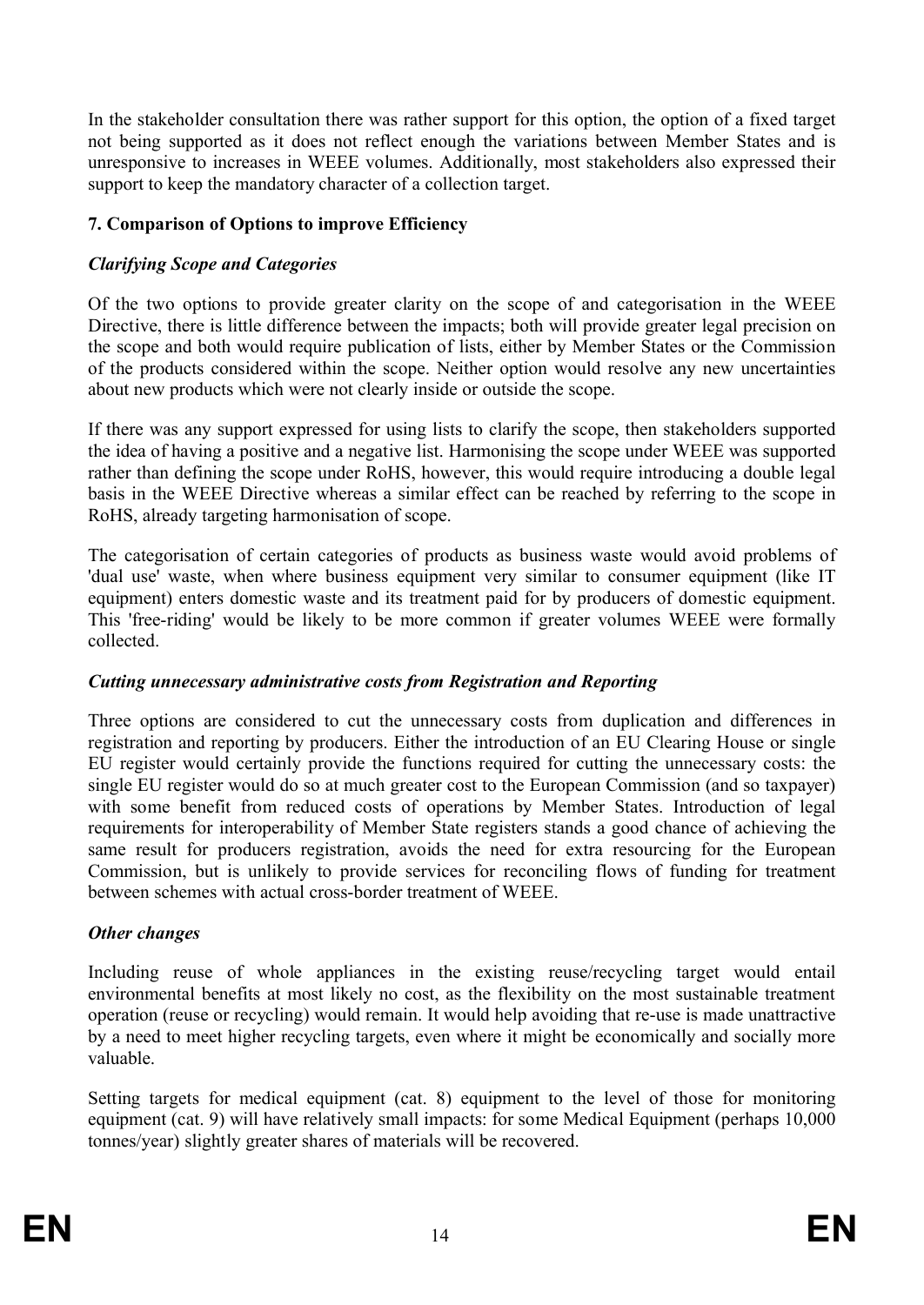In the stakeholder consultation there was rather support for this option, the option of a fixed target not being supported as it does not reflect enough the variations between Member States and is unresponsive to increases in WEEE volumes. Additionally, most stakeholders also expressed their support to keep the mandatory character of a collection target.

## 7. Comparison of Options to improve Efficiency

### *Clarifying Scope and Categories*

Of the two options to provide greater clarity on the scope of and categorisation in the WEEE Directive, there is little difference between the impacts; both will provide greater legal precision on the scope and both would require publication of lists, either by Member States or the Commission of the products considered within the scope. Neither option would resolve any new uncertainties about new products which were not clearly inside or outside the scope.

If there was any support expressed for using lists to clarify the scope, then stakeholders supported the idea of having a positive and a negative list. Harmonising the scope under WEEE was supported rather than defining the scope under RoHS, however, this would require introducing a double legal basis in the WEEE Directive whereas a similar effect can be reached by referring to the scope in RoHS, already targeting harmonisation of scope.

The categorisation of certain categories of products as business waste would avoid problems of 'dual use' waste, when where business equipment very similar to consumer equipment (like IT equipment) enters domestic waste and its treatment paid for by producers of domestic equipment. This 'free-riding' would be likely to be more common if greater volumes WEEE were formally collected.

### *Cutting unnecessary administrative costs from Registration and Reporting*

Three options are considered to cut the unnecessary costs from duplication and differences in registration and reporting by producers. Either the introduction of an EU Clearing House or single EU register would certainly provide the functions required for cutting the unnecessary costs: the single EU register would do so at much greater cost to the European Commission (and so taxpayer) with some benefit from reduced costs of operations by Member States. Introduction of legal requirements for interoperability of Member State registers stands a good chance of achieving the same result for producers registration, avoids the need for extra resourcing for the European Commission, but is unlikely to provide services for reconciling flows of funding for treatment between schemes with actual cross-border treatment of WEEE.

### *Other changes*

Including reuse of whole appliances in the existing reuse/recycling target would entail environmental benefits at most likely no cost, as the flexibility on the most sustainable treatment operation (reuse or recycling) would remain. It would help avoiding that re-use is made unattractive by a need to meet higher recycling targets, even where it might be economically and socially more valuable.

Setting targets for medical equipment (cat. 8) equipment to the level of those for monitoring equipment (cat. 9) will have relatively small impacts: for some Medical Equipment (perhaps 10,000 tonnes/year) slightly greater shares of materials will be recovered.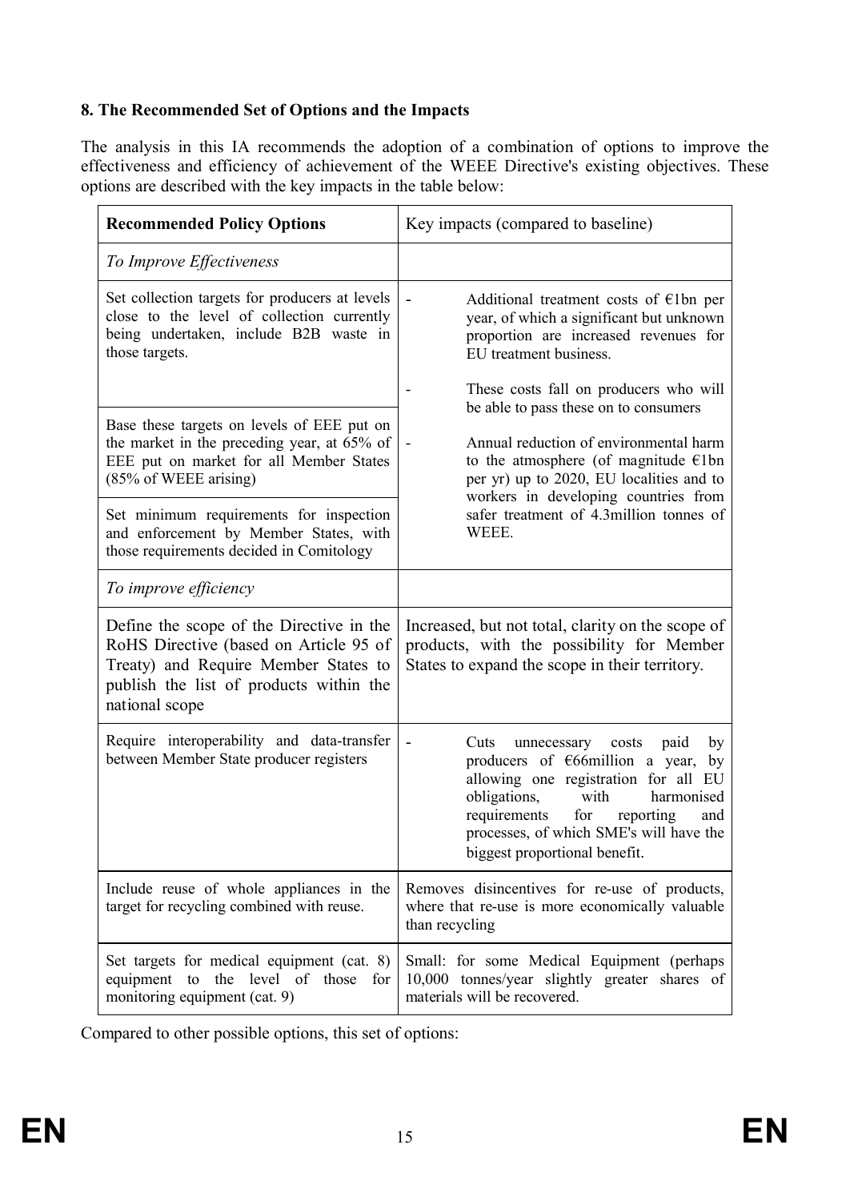## 8. The Recommended Set of Options and the Impacts

The analysis in this IA recommends the adoption of a combination of options to improve the effectiveness and efficiency of achievement of the WEEE Directive's existing objectives. These options are described with the key impacts in the table below:

| **Recommended Policy Options** | Key impacts (compared to baseline) |
|---|---|
| *To Improve Effectiveness* | |
| Set collection targets for producers at levels close to the level of collection currently being undertaken, include B2B waste in those targets. | - Additional treatment costs of €1bn per year, of which a significant but unknown proportion are increased revenues for EU treatment business.<br>- These costs fall on producers who will be able to pass these on to consumers<br>- Annual reduction of environmental harm to the atmosphere (of magnitude €1bn per yr) up to 2020, EU localities and to workers in developing countries from safer treatment of 4.3million tonnes of WEEE. |
| Base these targets on levels of EEE put on the market in the preceding year, at 65% of EEE put on market for all Member States (85% of WEEE arising) | |
| Set minimum requirements for inspection and enforcement by Member States, with those requirements decided in Comitology | |
| *To improve efficiency* | |
| Define the scope of the Directive in the RoHS Directive (based on Article 95 of Treaty) and Require Member States to publish the list of products within the national scope | Increased, but not total, clarity on the scope of products, with the possibility for Member States to expand the scope in their territory. |
| Require interoperability and data-transfer between Member State producer registers | - Cuts unnecessary costs paid by producers of €66million a year, by allowing one registration for all EU obligations, with harmonised requirements for reporting and processes, of which SME's will have the biggest proportional benefit. |
| Include reuse of whole appliances in the target for recycling combined with reuse. | Removes disincentives for re-use of products, where that re-use is more economically valuable than recycling |
| Set targets for medical equipment (cat. 8) equipment to the level of those for monitoring equipment (cat. 9) | Small: for some Medical Equipment (perhaps 10,000 tonnes/year slightly greater shares of materials will be recovered. |

Compared to other possible options, this set of options: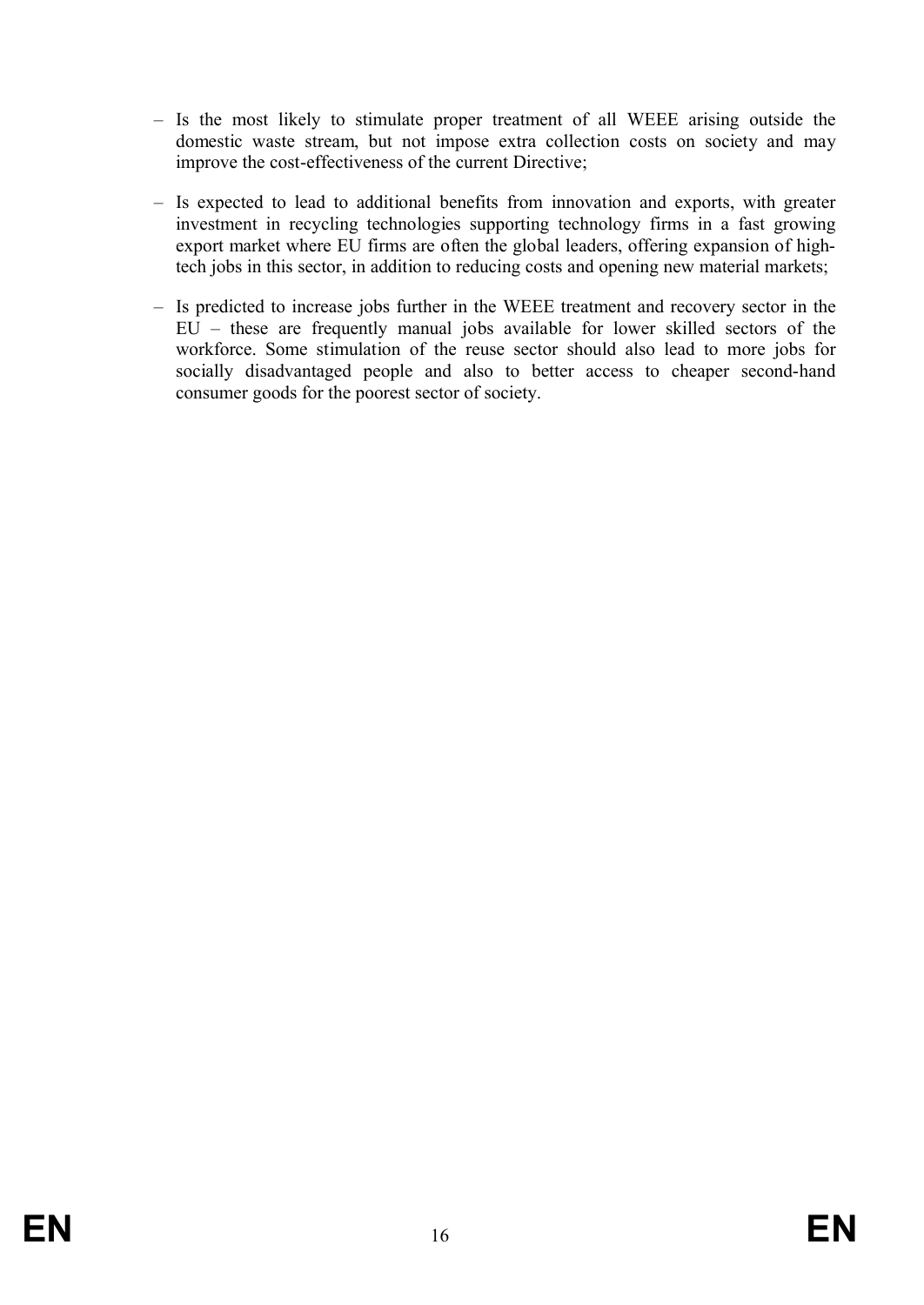- Is the most likely to stimulate proper treatment of all WEEE arising outside the domestic waste stream, but not impose extra collection costs on society and may improve the cost-effectiveness of the current Directive;

- Is expected to lead to additional benefits from innovation and exports, with greater investment in recycling technologies supporting technology firms in a fast growing export market where EU firms are often the global leaders, offering expansion of high-tech jobs in this sector, in addition to reducing costs and opening new material markets;

- Is predicted to increase jobs further in the WEEE treatment and recovery sector in the EU – these are frequently manual jobs available for lower skilled sectors of the workforce. Some stimulation of the reuse sector should also lead to more jobs for socially disadvantaged people and also to better access to cheaper second-hand consumer goods for the poorest sector of society.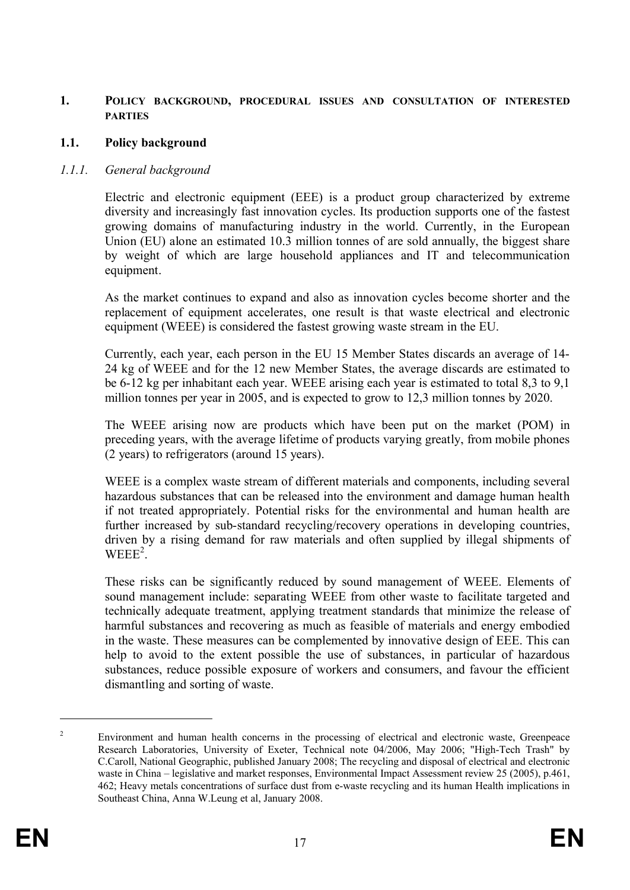# 1. POLICY BACKGROUND, PROCEDURAL ISSUES AND CONSULTATION OF INTERESTED PARTIES

## 1.1. Policy background

### *1.1.1. General background*

Electric and electronic equipment (EEE) is a product group characterized by extreme diversity and increasingly fast innovation cycles. Its production supports one of the fastest growing domains of manufacturing industry in the world. Currently, in the European Union (EU) alone an estimated 10.3 million tonnes of are sold annually, the biggest share by weight of which are large household appliances and IT and telecommunication equipment.

As the market continues to expand and also as innovation cycles become shorter and the replacement of equipment accelerates, one result is that waste electrical and electronic equipment (WEEE) is considered the fastest growing waste stream in the EU.

Currently, each year, each person in the EU 15 Member States discards an average of 14-24 kg of WEEE and for the 12 new Member States, the average discards are estimated to be 6-12 kg per inhabitant each year. WEEE arising each year is estimated to total 8,3 to 9,1 million tonnes per year in 2005, and is expected to grow to 12,3 million tonnes by 2020.

The WEEE arising now are products which have been put on the market (POM) in preceding years, with the average lifetime of products varying greatly, from mobile phones (2 years) to refrigerators (around 15 years).

WEEE is a complex waste stream of different materials and components, including several hazardous substances that can be released into the environment and damage human health if not treated appropriately. Potential risks for the environmental and human health are further increased by sub-standard recycling/recovery operations in developing countries, driven by a rising demand for raw materials and often supplied by illegal shipments of WEEE[2].

These risks can be significantly reduced by sound management of WEEE. Elements of sound management include: separating WEEE from other waste to facilitate targeted and technically adequate treatment, applying treatment standards that minimize the release of harmful substances and recovering as much as feasible of materials and energy embodied in the waste. These measures can be complemented by innovative design of EEE. This can help to avoid to the extent possible the use of substances, in particular of hazardous substances, reduce possible exposure of workers and consumers, and favour the efficient dismantling and sorting of waste.

---

[2] Environment and human health concerns in the processing of electrical and electronic waste, Greenpeace Research Laboratories, University of Exeter, Technical note 04/2006, May 2006; "High-Tech Trash" by C.Caroll, National Geographic, published January 2008; The recycling and disposal of electrical and electronic waste in China – legislative and market responses, Environmental Impact Assessment review 25 (2005), p.461, 462; Heavy metals concentrations of surface dust from e-waste recycling and its human Health implications in Southeast China, Anna W.Leung et al, January 2008.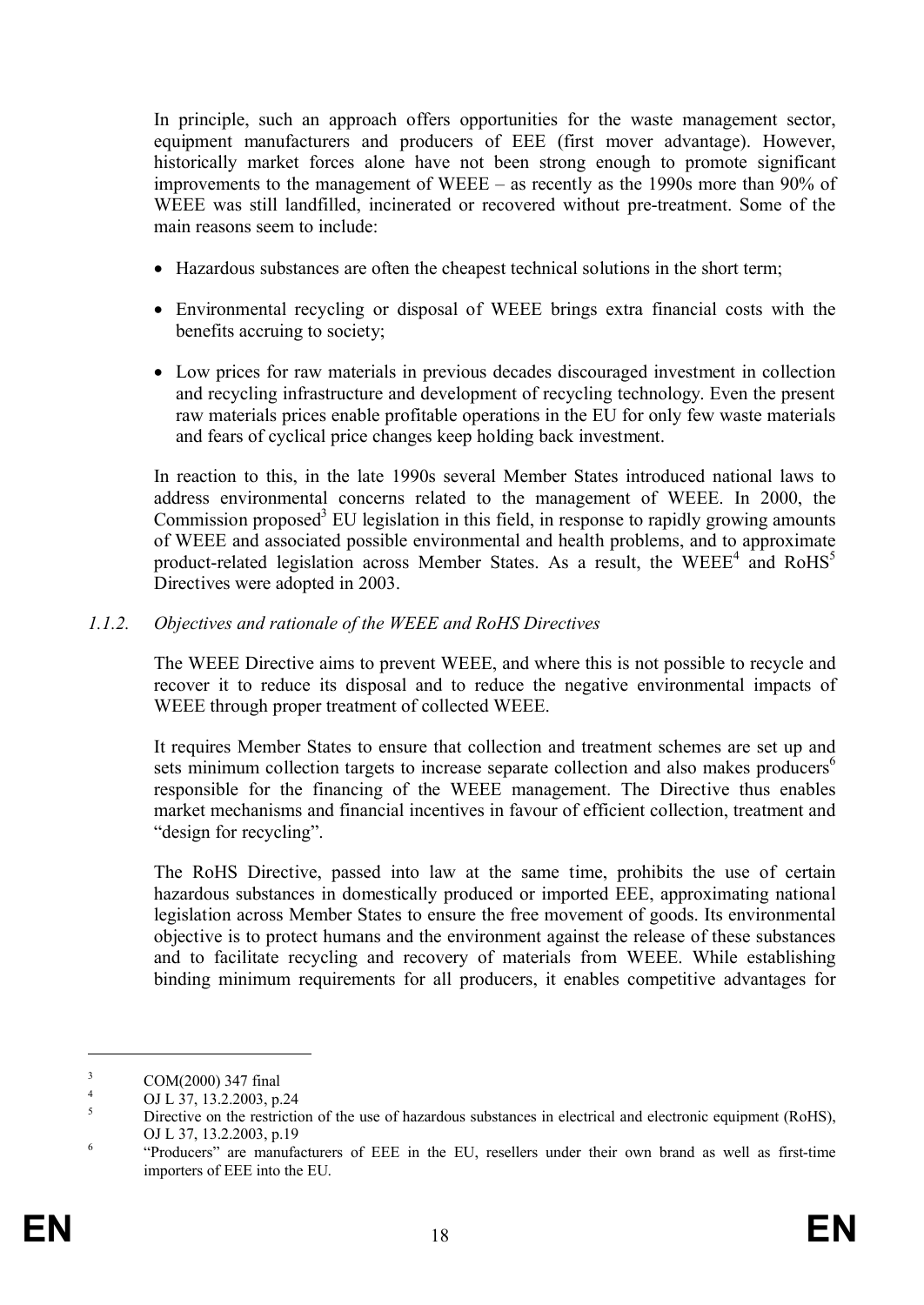In principle, such an approach offers opportunities for the waste management sector, equipment manufacturers and producers of EEE (first mover advantage). However, historically market forces alone have not been strong enough to promote significant improvements to the management of WEEE – as recently as the 1990s more than 90% of WEEE was still landfilled, incinerated or recovered without pre-treatment. Some of the main reasons seem to include:

- Hazardous substances are often the cheapest technical solutions in the short term;
- Environmental recycling or disposal of WEEE brings extra financial costs with the benefits accruing to society;
- Low prices for raw materials in previous decades discouraged investment in collection and recycling infrastructure and development of recycling technology. Even the present raw materials prices enable profitable operations in the EU for only few waste materials and fears of cyclical price changes keep holding back investment.

In reaction to this, in the late 1990s several Member States introduced national laws to address environmental concerns related to the management of WEEE. In 2000, the Commission proposed[3] EU legislation in this field, in response to rapidly growing amounts of WEEE and associated possible environmental and health problems, and to approximate product-related legislation across Member States. As a result, the WEEE[4] and RoHS[5] Directives were adopted in 2003.

### *1.1.2. Objectives and rationale of the WEEE and RoHS Directives*

The WEEE Directive aims to prevent WEEE, and where this is not possible to recycle and recover it to reduce its disposal and to reduce the negative environmental impacts of WEEE through proper treatment of collected WEEE.

It requires Member States to ensure that collection and treatment schemes are set up and sets minimum collection targets to increase separate collection and also makes producers[6] responsible for the financing of the WEEE management. The Directive thus enables market mechanisms and financial incentives in favour of efficient collection, treatment and "design for recycling".

The RoHS Directive, passed into law at the same time, prohibits the use of certain hazardous substances in domestically produced or imported EEE, approximating national legislation across Member States to ensure the free movement of goods. Its environmental objective is to protect humans and the environment against the release of these substances and to facilitate recycling and recovery of materials from WEEE. While establishing binding minimum requirements for all producers, it enables competitive advantages for

---

[3] COM(2000) 347 final

[4] OJ L 37, 13.2.2003, p.24

[5] Directive on the restriction of the use of hazardous substances in electrical and electronic equipment (RoHS), OJ L 37, 13.2.2003, p.19

[6] "Producers" are manufacturers of EEE in the EU, resellers under their own brand as well as first-time importers of EEE into the EU.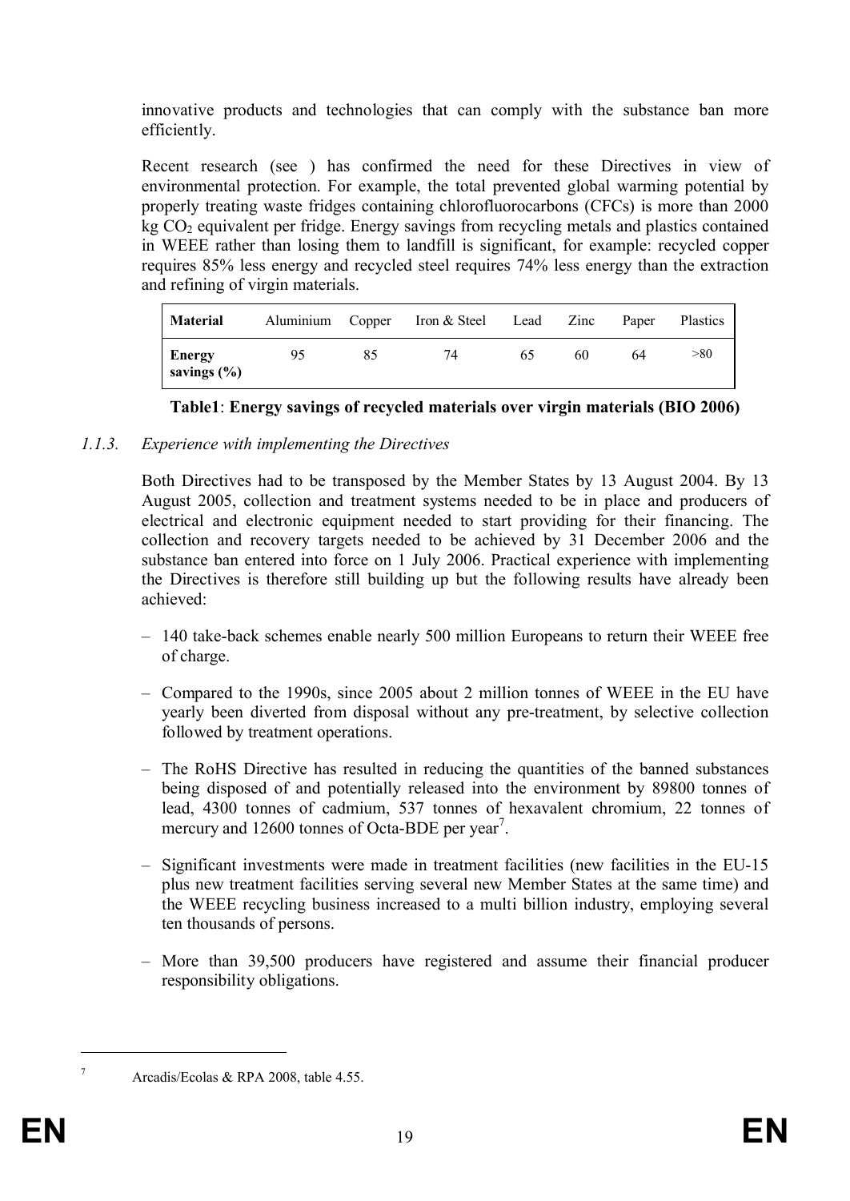innovative products and technologies that can comply with the substance ban more efficiently.

Recent research (see ) has confirmed the need for these Directives in view of environmental protection. For example, the total prevented global warming potential by properly treating waste fridges containing chlorofluorocarbons (CFCs) is more than 2000 kg $CO_2$ equivalent per fridge. Energy savings from recycling metals and plastics contained in WEEE rather than losing them to landfill is significant, for example: recycled copper requires 85% less energy and recycled steel requires 74% less energy than the extraction and refining of virgin materials.

| **Material** | Aluminium | Copper | Iron & Steel | Lead | Zinc | Paper | Plastics |
|---|---|---|---|---|---|---|---|
| **Energy savings (%)** | 95 | 85 | 74 | 65 | 60 | 64 | >80 |

**Table1**: **Energy savings of recycled materials over virgin materials (BIO 2006)**

### *1.1.3. Experience with implementing the Directives*

Both Directives had to be transposed by the Member States by 13 August 2004. By 13 August 2005, collection and treatment systems needed to be in place and producers of electrical and electronic equipment needed to start providing for their financing. The collection and recovery targets needed to be achieved by 31 December 2006 and the substance ban entered into force on 1 July 2006. Practical experience with implementing the Directives is therefore still building up but the following results have already been achieved:

– 140 take-back schemes enable nearly 500 million Europeans to return their WEEE free of charge.

– Compared to the 1990s, since 2005 about 2 million tonnes of WEEE in the EU have yearly been diverted from disposal without any pre-treatment, by selective collection followed by treatment operations.

– The RoHS Directive has resulted in reducing the quantities of the banned substances being disposed of and potentially released into the environment by 89800 tonnes of lead, 4300 tonnes of cadmium, 537 tonnes of hexavalent chromium, 22 tonnes of mercury and 12600 tonnes of Octa-BDE per year[7].

– Significant investments were made in treatment facilities (new facilities in the EU-15 plus new treatment facilities serving several new Member States at the same time) and the WEEE recycling business increased to a multi billion industry, employing several ten thousands of persons.

– More than 39,500 producers have registered and assume their financial producer responsibility obligations.

[7] Arcadis/Ecolas & RPA 2008, table 4.55.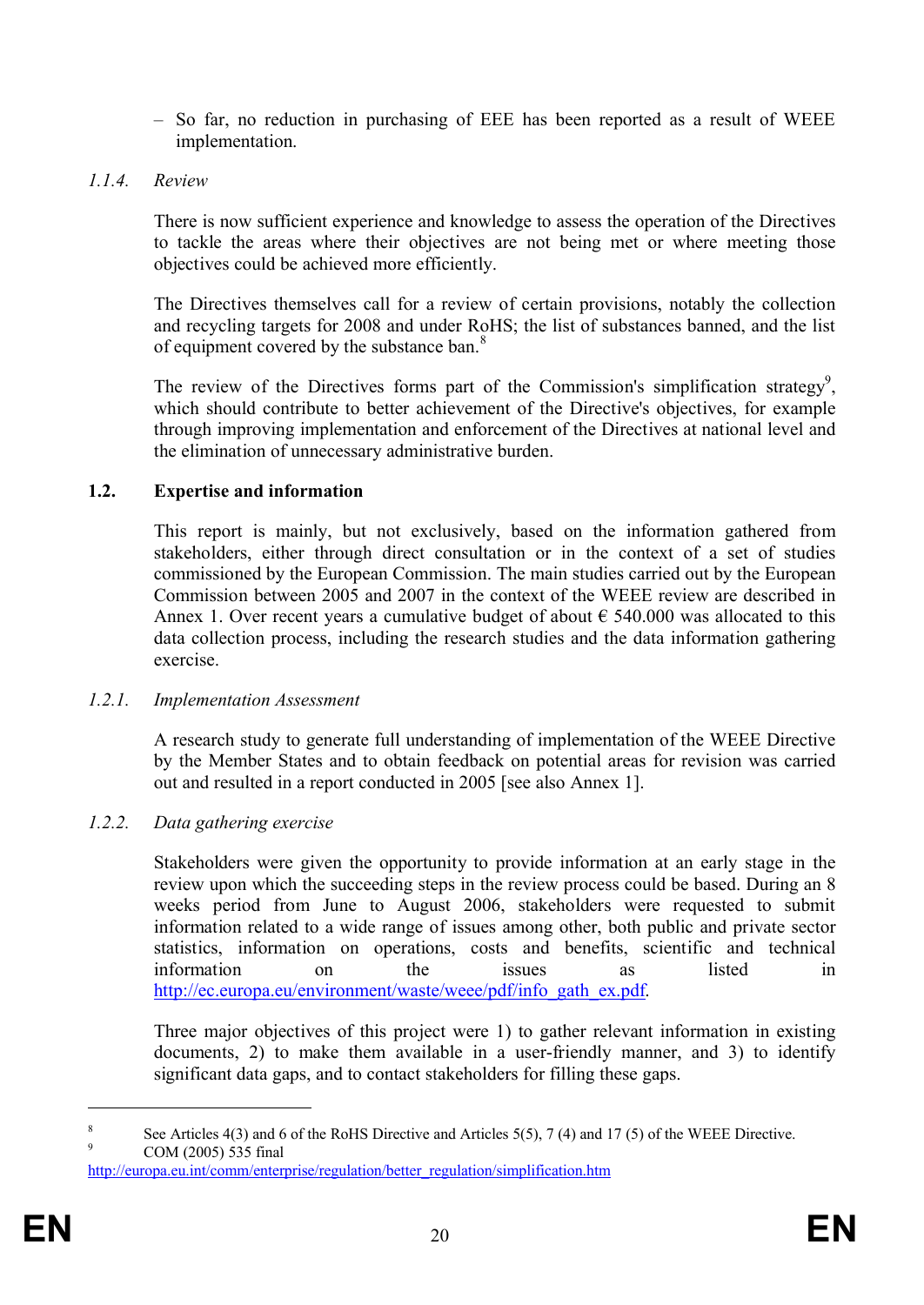- So far, no reduction in purchasing of EEE has been reported as a result of WEEE implementation.

### *1.1.4. Review*

There is now sufficient experience and knowledge to assess the operation of the Directives to tackle the areas where their objectives are not being met or where meeting those objectives could be achieved more efficiently.

The Directives themselves call for a review of certain provisions, notably the collection and recycling targets for 2008 and under RoHS; the list of substances banned, and the list of equipment covered by the substance ban.[8]

The review of the Directives forms part of the Commission's simplification strategy[9], which should contribute to better achievement of the Directive's objectives, for example through improving implementation and enforcement of the Directives at national level and the elimination of unnecessary administrative burden.

## 1.2. Expertise and information

This report is mainly, but not exclusively, based on the information gathered from stakeholders, either through direct consultation or in the context of a set of studies commissioned by the European Commission. The main studies carried out by the European Commission between 2005 and 2007 in the context of the WEEE review are described in Annex 1. Over recent years a cumulative budget of about € 540.000 was allocated to this data collection process, including the research studies and the data information gathering exercise.

### *1.2.1. Implementation Assessment*

A research study to generate full understanding of implementation of the WEEE Directive by the Member States and to obtain feedback on potential areas for revision was carried out and resulted in a report conducted in 2005 [see also Annex 1].

### *1.2.2. Data gathering exercise*

Stakeholders were given the opportunity to provide information at an early stage in the review upon which the succeeding steps in the review process could be based. During an 8 weeks period from June to August 2006, stakeholders were requested to submit information related to a wide range of issues among other, both public and private sector statistics, information on operations, costs and benefits, scientific and technical information on the issues as listed in http://ec.europa.eu/environment/waste/weee/pdf/info_gath_ex.pdf.

Three major objectives of this project were 1) to gather relevant information in existing documents, 2) to make them available in a user-friendly manner, and 3) to identify significant data gaps, and to contact stakeholders for filling these gaps.

---

[8] See Articles 4(3) and 6 of the RoHS Directive and Articles 5(5), 7 (4) and 17 (5) of the WEEE Directive.

[9] COM (2005) 535 final http://europa.eu.int/comm/enterprise/regulation/better_regulation/simplification.htm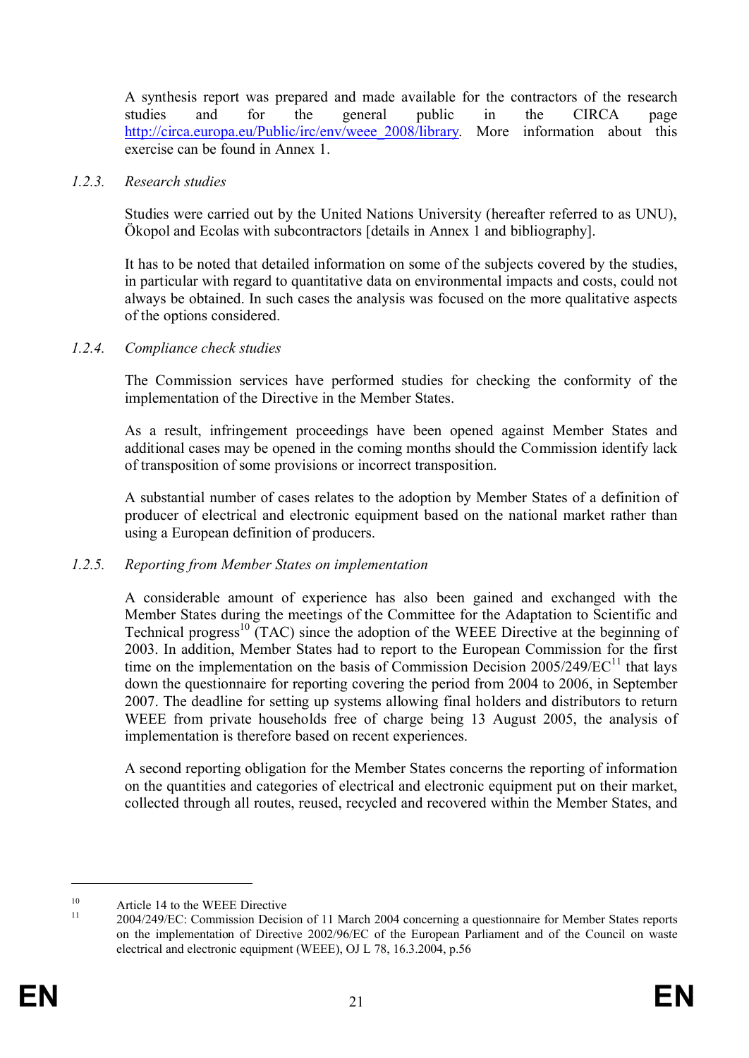A synthesis report was prepared and made available for the contractors of the research studies and for the general public in the CIRCA page http://circa.europa.eu/Public/irc/env/weee_2008/library. More information about this exercise can be found in Annex 1.

#### *1.2.3. Research studies*

Studies were carried out by the United Nations University (hereafter referred to as UNU), Ökopol and Ecolas with subcontractors [details in Annex 1 and bibliography].

It has to be noted that detailed information on some of the subjects covered by the studies, in particular with regard to quantitative data on environmental impacts and costs, could not always be obtained. In such cases the analysis was focused on the more qualitative aspects of the options considered.

#### *1.2.4. Compliance check studies*

The Commission services have performed studies for checking the conformity of the implementation of the Directive in the Member States.

As a result, infringement proceedings have been opened against Member States and additional cases may be opened in the coming months should the Commission identify lack of transposition of some provisions or incorrect transposition.

A substantial number of cases relates to the adoption by Member States of a definition of producer of electrical and electronic equipment based on the national market rather than using a European definition of producers.

#### *1.2.5. Reporting from Member States on implementation*

A considerable amount of experience has also been gained and exchanged with the Member States during the meetings of the Committee for the Adaptation to Scientific and Technical progress[10] (TAC) since the adoption of the WEEE Directive at the beginning of 2003. In addition, Member States had to report to the European Commission for the first time on the implementation on the basis of Commission Decision 2005/249/EC[11] that lays down the questionnaire for reporting covering the period from 2004 to 2006, in September 2007. The deadline for setting up systems allowing final holders and distributors to return WEEE from private households free of charge being 13 August 2005, the analysis of implementation is therefore based on recent experiences.

A second reporting obligation for the Member States concerns the reporting of information on the quantities and categories of electrical and electronic equipment put on their market, collected through all routes, reused, recycled and recovered within the Member States, and

---

[10] Article 14 to the WEEE Directive

[11] 2004/249/EC: Commission Decision of 11 March 2004 concerning a questionnaire for Member States reports on the implementation of Directive 2002/96/EC of the European Parliament and of the Council on waste electrical and electronic equipment (WEEE), OJ L 78, 16.3.2004, p.56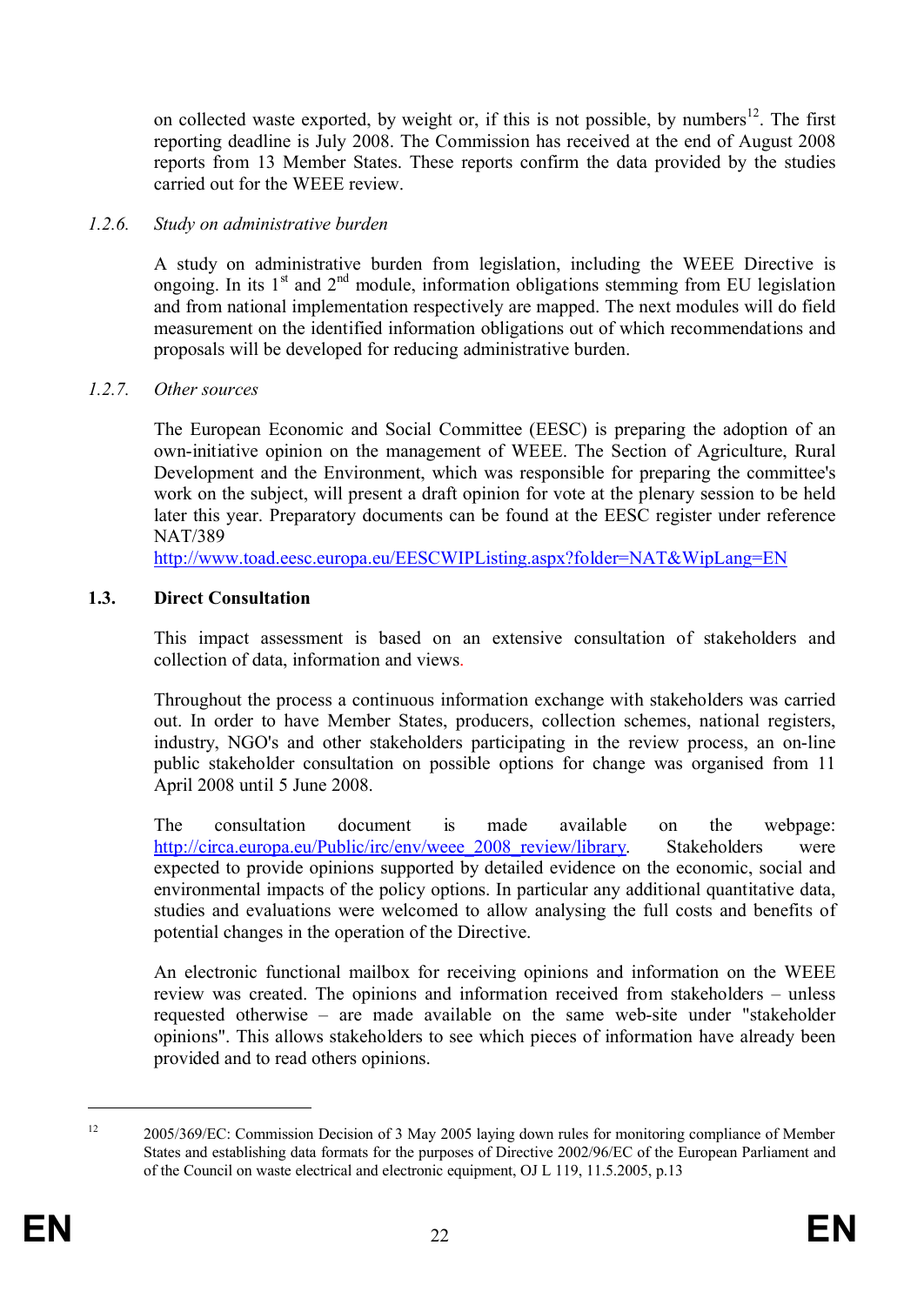on collected waste exported, by weight or, if this is not possible, by numbers[12]. The first reporting deadline is July 2008. The Commission has received at the end of August 2008 reports from 13 Member States. These reports confirm the data provided by the studies carried out for the WEEE review.

### *1.2.6. Study on administrative burden*

A study on administrative burden from legislation, including the WEEE Directive is ongoing. In its 1st and 2nd module, information obligations stemming from EU legislation and from national implementation respectively are mapped. The next modules will do field measurement on the identified information obligations out of which recommendations and proposals will be developed for reducing administrative burden.

### *1.2.7. Other sources*

The European Economic and Social Committee (EESC) is preparing the adoption of an own-initiative opinion on the management of WEEE. The Section of Agriculture, Rural Development and the Environment, which was responsible for preparing the committee's work on the subject, will present a draft opinion for vote at the plenary session to be held later this year. Preparatory documents can be found at the EESC register under reference NAT/389
http://www.toad.eesc.europa.eu/EESCWIPListing.aspx?folder=NAT&WipLang=EN

## 1.3. Direct Consultation

This impact assessment is based on an extensive consultation of stakeholders and collection of data, information and views.

Throughout the process a continuous information exchange with stakeholders was carried out. In order to have Member States, producers, collection schemes, national registers, industry, NGO's and other stakeholders participating in the review process, an on-line public stakeholder consultation on possible options for change was organised from 11 April 2008 until 5 June 2008.

The consultation document is made available on the webpage: http://circa.europa.eu/Public/irc/env/weee_2008_review/library. Stakeholders were expected to provide opinions supported by detailed evidence on the economic, social and environmental impacts of the policy options. In particular any additional quantitative data, studies and evaluations were welcomed to allow analysing the full costs and benefits of potential changes in the operation of the Directive.

An electronic functional mailbox for receiving opinions and information on the WEEE review was created. The opinions and information received from stakeholders – unless requested otherwise – are made available on the same web-site under "stakeholder opinions". This allows stakeholders to see which pieces of information have already been provided and to read others opinions.

---

[12] 2005/369/EC: Commission Decision of 3 May 2005 laying down rules for monitoring compliance of Member States and establishing data formats for the purposes of Directive 2002/96/EC of the European Parliament and of the Council on waste electrical and electronic equipment, OJ L 119, 11.5.2005, p.13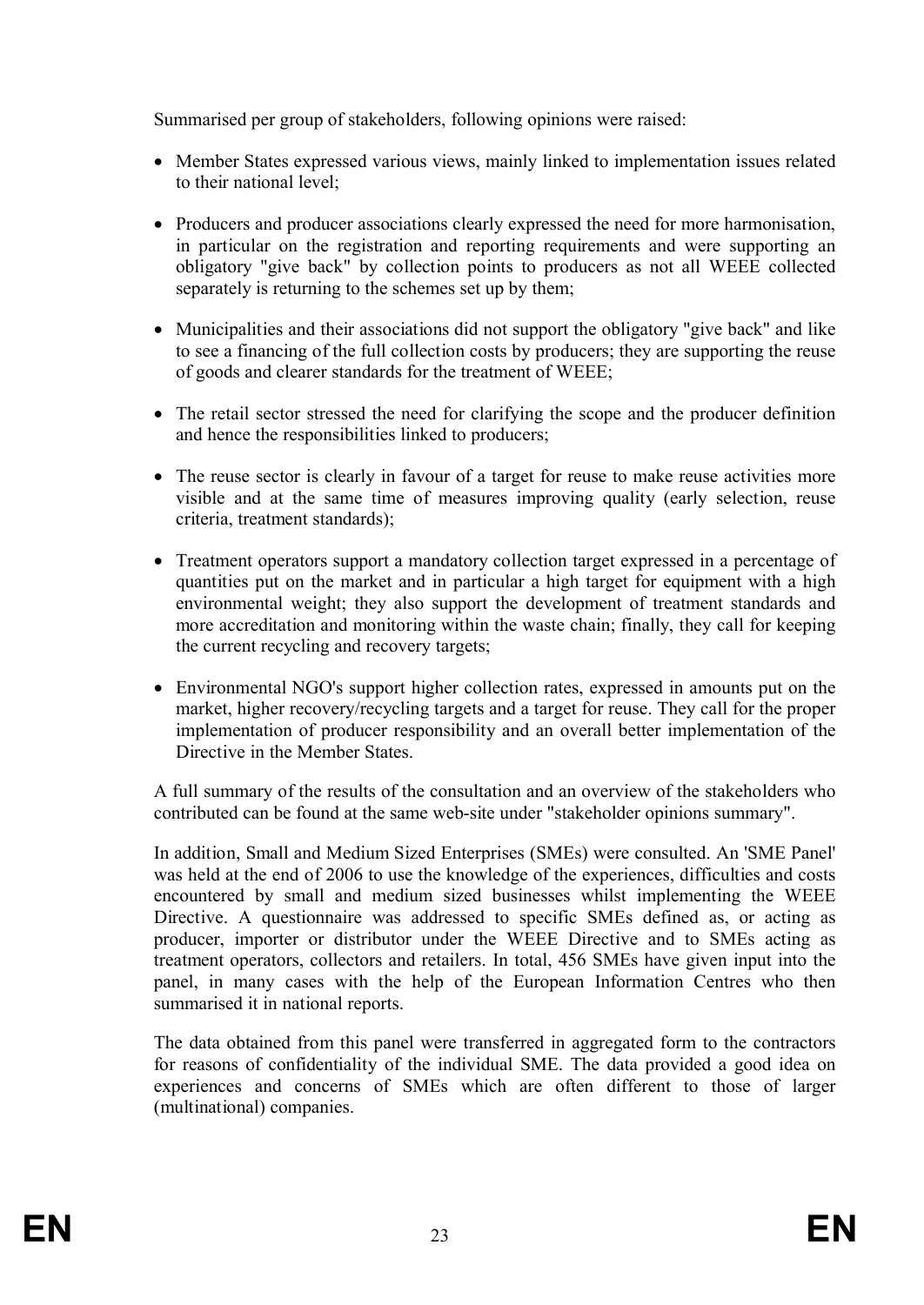Summarised per group of stakeholders, following opinions were raised:

- Member States expressed various views, mainly linked to implementation issues related to their national level;
- Producers and producer associations clearly expressed the need for more harmonisation, in particular on the registration and reporting requirements and were supporting an obligatory "give back" by collection points to producers as not all WEEE collected separately is returning to the schemes set up by them;
- Municipalities and their associations did not support the obligatory "give back" and like to see a financing of the full collection costs by producers; they are supporting the reuse of goods and clearer standards for the treatment of WEEE;
- The retail sector stressed the need for clarifying the scope and the producer definition and hence the responsibilities linked to producers;
- The reuse sector is clearly in favour of a target for reuse to make reuse activities more visible and at the same time of measures improving quality (early selection, reuse criteria, treatment standards);
- Treatment operators support a mandatory collection target expressed in a percentage of quantities put on the market and in particular a high target for equipment with a high environmental weight; they also support the development of treatment standards and more accreditation and monitoring within the waste chain; finally, they call for keeping the current recycling and recovery targets;
- Environmental NGO's support higher collection rates, expressed in amounts put on the market, higher recovery/recycling targets and a target for reuse. They call for the proper implementation of producer responsibility and an overall better implementation of the Directive in the Member States.

A full summary of the results of the consultation and an overview of the stakeholders who contributed can be found at the same web-site under "stakeholder opinions summary".

In addition, Small and Medium Sized Enterprises (SMEs) were consulted. An 'SME Panel' was held at the end of 2006 to use the knowledge of the experiences, difficulties and costs encountered by small and medium sized businesses whilst implementing the WEEE Directive. A questionnaire was addressed to specific SMEs defined as, or acting as producer, importer or distributor under the WEEE Directive and to SMEs acting as treatment operators, collectors and retailers. In total, 456 SMEs have given input into the panel, in many cases with the help of the European Information Centres who then summarised it in national reports.

The data obtained from this panel were transferred in aggregated form to the contractors for reasons of confidentiality of the individual SME. The data provided a good idea on experiences and concerns of SMEs which are often different to those of larger (multinational) companies.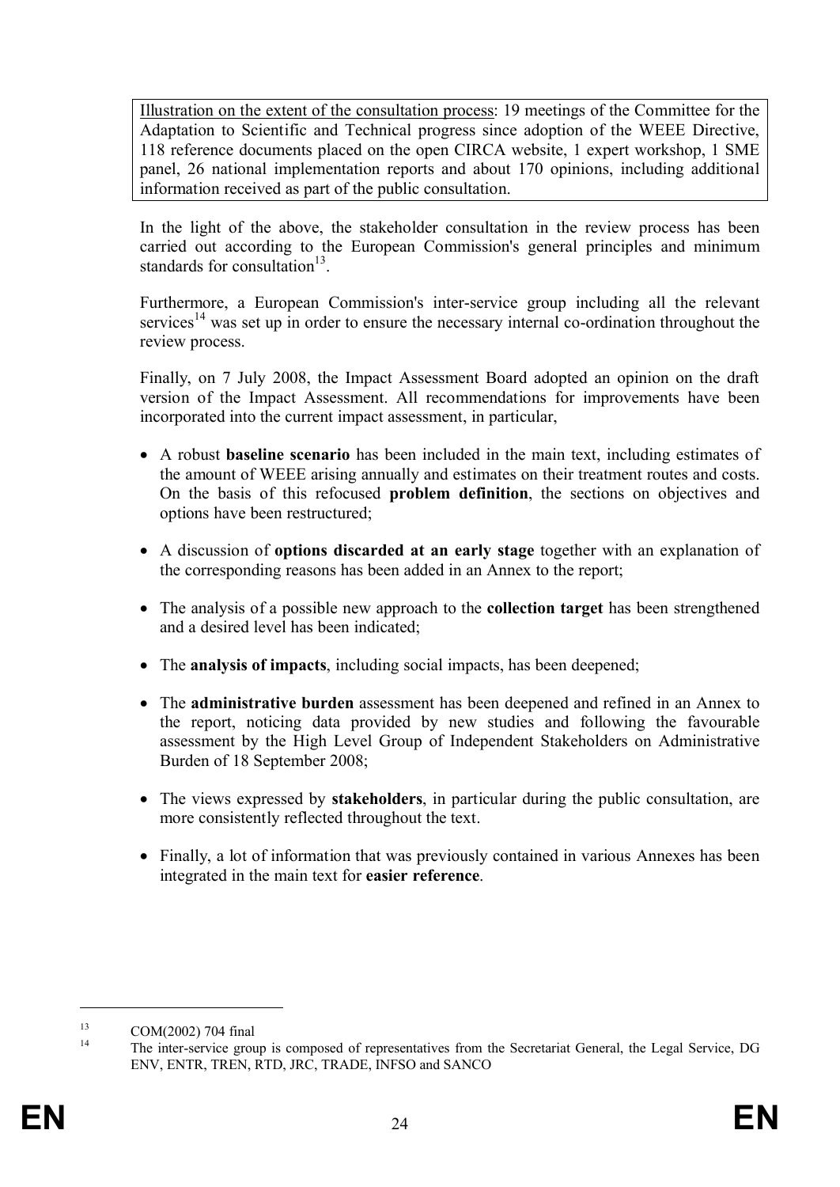Illustration on the extent of the consultation process: 19 meetings of the Committee for the Adaptation to Scientific and Technical progress since adoption of the WEEE Directive, 118 reference documents placed on the open CIRCA website, 1 expert workshop, 1 SME panel, 26 national implementation reports and about 170 opinions, including additional information received as part of the public consultation.

In the light of the above, the stakeholder consultation in the review process has been carried out according to the European Commission's general principles and minimum standards for consultation[13].

Furthermore, a European Commission's inter-service group including all the relevant services[14] was set up in order to ensure the necessary internal co-ordination throughout the review process.

Finally, on 7 July 2008, the Impact Assessment Board adopted an opinion on the draft version of the Impact Assessment. All recommendations for improvements have been incorporated into the current impact assessment, in particular,

- A robust **baseline scenario** has been included in the main text, including estimates of the amount of WEEE arising annually and estimates on their treatment routes and costs. On the basis of this refocused **problem definition**, the sections on objectives and options have been restructured;
- A discussion of **options discarded at an early stage** together with an explanation of the corresponding reasons has been added in an Annex to the report;
- The analysis of a possible new approach to the **collection target** has been strengthened and a desired level has been indicated;
- The **analysis of impacts**, including social impacts, has been deepened;
- The **administrative burden** assessment has been deepened and refined in an Annex to the report, noticing data provided by new studies and following the favourable assessment by the High Level Group of Independent Stakeholders on Administrative Burden of 18 September 2008;
- The views expressed by **stakeholders**, in particular during the public consultation, are more consistently reflected throughout the text.
- Finally, a lot of information that was previously contained in various Annexes has been integrated in the main text for **easier reference**.

---

[13] COM(2002) 704 final

[14] The inter-service group is composed of representatives from the Secretariat General, the Legal Service, DG ENV, ENTR, TREN, RTD, JRC, TRADE, INFSO and SANCO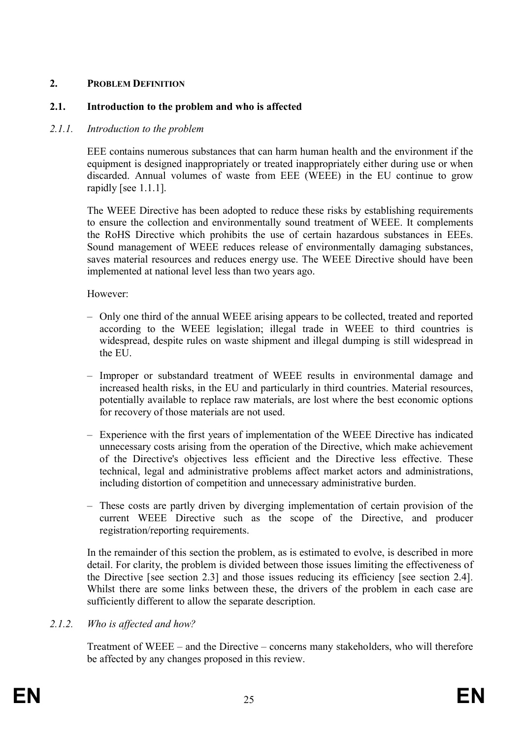## 2. PROBLEM DEFINITION

### 2.1. Introduction to the problem and who is affected

#### *2.1.1. Introduction to the problem*

EEE contains numerous substances that can harm human health and the environment if the equipment is designed inappropriately or treated inappropriately either during use or when discarded. Annual volumes of waste from EEE (WEEE) in the EU continue to grow rapidly [see 1.1.1].

The WEEE Directive has been adopted to reduce these risks by establishing requirements to ensure the collection and environmentally sound treatment of WEEE. It complements the RoHS Directive which prohibits the use of certain hazardous substances in EEEs. Sound management of WEEE reduces release of environmentally damaging substances, saves material resources and reduces energy use. The WEEE Directive should have been implemented at national level less than two years ago.

However:

- Only one third of the annual WEEE arising appears to be collected, treated and reported according to the WEEE legislation; illegal trade in WEEE to third countries is widespread, despite rules on waste shipment and illegal dumping is still widespread in the EU.
- Improper or substandard treatment of WEEE results in environmental damage and increased health risks, in the EU and particularly in third countries. Material resources, potentially available to replace raw materials, are lost where the best economic options for recovery of those materials are not used.
- Experience with the first years of implementation of the WEEE Directive has indicated unnecessary costs arising from the operation of the Directive, which make achievement of the Directive's objectives less efficient and the Directive less effective. These technical, legal and administrative problems affect market actors and administrations, including distortion of competition and unnecessary administrative burden.
- These costs are partly driven by diverging implementation of certain provision of the current WEEE Directive such as the scope of the Directive, and producer registration/reporting requirements.

In the remainder of this section the problem, as is estimated to evolve, is described in more detail. For clarity, the problem is divided between those issues limiting the effectiveness of the Directive [see section 2.3] and those issues reducing its efficiency [see section 2.4]. Whilst there are some links between these, the drivers of the problem in each case are sufficiently different to allow the separate description.

#### *2.1.2. Who is affected and how?*

Treatment of WEEE – and the Directive – concerns many stakeholders, who will therefore be affected by any changes proposed in this review.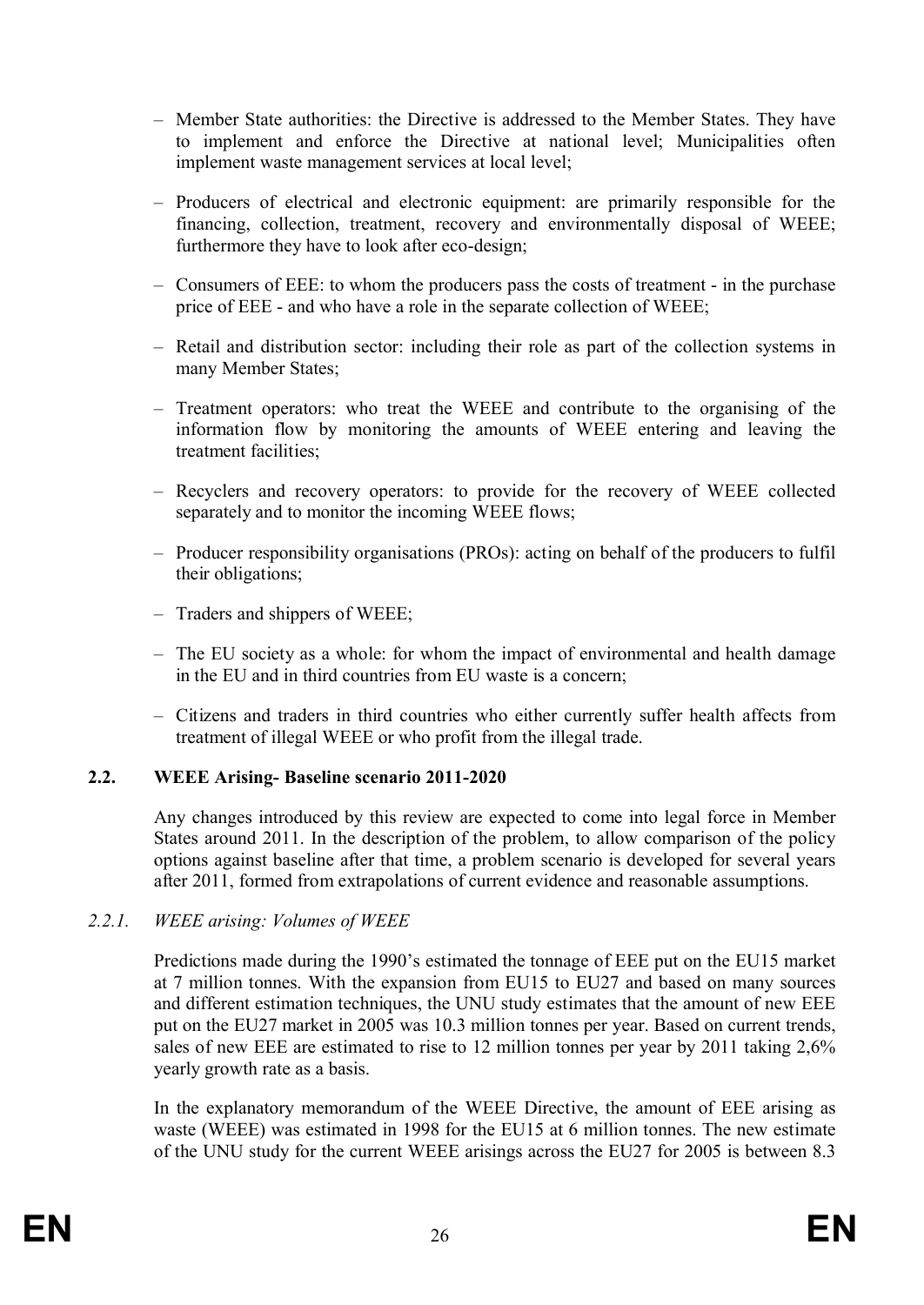- Member State authorities: the Directive is addressed to the Member States. They have to implement and enforce the Directive at national level; Municipalities often implement waste management services at local level;
- Producers of electrical and electronic equipment: are primarily responsible for the financing, collection, treatment, recovery and environmentally disposal of WEEE; furthermore they have to look after eco-design;
- Consumers of EEE: to whom the producers pass the costs of treatment - in the purchase price of EEE - and who have a role in the separate collection of WEEE;
- Retail and distribution sector: including their role as part of the collection systems in many Member States;
- Treatment operators: who treat the WEEE and contribute to the organising of the information flow by monitoring the amounts of WEEE entering and leaving the treatment facilities;
- Recyclers and recovery operators: to provide for the recovery of WEEE collected separately and to monitor the incoming WEEE flows;
- Producer responsibility organisations (PROs): acting on behalf of the producers to fulfil their obligations;
- Traders and shippers of WEEE;
- The EU society as a whole: for whom the impact of environmental and health damage in the EU and in third countries from EU waste is a concern;
- Citizens and traders in third countries who either currently suffer health affects from treatment of illegal WEEE or who profit from the illegal trade.

## 2.2. WEEE Arising- Baseline scenario 2011-2020

Any changes introduced by this review are expected to come into legal force in Member States around 2011. In the description of the problem, to allow comparison of the policy options against baseline after that time, a problem scenario is developed for several years after 2011, formed from extrapolations of current evidence and reasonable assumptions.

### *2.2.1. WEEE arising: Volumes of WEEE*

Predictions made during the 1990's estimated the tonnage of EEE put on the EU15 market at 7 million tonnes. With the expansion from EU15 to EU27 and based on many sources and different estimation techniques, the UNU study estimates that the amount of new EEE put on the EU27 market in 2005 was 10.3 million tonnes per year. Based on current trends, sales of new EEE are estimated to rise to 12 million tonnes per year by 2011 taking 2,6% yearly growth rate as a basis.

In the explanatory memorandum of the WEEE Directive, the amount of EEE arising as waste (WEEE) was estimated in 1998 for the EU15 at 6 million tonnes. The new estimate of the UNU study for the current WEEE arisings across the EU27 for 2005 is between 8.3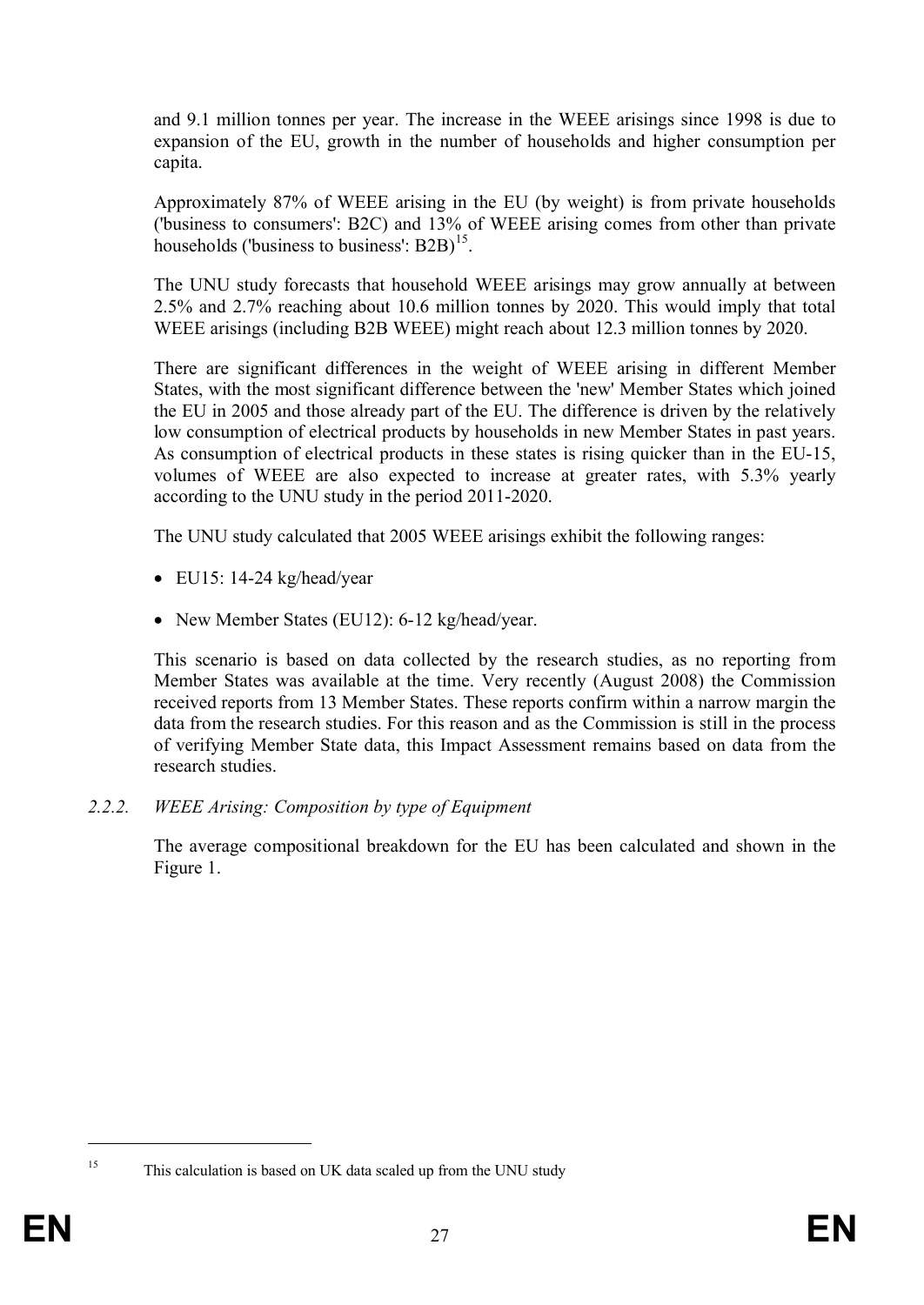and 9.1 million tonnes per year. The increase in the WEEE arisings since 1998 is due to expansion of the EU, growth in the number of households and higher consumption per capita.

Approximately 87% of WEEE arising in the EU (by weight) is from private households ('business to consumers': B2C) and 13% of WEEE arising comes from other than private households ('business to business': B2B)[15].

The UNU study forecasts that household WEEE arisings may grow annually at between 2.5% and 2.7% reaching about 10.6 million tonnes by 2020. This would imply that total WEEE arisings (including B2B WEEE) might reach about 12.3 million tonnes by 2020.

There are significant differences in the weight of WEEE arising in different Member States, with the most significant difference between the 'new' Member States which joined the EU in 2005 and those already part of the EU. The difference is driven by the relatively low consumption of electrical products by households in new Member States in past years. As consumption of electrical products in these states is rising quicker than in the EU-15, volumes of WEEE are also expected to increase at greater rates, with 5.3% yearly according to the UNU study in the period 2011-2020.

The UNU study calculated that 2005 WEEE arisings exhibit the following ranges:

- EU15: 14-24 kg/head/year
- New Member States (EU12): 6-12 kg/head/year.

This scenario is based on data collected by the research studies, as no reporting from Member States was available at the time. Very recently (August 2008) the Commission received reports from 13 Member States. These reports confirm within a narrow margin the data from the research studies. For this reason and as the Commission is still in the process of verifying Member State data, this Impact Assessment remains based on data from the research studies.

#### *2.2.2. WEEE Arising: Composition by type of Equipment*

The average compositional breakdown for the EU has been calculated and shown in the Figure 1.

---

[15] This calculation is based on UK data scaled up from the UNU study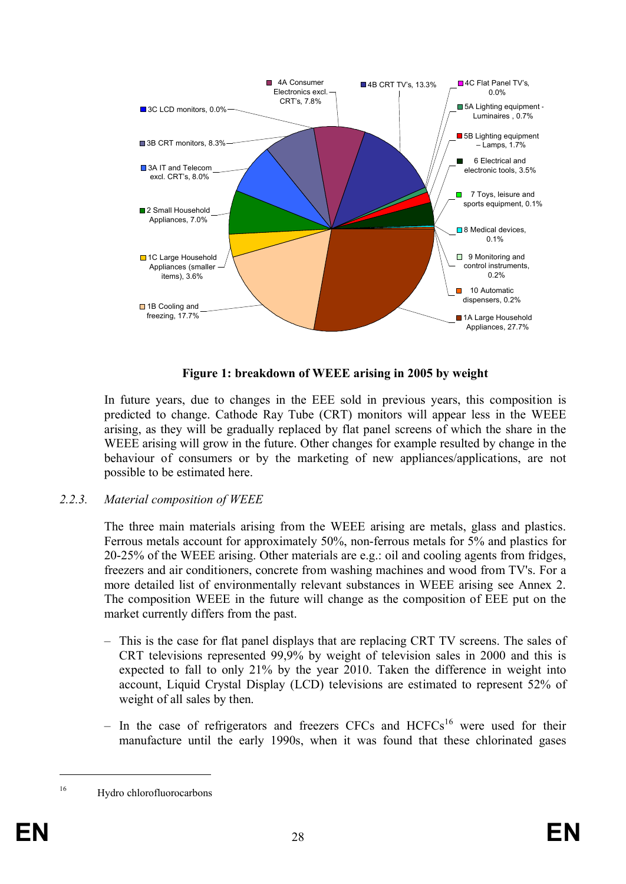**Figure 1: breakdown of WEEE arising in 2005 by weight**

In future years, due to changes in the EEE sold in previous years, this composition is predicted to change. Cathode Ray Tube (CRT) monitors will appear less in the WEEE arising, as they will be gradually replaced by flat panel screens of which the share in the WEEE arising will grow in the future. Other changes for example resulted by change in the behaviour of consumers or by the marketing of new appliances/applications, are not possible to be estimated here.

### 2.2.3. *Material composition of WEEE*

The three main materials arising from the WEEE arising are metals, glass and plastics. Ferrous metals account for approximately 50%, non-ferrous metals for 5% and plastics for 20-25% of the WEEE arising. Other materials are e.g.: oil and cooling agents from fridges, freezers and air conditioners, concrete from washing machines and wood from TV's. For a more detailed list of environmentally relevant substances in WEEE arising see Annex 2. The composition WEEE in the future will change as the composition of EEE put on the market currently differs from the past.

- This is the case for flat panel displays that are replacing CRT TV screens. The sales of CRT televisions represented 99,9% by weight of television sales in 2000 and this is expected to fall to only 21% by the year 2010. Taken the difference in weight into account, Liquid Crystal Display (LCD) televisions are estimated to represent 52% of weight of all sales by then.
- In the case of refrigerators and freezers CFCs and HCFCs[16] were used for their manufacture until the early 1990s, when it was found that these chlorinated gases

[16] Hydro chlorofluorocarbons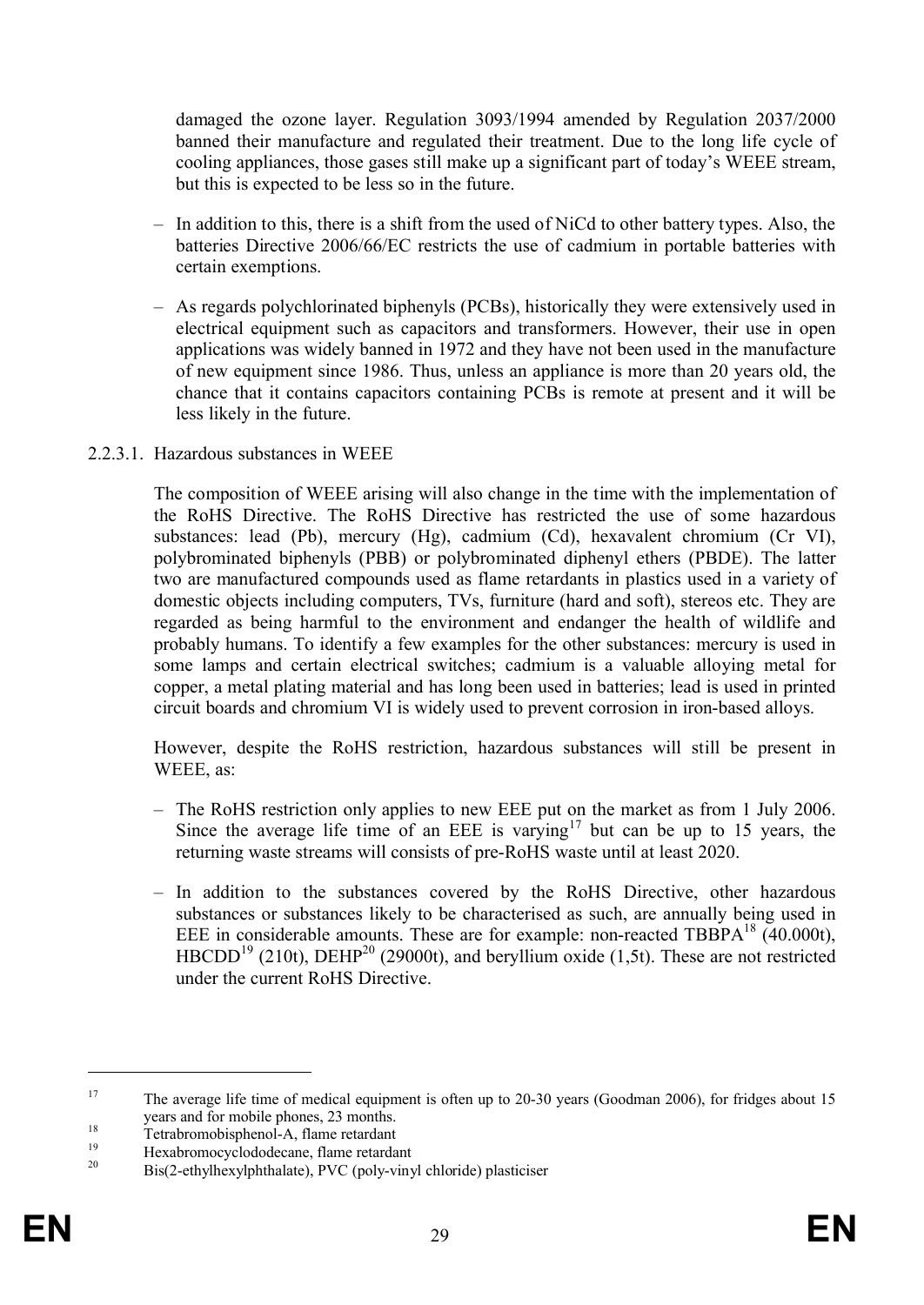damaged the ozone layer. Regulation 3093/1994 amended by Regulation 2037/2000 banned their manufacture and regulated their treatment. Due to the long life cycle of cooling appliances, those gases still make up a significant part of today's WEEE stream, but this is expected to be less so in the future.

- In addition to this, there is a shift from the used of NiCd to other battery types. Also, the batteries Directive 2006/66/EC restricts the use of cadmium in portable batteries with certain exemptions.
- As regards polychlorinated biphenyls (PCBs), historically they were extensively used in electrical equipment such as capacitors and transformers. However, their use in open applications was widely banned in 1972 and they have not been used in the manufacture of new equipment since 1986. Thus, unless an appliance is more than 20 years old, the chance that it contains capacitors containing PCBs is remote at present and it will be less likely in the future.

#### 2.2.3.1. Hazardous substances in WEEE

The composition of WEEE arising will also change in the time with the implementation of the RoHS Directive. The RoHS Directive has restricted the use of some hazardous substances: lead (Pb), mercury (Hg), cadmium (Cd), hexavalent chromium (Cr VI), polybrominated biphenyls (PBB) or polybrominated diphenyl ethers (PBDE). The latter two are manufactured compounds used as flame retardants in plastics used in a variety of domestic objects including computers, TVs, furniture (hard and soft), stereos etc. They are regarded as being harmful to the environment and endanger the health of wildlife and probably humans. To identify a few examples for the other substances: mercury is used in some lamps and certain electrical switches; cadmium is a valuable alloying metal for copper, a metal plating material and has long been used in batteries; lead is used in printed circuit boards and chromium VI is widely used to prevent corrosion in iron-based alloys.

However, despite the RoHS restriction, hazardous substances will still be present in WEEE, as:

- The RoHS restriction only applies to new EEE put on the market as from 1 July 2006. Since the average life time of an EEE is varying[17] but can be up to 15 years, the returning waste streams will consists of pre-RoHS waste until at least 2020.
- In addition to the substances covered by the RoHS Directive, other hazardous substances or substances likely to be characterised as such, are annually being used in EEE in considerable amounts. These are for example: non-reacted TBBPA[18] (40.000t), HBCDD[19] (210t), DEHP[20] (29000t), and beryllium oxide (1,5t). These are not restricted under the current RoHS Directive.

---

[17] The average life time of medical equipment is often up to 20-30 years (Goodman 2006), for fridges about 15 years and for mobile phones, 23 months.

[18] Tetrabromobisphenol-A, flame retardant

[19] Hexabromocyclododecane, flame retardant

[20] Bis(2-ethylhexylphthalate), PVC (poly-vinyl chloride) plasticiser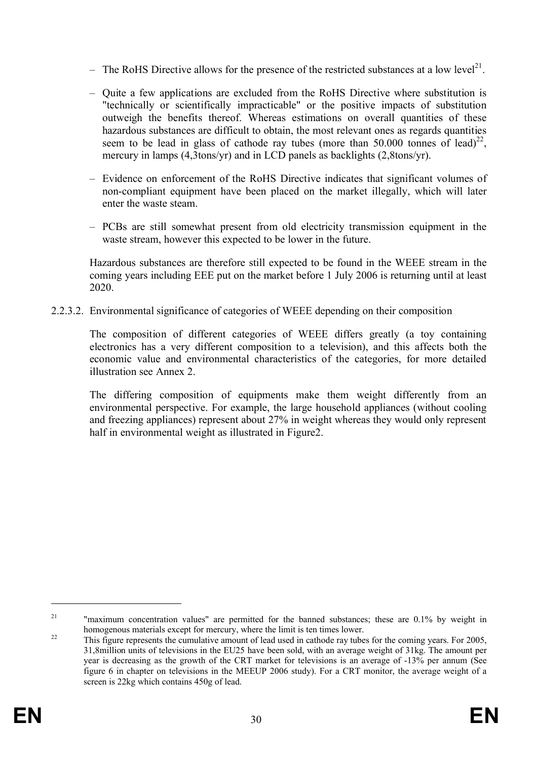- The RoHS Directive allows for the presence of the restricted substances at a low level[21].
- Quite a few applications are excluded from the RoHS Directive where substitution is "technically or scientifically impracticable" or the positive impacts of substitution outweigh the benefits thereof. Whereas estimations on overall quantities of these hazardous substances are difficult to obtain, the most relevant ones as regards quantities seem to be lead in glass of cathode ray tubes (more than 50.000 tonnes of lead)[22], mercury in lamps (4,3tons/yr) and in LCD panels as backlights (2,8tons/yr).
- Evidence on enforcement of the RoHS Directive indicates that significant volumes of non-compliant equipment have been placed on the market illegally, which will later enter the waste steam.
- PCBs are still somewhat present from old electricity transmission equipment in the waste stream, however this expected to be lower in the future.

Hazardous substances are therefore still expected to be found in the WEEE stream in the coming years including EEE put on the market before 1 July 2006 is returning until at least 2020.

2.2.3.2. Environmental significance of categories of WEEE depending on their composition

The composition of different categories of WEEE differs greatly (a toy containing electronics has a very different composition to a television), and this affects both the economic value and environmental characteristics of the categories, for more detailed illustration see Annex 2.

The differing composition of equipments make them weight differently from an environmental perspective. For example, the large household appliances (without cooling and freezing appliances) represent about 27% in weight whereas they would only represent half in environmental weight as illustrated in Figure2.

---

[21] "maximum concentration values" are permitted for the banned substances; these are 0.1% by weight in homogenous materials except for mercury, where the limit is ten times lower.

[22] This figure represents the cumulative amount of lead used in cathode ray tubes for the coming years. For 2005, 31,8million units of televisions in the EU25 have been sold, with an average weight of 31kg. The amount per year is decreasing as the growth of the CRT market for televisions is an average of -13% per annum (See figure 6 in chapter on televisions in the MEEUP 2006 study). For a CRT monitor, the average weight of a screen is 22kg which contains 450g of lead.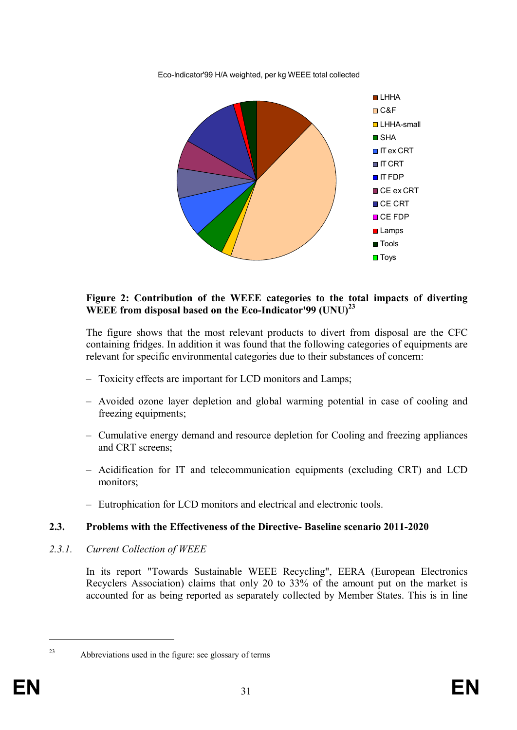Eco-Indicator'99 H/A weighted, per kg WEEE total collected

- LHHA
- C&F
- LHHA-small
- SHA
- IT ex CRT
- IT CRT
- IT FDP
- CE ex CRT
- CE CRT
- CE FDP
- Lamps
- Tools
- Toys

**Figure 2: Contribution of the WEEE categories to the total impacts of diverting WEEE from disposal based on the Eco-Indicator'99 (UNU)[23]**

The figure shows that the most relevant products to divert from disposal are the CFC containing fridges. In addition it was found that the following categories of equipments are relevant for specific environmental categories due to their substances of concern:

- Toxicity effects are important for LCD monitors and Lamps;
- Avoided ozone layer depletion and global warming potential in case of cooling and freezing equipments;
- Cumulative energy demand and resource depletion for Cooling and freezing appliances and CRT screens;
- Acidification for IT and telecommunication equipments (excluding CRT) and LCD monitors;
- Eutrophication for LCD monitors and electrical and electronic tools.

## 2.3. Problems with the Effectiveness of the Directive- Baseline scenario 2011-2020

### *2.3.1. Current Collection of WEEE*

In its report "Towards Sustainable WEEE Recycling", EERA (European Electronics Recyclers Association) claims that only 20 to 33% of the amount put on the market is accounted for as being reported as separately collected by Member States. This is in line

[23] Abbreviations used in the figure: see glossary of terms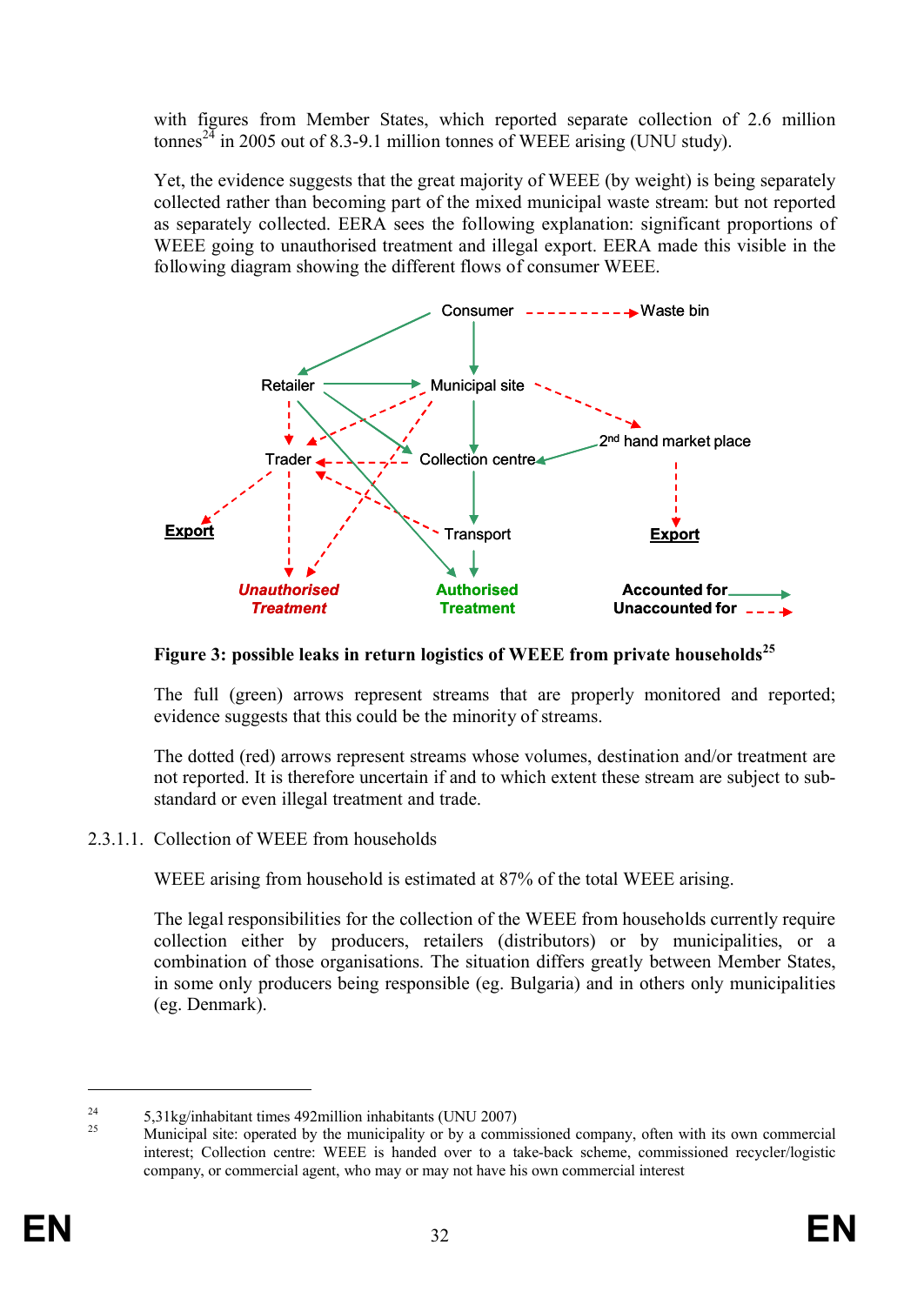with figures from Member States, which reported separate collection of 2.6 million tonnes[24] in 2005 out of 8.3-9.1 million tonnes of WEEE arising (UNU study).

Yet, the evidence suggests that the great majority of WEEE (by weight) is being separately collected rather than becoming part of the mixed municipal waste stream: but not reported as separately collected. EERA sees the following explanation: significant proportions of WEEE going to unauthorised treatment and illegal export. EERA made this visible in the following diagram showing the different flows of consumer WEEE.

**Figure 3: possible leaks in return logistics of WEEE from private households[25]**

The full (green) arrows represent streams that are properly monitored and reported; evidence suggests that this could be the minority of streams.

The dotted (red) arrows represent streams whose volumes, destination and/or treatment are not reported. It is therefore uncertain if and to which extent these stream are subject to sub-standard or even illegal treatment and trade.

2.3.1.1. Collection of WEEE from households

WEEE arising from household is estimated at 87% of the total WEEE arising.

The legal responsibilities for the collection of the WEEE from households currently require collection either by producers, retailers (distributors) or by municipalities, or a combination of those organisations. The situation differs greatly between Member States, in some only producers being responsible (eg. Bulgaria) and in others only municipalities (eg. Denmark).

[24] 5,31kg/inhabitant times 492million inhabitants (UNU 2007)

[25] Municipal site: operated by the municipality or by a commissioned company, often with its own commercial interest; Collection centre: WEEE is handed over to a take-back scheme, commissioned recycler/logistic company, or commercial agent, who may or may not have his own commercial interest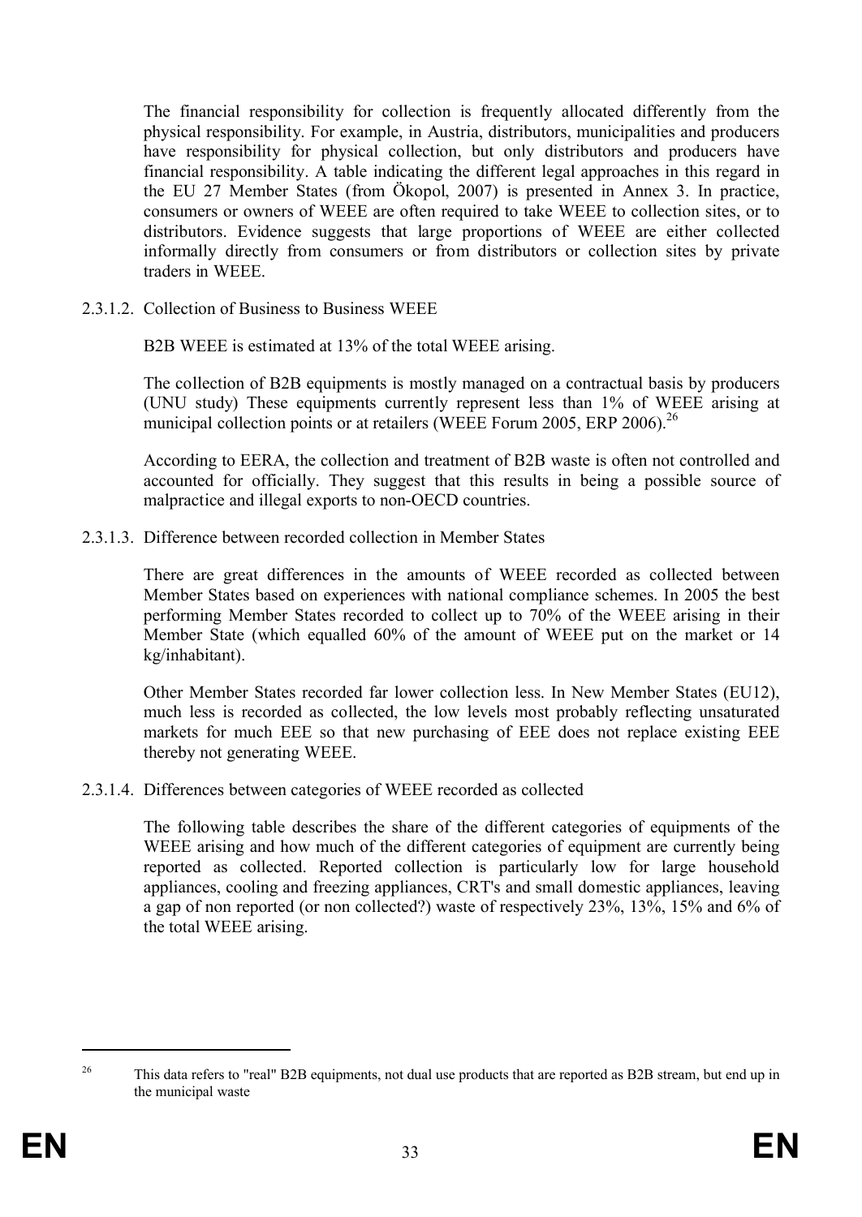The financial responsibility for collection is frequently allocated differently from the physical responsibility. For example, in Austria, distributors, municipalities and producers have responsibility for physical collection, but only distributors and producers have financial responsibility. A table indicating the different legal approaches in this regard in the EU 27 Member States (from Ökopol, 2007) is presented in Annex 3. In practice, consumers or owners of WEEE are often required to take WEEE to collection sites, or to distributors. Evidence suggests that large proportions of WEEE are either collected informally directly from consumers or from distributors or collection sites by private traders in WEEE.

#### 2.3.1.2. Collection of Business to Business WEEE

B2B WEEE is estimated at 13% of the total WEEE arising.

The collection of B2B equipments is mostly managed on a contractual basis by producers (UNU study) These equipments currently represent less than 1% of WEEE arising at municipal collection points or at retailers (WEEE Forum 2005, ERP 2006).[26]

According to EERA, the collection and treatment of B2B waste is often not controlled and accounted for officially. They suggest that this results in being a possible source of malpractice and illegal exports to non-OECD countries.

#### 2.3.1.3. Difference between recorded collection in Member States

There are great differences in the amounts of WEEE recorded as collected between Member States based on experiences with national compliance schemes. In 2005 the best performing Member States recorded to collect up to 70% of the WEEE arising in their Member State (which equalled 60% of the amount of WEEE put on the market or 14 kg/inhabitant).

Other Member States recorded far lower collection less. In New Member States (EU12), much less is recorded as collected, the low levels most probably reflecting unsaturated markets for much EEE so that new purchasing of EEE does not replace existing EEE thereby not generating WEEE.

#### 2.3.1.4. Differences between categories of WEEE recorded as collected

The following table describes the share of the different categories of equipments of the WEEE arising and how much of the different categories of equipment are currently being reported as collected. Reported collection is particularly low for large household appliances, cooling and freezing appliances, CRT's and small domestic appliances, leaving a gap of non reported (or non collected?) waste of respectively 23%, 13%, 15% and 6% of the total WEEE arising.

---

[26] This data refers to "real" B2B equipments, not dual use products that are reported as B2B stream, but end up in the municipal waste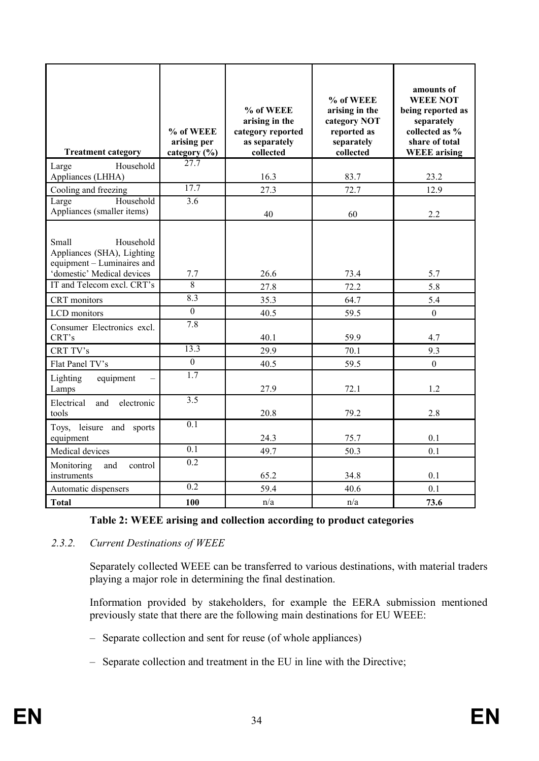| Treatment category | % of WEEE arising per category (%) | % of WEEE arising in the category reported as separately collected | % of WEEE arising in the category NOT reported as separately collected | amounts of WEEE NOT being reported as separately collected as % share of total WEEE arising |
|---|---|---|---|---|
| Large Household Appliances (LHHA) | 27.7 | 16.3 | 83.7 | 23.2 |
| Cooling and freezing | 17.7 | 27.3 | 72.7 | 12.9 |
| Large Household Appliances (smaller items) | 3.6 | 40 | 60 | 2.2 |
| Small Household Appliances (SHA), Lighting equipment – Luminaires and 'domestic' Medical devices | 7.7 | 26.6 | 73.4 | 5.7 |
| IT and Telecom excl. CRT's | 8 | 27.8 | 72.2 | 5.8 |
| CRT monitors | 8.3 | 35.3 | 64.7 | 5.4 |
| LCD monitors | 0 | 40.5 | 59.5 | 0 |
| Consumer Electronics excl. CRT's | 7.8 | 40.1 | 59.9 | 4.7 |
| CRT TV's | 13.3 | 29.9 | 70.1 | 9.3 |
| Flat Panel TV's | 0 | 40.5 | 59.5 | 0 |
| Lighting equipment – Lamps | 1.7 | 27.9 | 72.1 | 1.2 |
| Electrical and electronic tools | 3.5 | 20.8 | 79.2 | 2.8 |
| Toys, leisure and sports equipment | 0.1 | 24.3 | 75.7 | 0.1 |
| Medical devices | 0.1 | 49.7 | 50.3 | 0.1 |
| Monitoring and control instruments | 0.2 | 65.2 | 34.8 | 0.1 |
| Automatic dispensers | 0.2 | 59.4 | 40.6 | 0.1 |
| **Total** | **100** | n/a | n/a | **73.6** |

**Table 2: WEEE arising and collection according to product categories**

### *2.3.2. Current Destinations of WEEE*

Separately collected WEEE can be transferred to various destinations, with material traders playing a major role in determining the final destination.

Information provided by stakeholders, for example the EERA submission mentioned previously state that there are the following main destinations for EU WEEE:

– Separate collection and sent for reuse (of whole appliances)

– Separate collection and treatment in the EU in line with the Directive;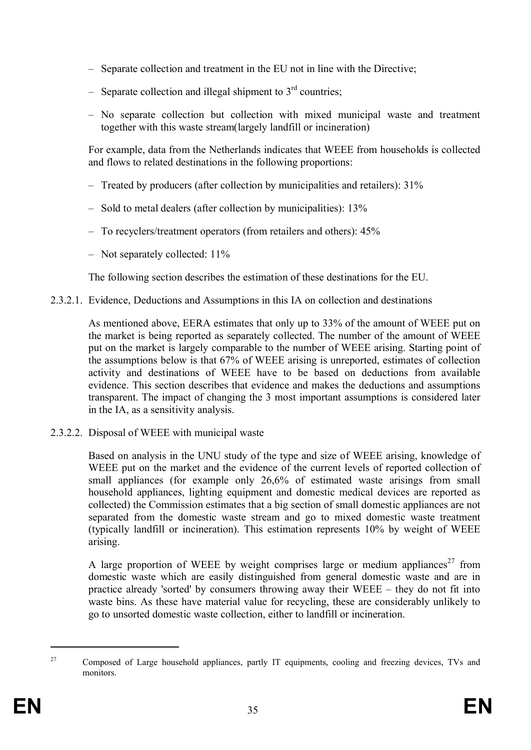- Separate collection and treatment in the EU not in line with the Directive;
- Separate collection and illegal shipment to 3rd countries;
- No separate collection but collection with mixed municipal waste and treatment together with this waste stream(largely landfill or incineration)

For example, data from the Netherlands indicates that WEEE from households is collected and flows to related destinations in the following proportions:

- Treated by producers (after collection by municipalities and retailers): 31%
- Sold to metal dealers (after collection by municipalities): 13%
- To recyclers/treatment operators (from retailers and others): 45%
- Not separately collected: 11%

The following section describes the estimation of these destinations for the EU.

#### 2.3.2.1. Evidence, Deductions and Assumptions in this IA on collection and destinations

As mentioned above, EERA estimates that only up to 33% of the amount of WEEE put on the market is being reported as separately collected. The number of the amount of WEEE put on the market is largely comparable to the number of WEEE arising. Starting point of the assumptions below is that 67% of WEEE arising is unreported, estimates of collection activity and destinations of WEEE have to be based on deductions from available evidence. This section describes that evidence and makes the deductions and assumptions transparent. The impact of changing the 3 most important assumptions is considered later in the IA, as a sensitivity analysis.

#### 2.3.2.2. Disposal of WEEE with municipal waste

Based on analysis in the UNU study of the type and size of WEEE arising, knowledge of WEEE put on the market and the evidence of the current levels of reported collection of small appliances (for example only 26,6% of estimated waste arisings from small household appliances, lighting equipment and domestic medical devices are reported as collected) the Commission estimates that a big section of small domestic appliances are not separated from the domestic waste stream and go to mixed domestic waste treatment (typically landfill or incineration). This estimation represents 10% by weight of WEEE arising.

A large proportion of WEEE by weight comprises large or medium appliances[27] from domestic waste which are easily distinguished from general domestic waste and are in practice already 'sorted' by consumers throwing away their WEEE – they do not fit into waste bins. As these have material value for recycling, these are considerably unlikely to go to unsorted domestic waste collection, either to landfill or incineration.

[27] Composed of Large household appliances, partly IT equipments, cooling and freezing devices, TVs and monitors.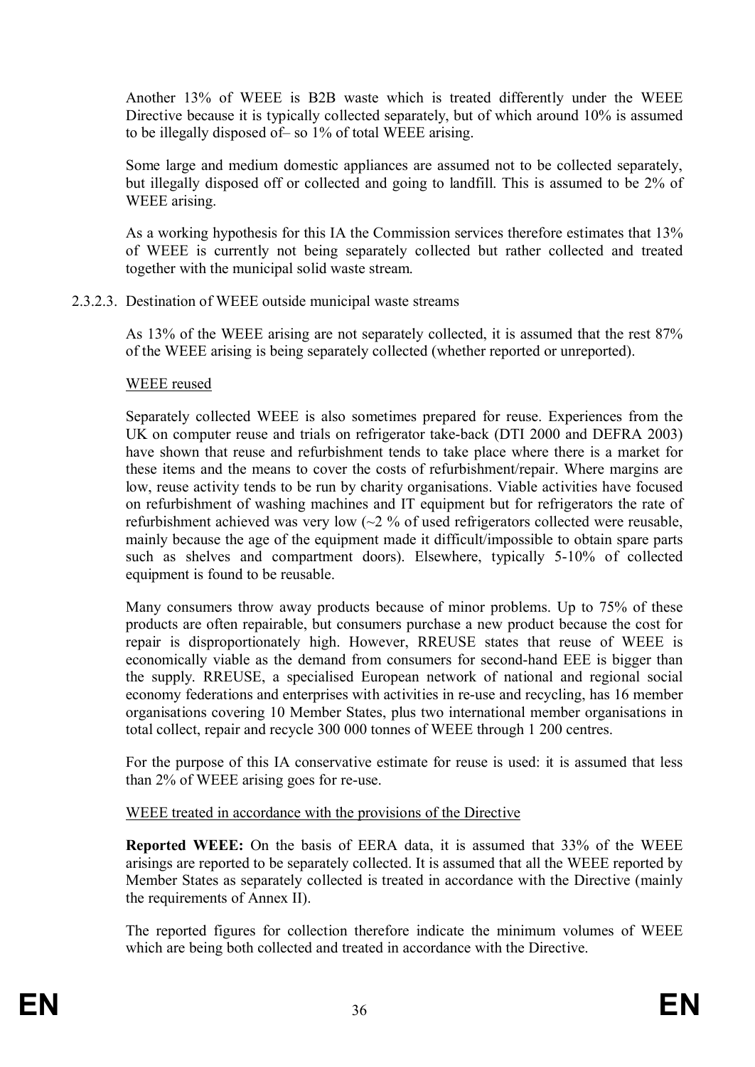Another 13% of WEEE is B2B waste which is treated differently under the WEEE Directive because it is typically collected separately, but of which around 10% is assumed to be illegally disposed of– so 1% of total WEEE arising.

Some large and medium domestic appliances are assumed not to be collected separately, but illegally disposed off or collected and going to landfill. This is assumed to be 2% of WEEE arising.

As a working hypothesis for this IA the Commission services therefore estimates that 13% of WEEE is currently not being separately collected but rather collected and treated together with the municipal solid waste stream.

#### 2.3.2.3. Destination of WEEE outside municipal waste streams

As 13% of the WEEE arising are not separately collected, it is assumed that the rest 87% of the WEEE arising is being separately collected (whether reported or unreported).

WEEE reused

Separately collected WEEE is also sometimes prepared for reuse. Experiences from the UK on computer reuse and trials on refrigerator take-back (DTI 2000 and DEFRA 2003) have shown that reuse and refurbishment tends to take place where there is a market for these items and the means to cover the costs of refurbishment/repair. Where margins are low, reuse activity tends to be run by charity organisations. Viable activities have focused on refurbishment of washing machines and IT equipment but for refrigerators the rate of refurbishment achieved was very low (~2 % of used refrigerators collected were reusable, mainly because the age of the equipment made it difficult/impossible to obtain spare parts such as shelves and compartment doors). Elsewhere, typically 5-10% of collected equipment is found to be reusable.

Many consumers throw away products because of minor problems. Up to 75% of these products are often repairable, but consumers purchase a new product because the cost for repair is disproportionately high. However, RREUSE states that reuse of WEEE is economically viable as the demand from consumers for second-hand EEE is bigger than the supply. RREUSE, a specialised European network of national and regional social economy federations and enterprises with activities in re-use and recycling, has 16 member organisations covering 10 Member States, plus two international member organisations in total collect, repair and recycle 300 000 tonnes of WEEE through 1 200 centres.

For the purpose of this IA conservative estimate for reuse is used: it is assumed that less than 2% of WEEE arising goes for re-use.

WEEE treated in accordance with the provisions of the Directive

**Reported WEEE:** On the basis of EERA data, it is assumed that 33% of the WEEE arisings are reported to be separately collected. It is assumed that all the WEEE reported by Member States as separately collected is treated in accordance with the Directive (mainly the requirements of Annex II).

The reported figures for collection therefore indicate the minimum volumes of WEEE which are being both collected and treated in accordance with the Directive.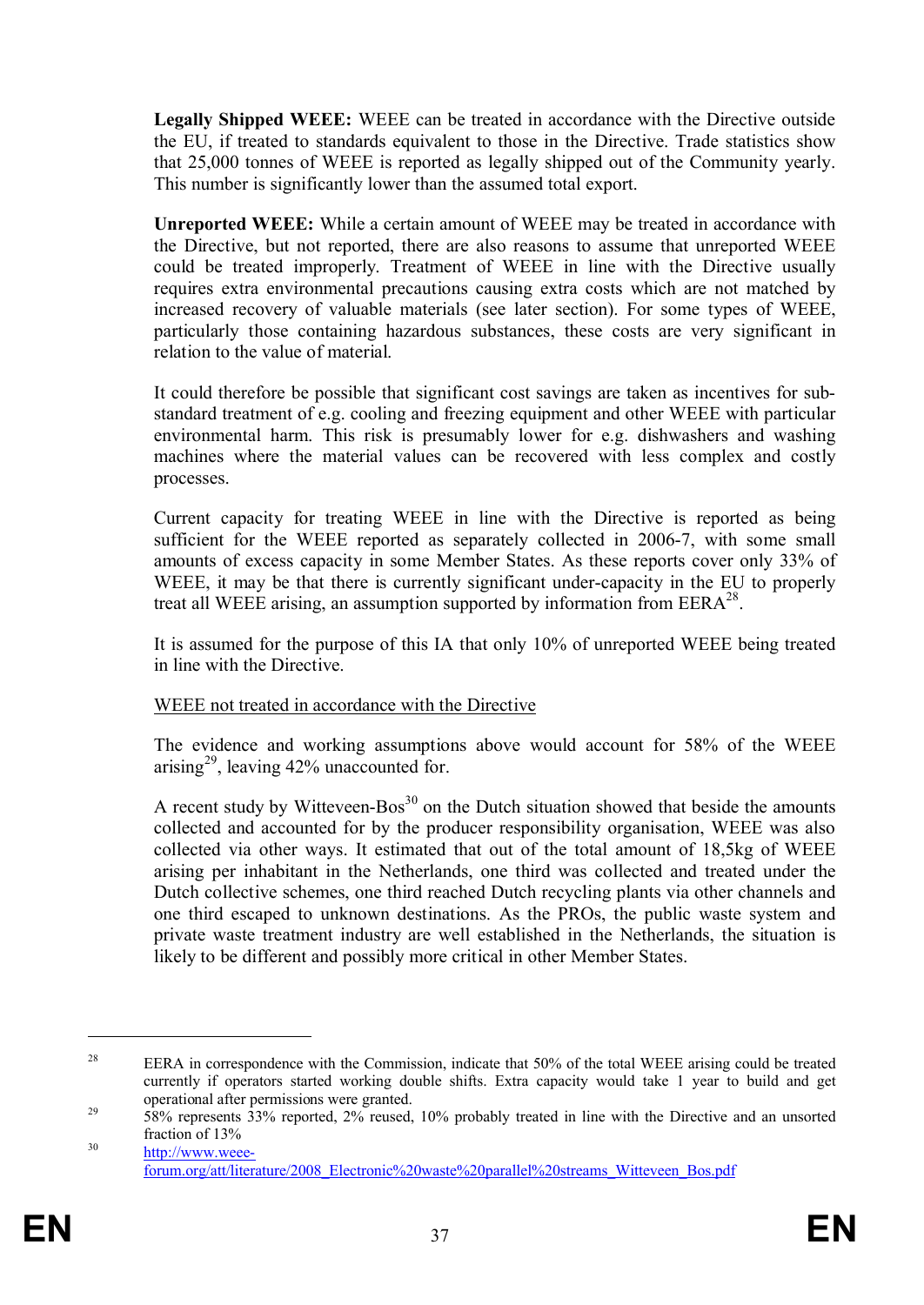**Legally Shipped WEEE:** WEEE can be treated in accordance with the Directive outside the EU, if treated to standards equivalent to those in the Directive. Trade statistics show that 25,000 tonnes of WEEE is reported as legally shipped out of the Community yearly. This number is significantly lower than the assumed total export.

**Unreported WEEE:** While a certain amount of WEEE may be treated in accordance with the Directive, but not reported, there are also reasons to assume that unreported WEEE could be treated improperly. Treatment of WEEE in line with the Directive usually requires extra environmental precautions causing extra costs which are not matched by increased recovery of valuable materials (see later section). For some types of WEEE, particularly those containing hazardous substances, these costs are very significant in relation to the value of material.

It could therefore be possible that significant cost savings are taken as incentives for sub-standard treatment of e.g. cooling and freezing equipment and other WEEE with particular environmental harm. This risk is presumably lower for e.g. dishwashers and washing machines where the material values can be recovered with less complex and costly processes.

Current capacity for treating WEEE in line with the Directive is reported as being sufficient for the WEEE reported as separately collected in 2006-7, with some small amounts of excess capacity in some Member States. As these reports cover only 33% of WEEE, it may be that there is currently significant under-capacity in the EU to properly treat all WEEE arising, an assumption supported by information from EERA[28].

It is assumed for the purpose of this IA that only 10% of unreported WEEE being treated in line with the Directive.

WEEE not treated in accordance with the Directive

The evidence and working assumptions above would account for 58% of the WEEE arising[29], leaving 42% unaccounted for.

A recent study by Witteveen-Bos[30] on the Dutch situation showed that beside the amounts collected and accounted for by the producer responsibility organisation, WEEE was also collected via other ways. It estimated that out of the total amount of 18,5kg of WEEE arising per inhabitant in the Netherlands, one third was collected and treated under the Dutch collective schemes, one third reached Dutch recycling plants via other channels and one third escaped to unknown destinations. As the PROs, the public waste system and private waste treatment industry are well established in the Netherlands, the situation is likely to be different and possibly more critical in other Member States.

---

[28] EERA in correspondence with the Commission, indicate that 50% of the total WEEE arising could be treated currently if operators started working double shifts. Extra capacity would take 1 year to build and get operational after permissions were granted.

[29] 58% represents 33% reported, 2% reused, 10% probably treated in line with the Directive and an unsorted fraction of 13%

[30] http://www.weee-forum.org/att/literature/2008_Electronic%20waste%20parallel%20streams_Witteveen_Bos.pdf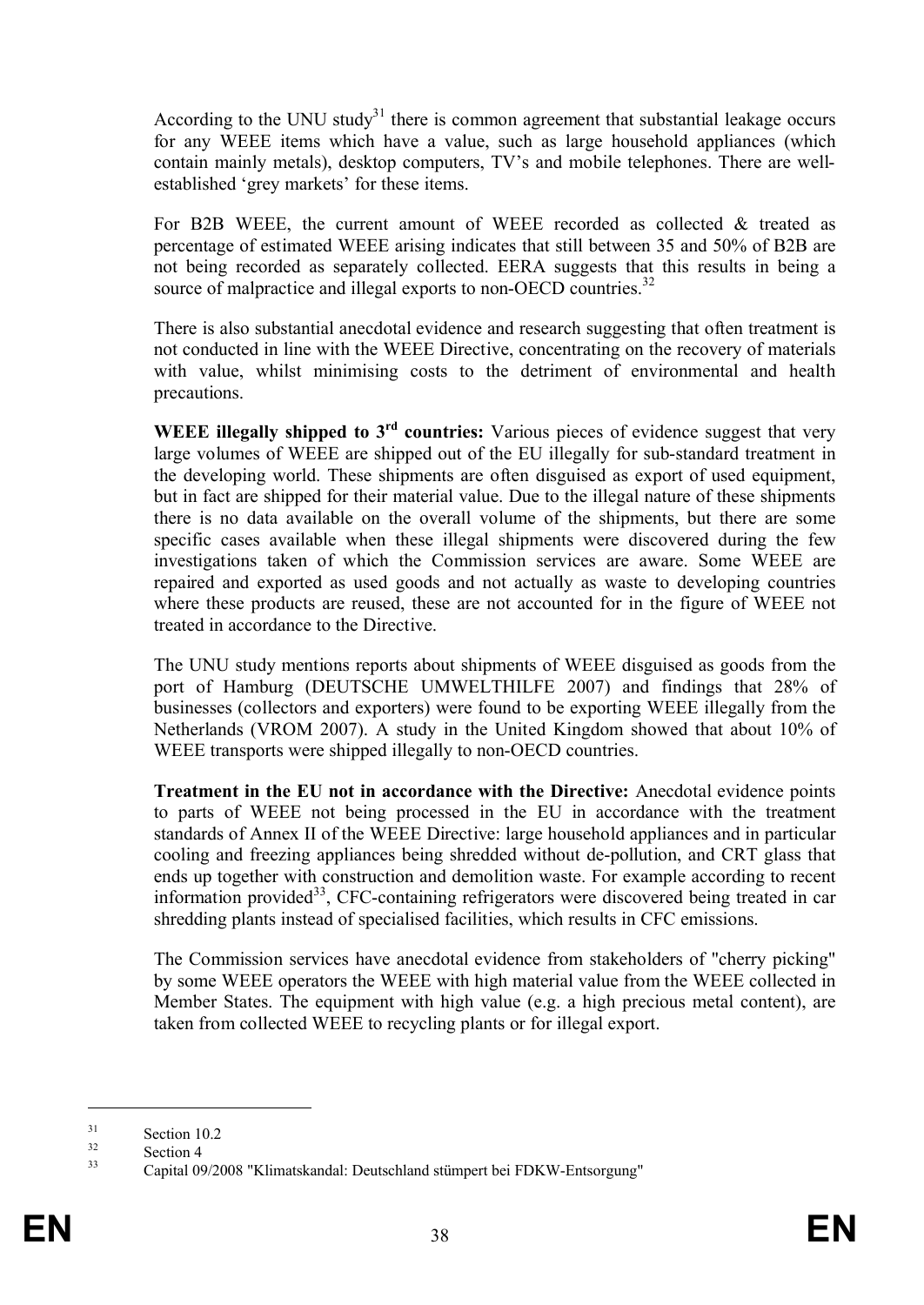According to the UNU study[31] there is common agreement that substantial leakage occurs for any WEEE items which have a value, such as large household appliances (which contain mainly metals), desktop computers, TV's and mobile telephones. There are well-established 'grey markets' for these items.

For B2B WEEE, the current amount of WEEE recorded as collected & treated as percentage of estimated WEEE arising indicates that still between 35 and 50% of B2B are not being recorded as separately collected. EERA suggests that this results in being a source of malpractice and illegal exports to non-OECD countries.[32]

There is also substantial anecdotal evidence and research suggesting that often treatment is not conducted in line with the WEEE Directive, concentrating on the recovery of materials with value, whilst minimising costs to the detriment of environmental and health precautions.

**WEEE illegally shipped to 3rd countries:** Various pieces of evidence suggest that very large volumes of WEEE are shipped out of the EU illegally for sub-standard treatment in the developing world. These shipments are often disguised as export of used equipment, but in fact are shipped for their material value. Due to the illegal nature of these shipments there is no data available on the overall volume of the shipments, but there are some specific cases available when these illegal shipments were discovered during the few investigations taken of which the Commission services are aware. Some WEEE are repaired and exported as used goods and not actually as waste to developing countries where these products are reused, these are not accounted for in the figure of WEEE not treated in accordance to the Directive.

The UNU study mentions reports about shipments of WEEE disguised as goods from the port of Hamburg (DEUTSCHE UMWELTHILFE 2007) and findings that 28% of businesses (collectors and exporters) were found to be exporting WEEE illegally from the Netherlands (VROM 2007). A study in the United Kingdom showed that about 10% of WEEE transports were shipped illegally to non-OECD countries.

**Treatment in the EU not in accordance with the Directive:** Anecdotal evidence points to parts of WEEE not being processed in the EU in accordance with the treatment standards of Annex II of the WEEE Directive: large household appliances and in particular cooling and freezing appliances being shredded without de-pollution, and CRT glass that ends up together with construction and demolition waste. For example according to recent information provided[33], CFC-containing refrigerators were discovered being treated in car shredding plants instead of specialised facilities, which results in CFC emissions.

The Commission services have anecdotal evidence from stakeholders of "cherry picking" by some WEEE operators the WEEE with high material value from the WEEE collected in Member States. The equipment with high value (e.g. a high precious metal content), are taken from collected WEEE to recycling plants or for illegal export.

---

[31] Section 10.2

[32] Section 4

[33] Capital 09/2008 "Klimatskandal: Deutschland stümpert bei FDKW-Entsorgung"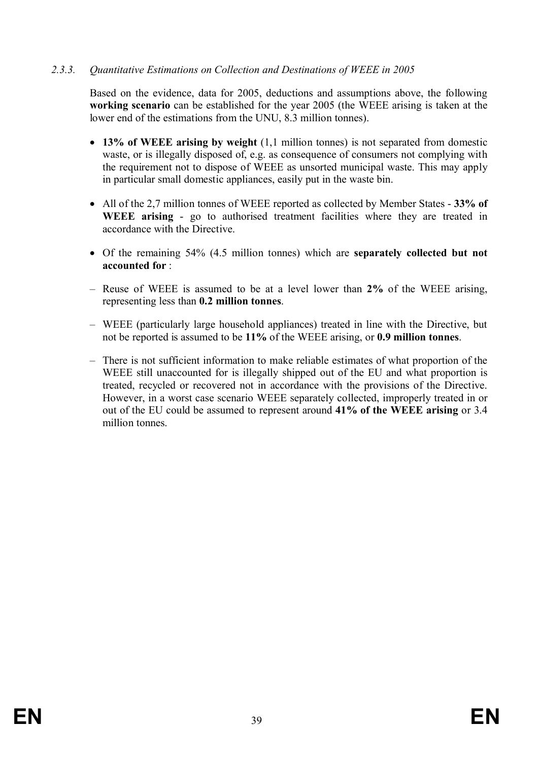#### *2.3.3. Quantitative Estimations on Collection and Destinations of WEEE in 2005*

Based on the evidence, data for 2005, deductions and assumptions above, the following **working scenario** can be established for the year 2005 (the WEEE arising is taken at the lower end of the estimations from the UNU, 8.3 million tonnes).

- **13% of WEEE arising by weight** (1,1 million tonnes) is not separated from domestic waste, or is illegally disposed of, e.g. as consequence of consumers not complying with the requirement not to dispose of WEEE as unsorted municipal waste. This may apply in particular small domestic appliances, easily put in the waste bin.
- All of the 2,7 million tonnes of WEEE reported as collected by Member States - **33% of WEEE arising** - go to authorised treatment facilities where they are treated in accordance with the Directive.
- Of the remaining 54% (4.5 million tonnes) which are **separately collected but not accounted for** :

– Reuse of WEEE is assumed to be at a level lower than **2%** of the WEEE arising, representing less than **0.2 million tonnes**.

– WEEE (particularly large household appliances) treated in line with the Directive, but not be reported is assumed to be **11%** of the WEEE arising, or **0.9 million tonnes**.

– There is not sufficient information to make reliable estimates of what proportion of the WEEE still unaccounted for is illegally shipped out of the EU and what proportion is treated, recycled or recovered not in accordance with the provisions of the Directive. However, in a worst case scenario WEEE separately collected, improperly treated in or out of the EU could be assumed to represent around **41% of the WEEE arising** or 3.4 million tonnes.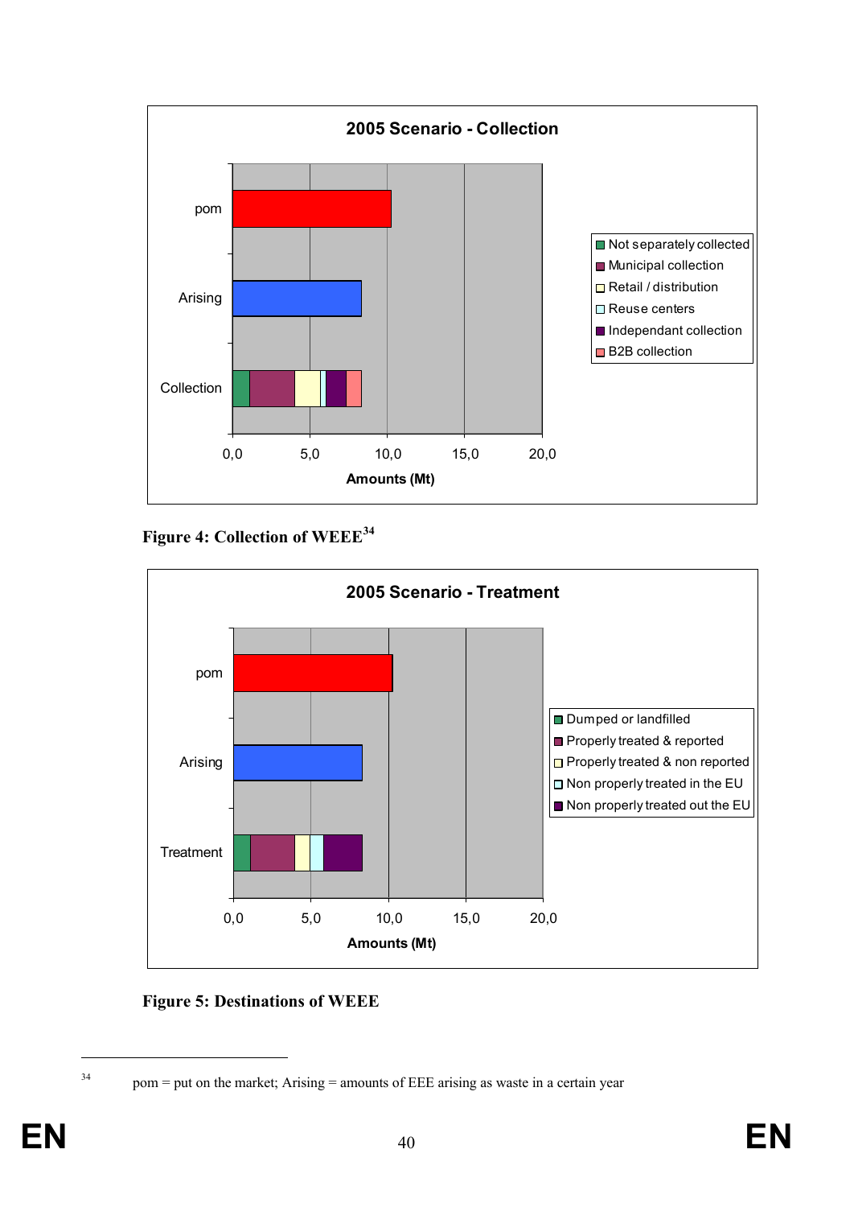**2005 Scenario - Collection**

Figure 4: Collection of WEEE[34]

**2005 Scenario - Treatment**

Figure 5: Destinations of WEEE

[34] pom = put on the market; Arising = amounts of EEE arising as waste in a certain year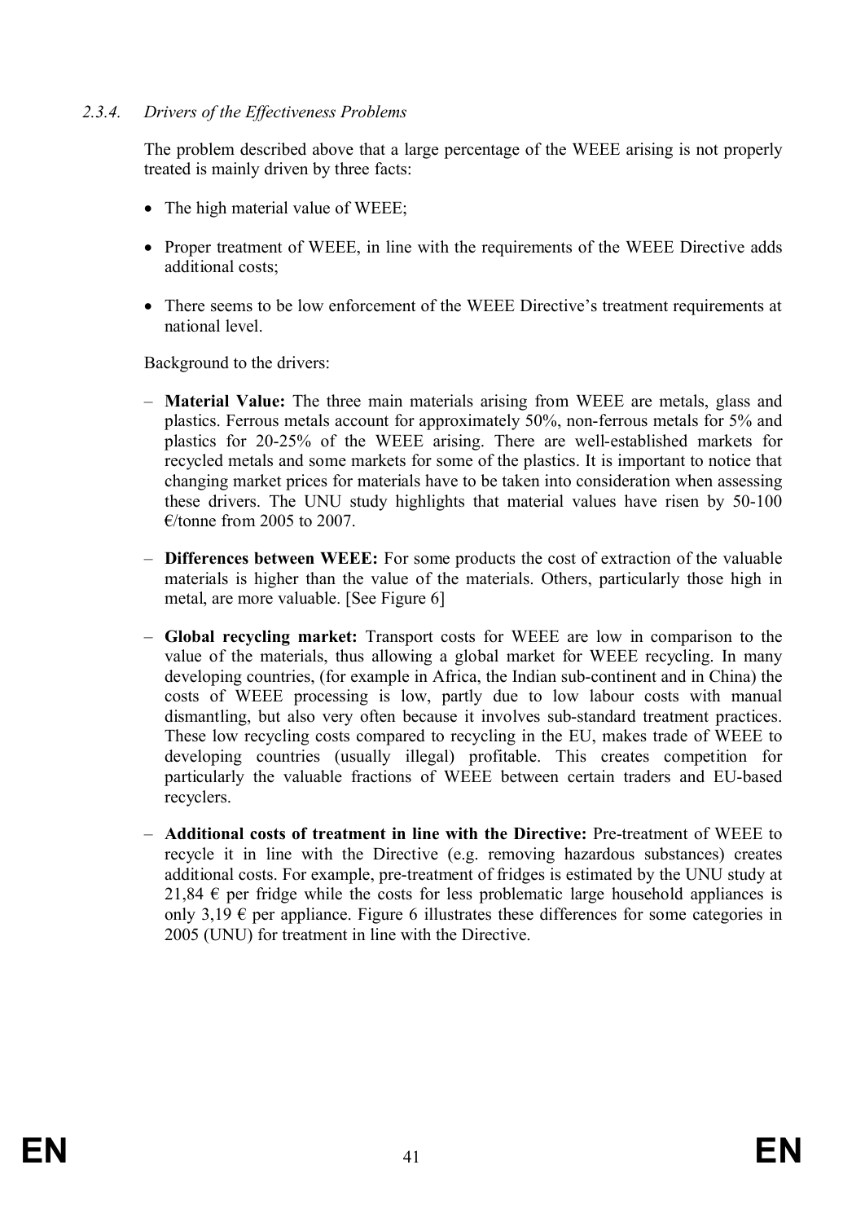### *2.3.4. Drivers of the Effectiveness Problems*

The problem described above that a large percentage of the WEEE arising is not properly treated is mainly driven by three facts:

- The high material value of WEEE;
- Proper treatment of WEEE, in line with the requirements of the WEEE Directive adds additional costs;
- There seems to be low enforcement of the WEEE Directive's treatment requirements at national level.

Background to the drivers:

- **Material Value:** The three main materials arising from WEEE are metals, glass and plastics. Ferrous metals account for approximately 50%, non-ferrous metals for 5% and plastics for 20-25% of the WEEE arising. There are well-established markets for recycled metals and some markets for some of the plastics. It is important to notice that changing market prices for materials have to be taken into consideration when assessing these drivers. The UNU study highlights that material values have risen by 50-100 €/tonne from 2005 to 2007.
- **Differences between WEEE:** For some products the cost of extraction of the valuable materials is higher than the value of the materials. Others, particularly those high in metal, are more valuable. [See Figure 6]
- **Global recycling market:** Transport costs for WEEE are low in comparison to the value of the materials, thus allowing a global market for WEEE recycling. In many developing countries, (for example in Africa, the Indian sub-continent and in China) the costs of WEEE processing is low, partly due to low labour costs with manual dismantling, but also very often because it involves sub-standard treatment practices. These low recycling costs compared to recycling in the EU, makes trade of WEEE to developing countries (usually illegal) profitable. This creates competition for particularly the valuable fractions of WEEE between certain traders and EU-based recyclers.
- **Additional costs of treatment in line with the Directive:** Pre-treatment of WEEE to recycle it in line with the Directive (e.g. removing hazardous substances) creates additional costs. For example, pre-treatment of fridges is estimated by the UNU study at 21,84 € per fridge while the costs for less problematic large household appliances is only 3,19 € per appliance. Figure 6 illustrates these differences for some categories in 2005 (UNU) for treatment in line with the Directive.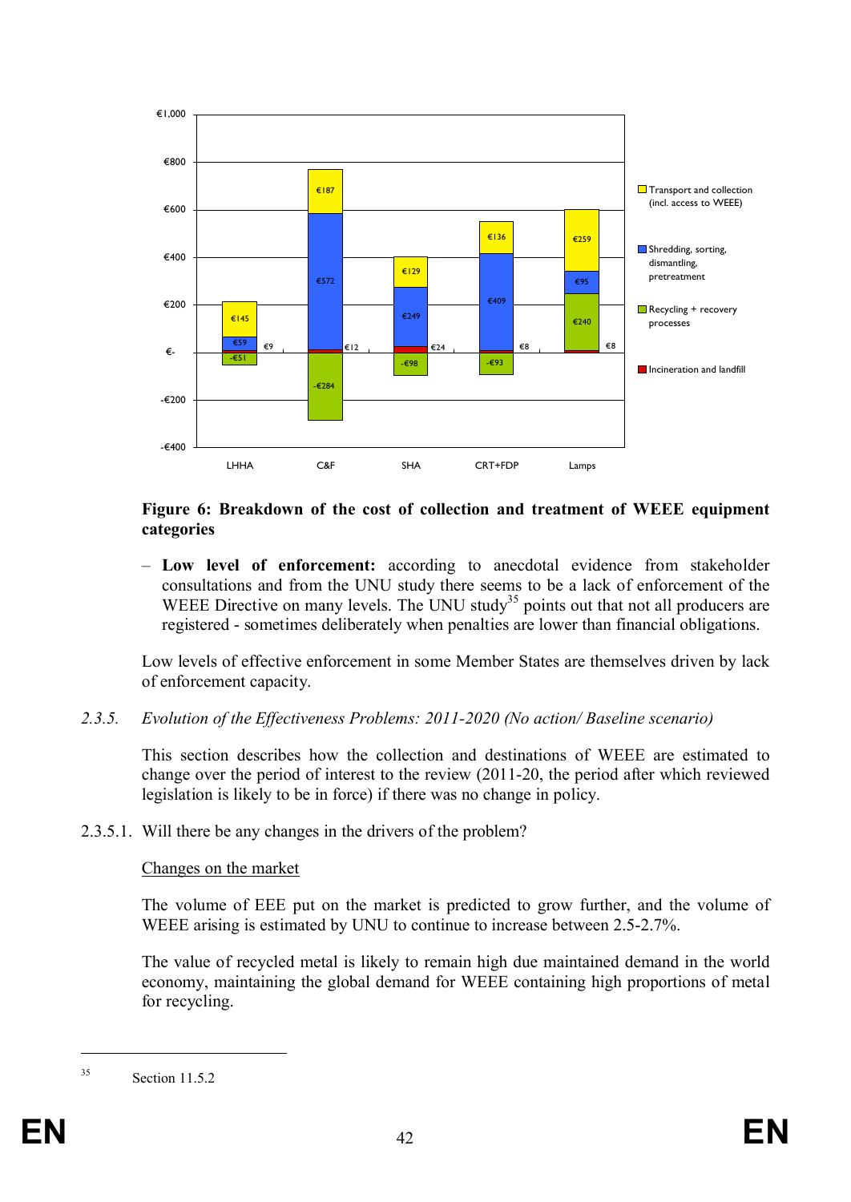**Figure 6: Breakdown of the cost of collection and treatment of WEEE equipment categories**

– **Low level of enforcement:** according to anecdotal evidence from stakeholder consultations and from the UNU study there seems to be a lack of enforcement of the WEEE Directive on many levels. The UNU study[35] points out that not all producers are registered - sometimes deliberately when penalties are lower than financial obligations.

Low levels of effective enforcement in some Member States are themselves driven by lack of enforcement capacity.

### *2.3.5. Evolution of the Effectiveness Problems: 2011-2020 (No action/ Baseline scenario)*

This section describes how the collection and destinations of WEEE are estimated to change over the period of interest to the review (2011-20, the period after which reviewed legislation is likely to be in force) if there was no change in policy.

#### 2.3.5.1. Will there be any changes in the drivers of the problem?

Changes on the market

The volume of EEE put on the market is predicted to grow further, and the volume of WEEE arising is estimated by UNU to continue to increase between 2.5-2.7%.

The value of recycled metal is likely to remain high due maintained demand in the world economy, maintaining the global demand for WEEE containing high proportions of metal for recycling.

[35] Section 11.5.2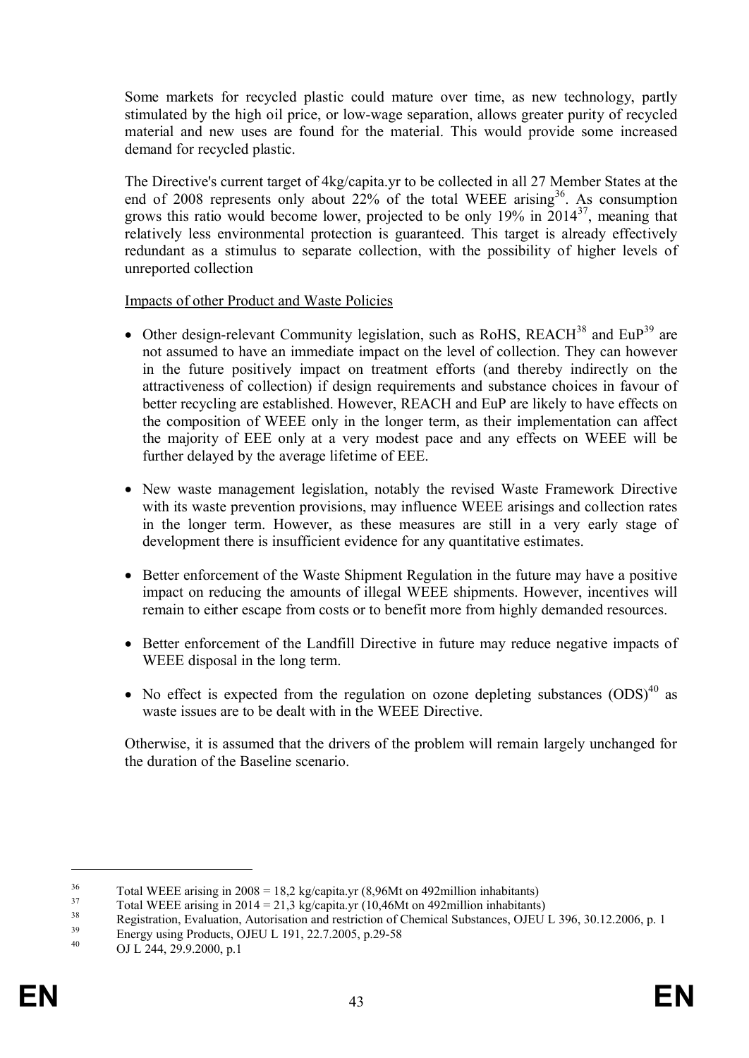Some markets for recycled plastic could mature over time, as new technology, partly stimulated by the high oil price, or low-wage separation, allows greater purity of recycled material and new uses are found for the material. This would provide some increased demand for recycled plastic.

The Directive's current target of 4kg/capita.yr to be collected in all 27 Member States at the end of 2008 represents only about 22% of the total WEEE arising[36]. As consumption grows this ratio would become lower, projected to be only 19% in 2014[37], meaning that relatively less environmental protection is guaranteed. This target is already effectively redundant as a stimulus to separate collection, with the possibility of higher levels of unreported collection

Impacts of other Product and Waste Policies

- Other design-relevant Community legislation, such as RoHS, REACH[38] and EuP[39] are not assumed to have an immediate impact on the level of collection. They can however in the future positively impact on treatment efforts (and thereby indirectly on the attractiveness of collection) if design requirements and substance choices in favour of better recycling are established. However, REACH and EuP are likely to have effects on the composition of WEEE only in the longer term, as their implementation can affect the majority of EEE only at a very modest pace and any effects on WEEE will be further delayed by the average lifetime of EEE.

- New waste management legislation, notably the revised Waste Framework Directive with its waste prevention provisions, may influence WEEE arisings and collection rates in the longer term. However, as these measures are still in a very early stage of development there is insufficient evidence for any quantitative estimates.

- Better enforcement of the Waste Shipment Regulation in the future may have a positive impact on reducing the amounts of illegal WEEE shipments. However, incentives will remain to either escape from costs or to benefit more from highly demanded resources.

- Better enforcement of the Landfill Directive in future may reduce negative impacts of WEEE disposal in the long term.

- No effect is expected from the regulation on ozone depleting substances (ODS)[40] as waste issues are to be dealt with in the WEEE Directive.

Otherwise, it is assumed that the drivers of the problem will remain largely unchanged for the duration of the Baseline scenario.

---

[36] Total WEEE arising in 2008 = 18,2 kg/capita.yr (8,96Mt on 492million inhabitants)

[37] Total WEEE arising in 2014 = 21,3 kg/capita.yr (10,46Mt on 492million inhabitants)

[38] Registration, Evaluation, Autorisation and restriction of Chemical Substances, OJEU L 396, 30.12.2006, p. 1

[39] Energy using Products, OJEU L 191, 22.7.2005, p.29-58

[40] OJ L 244, 29.9.2000, p.1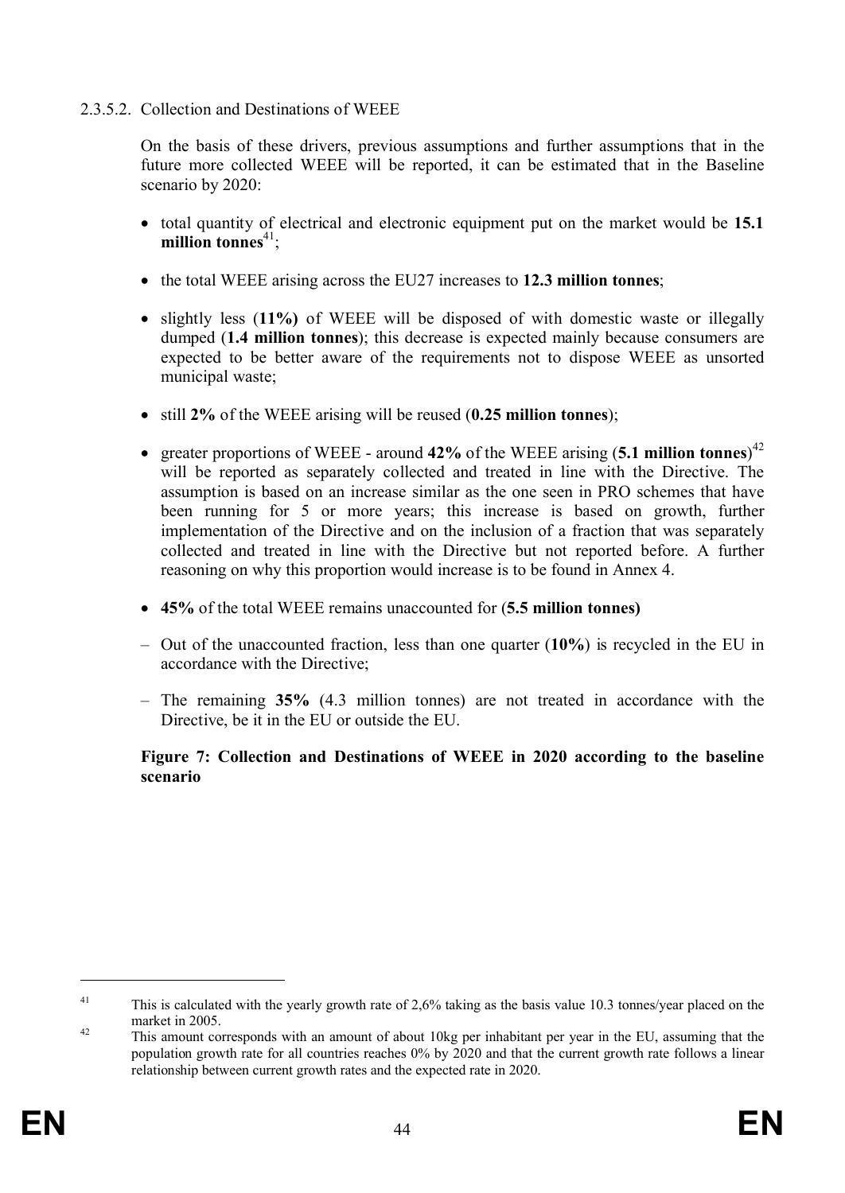### 2.3.5.2. Collection and Destinations of WEEE

On the basis of these drivers, previous assumptions and further assumptions that in the future more collected WEEE will be reported, it can be estimated that in the Baseline scenario by 2020:

- total quantity of electrical and electronic equipment put on the market would be **15.1 million tonnes**[41];
- the total WEEE arising across the EU27 increases to **12.3 million tonnes**;
- slightly less (**11%)** of WEEE will be disposed of with domestic waste or illegally dumped (**1.4 million tonnes**); this decrease is expected mainly because consumers are expected to be better aware of the requirements not to dispose WEEE as unsorted municipal waste;
- still **2%** of the WEEE arising will be reused (**0.25 million tonnes**);
- greater proportions of WEEE - around **42%** of the WEEE arising (**5.1 million tonnes**)[42] will be reported as separately collected and treated in line with the Directive. The assumption is based on an increase similar as the one seen in PRO schemes that have been running for 5 or more years; this increase is based on growth, further implementation of the Directive and on the inclusion of a fraction that was separately collected and treated in line with the Directive but not reported before. A further reasoning on why this proportion would increase is to be found in Annex 4.
- **45%** of the total WEEE remains unaccounted for (**5.5 million tonnes)**

– Out of the unaccounted fraction, less than one quarter (**10%**) is recycled in the EU in accordance with the Directive;

– The remaining **35%** (4.3 million tonnes) are not treated in accordance with the Directive, be it in the EU or outside the EU.

**Figure 7: Collection and Destinations of WEEE in 2020 according to the baseline scenario**

---

[41] This is calculated with the yearly growth rate of 2,6% taking as the basis value 10.3 tonnes/year placed on the market in 2005.

[42] This amount corresponds with an amount of about 10kg per inhabitant per year in the EU, assuming that the population growth rate for all countries reaches 0% by 2020 and that the current growth rate follows a linear relationship between current growth rates and the expected rate in 2020.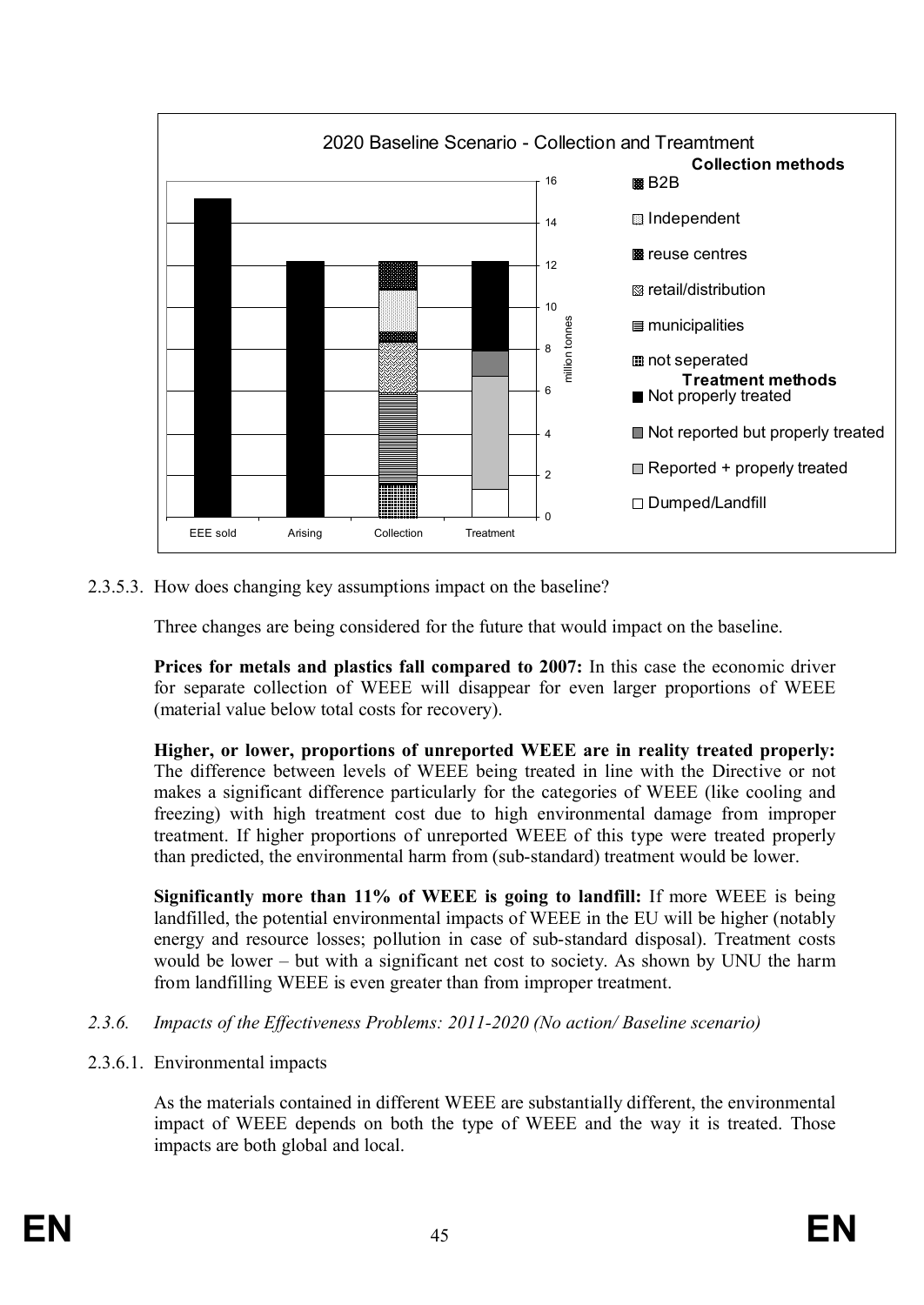2020 Baseline Scenario - Collection and Treamtment

2.3.5.3. How does changing key assumptions impact on the baseline?

Three changes are being considered for the future that would impact on the baseline.

**Prices for metals and plastics fall compared to 2007:** In this case the economic driver for separate collection of WEEE will disappear for even larger proportions of WEEE (material value below total costs for recovery).

**Higher, or lower, proportions of unreported WEEE are in reality treated properly:** The difference between levels of WEEE being treated in line with the Directive or not makes a significant difference particularly for the categories of WEEE (like cooling and freezing) with high treatment cost due to high environmental damage from improper treatment. If higher proportions of unreported WEEE of this type were treated properly than predicted, the environmental harm from (sub-standard) treatment would be lower.

**Significantly more than 11% of WEEE is going to landfill:** If more WEEE is being landfilled, the potential environmental impacts of WEEE in the EU will be higher (notably energy and resource losses; pollution in case of sub-standard disposal). Treatment costs would be lower – but with a significant net cost to society. As shown by UNU the harm from landfilling WEEE is even greater than from improper treatment.

*2.3.6. Impacts of the Effectiveness Problems: 2011-2020 (No action/ Baseline scenario)*

2.3.6.1. Environmental impacts

As the materials contained in different WEEE are substantially different, the environmental impact of WEEE depends on both the type of WEEE and the way it is treated. Those impacts are both global and local.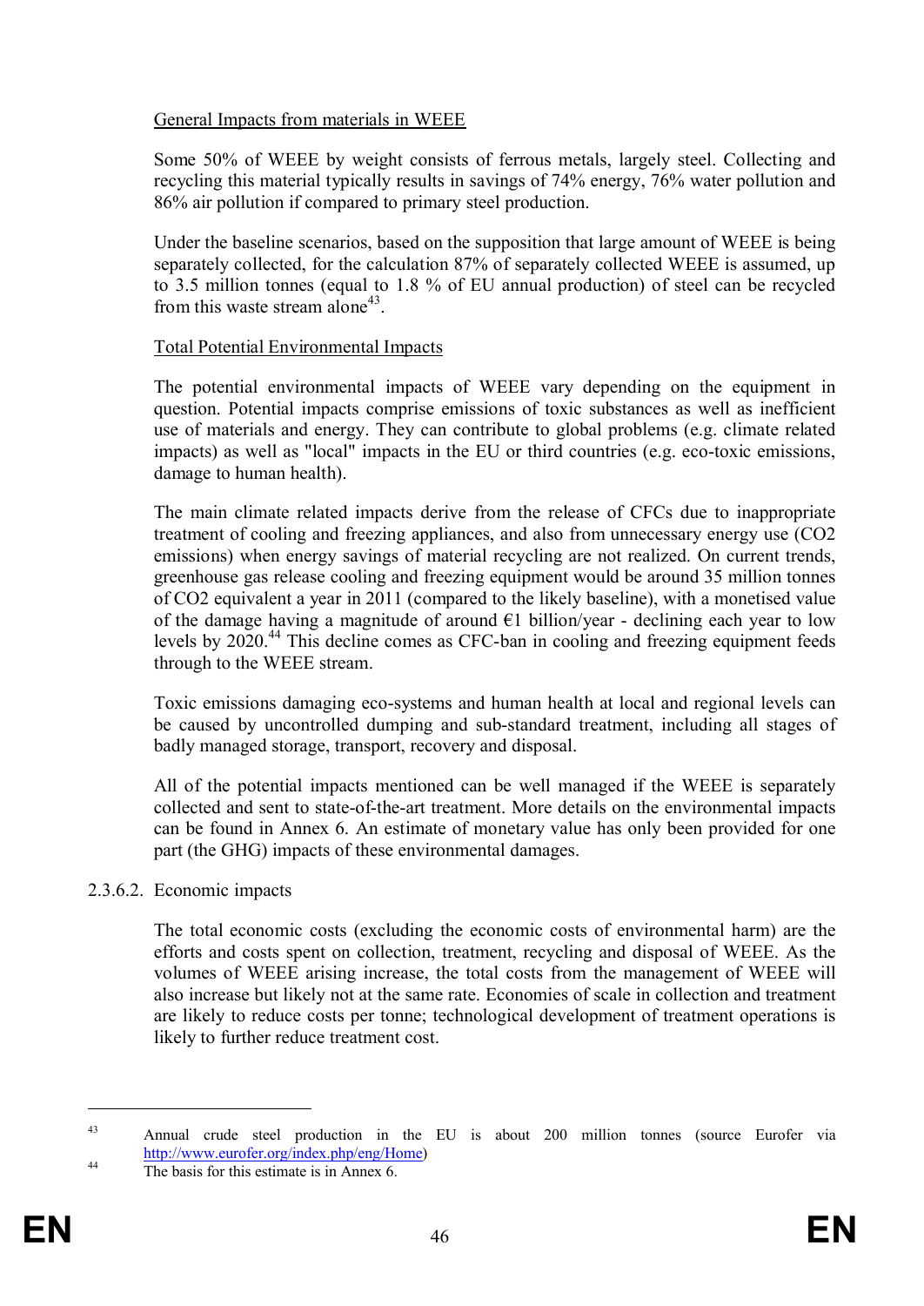General Impacts from materials in WEEE

Some 50% of WEEE by weight consists of ferrous metals, largely steel. Collecting and recycling this material typically results in savings of 74% energy, 76% water pollution and 86% air pollution if compared to primary steel production.

Under the baseline scenarios, based on the supposition that large amount of WEEE is being separately collected, for the calculation 87% of separately collected WEEE is assumed, up to 3.5 million tonnes (equal to 1.8 % of EU annual production) of steel can be recycled from this waste stream alone[43].

Total Potential Environmental Impacts

The potential environmental impacts of WEEE vary depending on the equipment in question. Potential impacts comprise emissions of toxic substances as well as inefficient use of materials and energy. They can contribute to global problems (e.g. climate related impacts) as well as "local" impacts in the EU or third countries (e.g. eco-toxic emissions, damage to human health).

The main climate related impacts derive from the release of CFCs due to inappropriate treatment of cooling and freezing appliances, and also from unnecessary energy use ($CO_2$ emissions) when energy savings of material recycling are not realized. On current trends, greenhouse gas release cooling and freezing equipment would be around 35 million tonnes of $CO_2$ equivalent a year in 2011 (compared to the likely baseline), with a monetised value of the damage having a magnitude of around €1 billion/year - declining each year to low levels by 2020.[44] This decline comes as CFC-ban in cooling and freezing equipment feeds through to the WEEE stream.

Toxic emissions damaging eco-systems and human health at local and regional levels can be caused by uncontrolled dumping and sub-standard treatment, including all stages of badly managed storage, transport, recovery and disposal.

All of the potential impacts mentioned can be well managed if the WEEE is separately collected and sent to state-of-the-art treatment. More details on the environmental impacts can be found in Annex 6. An estimate of monetary value has only been provided for one part (the GHG) impacts of these environmental damages.

#### 2.3.6.2. Economic impacts

The total economic costs (excluding the economic costs of environmental harm) are the efforts and costs spent on collection, treatment, recycling and disposal of WEEE. As the volumes of WEEE arising increase, the total costs from the management of WEEE will also increase but likely not at the same rate. Economies of scale in collection and treatment are likely to reduce costs per tonne; technological development of treatment operations is likely to further reduce treatment cost.

---

[43] Annual crude steel production in the EU is about 200 million tonnes (source Eurofer via http://www.eurofer.org/index.php/eng/Home)

[44] The basis for this estimate is in Annex 6.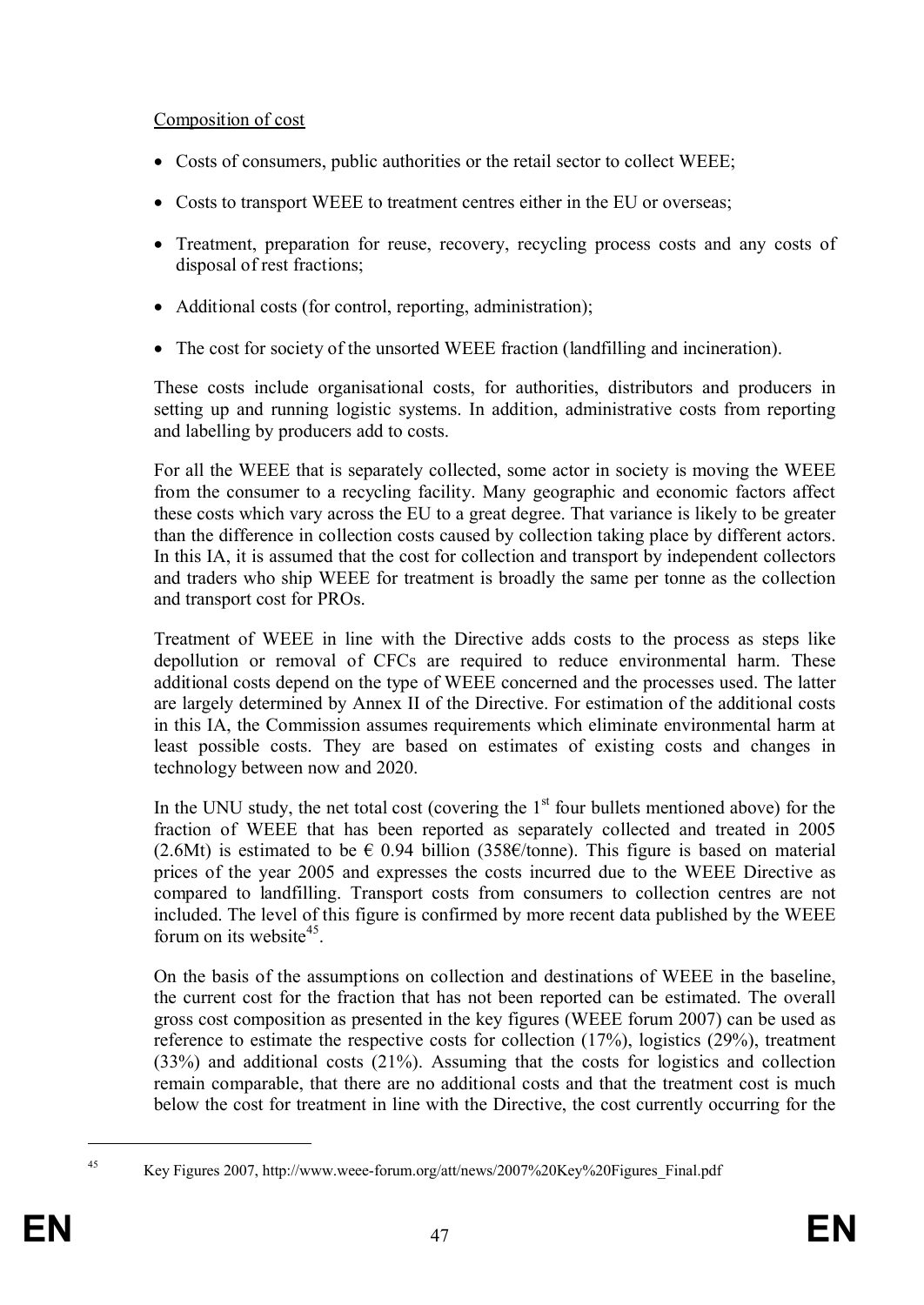Composition of cost

- Costs of consumers, public authorities or the retail sector to collect WEEE;
- Costs to transport WEEE to treatment centres either in the EU or overseas;
- Treatment, preparation for reuse, recovery, recycling process costs and any costs of disposal of rest fractions;
- Additional costs (for control, reporting, administration);
- The cost for society of the unsorted WEEE fraction (landfilling and incineration).

These costs include organisational costs, for authorities, distributors and producers in setting up and running logistic systems. In addition, administrative costs from reporting and labelling by producers add to costs.

For all the WEEE that is separately collected, some actor in society is moving the WEEE from the consumer to a recycling facility. Many geographic and economic factors affect these costs which vary across the EU to a great degree. That variance is likely to be greater than the difference in collection costs caused by collection taking place by different actors. In this IA, it is assumed that the cost for collection and transport by independent collectors and traders who ship WEEE for treatment is broadly the same per tonne as the collection and transport cost for PROs.

Treatment of WEEE in line with the Directive adds costs to the process as steps like depollution or removal of CFCs are required to reduce environmental harm. These additional costs depend on the type of WEEE concerned and the processes used. The latter are largely determined by Annex II of the Directive. For estimation of the additional costs in this IA, the Commission assumes requirements which eliminate environmental harm at least possible costs. They are based on estimates of existing costs and changes in technology between now and 2020.

In the UNU study, the net total cost (covering the 1st four bullets mentioned above) for the fraction of WEEE that has been reported as separately collected and treated in 2005 (2.6Mt) is estimated to be € 0.94 billion (358€/tonne). This figure is based on material prices of the year 2005 and expresses the costs incurred due to the WEEE Directive as compared to landfilling. Transport costs from consumers to collection centres are not included. The level of this figure is confirmed by more recent data published by the WEEE forum on its website[45].

On the basis of the assumptions on collection and destinations of WEEE in the baseline, the current cost for the fraction that has not been reported can be estimated. The overall gross cost composition as presented in the key figures (WEEE forum 2007) can be used as reference to estimate the respective costs for collection (17%), logistics (29%), treatment (33%) and additional costs (21%). Assuming that the costs for logistics and collection remain comparable, that there are no additional costs and that the treatment cost is much below the cost for treatment in line with the Directive, the cost currently occurring for the

[45] Key Figures 2007, http://www.weee-forum.org/att/news/2007%20Key%20Figures_Final.pdf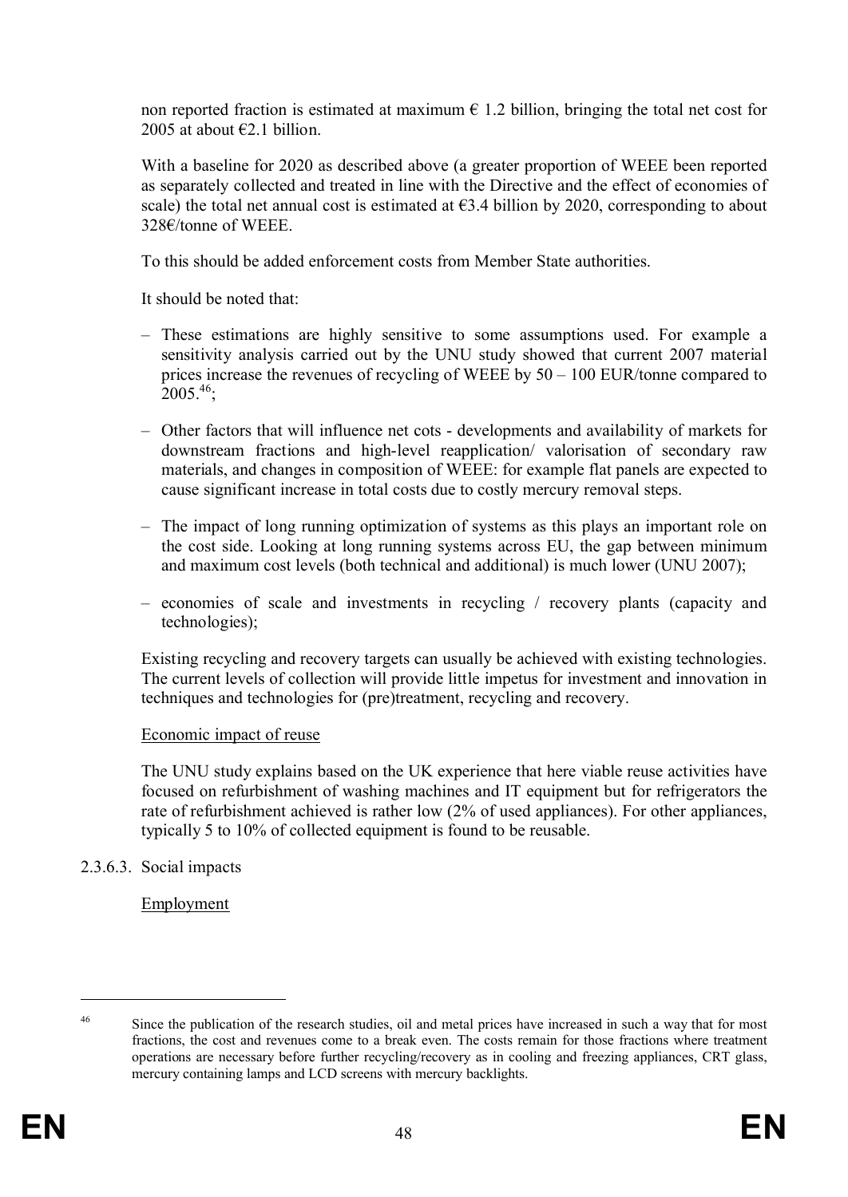non reported fraction is estimated at maximum € 1.2 billion, bringing the total net cost for 2005 at about €2.1 billion.

With a baseline for 2020 as described above (a greater proportion of WEEE been reported as separately collected and treated in line with the Directive and the effect of economies of scale) the total net annual cost is estimated at €3.4 billion by 2020, corresponding to about 328€/tonne of WEEE.

To this should be added enforcement costs from Member State authorities.

It should be noted that:

– These estimations are highly sensitive to some assumptions used. For example a sensitivity analysis carried out by the UNU study showed that current 2007 material prices increase the revenues of recycling of WEEE by 50 – 100 EUR/tonne compared to 2005.[46];

– Other factors that will influence net cots - developments and availability of markets for downstream fractions and high-level reapplication/ valorisation of secondary raw materials, and changes in composition of WEEE: for example flat panels are expected to cause significant increase in total costs due to costly mercury removal steps.

– The impact of long running optimization of systems as this plays an important role on the cost side. Looking at long running systems across EU, the gap between minimum and maximum cost levels (both technical and additional) is much lower (UNU 2007);

– economies of scale and investments in recycling / recovery plants (capacity and technologies);

Existing recycling and recovery targets can usually be achieved with existing technologies. The current levels of collection will provide little impetus for investment and innovation in techniques and technologies for (pre)treatment, recycling and recovery.

Economic impact of reuse

The UNU study explains based on the UK experience that here viable reuse activities have focused on refurbishment of washing machines and IT equipment but for refrigerators the rate of refurbishment achieved is rather low (2% of used appliances). For other appliances, typically 5 to 10% of collected equipment is found to be reusable.

2.3.6.3. Social impacts

Employment

[46] Since the publication of the research studies, oil and metal prices have increased in such a way that for most fractions, the cost and revenues come to a break even. The costs remain for those fractions where treatment operations are necessary before further recycling/recovery as in cooling and freezing appliances, CRT glass, mercury containing lamps and LCD screens with mercury backlights.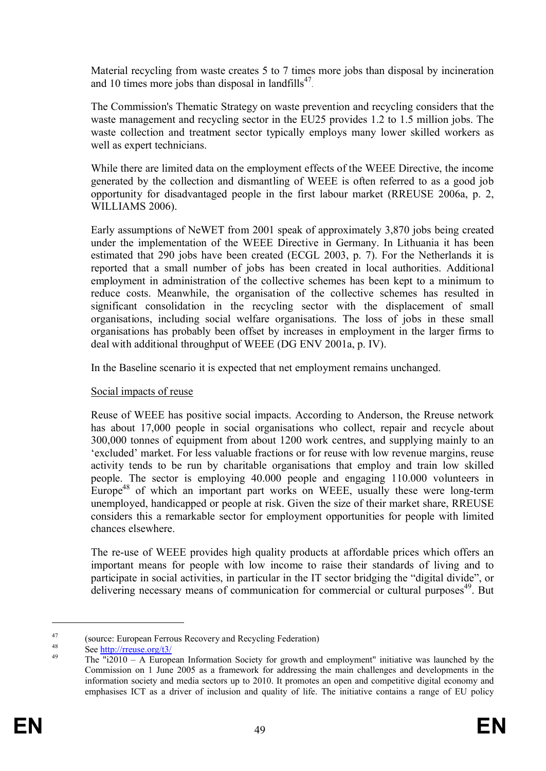Material recycling from waste creates 5 to 7 times more jobs than disposal by incineration and 10 times more jobs than disposal in landfills[47].

The Commission's Thematic Strategy on waste prevention and recycling considers that the waste management and recycling sector in the EU25 provides 1.2 to 1.5 million jobs. The waste collection and treatment sector typically employs many lower skilled workers as well as expert technicians.

While there are limited data on the employment effects of the WEEE Directive, the income generated by the collection and dismantling of WEEE is often referred to as a good job opportunity for disadvantaged people in the first labour market (RREUSE 2006a, p. 2, WILLIAMS 2006).

Early assumptions of NeWET from 2001 speak of approximately 3,870 jobs being created under the implementation of the WEEE Directive in Germany. In Lithuania it has been estimated that 290 jobs have been created (ECGL 2003, p. 7). For the Netherlands it is reported that a small number of jobs has been created in local authorities. Additional employment in administration of the collective schemes has been kept to a minimum to reduce costs. Meanwhile, the organisation of the collective schemes has resulted in significant consolidation in the recycling sector with the displacement of small organisations, including social welfare organisations. The loss of jobs in these small organisations has probably been offset by increases in employment in the larger firms to deal with additional throughput of WEEE (DG ENV 2001a, p. IV).

In the Baseline scenario it is expected that net employment remains unchanged.

<u>Social impacts of reuse</u>

Reuse of WEEE has positive social impacts. According to Anderson, the Rreuse network has about 17,000 people in social organisations who collect, repair and recycle about 300,000 tonnes of equipment from about 1200 work centres, and supplying mainly to an 'excluded' market. For less valuable fractions or for reuse with low revenue margins, reuse activity tends to be run by charitable organisations that employ and train low skilled people. The sector is employing 40.000 people and engaging 110.000 volunteers in Europe[48] of which an important part works on WEEE, usually these were long-term unemployed, handicapped or people at risk. Given the size of their market share, RREUSE considers this a remarkable sector for employment opportunities for people with limited chances elsewhere.

The re-use of WEEE provides high quality products at affordable prices which offers an important means for people with low income to raise their standards of living and to participate in social activities, in particular in the IT sector bridging the "digital divide", or delivering necessary means of communication for commercial or cultural purposes[49]. But

---

[47] (source: European Ferrous Recovery and Recycling Federation)

[48] See http://rreuse.org/t3/

[49] The "i2010 – A European Information Society for growth and employment" initiative was launched by the Commission on 1 June 2005 as a framework for addressing the main challenges and developments in the information society and media sectors up to 2010. It promotes an open and competitive digital economy and emphasises ICT as a driver of inclusion and quality of life. The initiative contains a range of EU policy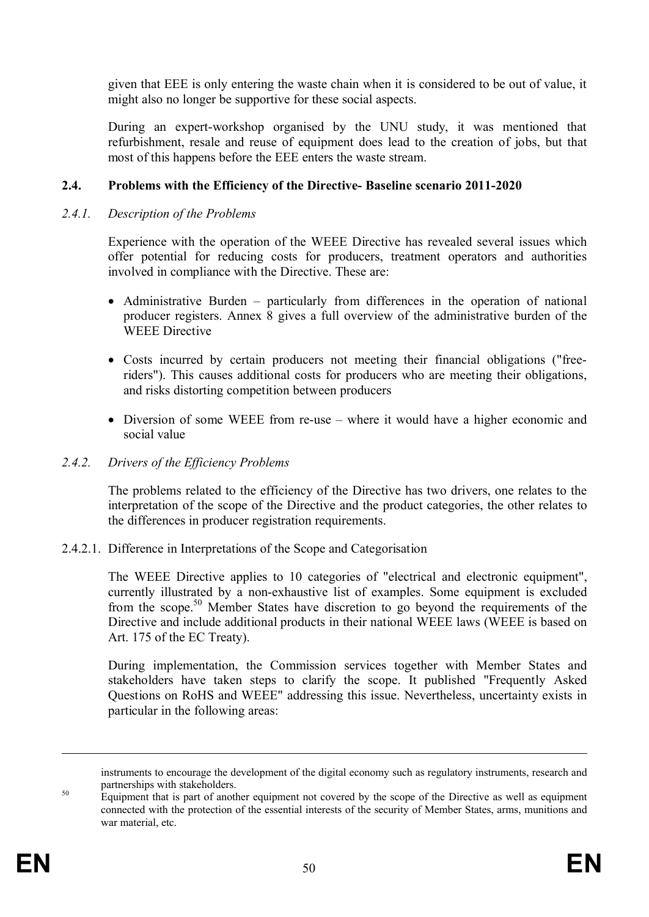given that EEE is only entering the waste chain when it is considered to be out of value, it might also no longer be supportive for these social aspects.

During an expert-workshop organised by the UNU study, it was mentioned that refurbishment, resale and reuse of equipment does lead to the creation of jobs, but that most of this happens before the EEE enters the waste stream.

### 2.4. Problems with the Efficiency of the Directive- Baseline scenario 2011-2020

#### *2.4.1. Description of the Problems*

Experience with the operation of the WEEE Directive has revealed several issues which offer potential for reducing costs for producers, treatment operators and authorities involved in compliance with the Directive. These are:

- Administrative Burden – particularly from differences in the operation of national producer registers. Annex 8 gives a full overview of the administrative burden of the WEEE Directive
- Costs incurred by certain producers not meeting their financial obligations ("free-riders"). This causes additional costs for producers who are meeting their obligations, and risks distorting competition between producers
- Diversion of some WEEE from re-use – where it would have a higher economic and social value

#### *2.4.2. Drivers of the Efficiency Problems*

The problems related to the efficiency of the Directive has two drivers, one relates to the interpretation of the scope of the Directive and the product categories, the other relates to the differences in producer registration requirements.

##### 2.4.2.1. Difference in Interpretations of the Scope and Categorisation

The WEEE Directive applies to 10 categories of "electrical and electronic equipment", currently illustrated by a non-exhaustive list of examples. Some equipment is excluded from the scope.[50] Member States have discretion to go beyond the requirements of the Directive and include additional products in their national WEEE laws (WEEE is based on Art. 175 of the EC Treaty).

During implementation, the Commission services together with Member States and stakeholders have taken steps to clarify the scope. It published "Frequently Asked Questions on RoHS and WEEE" addressing this issue. Nevertheless, uncertainty exists in particular in the following areas:

---

instruments to encourage the development of the digital economy such as regulatory instruments, research and partnerships with stakeholders.

[50] Equipment that is part of another equipment not covered by the scope of the Directive as well as equipment connected with the protection of the essential interests of the security of Member States, arms, munitions and war material, etc.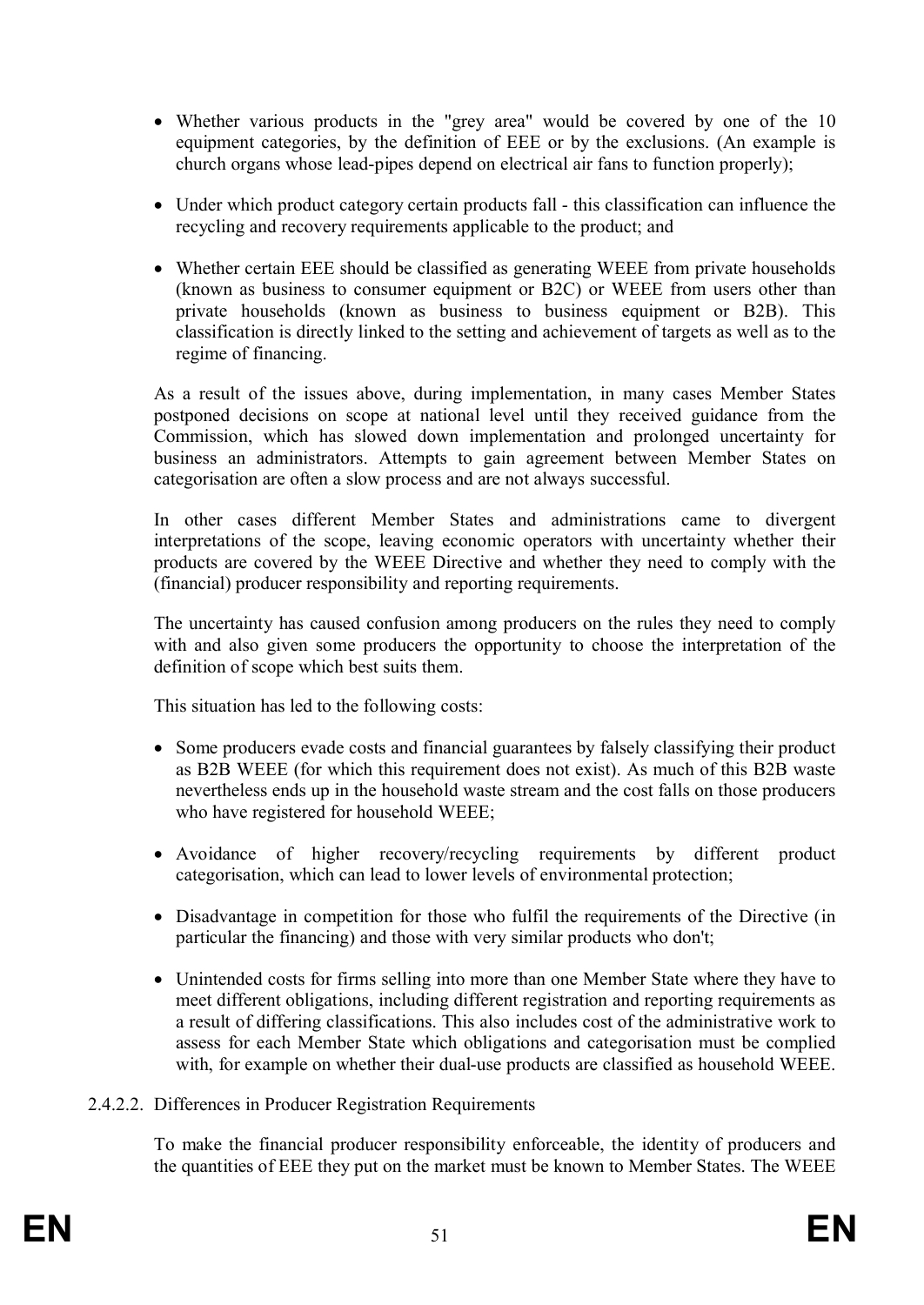- Whether various products in the "grey area" would be covered by one of the 10 equipment categories, by the definition of EEE or by the exclusions. (An example is church organs whose lead-pipes depend on electrical air fans to function properly);
- Under which product category certain products fall - this classification can influence the recycling and recovery requirements applicable to the product; and
- Whether certain EEE should be classified as generating WEEE from private households (known as business to consumer equipment or B2C) or WEEE from users other than private households (known as business to business equipment or B2B). This classification is directly linked to the setting and achievement of targets as well as to the regime of financing.

As a result of the issues above, during implementation, in many cases Member States postponed decisions on scope at national level until they received guidance from the Commission, which has slowed down implementation and prolonged uncertainty for business an administrators. Attempts to gain agreement between Member States on categorisation are often a slow process and are not always successful.

In other cases different Member States and administrations came to divergent interpretations of the scope, leaving economic operators with uncertainty whether their products are covered by the WEEE Directive and whether they need to comply with the (financial) producer responsibility and reporting requirements.

The uncertainty has caused confusion among producers on the rules they need to comply with and also given some producers the opportunity to choose the interpretation of the definition of scope which best suits them.

This situation has led to the following costs:

- Some producers evade costs and financial guarantees by falsely classifying their product as B2B WEEE (for which this requirement does not exist). As much of this B2B waste nevertheless ends up in the household waste stream and the cost falls on those producers who have registered for household WEEE;
- Avoidance of higher recovery/recycling requirements by different product categorisation, which can lead to lower levels of environmental protection;
- Disadvantage in competition for those who fulfil the requirements of the Directive (in particular the financing) and those with very similar products who don't;
- Unintended costs for firms selling into more than one Member State where they have to meet different obligations, including different registration and reporting requirements as a result of differing classifications. This also includes cost of the administrative work to assess for each Member State which obligations and categorisation must be complied with, for example on whether their dual-use products are classified as household WEEE.

#### 2.4.2.2. Differences in Producer Registration Requirements

To make the financial producer responsibility enforceable, the identity of producers and the quantities of EEE they put on the market must be known to Member States. The WEEE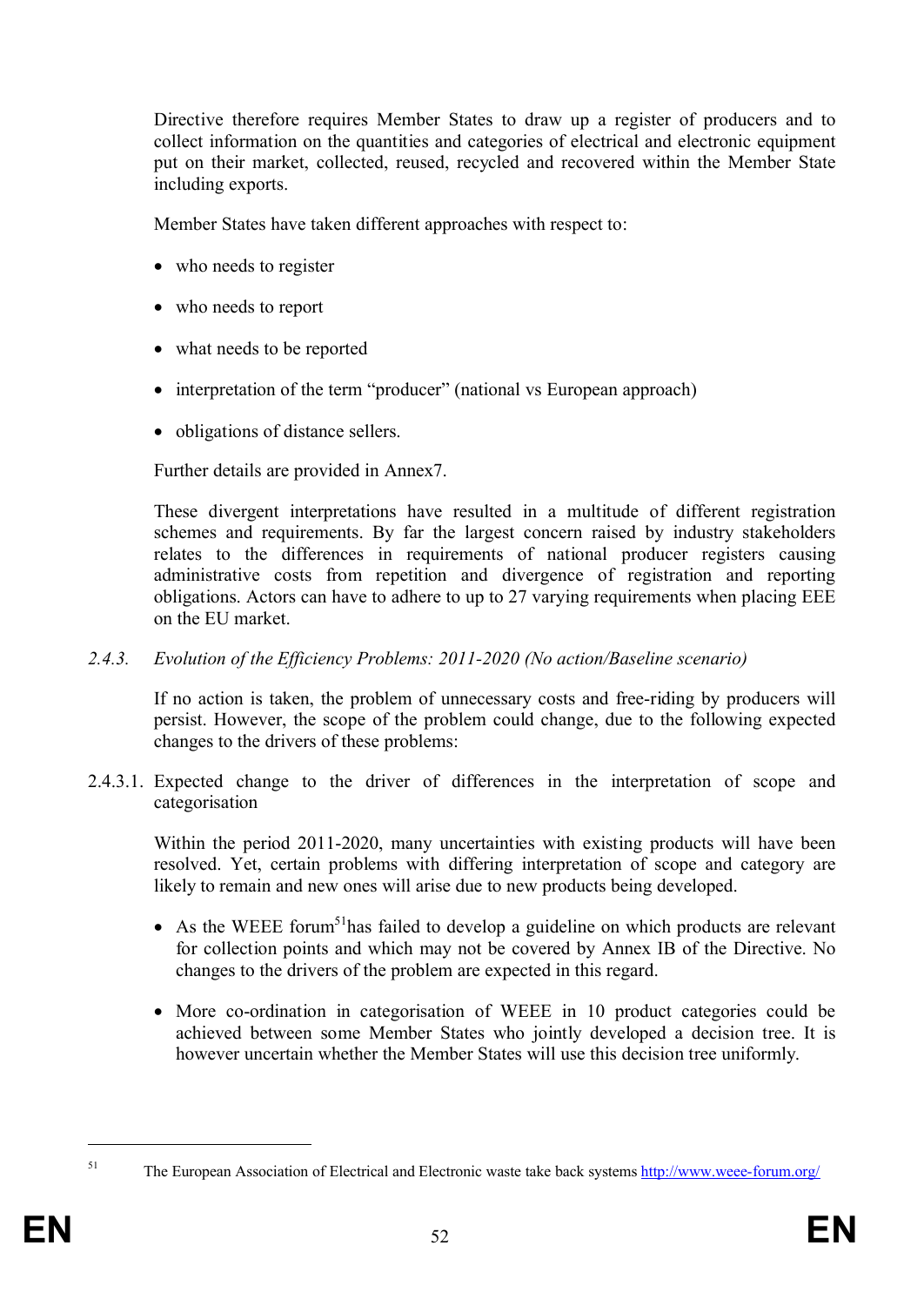Directive therefore requires Member States to draw up a register of producers and to collect information on the quantities and categories of electrical and electronic equipment put on their market, collected, reused, recycled and recovered within the Member State including exports.

Member States have taken different approaches with respect to:

- who needs to register
- who needs to report
- what needs to be reported
- interpretation of the term "producer" (national vs European approach)
- obligations of distance sellers.

Further details are provided in Annex7.

These divergent interpretations have resulted in a multitude of different registration schemes and requirements. By far the largest concern raised by industry stakeholders relates to the differences in requirements of national producer registers causing administrative costs from repetition and divergence of registration and reporting obligations. Actors can have to adhere to up to 27 varying requirements when placing EEE on the EU market.

### *2.4.3. Evolution of the Efficiency Problems: 2011-2020 (No action/Baseline scenario)*

If no action is taken, the problem of unnecessary costs and free-riding by producers will persist. However, the scope of the problem could change, due to the following expected changes to the drivers of these problems:

#### 2.4.3.1. Expected change to the driver of differences in the interpretation of scope and categorisation

Within the period 2011-2020, many uncertainties with existing products will have been resolved. Yet, certain problems with differing interpretation of scope and category are likely to remain and new ones will arise due to new products being developed.

- As the WEEE forum[51]has failed to develop a guideline on which products are relevant for collection points and which may not be covered by Annex IB of the Directive. No changes to the drivers of the problem are expected in this regard.
- More co-ordination in categorisation of WEEE in 10 product categories could be achieved between some Member States who jointly developed a decision tree. It is however uncertain whether the Member States will use this decision tree uniformly.

[51] The European Association of Electrical and Electronic waste take back systems http://www.weee-forum.org/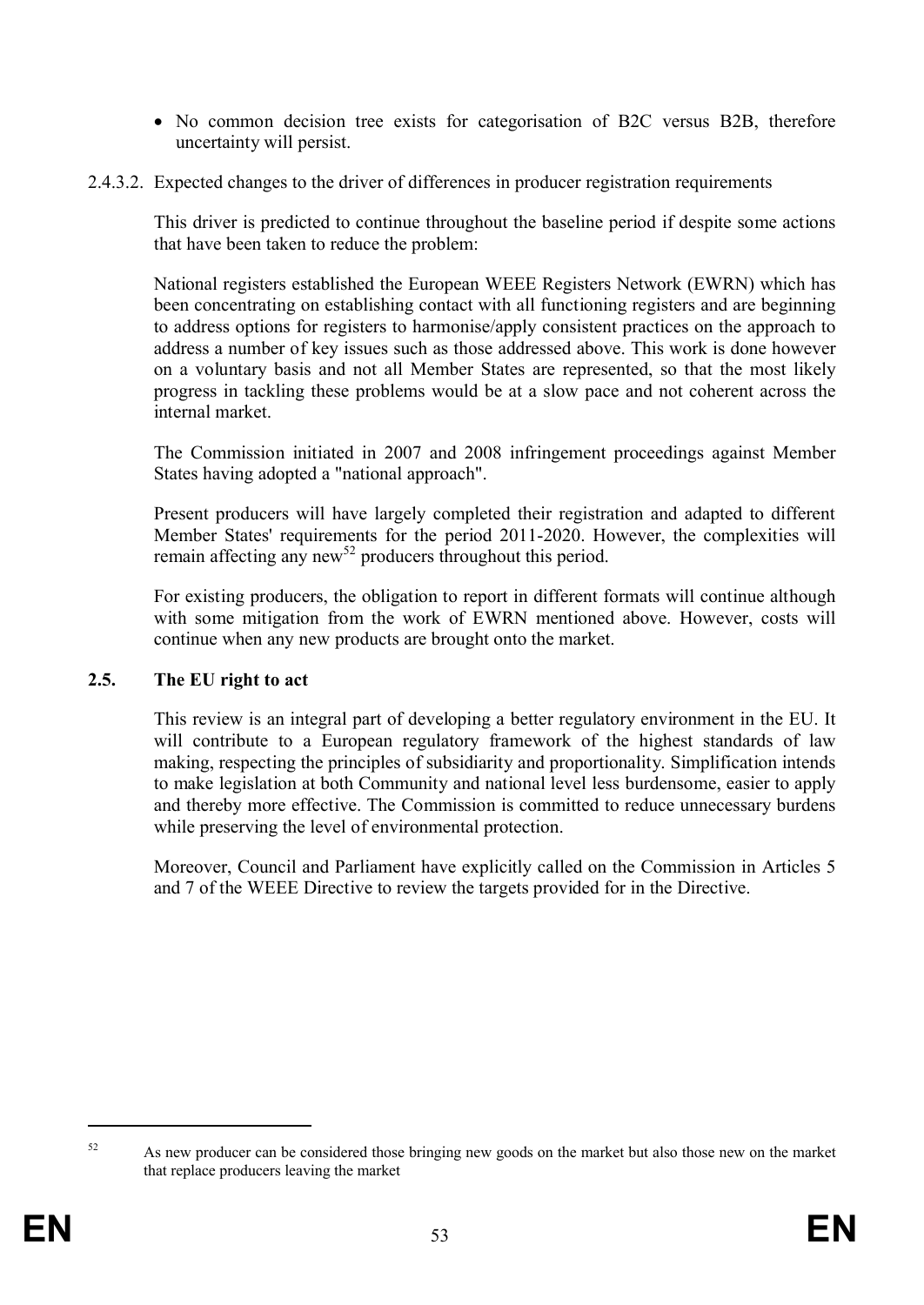- No common decision tree exists for categorisation of B2C versus B2B, therefore uncertainty will persist.

2.4.3.2. Expected changes to the driver of differences in producer registration requirements

This driver is predicted to continue throughout the baseline period if despite some actions that have been taken to reduce the problem:

National registers established the European WEEE Registers Network (EWRN) which has been concentrating on establishing contact with all functioning registers and are beginning to address options for registers to harmonise/apply consistent practices on the approach to address a number of key issues such as those addressed above. This work is done however on a voluntary basis and not all Member States are represented, so that the most likely progress in tackling these problems would be at a slow pace and not coherent across the internal market.

The Commission initiated in 2007 and 2008 infringement proceedings against Member States having adopted a "national approach".

Present producers will have largely completed their registration and adapted to different Member States' requirements for the period 2011-2020. However, the complexities will remain affecting any new[52] producers throughout this period.

For existing producers, the obligation to report in different formats will continue although with some mitigation from the work of EWRN mentioned above. However, costs will continue when any new products are brought onto the market.

## 2.5. The EU right to act

This review is an integral part of developing a better regulatory environment in the EU. It will contribute to a European regulatory framework of the highest standards of law making, respecting the principles of subsidiarity and proportionality. Simplification intends to make legislation at both Community and national level less burdensome, easier to apply and thereby more effective. The Commission is committed to reduce unnecessary burdens while preserving the level of environmental protection.

Moreover, Council and Parliament have explicitly called on the Commission in Articles 5 and 7 of the WEEE Directive to review the targets provided for in the Directive.

[52] As new producer can be considered those bringing new goods on the market but also those new on the market that replace producers leaving the market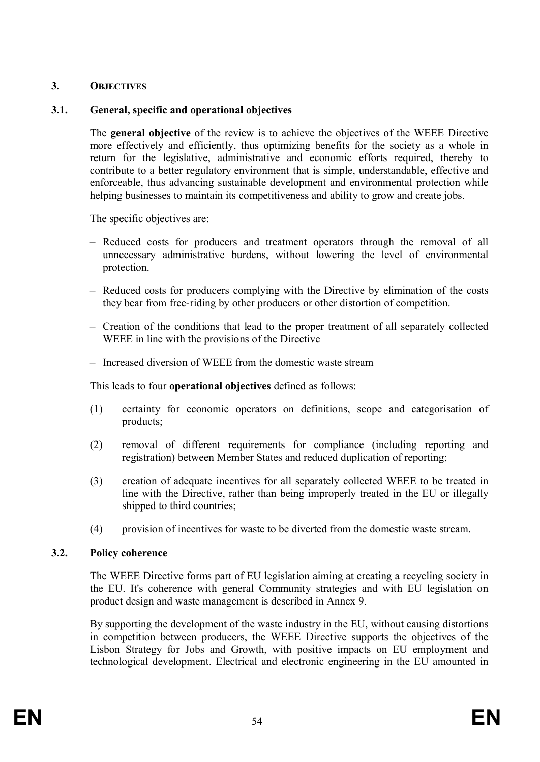## 3. OBJECTIVES

### 3.1. General, specific and operational objectives

The **general objective** of the review is to achieve the objectives of the WEEE Directive more effectively and efficiently, thus optimizing benefits for the society as a whole in return for the legislative, administrative and economic efforts required, thereby to contribute to a better regulatory environment that is simple, understandable, effective and enforceable, thus advancing sustainable development and environmental protection while helping businesses to maintain its competitiveness and ability to grow and create jobs.

The specific objectives are:

- Reduced costs for producers and treatment operators through the removal of all unnecessary administrative burdens, without lowering the level of environmental protection.
- Reduced costs for producers complying with the Directive by elimination of the costs they bear from free-riding by other producers or other distortion of competition.
- Creation of the conditions that lead to the proper treatment of all separately collected WEEE in line with the provisions of the Directive
- Increased diversion of WEEE from the domestic waste stream

This leads to four **operational objectives** defined as follows:

(1) certainty for economic operators on definitions, scope and categorisation of products;

(2) removal of different requirements for compliance (including reporting and registration) between Member States and reduced duplication of reporting;

(3) creation of adequate incentives for all separately collected WEEE to be treated in line with the Directive, rather than being improperly treated in the EU or illegally shipped to third countries;

(4) provision of incentives for waste to be diverted from the domestic waste stream.

### 3.2. Policy coherence

The WEEE Directive forms part of EU legislation aiming at creating a recycling society in the EU. It's coherence with general Community strategies and with EU legislation on product design and waste management is described in Annex 9.

By supporting the development of the waste industry in the EU, without causing distortions in competition between producers, the WEEE Directive supports the objectives of the Lisbon Strategy for Jobs and Growth, with positive impacts on EU employment and technological development. Electrical and electronic engineering in the EU amounted in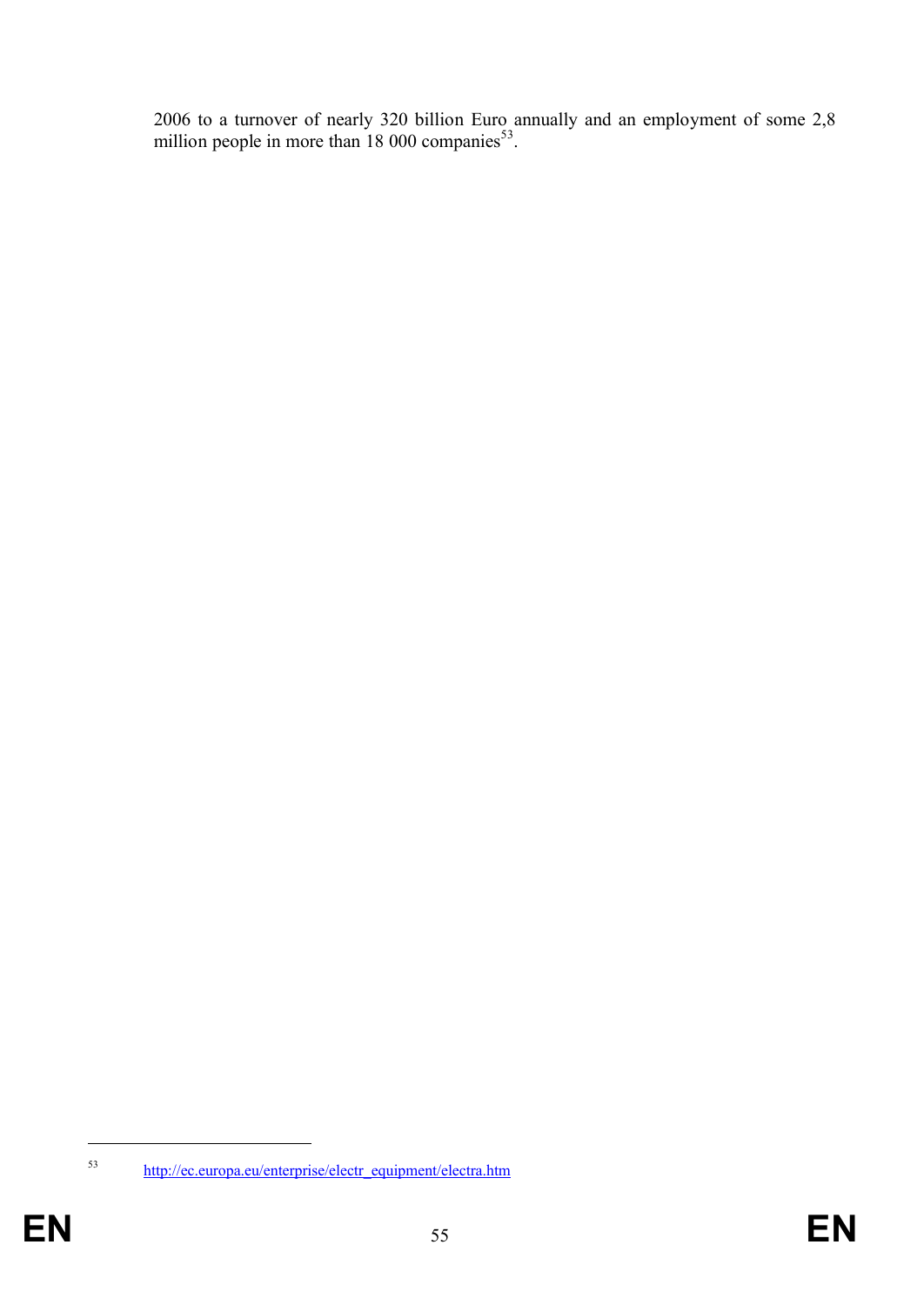2006 to a turnover of nearly 320 billion Euro annually and an employment of some 2,8 million people in more than 18 000 companies[53].

---

[53] http://ec.europa.eu/enterprise/electr_equipment/electra.htm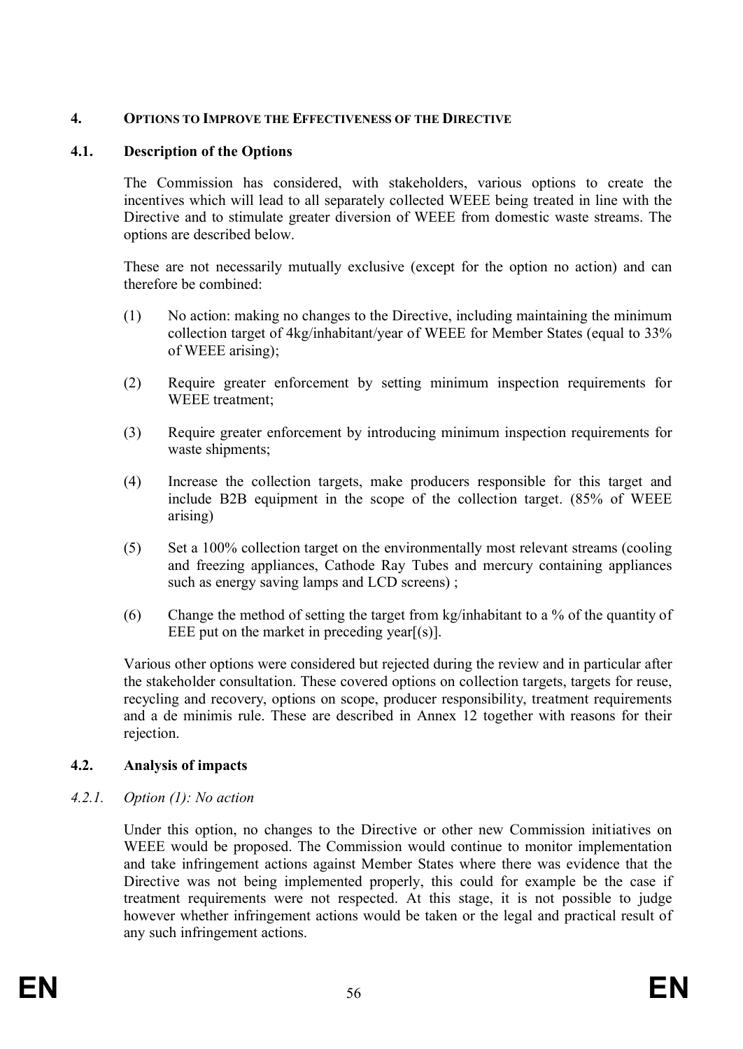## 4. Options to Improve the Effectiveness of the Directive

### 4.1. Description of the Options

The Commission has considered, with stakeholders, various options to create the incentives which will lead to all separately collected WEEE being treated in line with the Directive and to stimulate greater diversion of WEEE from domestic waste streams. The options are described below.

These are not necessarily mutually exclusive (except for the option no action) and can therefore be combined:

(1) No action: making no changes to the Directive, including maintaining the minimum collection target of 4kg/inhabitant/year of WEEE for Member States (equal to 33% of WEEE arising);

(2) Require greater enforcement by setting minimum inspection requirements for WEEE treatment;

(3) Require greater enforcement by introducing minimum inspection requirements for waste shipments;

(4) Increase the collection targets, make producers responsible for this target and include B2B equipment in the scope of the collection target. (85% of WEEE arising)

(5) Set a 100% collection target on the environmentally most relevant streams (cooling and freezing appliances, Cathode Ray Tubes and mercury containing appliances such as energy saving lamps and LCD screens) ;

(6) Change the method of setting the target from kg/inhabitant to a % of the quantity of EEE put on the market in preceding year[(s)].

Various other options were considered but rejected during the review and in particular after the stakeholder consultation. These covered options on collection targets, targets for reuse, recycling and recovery, options on scope, producer responsibility, treatment requirements and a de minimis rule. These are described in Annex 12 together with reasons for their rejection.

### 4.2. Analysis of impacts

#### *4.2.1. Option (1): No action*

Under this option, no changes to the Directive or other new Commission initiatives on WEEE would be proposed. The Commission would continue to monitor implementation and take infringement actions against Member States where there was evidence that the Directive was not being implemented properly, this could for example be the case if treatment requirements were not respected. At this stage, it is not possible to judge however whether infringement actions would be taken or the legal and practical result of any such infringement actions.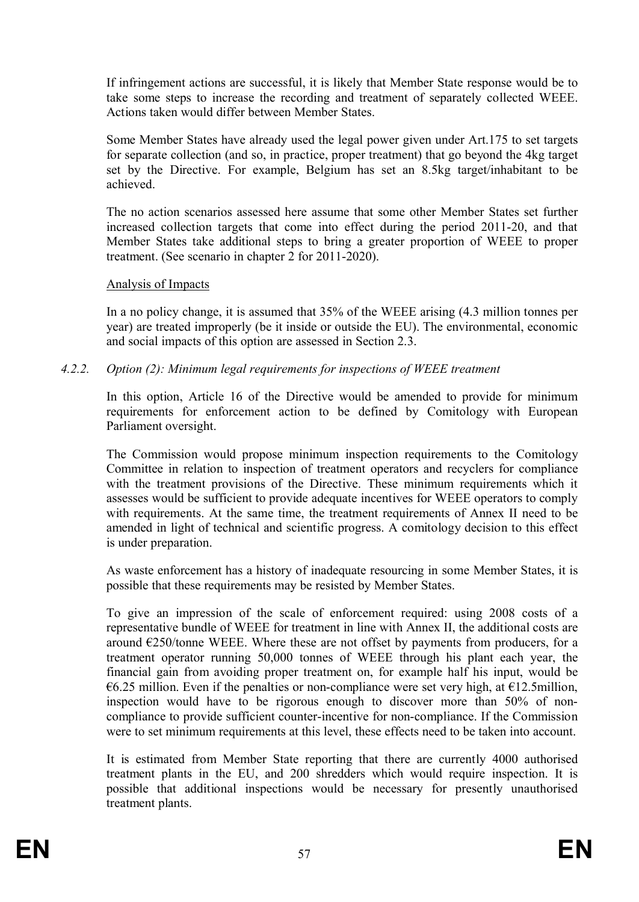If infringement actions are successful, it is likely that Member State response would be to take some steps to increase the recording and treatment of separately collected WEEE. Actions taken would differ between Member States.

Some Member States have already used the legal power given under Art.175 to set targets for separate collection (and so, in practice, proper treatment) that go beyond the 4kg target set by the Directive. For example, Belgium has set an 8.5kg target/inhabitant to be achieved.

The no action scenarios assessed here assume that some other Member States set further increased collection targets that come into effect during the period 2011-20, and that Member States take additional steps to bring a greater proportion of WEEE to proper treatment. (See scenario in chapter 2 for 2011-2020).

Analysis of Impacts

In a no policy change, it is assumed that 35% of the WEEE arising (4.3 million tonnes per year) are treated improperly (be it inside or outside the EU). The environmental, economic and social impacts of this option are assessed in Section 2.3.

#### *4.2.2. Option (2): Minimum legal requirements for inspections of WEEE treatment*

In this option, Article 16 of the Directive would be amended to provide for minimum requirements for enforcement action to be defined by Comitology with European Parliament oversight.

The Commission would propose minimum inspection requirements to the Comitology Committee in relation to inspection of treatment operators and recyclers for compliance with the treatment provisions of the Directive. These minimum requirements which it assesses would be sufficient to provide adequate incentives for WEEE operators to comply with requirements. At the same time, the treatment requirements of Annex II need to be amended in light of technical and scientific progress. A comitology decision to this effect is under preparation.

As waste enforcement has a history of inadequate resourcing in some Member States, it is possible that these requirements may be resisted by Member States.

To give an impression of the scale of enforcement required: using 2008 costs of a representative bundle of WEEE for treatment in line with Annex II, the additional costs are around €250/tonne WEEE. Where these are not offset by payments from producers, for a treatment operator running 50,000 tonnes of WEEE through his plant each year, the financial gain from avoiding proper treatment on, for example half his input, would be €6.25 million. Even if the penalties or non-compliance were set very high, at €12.5million, inspection would have to be rigorous enough to discover more than 50% of non-compliance to provide sufficient counter-incentive for non-compliance. If the Commission were to set minimum requirements at this level, these effects need to be taken into account.

It is estimated from Member State reporting that there are currently 4000 authorised treatment plants in the EU, and 200 shredders which would require inspection. It is possible that additional inspections would be necessary for presently unauthorised treatment plants.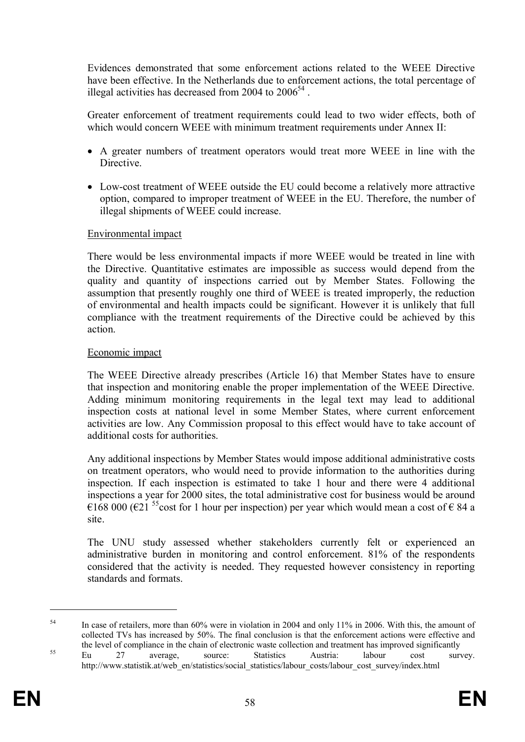Evidences demonstrated that some enforcement actions related to the WEEE Directive have been effective. In the Netherlands due to enforcement actions, the total percentage of illegal activities has decreased from 2004 to 2006[54] .

Greater enforcement of treatment requirements could lead to two wider effects, both of which would concern WEEE with minimum treatment requirements under Annex II:

- A greater numbers of treatment operators would treat more WEEE in line with the Directive.
- Low-cost treatment of WEEE outside the EU could become a relatively more attractive option, compared to improper treatment of WEEE in the EU. Therefore, the number of illegal shipments of WEEE could increase.

Environmental impact

There would be less environmental impacts if more WEEE would be treated in line with the Directive. Quantitative estimates are impossible as success would depend from the quality and quantity of inspections carried out by Member States. Following the assumption that presently roughly one third of WEEE is treated improperly, the reduction of environmental and health impacts could be significant. However it is unlikely that full compliance with the treatment requirements of the Directive could be achieved by this action.

Economic impact

The WEEE Directive already prescribes (Article 16) that Member States have to ensure that inspection and monitoring enable the proper implementation of the WEEE Directive. Adding minimum monitoring requirements in the legal text may lead to additional inspection costs at national level in some Member States, where current enforcement activities are low. Any Commission proposal to this effect would have to take account of additional costs for authorities.

Any additional inspections by Member States would impose additional administrative costs on treatment operators, who would need to provide information to the authorities during inspection. If each inspection is estimated to take 1 hour and there were 4 additional inspections a year for 2000 sites, the total administrative cost for business would be around €168 000 (€21 [55]cost for 1 hour per inspection) per year which would mean a cost of € 84 a site.

The UNU study assessed whether stakeholders currently felt or experienced an administrative burden in monitoring and control enforcement. 81% of the respondents considered that the activity is needed. They requested however consistency in reporting standards and formats.

---

[54] In case of retailers, more than 60% were in violation in 2004 and only 11% in 2006. With this, the amount of collected TVs has increased by 50%. The final conclusion is that the enforcement actions were effective and the level of compliance in the chain of electronic waste collection and treatment has improved significantly

[55] Eu 27 average, source: Statistics Austria: labour cost survey. http://www.statistik.at/web_en/statistics/social_statistics/labour_costs/labour_cost_survey/index.html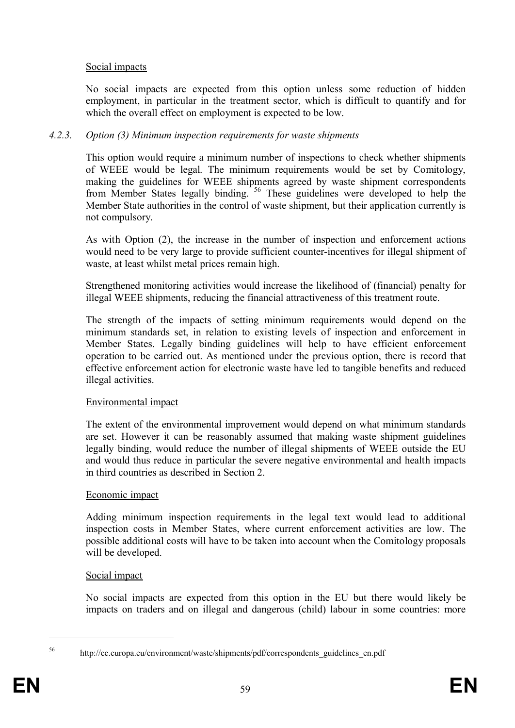Social impacts

No social impacts are expected from this option unless some reduction of hidden employment, in particular in the treatment sector, which is difficult to quantify and for which the overall effect on employment is expected to be low.

### *4.2.3. Option (3) Minimum inspection requirements for waste shipments*

This option would require a minimum number of inspections to check whether shipments of WEEE would be legal. The minimum requirements would be set by Comitology, making the guidelines for WEEE shipments agreed by waste shipment correspondents from Member States legally binding. [56] These guidelines were developed to help the Member State authorities in the control of waste shipment, but their application currently is not compulsory.

As with Option (2), the increase in the number of inspection and enforcement actions would need to be very large to provide sufficient counter-incentives for illegal shipment of waste, at least whilst metal prices remain high.

Strengthened monitoring activities would increase the likelihood of (financial) penalty for illegal WEEE shipments, reducing the financial attractiveness of this treatment route.

The strength of the impacts of setting minimum requirements would depend on the minimum standards set, in relation to existing levels of inspection and enforcement in Member States. Legally binding guidelines will help to have efficient enforcement operation to be carried out. As mentioned under the previous option, there is record that effective enforcement action for electronic waste have led to tangible benefits and reduced illegal activities.

Environmental impact

The extent of the environmental improvement would depend on what minimum standards are set. However it can be reasonably assumed that making waste shipment guidelines legally binding, would reduce the number of illegal shipments of WEEE outside the EU and would thus reduce in particular the severe negative environmental and health impacts in third countries as described in Section 2.

Economic impact

Adding minimum inspection requirements in the legal text would lead to additional inspection costs in Member States, where current enforcement activities are low. The possible additional costs will have to be taken into account when the Comitology proposals will be developed.

Social impact

No social impacts are expected from this option in the EU but there would likely be impacts on traders and on illegal and dangerous (child) labour in some countries: more

[56] http://ec.europa.eu/environment/waste/shipments/pdf/correspondents_guidelines_en.pdf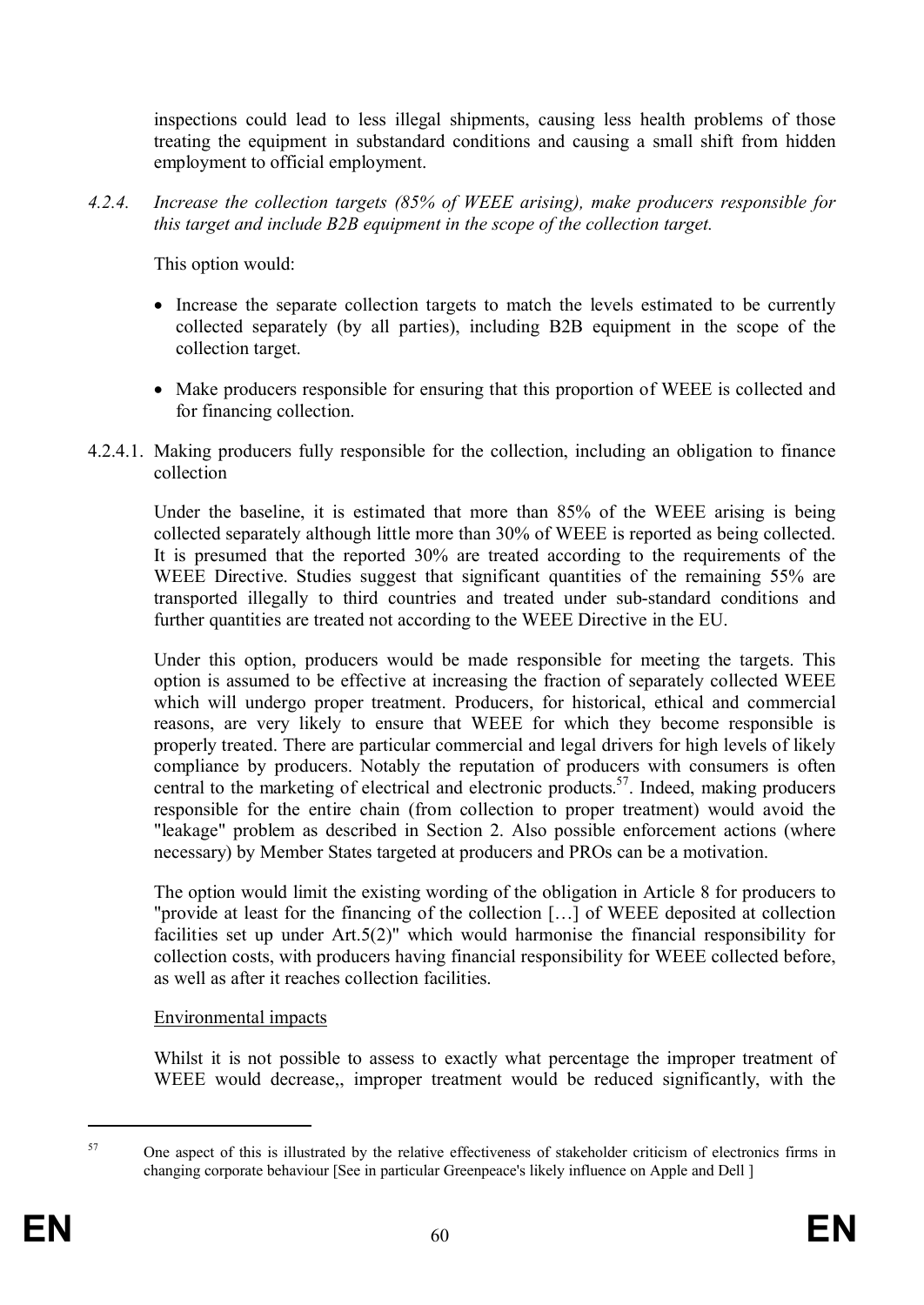inspections could lead to less illegal shipments, causing less health problems of those treating the equipment in substandard conditions and causing a small shift from hidden employment to official employment.

#### *4.2.4. Increase the collection targets (85% of WEEE arising), make producers responsible for this target and include B2B equipment in the scope of the collection target.*

This option would:

- Increase the separate collection targets to match the levels estimated to be currently collected separately (by all parties), including B2B equipment in the scope of the collection target.
- Make producers responsible for ensuring that this proportion of WEEE is collected and for financing collection.

##### 4.2.4.1. Making producers fully responsible for the collection, including an obligation to finance collection

Under the baseline, it is estimated that more than 85% of the WEEE arising is being collected separately although little more than 30% of WEEE is reported as being collected. It is presumed that the reported 30% are treated according to the requirements of the WEEE Directive. Studies suggest that significant quantities of the remaining 55% are transported illegally to third countries and treated under sub-standard conditions and further quantities are treated not according to the WEEE Directive in the EU.

Under this option, producers would be made responsible for meeting the targets. This option is assumed to be effective at increasing the fraction of separately collected WEEE which will undergo proper treatment. Producers, for historical, ethical and commercial reasons, are very likely to ensure that WEEE for which they become responsible is properly treated. There are particular commercial and legal drivers for high levels of likely compliance by producers. Notably the reputation of producers with consumers is often central to the marketing of electrical and electronic products.[57]. Indeed, making producers responsible for the entire chain (from collection to proper treatment) would avoid the "leakage" problem as described in Section 2. Also possible enforcement actions (where necessary) by Member States targeted at producers and PROs can be a motivation.

The option would limit the existing wording of the obligation in Article 8 for producers to "provide at least for the financing of the collection […] of WEEE deposited at collection facilities set up under Art.5(2)" which would harmonise the financial responsibility for collection costs, with producers having financial responsibility for WEEE collected before, as well as after it reaches collection facilities.

Environmental impacts

Whilst it is not possible to assess to exactly what percentage the improper treatment of WEEE would decrease,, improper treatment would be reduced significantly, with the

[57] One aspect of this is illustrated by the relative effectiveness of stakeholder criticism of electronics firms in changing corporate behaviour [See in particular Greenpeace's likely influence on Apple and Dell ]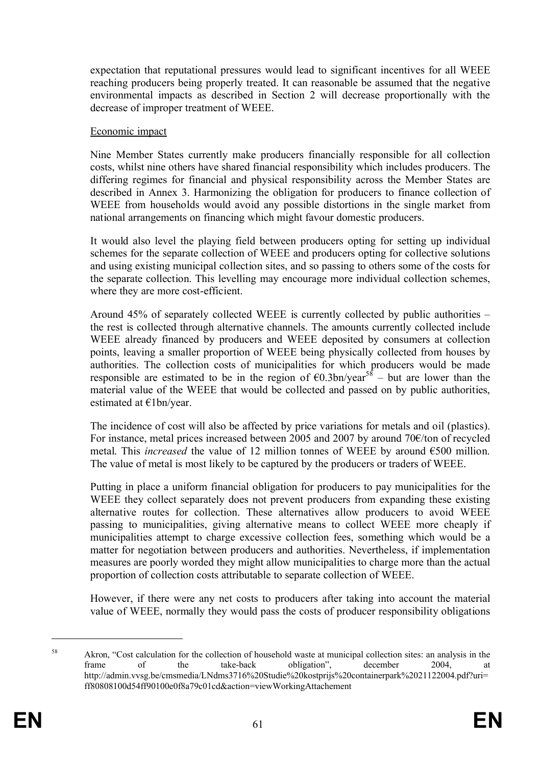expectation that reputational pressures would lead to significant incentives for all WEEE reaching producers being properly treated. It can reasonable be assumed that the negative environmental impacts as described in Section 2 will decrease proportionally with the decrease of improper treatment of WEEE.

Economic impact

Nine Member States currently make producers financially responsible for all collection costs, whilst nine others have shared financial responsibility which includes producers. The differing regimes for financial and physical responsibility across the Member States are described in Annex 3. Harmonizing the obligation for producers to finance collection of WEEE from households would avoid any possible distortions in the single market from national arrangements on financing which might favour domestic producers.

It would also level the playing field between producers opting for setting up individual schemes for the separate collection of WEEE and producers opting for collective solutions and using existing municipal collection sites, and so passing to others some of the costs for the separate collection. This levelling may encourage more individual collection schemes, where they are more cost-efficient.

Around 45% of separately collected WEEE is currently collected by public authorities – the rest is collected through alternative channels. The amounts currently collected include WEEE already financed by producers and WEEE deposited by consumers at collection points, leaving a smaller proportion of WEEE being physically collected from houses by authorities. The collection costs of municipalities for which producers would be made responsible are estimated to be in the region of €0.3bn/year[58] – but are lower than the material value of the WEEE that would be collected and passed on by public authorities, estimated at €1bn/year.

The incidence of cost will also be affected by price variations for metals and oil (plastics). For instance, metal prices increased between 2005 and 2007 by around 70€/ton of recycled metal. This *increased* the value of 12 million tonnes of WEEE by around €500 million. The value of metal is most likely to be captured by the producers or traders of WEEE.

Putting in place a uniform financial obligation for producers to pay municipalities for the WEEE they collect separately does not prevent producers from expanding these existing alternative routes for collection. These alternatives allow producers to avoid WEEE passing to municipalities, giving alternative means to collect WEEE more cheaply if municipalities attempt to charge excessive collection fees, something which would be a matter for negotiation between producers and authorities. Nevertheless, if implementation measures are poorly worded they might allow municipalities to charge more than the actual proportion of collection costs attributable to separate collection of WEEE.

However, if there were any net costs to producers after taking into account the material value of WEEE, normally they would pass the costs of producer responsibility obligations

[58] Akron, "Cost calculation for the collection of household waste at municipal collection sites: an analysis in the frame of the take-back obligation", december 2004, at http://admin.vvsg.be/cmsmedia/LNdms3716%20Studie%20kostprijs%20containerpark%2021122004.pdf?uri=ff80808100d54ff90100e0f8a79c01cd&action=viewWorkingAttachement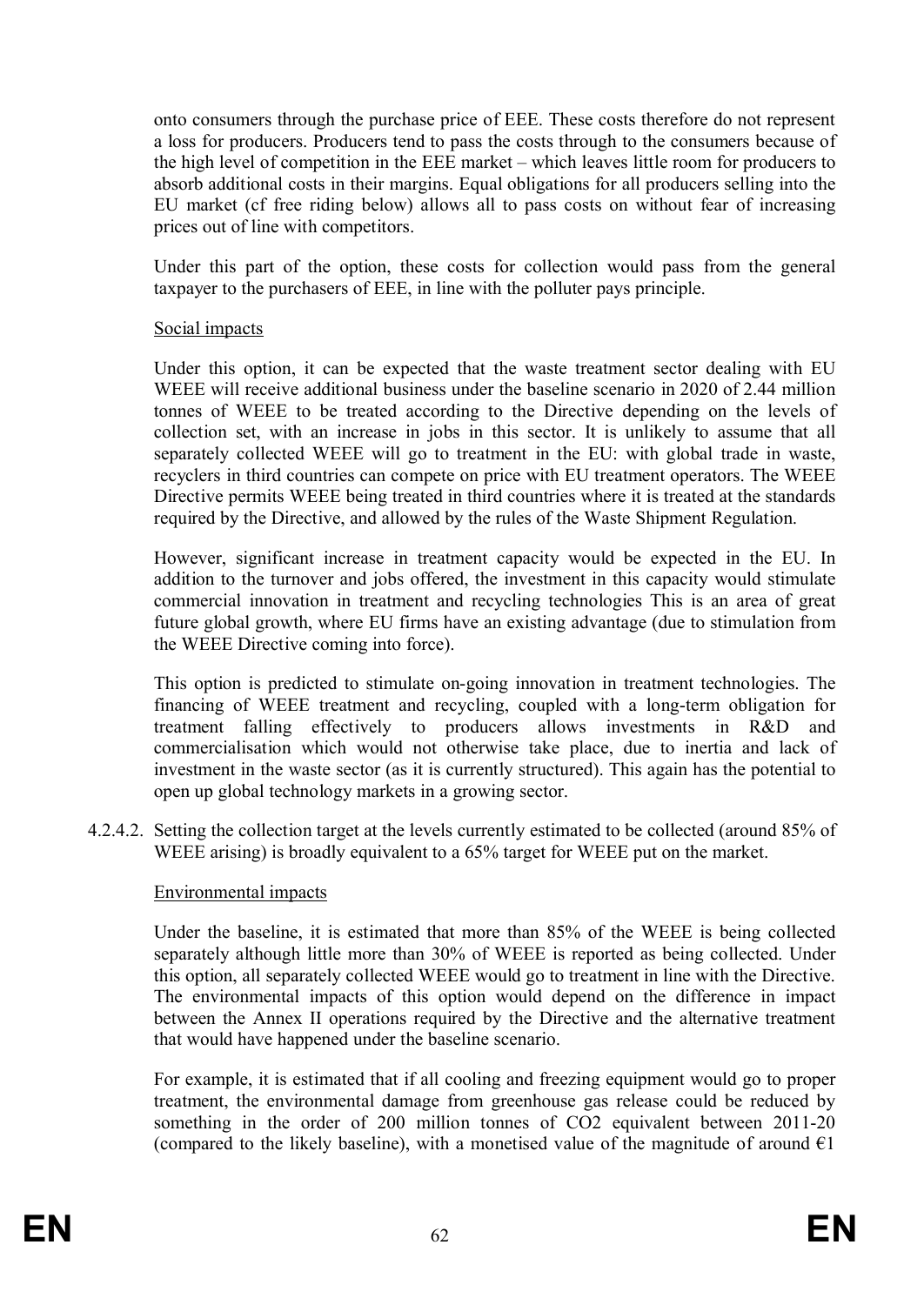onto consumers through the purchase price of EEE. These costs therefore do not represent a loss for producers. Producers tend to pass the costs through to the consumers because of the high level of competition in the EEE market – which leaves little room for producers to absorb additional costs in their margins. Equal obligations for all producers selling into the EU market (cf free riding below) allows all to pass costs on without fear of increasing prices out of line with competitors.

Under this part of the option, these costs for collection would pass from the general taxpayer to the purchasers of EEE, in line with the polluter pays principle.

Social impacts

Under this option, it can be expected that the waste treatment sector dealing with EU WEEE will receive additional business under the baseline scenario in 2020 of 2.44 million tonnes of WEEE to be treated according to the Directive depending on the levels of collection set, with an increase in jobs in this sector. It is unlikely to assume that all separately collected WEEE will go to treatment in the EU: with global trade in waste, recyclers in third countries can compete on price with EU treatment operators. The WEEE Directive permits WEEE being treated in third countries where it is treated at the standards required by the Directive, and allowed by the rules of the Waste Shipment Regulation.

However, significant increase in treatment capacity would be expected in the EU. In addition to the turnover and jobs offered, the investment in this capacity would stimulate commercial innovation in treatment and recycling technologies This is an area of great future global growth, where EU firms have an existing advantage (due to stimulation from the WEEE Directive coming into force).

This option is predicted to stimulate on-going innovation in treatment technologies. The financing of WEEE treatment and recycling, coupled with a long-term obligation for treatment falling effectively to producers allows investments in R&D and commercialisation which would not otherwise take place, due to inertia and lack of investment in the waste sector (as it is currently structured). This again has the potential to open up global technology markets in a growing sector.

4.2.4.2. Setting the collection target at the levels currently estimated to be collected (around 85% of WEEE arising) is broadly equivalent to a 65% target for WEEE put on the market.

Environmental impacts

Under the baseline, it is estimated that more than 85% of the WEEE is being collected separately although little more than 30% of WEEE is reported as being collected. Under this option, all separately collected WEEE would go to treatment in line with the Directive. The environmental impacts of this option would depend on the difference in impact between the Annex II operations required by the Directive and the alternative treatment that would have happened under the baseline scenario.

For example, it is estimated that if all cooling and freezing equipment would go to proper treatment, the environmental damage from greenhouse gas release could be reduced by something in the order of 200 million tonnes of $CO_2$ equivalent between 2011-20 (compared to the likely baseline), with a monetised value of the magnitude of around €1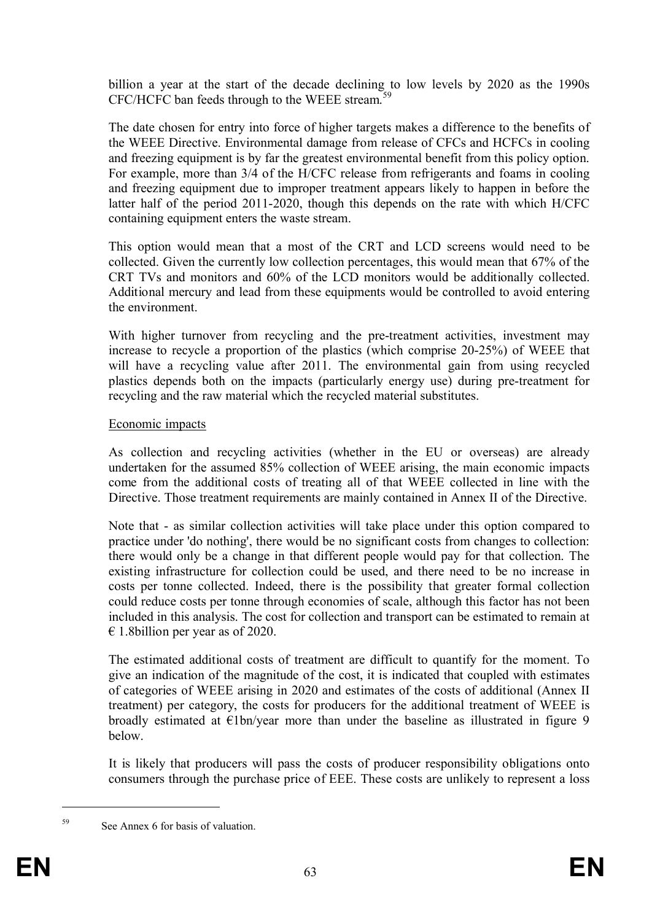billion a year at the start of the decade declining to low levels by 2020 as the 1990s CFC/HCFC ban feeds through to the WEEE stream.[59]

The date chosen for entry into force of higher targets makes a difference to the benefits of the WEEE Directive. Environmental damage from release of CFCs and HCFCs in cooling and freezing equipment is by far the greatest environmental benefit from this policy option. For example, more than 3/4 of the H/CFC release from refrigerants and foams in cooling and freezing equipment due to improper treatment appears likely to happen in before the latter half of the period 2011-2020, though this depends on the rate with which H/CFC containing equipment enters the waste stream.

This option would mean that a most of the CRT and LCD screens would need to be collected. Given the currently low collection percentages, this would mean that 67% of the CRT TVs and monitors and 60% of the LCD monitors would be additionally collected. Additional mercury and lead from these equipments would be controlled to avoid entering the environment.

With higher turnover from recycling and the pre-treatment activities, investment may increase to recycle a proportion of the plastics (which comprise 20-25%) of WEEE that will have a recycling value after 2011. The environmental gain from using recycled plastics depends both on the impacts (particularly energy use) during pre-treatment for recycling and the raw material which the recycled material substitutes.

Economic impacts

As collection and recycling activities (whether in the EU or overseas) are already undertaken for the assumed 85% collection of WEEE arising, the main economic impacts come from the additional costs of treating all of that WEEE collected in line with the Directive. Those treatment requirements are mainly contained in Annex II of the Directive.

Note that - as similar collection activities will take place under this option compared to practice under 'do nothing', there would be no significant costs from changes to collection: there would only be a change in that different people would pay for that collection. The existing infrastructure for collection could be used, and there need to be no increase in costs per tonne collected. Indeed, there is the possibility that greater formal collection could reduce costs per tonne through economies of scale, although this factor has not been included in this analysis. The cost for collection and transport can be estimated to remain at € 1.8billion per year as of 2020.

The estimated additional costs of treatment are difficult to quantify for the moment. To give an indication of the magnitude of the cost, it is indicated that coupled with estimates of categories of WEEE arising in 2020 and estimates of the costs of additional (Annex II treatment) per category, the costs for producers for the additional treatment of WEEE is broadly estimated at €1bn/year more than under the baseline as illustrated in figure 9 below.

It is likely that producers will pass the costs of producer responsibility obligations onto consumers through the purchase price of EEE. These costs are unlikely to represent a loss

[59] See Annex 6 for basis of valuation.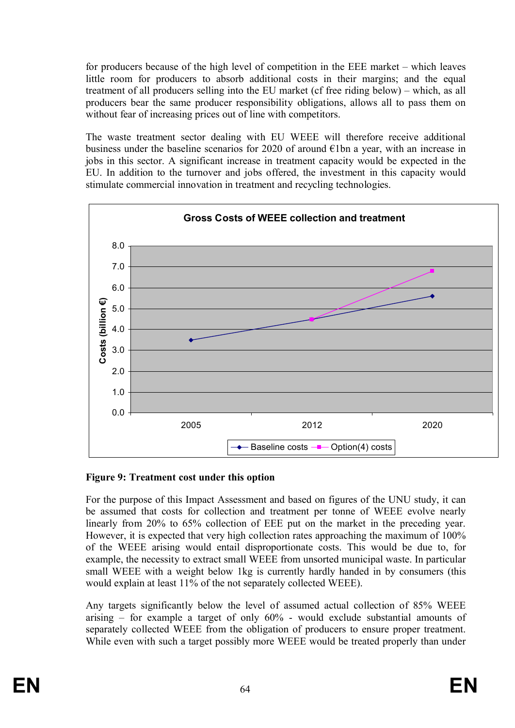for producers because of the high level of competition in the EEE market – which leaves little room for producers to absorb additional costs in their margins; and the equal treatment of all producers selling into the EU market (cf free riding below) – which, as all producers bear the same producer responsibility obligations, allows all to pass them on without fear of increasing prices out of line with competitors.

The waste treatment sector dealing with EU WEEE will therefore receive additional business under the baseline scenarios for 2020 of around €1bn a year, with an increase in jobs in this sector. A significant increase in treatment capacity would be expected in the EU. In addition to the turnover and jobs offered, the investment in this capacity would stimulate commercial innovation in treatment and recycling technologies.

**Figure 9: Treatment cost under this option**

For the purpose of this Impact Assessment and based on figures of the UNU study, it can be assumed that costs for collection and treatment per tonne of WEEE evolve nearly linearly from 20% to 65% collection of EEE put on the market in the preceding year. However, it is expected that very high collection rates approaching the maximum of 100% of the WEEE arising would entail disproportionate costs. This would be due to, for example, the necessity to extract small WEEE from unsorted municipal waste. In particular small WEEE with a weight below 1kg is currently hardly handed in by consumers (this would explain at least 11% of the not separately collected WEEE).

Any targets significantly below the level of assumed actual collection of 85% WEEE arising – for example a target of only 60% - would exclude substantial amounts of separately collected WEEE from the obligation of producers to ensure proper treatment. While even with such a target possibly more WEEE would be treated properly than under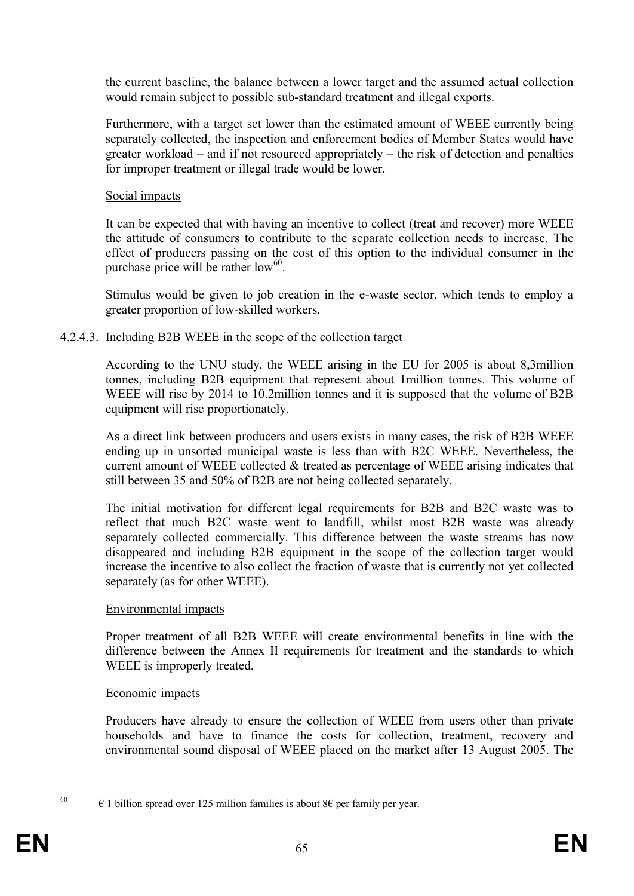the current baseline, the balance between a lower target and the assumed actual collection would remain subject to possible sub-standard treatment and illegal exports.

Furthermore, with a target set lower than the estimated amount of WEEE currently being separately collected, the inspection and enforcement bodies of Member States would have greater workload – and if not resourced appropriately – the risk of detection and penalties for improper treatment or illegal trade would be lower.

Social impacts

It can be expected that with having an incentive to collect (treat and recover) more WEEE the attitude of consumers to contribute to the separate collection needs to increase. The effect of producers passing on the cost of this option to the individual consumer in the purchase price will be rather low[60].

Stimulus would be given to job creation in the e-waste sector, which tends to employ a greater proportion of low-skilled workers.

#### 4.2.4.3. Including B2B WEEE in the scope of the collection target

According to the UNU study, the WEEE arising in the EU for 2005 is about 8,3million tonnes, including B2B equipment that represent about 1million tonnes. This volume of WEEE will rise by 2014 to 10.2million tonnes and it is supposed that the volume of B2B equipment will rise proportionately.

As a direct link between producers and users exists in many cases, the risk of B2B WEEE ending up in unsorted municipal waste is less than with B2C WEEE. Nevertheless, the current amount of WEEE collected & treated as percentage of WEEE arising indicates that still between 35 and 50% of B2B are not being collected separately.

The initial motivation for different legal requirements for B2B and B2C waste was to reflect that much B2C waste went to landfill, whilst most B2B waste was already separately collected commercially. This difference between the waste streams has now disappeared and including B2B equipment in the scope of the collection target would increase the incentive to also collect the fraction of waste that is currently not yet collected separately (as for other WEEE).

Environmental impacts

Proper treatment of all B2B WEEE will create environmental benefits in line with the difference between the Annex II requirements for treatment and the standards to which WEEE is improperly treated.

Economic impacts

Producers have already to ensure the collection of WEEE from users other than private households and have to finance the costs for collection, treatment, recovery and environmental sound disposal of WEEE placed on the market after 13 August 2005. The

---

[60] € 1 billion spread over 125 million families is about 8€ per family per year.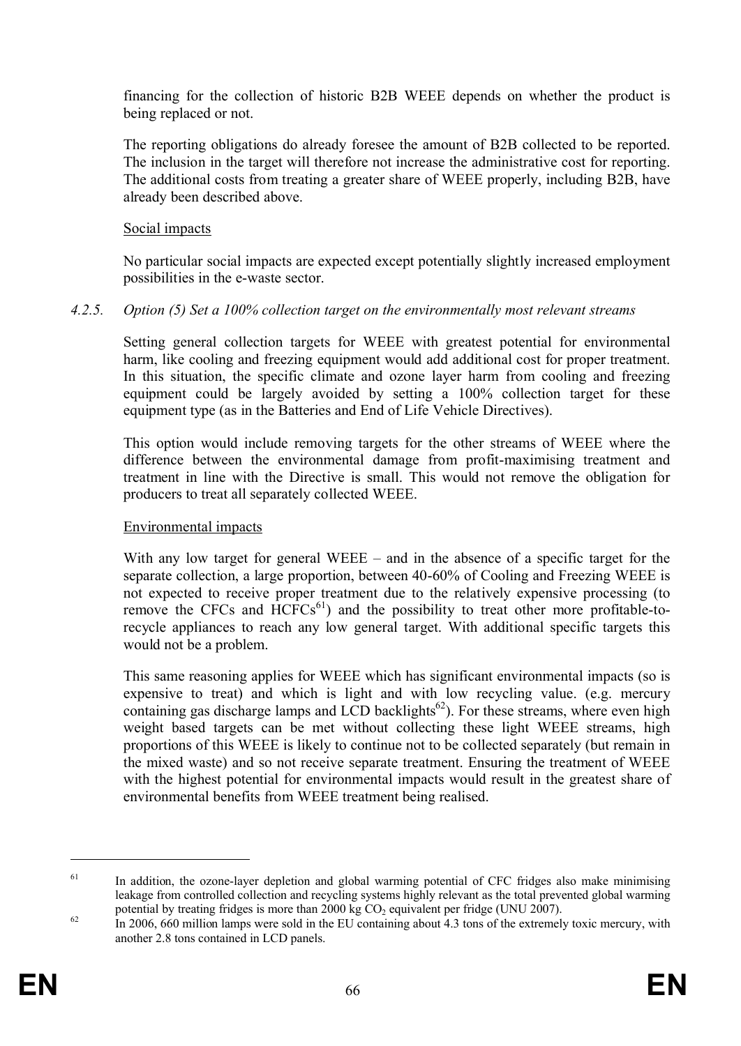financing for the collection of historic B2B WEEE depends on whether the product is being replaced or not.

The reporting obligations do already foresee the amount of B2B collected to be reported. The inclusion in the target will therefore not increase the administrative cost for reporting. The additional costs from treating a greater share of WEEE properly, including B2B, have already been described above.

Social impacts

No particular social impacts are expected except potentially slightly increased employment possibilities in the e-waste sector.

#### *4.2.5. Option (5) Set a 100% collection target on the environmentally most relevant streams*

Setting general collection targets for WEEE with greatest potential for environmental harm, like cooling and freezing equipment would add additional cost for proper treatment. In this situation, the specific climate and ozone layer harm from cooling and freezing equipment could be largely avoided by setting a 100% collection target for these equipment type (as in the Batteries and End of Life Vehicle Directives).

This option would include removing targets for the other streams of WEEE where the difference between the environmental damage from profit-maximising treatment and treatment in line with the Directive is small. This would not remove the obligation for producers to treat all separately collected WEEE.

Environmental impacts

With any low target for general WEEE – and in the absence of a specific target for the separate collection, a large proportion, between 40-60% of Cooling and Freezing WEEE is not expected to receive proper treatment due to the relatively expensive processing (to remove the CFCs and HCFCs[61]) and the possibility to treat other more profitable-to-recycle appliances to reach any low general target. With additional specific targets this would not be a problem.

This same reasoning applies for WEEE which has significant environmental impacts (so is expensive to treat) and which is light and with low recycling value. (e.g. mercury containing gas discharge lamps and LCD backlights[62]). For these streams, where even high weight based targets can be met without collecting these light WEEE streams, high proportions of this WEEE is likely to continue not to be collected separately (but remain in the mixed waste) and so not receive separate treatment. Ensuring the treatment of WEEE with the highest potential for environmental impacts would result in the greatest share of environmental benefits from WEEE treatment being realised.

---

[61] In addition, the ozone-layer depletion and global warming potential of CFC fridges also make minimising leakage from controlled collection and recycling systems highly relevant as the total prevented global warming potential by treating fridges is more than 2000 kg $CO_2$ equivalent per fridge (UNU 2007).

[62] In 2006, 660 million lamps were sold in the EU containing about 4.3 tons of the extremely toxic mercury, with another 2.8 tons contained in LCD panels.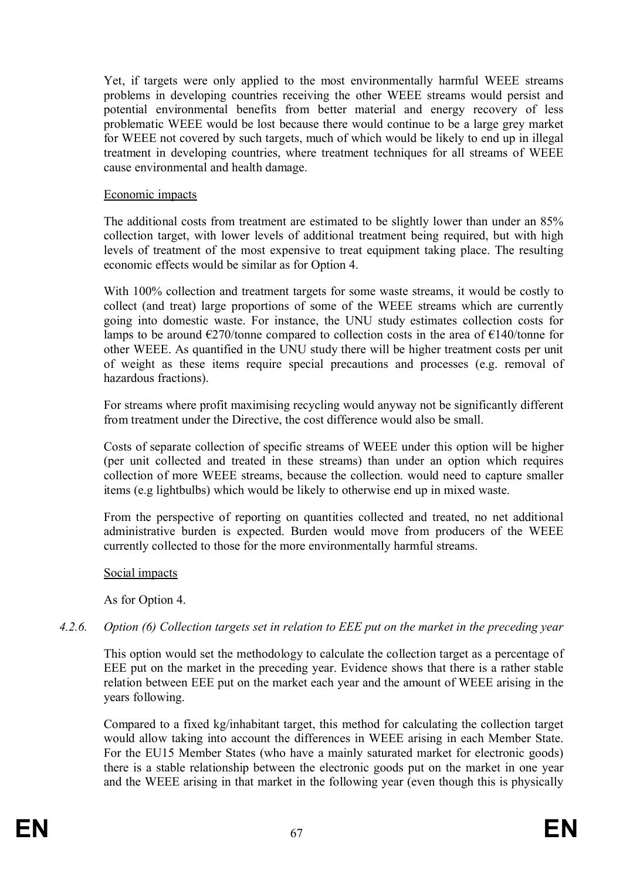Yet, if targets were only applied to the most environmentally harmful WEEE streams problems in developing countries receiving the other WEEE streams would persist and potential environmental benefits from better material and energy recovery of less problematic WEEE would be lost because there would continue to be a large grey market for WEEE not covered by such targets, much of which would be likely to end up in illegal treatment in developing countries, where treatment techniques for all streams of WEEE cause environmental and health damage.

Economic impacts

The additional costs from treatment are estimated to be slightly lower than under an 85% collection target, with lower levels of additional treatment being required, but with high levels of treatment of the most expensive to treat equipment taking place. The resulting economic effects would be similar as for Option 4.

With 100% collection and treatment targets for some waste streams, it would be costly to collect (and treat) large proportions of some of the WEEE streams which are currently going into domestic waste. For instance, the UNU study estimates collection costs for lamps to be around €270/tonne compared to collection costs in the area of €140/tonne for other WEEE. As quantified in the UNU study there will be higher treatment costs per unit of weight as these items require special precautions and processes (e.g. removal of hazardous fractions).

For streams where profit maximising recycling would anyway not be significantly different from treatment under the Directive, the cost difference would also be small.

Costs of separate collection of specific streams of WEEE under this option will be higher (per unit collected and treated in these streams) than under an option which requires collection of more WEEE streams, because the collection. would need to capture smaller items (e.g lightbulbs) which would be likely to otherwise end up in mixed waste.

From the perspective of reporting on quantities collected and treated, no net additional administrative burden is expected. Burden would move from producers of the WEEE currently collected to those for the more environmentally harmful streams.

Social impacts

As for Option 4.

#### *4.2.6. Option (6) Collection targets set in relation to EEE put on the market in the preceding year*

This option would set the methodology to calculate the collection target as a percentage of EEE put on the market in the preceding year. Evidence shows that there is a rather stable relation between EEE put on the market each year and the amount of WEEE arising in the years following.

Compared to a fixed kg/inhabitant target, this method for calculating the collection target would allow taking into account the differences in WEEE arising in each Member State. For the EU15 Member States (who have a mainly saturated market for electronic goods) there is a stable relationship between the electronic goods put on the market in one year and the WEEE arising in that market in the following year (even though this is physically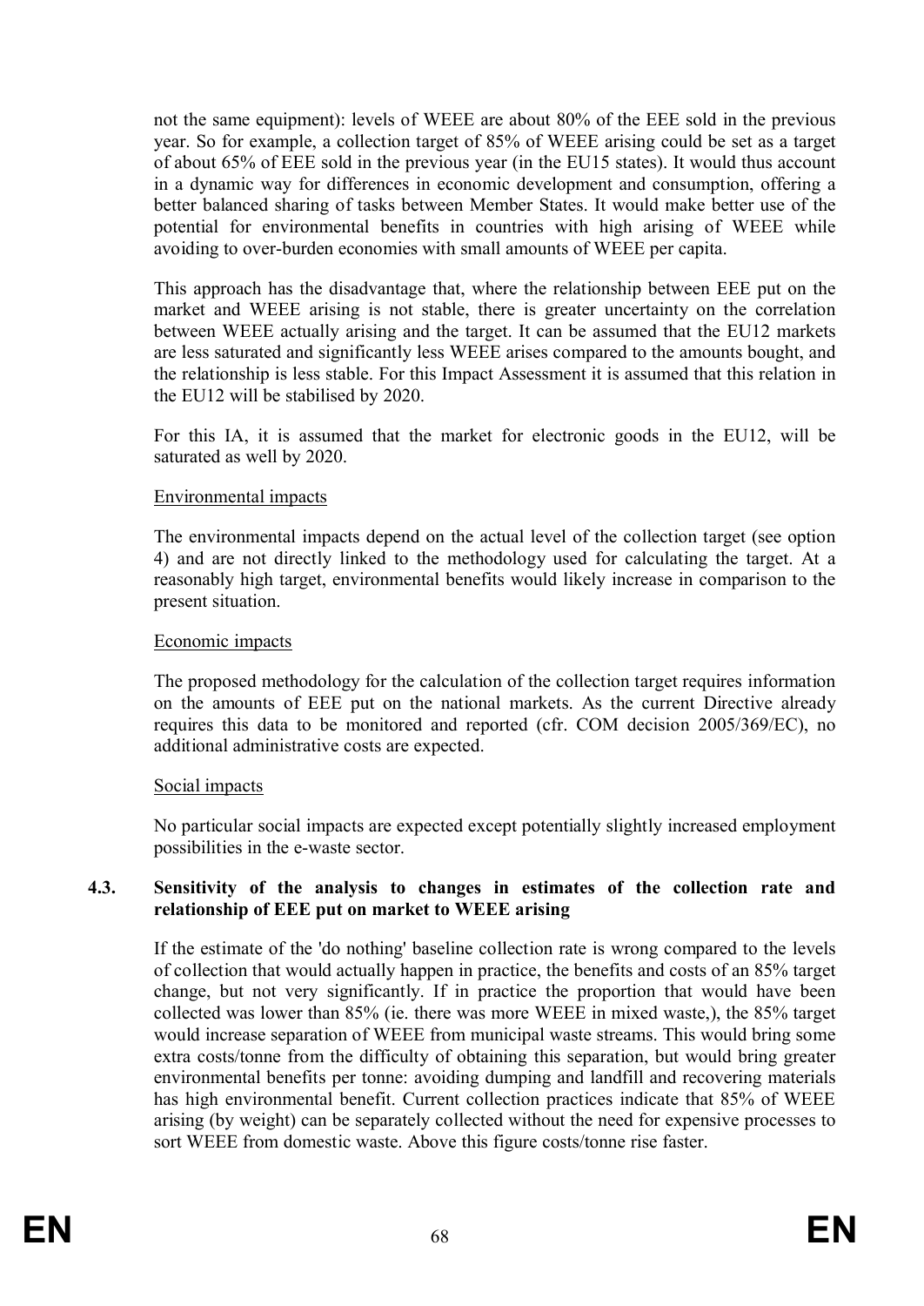not the same equipment): levels of WEEE are about 80% of the EEE sold in the previous year. So for example, a collection target of 85% of WEEE arising could be set as a target of about 65% of EEE sold in the previous year (in the EU15 states). It would thus account in a dynamic way for differences in economic development and consumption, offering a better balanced sharing of tasks between Member States. It would make better use of the potential for environmental benefits in countries with high arising of WEEE while avoiding to over-burden economies with small amounts of WEEE per capita.

This approach has the disadvantage that, where the relationship between EEE put on the market and WEEE arising is not stable, there is greater uncertainty on the correlation between WEEE actually arising and the target. It can be assumed that the EU12 markets are less saturated and significantly less WEEE arises compared to the amounts bought, and the relationship is less stable. For this Impact Assessment it is assumed that this relation in the EU12 will be stabilised by 2020.

For this IA, it is assumed that the market for electronic goods in the EU12, will be saturated as well by 2020.

Environmental impacts

The environmental impacts depend on the actual level of the collection target (see option 4) and are not directly linked to the methodology used for calculating the target. At a reasonably high target, environmental benefits would likely increase in comparison to the present situation.

Economic impacts

The proposed methodology for the calculation of the collection target requires information on the amounts of EEE put on the national markets. As the current Directive already requires this data to be monitored and reported (cfr. COM decision 2005/369/EC), no additional administrative costs are expected.

Social impacts

No particular social impacts are expected except potentially slightly increased employment possibilities in the e-waste sector.

### 4.3. Sensitivity of the analysis to changes in estimates of the collection rate and relationship of EEE put on market to WEEE arising

If the estimate of the 'do nothing' baseline collection rate is wrong compared to the levels of collection that would actually happen in practice, the benefits and costs of an 85% target change, but not very significantly. If in practice the proportion that would have been collected was lower than 85% (ie. there was more WEEE in mixed waste,), the 85% target would increase separation of WEEE from municipal waste streams. This would bring some extra costs/tonne from the difficulty of obtaining this separation, but would bring greater environmental benefits per tonne: avoiding dumping and landfill and recovering materials has high environmental benefit. Current collection practices indicate that 85% of WEEE arising (by weight) can be separately collected without the need for expensive processes to sort WEEE from domestic waste. Above this figure costs/tonne rise faster.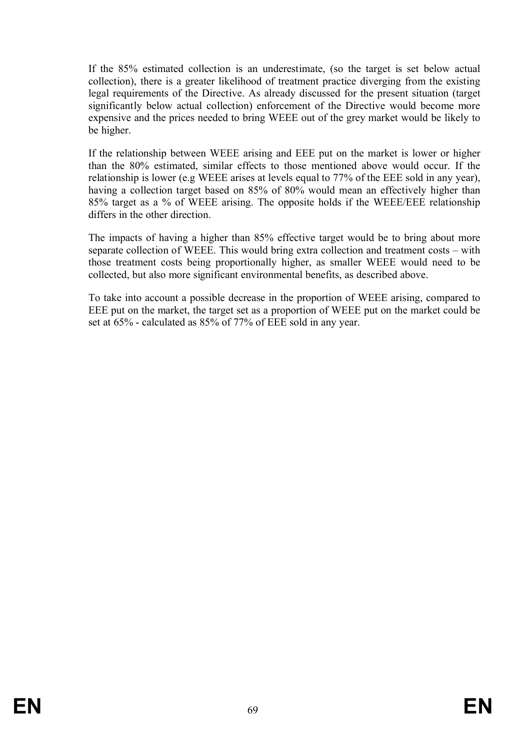If the 85% estimated collection is an underestimate, (so the target is set below actual collection), there is a greater likelihood of treatment practice diverging from the existing legal requirements of the Directive. As already discussed for the present situation (target significantly below actual collection) enforcement of the Directive would become more expensive and the prices needed to bring WEEE out of the grey market would be likely to be higher.

If the relationship between WEEE arising and EEE put on the market is lower or higher than the 80% estimated, similar effects to those mentioned above would occur. If the relationship is lower (e.g WEEE arises at levels equal to 77% of the EEE sold in any year), having a collection target based on 85% of 80% would mean an effectively higher than 85% target as a % of WEEE arising. The opposite holds if the WEEE/EEE relationship differs in the other direction.

The impacts of having a higher than 85% effective target would be to bring about more separate collection of WEEE. This would bring extra collection and treatment costs – with those treatment costs being proportionally higher, as smaller WEEE would need to be collected, but also more significant environmental benefits, as described above.

To take into account a possible decrease in the proportion of WEEE arising, compared to EEE put on the market, the target set as a proportion of WEEE put on the market could be set at 65% - calculated as 85% of 77% of EEE sold in any year.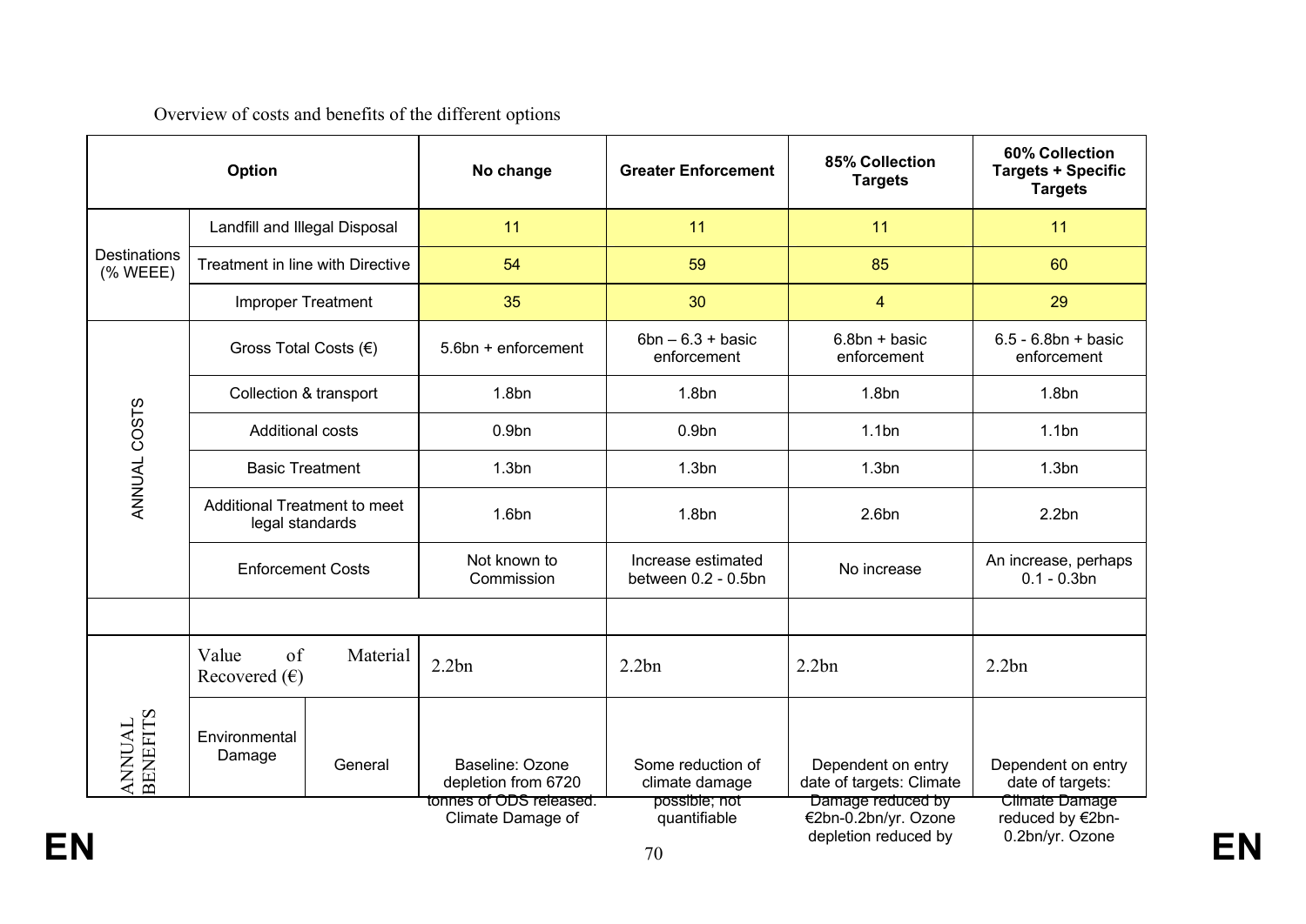Overview of costs and benefits of the different options

| Option | | | No change | Greater Enforcement | 85% Collection Targets | 60% Collection Targets + Specific Targets |
|---|---|---|---|---|---|---|
| Destinations (% WEEE) | Landfill and Illegal Disposal | | 11 | 11 | 11 | 11 |
| | Treatment in line with Directive | | 54 | 59 | 85 | 60 |
| | Improper Treatment | | 35 | 30 | 4 | 29 |
| ANNUAL COSTS | Gross Total Costs (€) | | 5.6bn + enforcement | 6bn – 6.3 + basic enforcement | 6.8bn + basic enforcement | 6.5 - 6.8bn + basic enforcement |
| | Collection & transport | | 1.8bn | 1.8bn | 1.8bn | 1.8bn |
| | Additional costs | | 0.9bn | 0.9bn | 1.1bn | 1.1bn |
| | Basic Treatment | | 1.3bn | 1.3bn | 1.3bn | 1.3bn |
| | Additional Treatment to meet legal standards | | 1.6bn | 1.8bn | 2.6bn | 2.2bn |
| | Enforcement Costs | | Not known to Commission | Increase estimated between 0.2 - 0.5bn | No increase | An increase, perhaps 0.1 - 0.3bn |
| | | | | | | |
| ANNUAL BENEFITS | Value of Material Recovered (€) | | 2.2bn | 2.2bn | 2.2bn | 2.2bn |
| | Environmental Damage | General | Baseline: Ozone depletion from 6720 tonnes of ODS released. Climate Damage of | Some reduction of climate damage possible; not quantifiable | Dependent on entry date of targets: Climate Damage reduced by €2bn-0.2bn/yr. Ozone depletion reduced by | Dependent on entry date of targets: Climate Damage reduced by €2bn-0.2bn/yr. Ozone |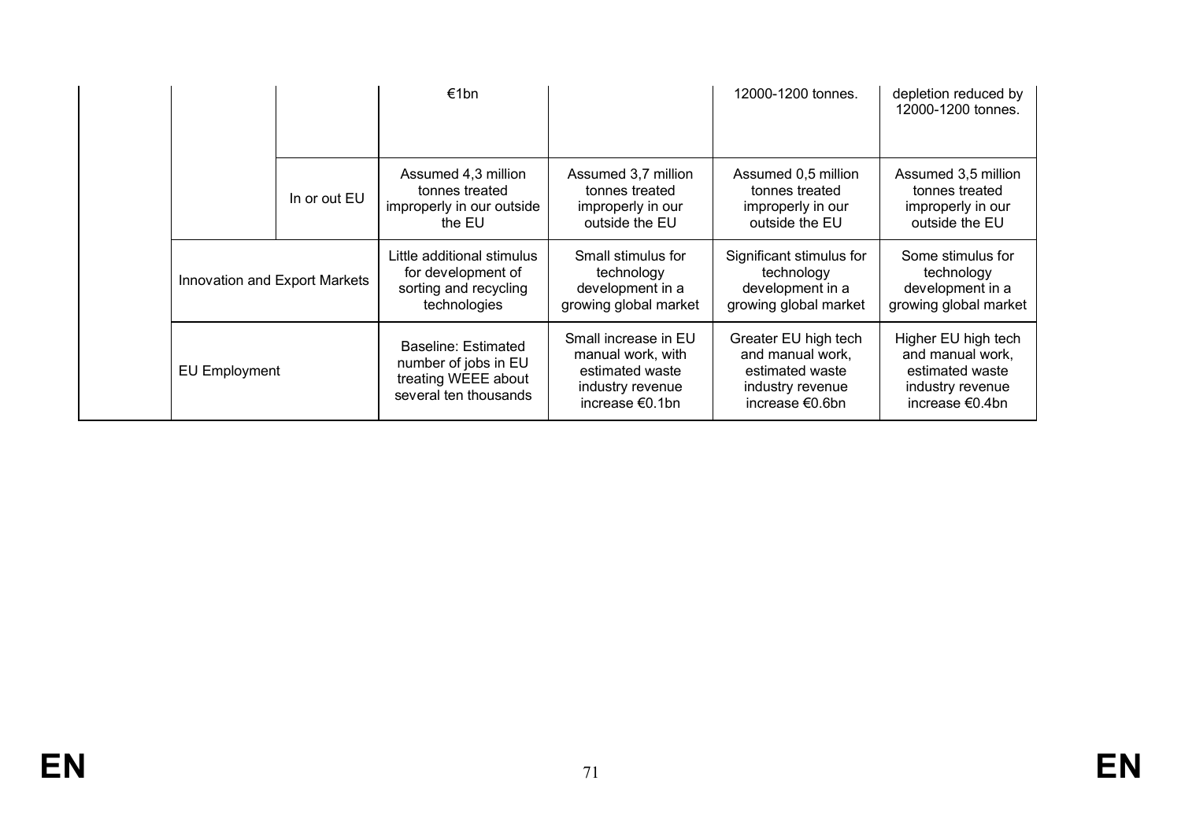| | | | | | | |
|---|---|---|---|---|---|---|
| | | | €1bn | | 12000-1200 tonnes. | depletion reduced by 12000-1200 tonnes. |
| | | In or out EU | Assumed 4,3 million tonnes treated improperly in our outside the EU | Assumed 3,7 million tonnes treated improperly in our outside the EU | Assumed 0,5 million tonnes treated improperly in our outside the EU | Assumed 3,5 million tonnes treated improperly in our outside the EU |
| | Innovation and Export Markets | | Little additional stimulus for development of sorting and recycling technologies | Small stimulus for technology development in a growing global market | Significant stimulus for technology development in a growing global market | Some stimulus for technology development in a growing global market |
| | EU Employment | | Baseline: Estimated number of jobs in EU treating WEEE about several ten thousands | Small increase in EU manual work, with estimated waste industry revenue increase €0.1bn | Greater EU high tech and manual work, estimated waste industry revenue increase €0.6bn | Higher EU high tech and manual work, estimated waste industry revenue increase €0.4bn |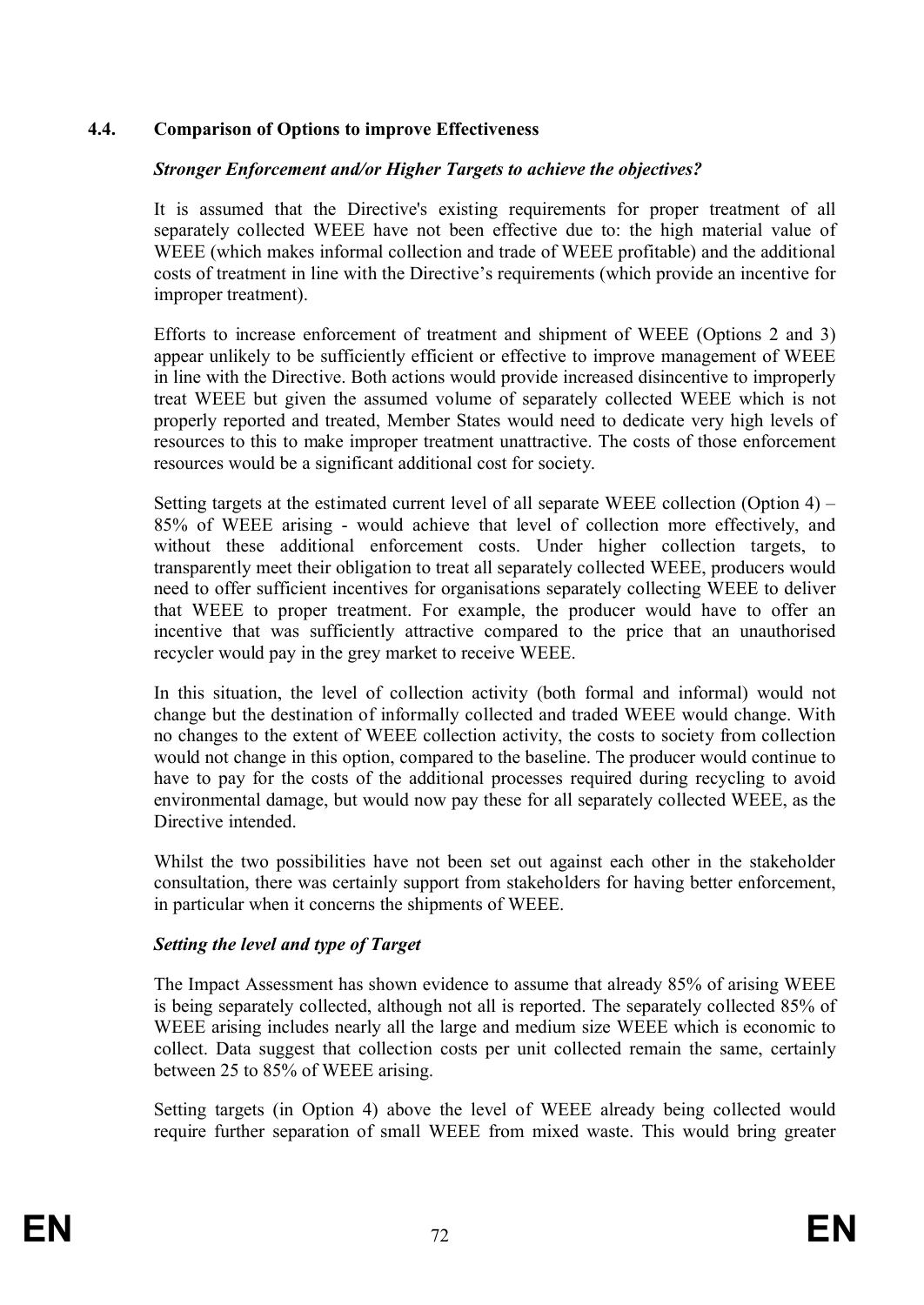### 4.4. Comparison of Options to improve Effectiveness

***Stronger Enforcement and/or Higher Targets to achieve the objectives?***

It is assumed that the Directive's existing requirements for proper treatment of all separately collected WEEE have not been effective due to: the high material value of WEEE (which makes informal collection and trade of WEEE profitable) and the additional costs of treatment in line with the Directive's requirements (which provide an incentive for improper treatment).

Efforts to increase enforcement of treatment and shipment of WEEE (Options 2 and 3) appear unlikely to be sufficiently efficient or effective to improve management of WEEE in line with the Directive. Both actions would provide increased disincentive to improperly treat WEEE but given the assumed volume of separately collected WEEE which is not properly reported and treated, Member States would need to dedicate very high levels of resources to this to make improper treatment unattractive. The costs of those enforcement resources would be a significant additional cost for society.

Setting targets at the estimated current level of all separate WEEE collection (Option 4) – 85% of WEEE arising - would achieve that level of collection more effectively, and without these additional enforcement costs. Under higher collection targets, to transparently meet their obligation to treat all separately collected WEEE, producers would need to offer sufficient incentives for organisations separately collecting WEEE to deliver that WEEE to proper treatment. For example, the producer would have to offer an incentive that was sufficiently attractive compared to the price that an unauthorised recycler would pay in the grey market to receive WEEE.

In this situation, the level of collection activity (both formal and informal) would not change but the destination of informally collected and traded WEEE would change. With no changes to the extent of WEEE collection activity, the costs to society from collection would not change in this option, compared to the baseline. The producer would continue to have to pay for the costs of the additional processes required during recycling to avoid environmental damage, but would now pay these for all separately collected WEEE, as the Directive intended.

Whilst the two possibilities have not been set out against each other in the stakeholder consultation, there was certainly support from stakeholders for having better enforcement, in particular when it concerns the shipments of WEEE.

***Setting the level and type of Target***

The Impact Assessment has shown evidence to assume that already 85% of arising WEEE is being separately collected, although not all is reported. The separately collected 85% of WEEE arising includes nearly all the large and medium size WEEE which is economic to collect. Data suggest that collection costs per unit collected remain the same, certainly between 25 to 85% of WEEE arising.

Setting targets (in Option 4) above the level of WEEE already being collected would require further separation of small WEEE from mixed waste. This would bring greater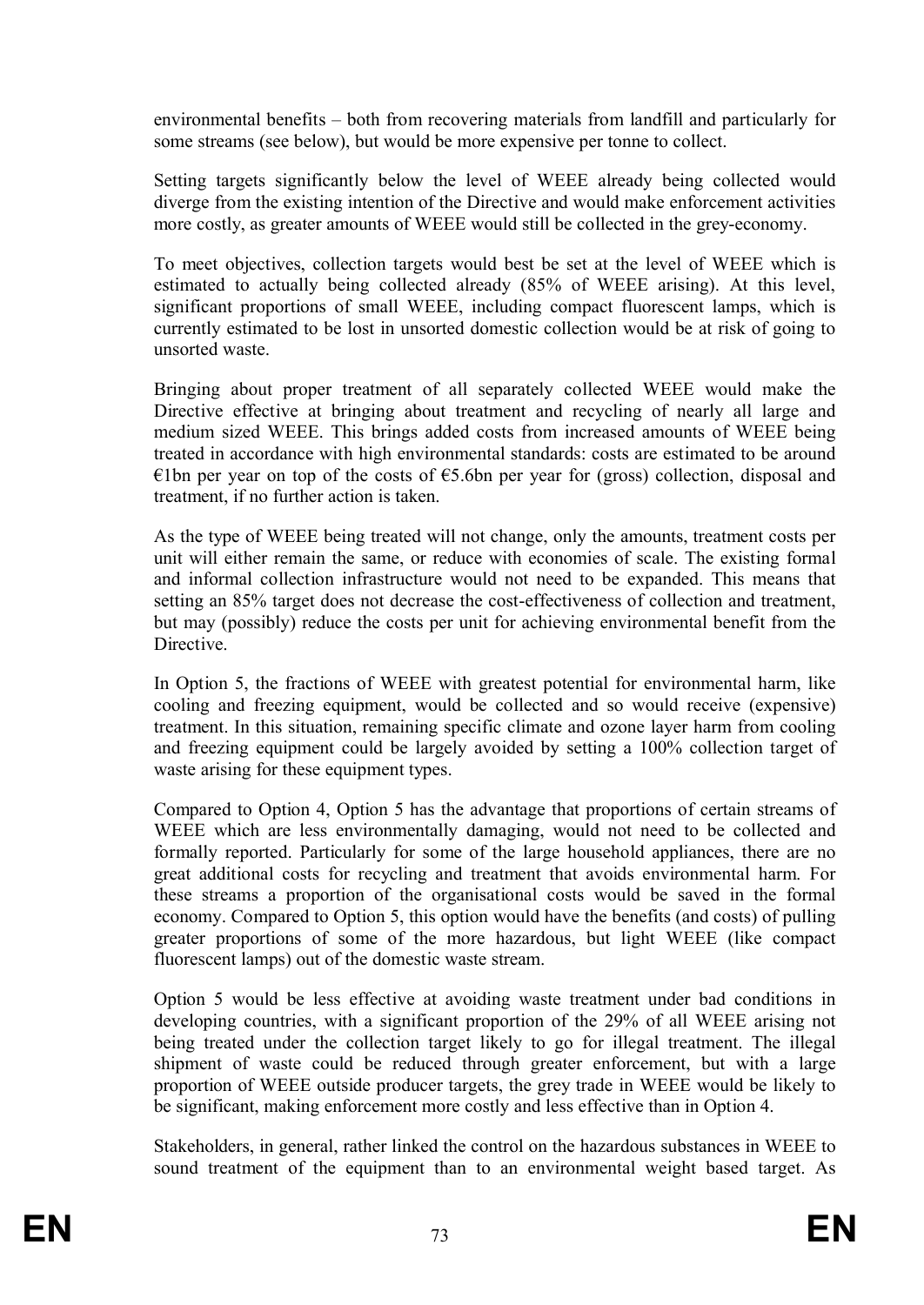environmental benefits – both from recovering materials from landfill and particularly for some streams (see below), but would be more expensive per tonne to collect.

Setting targets significantly below the level of WEEE already being collected would diverge from the existing intention of the Directive and would make enforcement activities more costly, as greater amounts of WEEE would still be collected in the grey-economy.

To meet objectives, collection targets would best be set at the level of WEEE which is estimated to actually being collected already (85% of WEEE arising). At this level, significant proportions of small WEEE, including compact fluorescent lamps, which is currently estimated to be lost in unsorted domestic collection would be at risk of going to unsorted waste.

Bringing about proper treatment of all separately collected WEEE would make the Directive effective at bringing about treatment and recycling of nearly all large and medium sized WEEE. This brings added costs from increased amounts of WEEE being treated in accordance with high environmental standards: costs are estimated to be around €1bn per year on top of the costs of €5.6bn per year for (gross) collection, disposal and treatment, if no further action is taken.

As the type of WEEE being treated will not change, only the amounts, treatment costs per unit will either remain the same, or reduce with economies of scale. The existing formal and informal collection infrastructure would not need to be expanded. This means that setting an 85% target does not decrease the cost-effectiveness of collection and treatment, but may (possibly) reduce the costs per unit for achieving environmental benefit from the Directive.

In Option 5, the fractions of WEEE with greatest potential for environmental harm, like cooling and freezing equipment, would be collected and so would receive (expensive) treatment. In this situation, remaining specific climate and ozone layer harm from cooling and freezing equipment could be largely avoided by setting a 100% collection target of waste arising for these equipment types.

Compared to Option 4, Option 5 has the advantage that proportions of certain streams of WEEE which are less environmentally damaging, would not need to be collected and formally reported. Particularly for some of the large household appliances, there are no great additional costs for recycling and treatment that avoids environmental harm. For these streams a proportion of the organisational costs would be saved in the formal economy. Compared to Option 5, this option would have the benefits (and costs) of pulling greater proportions of some of the more hazardous, but light WEEE (like compact fluorescent lamps) out of the domestic waste stream.

Option 5 would be less effective at avoiding waste treatment under bad conditions in developing countries, with a significant proportion of the 29% of all WEEE arising not being treated under the collection target likely to go for illegal treatment. The illegal shipment of waste could be reduced through greater enforcement, but with a large proportion of WEEE outside producer targets, the grey trade in WEEE would be likely to be significant, making enforcement more costly and less effective than in Option 4.

Stakeholders, in general, rather linked the control on the hazardous substances in WEEE to sound treatment of the equipment than to an environmental weight based target. As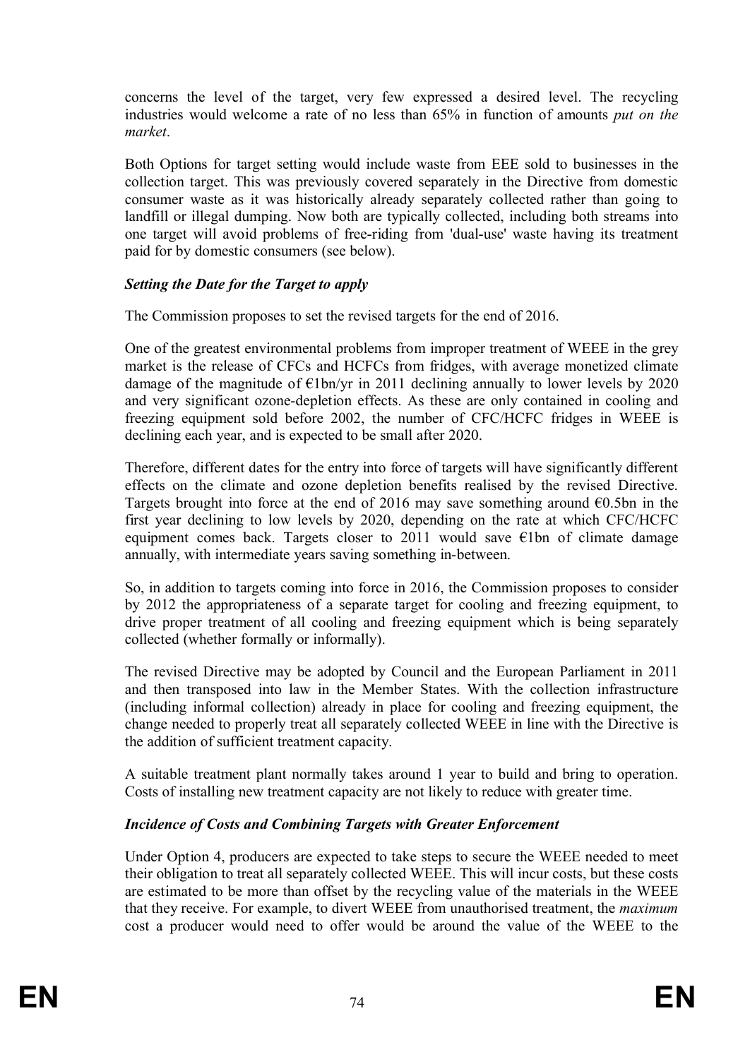concerns the level of the target, very few expressed a desired level. The recycling industries would welcome a rate of no less than 65% in function of amounts *put on the market*.

Both Options for target setting would include waste from EEE sold to businesses in the collection target. This was previously covered separately in the Directive from domestic consumer waste as it was historically already separately collected rather than going to landfill or illegal dumping. Now both are typically collected, including both streams into one target will avoid problems of free-riding from 'dual-use' waste having its treatment paid for by domestic consumers (see below).

### *Setting the Date for the Target to apply*

The Commission proposes to set the revised targets for the end of 2016.

One of the greatest environmental problems from improper treatment of WEEE in the grey market is the release of CFCs and HCFCs from fridges, with average monetized climate damage of the magnitude of €1bn/yr in 2011 declining annually to lower levels by 2020 and very significant ozone-depletion effects. As these are only contained in cooling and freezing equipment sold before 2002, the number of CFC/HCFC fridges in WEEE is declining each year, and is expected to be small after 2020.

Therefore, different dates for the entry into force of targets will have significantly different effects on the climate and ozone depletion benefits realised by the revised Directive. Targets brought into force at the end of 2016 may save something around €0.5bn in the first year declining to low levels by 2020, depending on the rate at which CFC/HCFC equipment comes back. Targets closer to 2011 would save €1bn of climate damage annually, with intermediate years saving something in-between.

So, in addition to targets coming into force in 2016, the Commission proposes to consider by 2012 the appropriateness of a separate target for cooling and freezing equipment, to drive proper treatment of all cooling and freezing equipment which is being separately collected (whether formally or informally).

The revised Directive may be adopted by Council and the European Parliament in 2011 and then transposed into law in the Member States. With the collection infrastructure (including informal collection) already in place for cooling and freezing equipment, the change needed to properly treat all separately collected WEEE in line with the Directive is the addition of sufficient treatment capacity.

A suitable treatment plant normally takes around 1 year to build and bring to operation. Costs of installing new treatment capacity are not likely to reduce with greater time.

### *Incidence of Costs and Combining Targets with Greater Enforcement*

Under Option 4, producers are expected to take steps to secure the WEEE needed to meet their obligation to treat all separately collected WEEE. This will incur costs, but these costs are estimated to be more than offset by the recycling value of the materials in the WEEE that they receive. For example, to divert WEEE from unauthorised treatment, the *maximum* cost a producer would need to offer would be around the value of the WEEE to the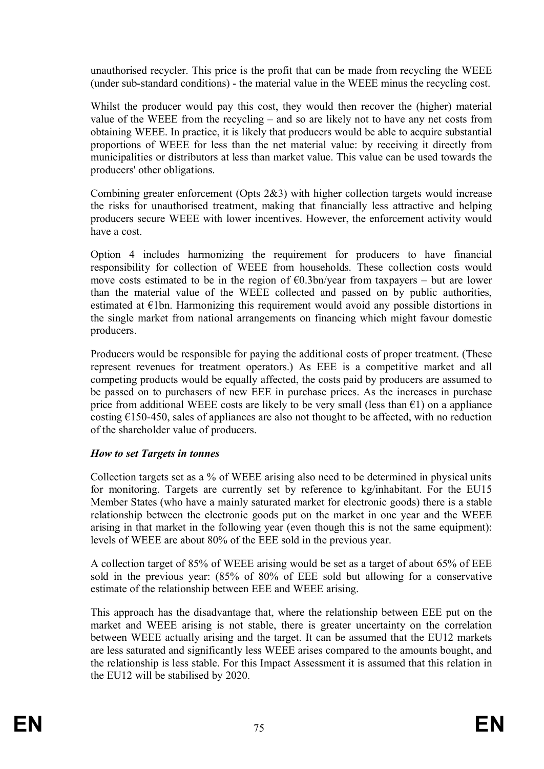unauthorised recycler. This price is the profit that can be made from recycling the WEEE (under sub-standard conditions) - the material value in the WEEE minus the recycling cost.

Whilst the producer would pay this cost, they would then recover the (higher) material value of the WEEE from the recycling – and so are likely not to have any net costs from obtaining WEEE. In practice, it is likely that producers would be able to acquire substantial proportions of WEEE for less than the net material value: by receiving it directly from municipalities or distributors at less than market value. This value can be used towards the producers' other obligations.

Combining greater enforcement (Opts 2&3) with higher collection targets would increase the risks for unauthorised treatment, making that financially less attractive and helping producers secure WEEE with lower incentives. However, the enforcement activity would have a cost.

Option 4 includes harmonizing the requirement for producers to have financial responsibility for collection of WEEE from households. These collection costs would move costs estimated to be in the region of €0.3bn/year from taxpayers – but are lower than the material value of the WEEE collected and passed on by public authorities, estimated at €1bn. Harmonizing this requirement would avoid any possible distortions in the single market from national arrangements on financing which might favour domestic producers.

Producers would be responsible for paying the additional costs of proper treatment. (These represent revenues for treatment operators.) As EEE is a competitive market and all competing products would be equally affected, the costs paid by producers are assumed to be passed on to purchasers of new EEE in purchase prices. As the increases in purchase price from additional WEEE costs are likely to be very small (less than €1) on a appliance costing €150-450, sales of appliances are also not thought to be affected, with no reduction of the shareholder value of producers.

***How to set Targets in tonnes***

Collection targets set as a % of WEEE arising also need to be determined in physical units for monitoring. Targets are currently set by reference to kg/inhabitant. For the EU15 Member States (who have a mainly saturated market for electronic goods) there is a stable relationship between the electronic goods put on the market in one year and the WEEE arising in that market in the following year (even though this is not the same equipment): levels of WEEE are about 80% of the EEE sold in the previous year.

A collection target of 85% of WEEE arising would be set as a target of about 65% of EEE sold in the previous year: (85% of 80% of EEE sold but allowing for a conservative estimate of the relationship between EEE and WEEE arising.

This approach has the disadvantage that, where the relationship between EEE put on the market and WEEE arising is not stable, there is greater uncertainty on the correlation between WEEE actually arising and the target. It can be assumed that the EU12 markets are less saturated and significantly less WEEE arises compared to the amounts bought, and the relationship is less stable. For this Impact Assessment it is assumed that this relation in the EU12 will be stabilised by 2020.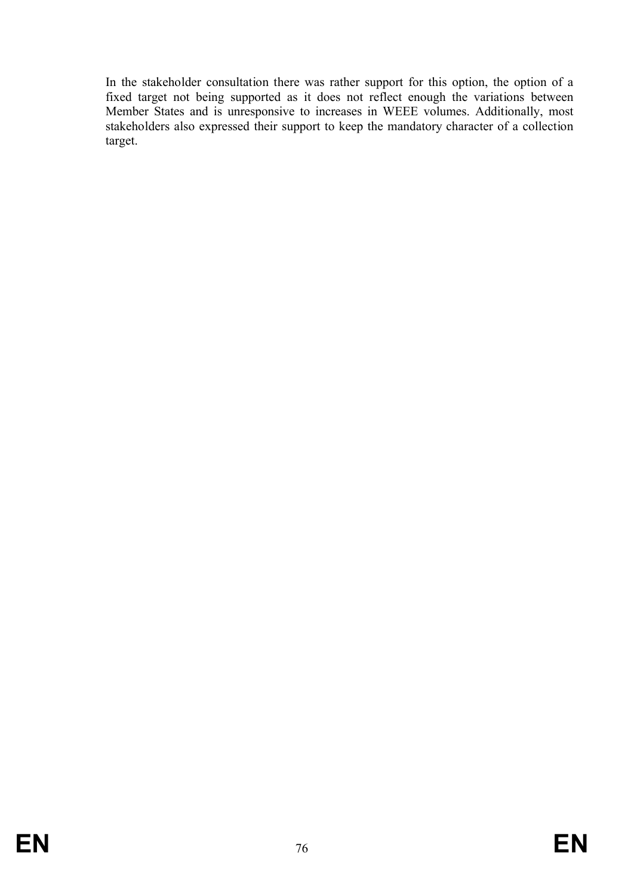In the stakeholder consultation there was rather support for this option, the option of a fixed target not being supported as it does not reflect enough the variations between Member States and is unresponsive to increases in WEEE volumes. Additionally, most stakeholders also expressed their support to keep the mandatory character of a collection target.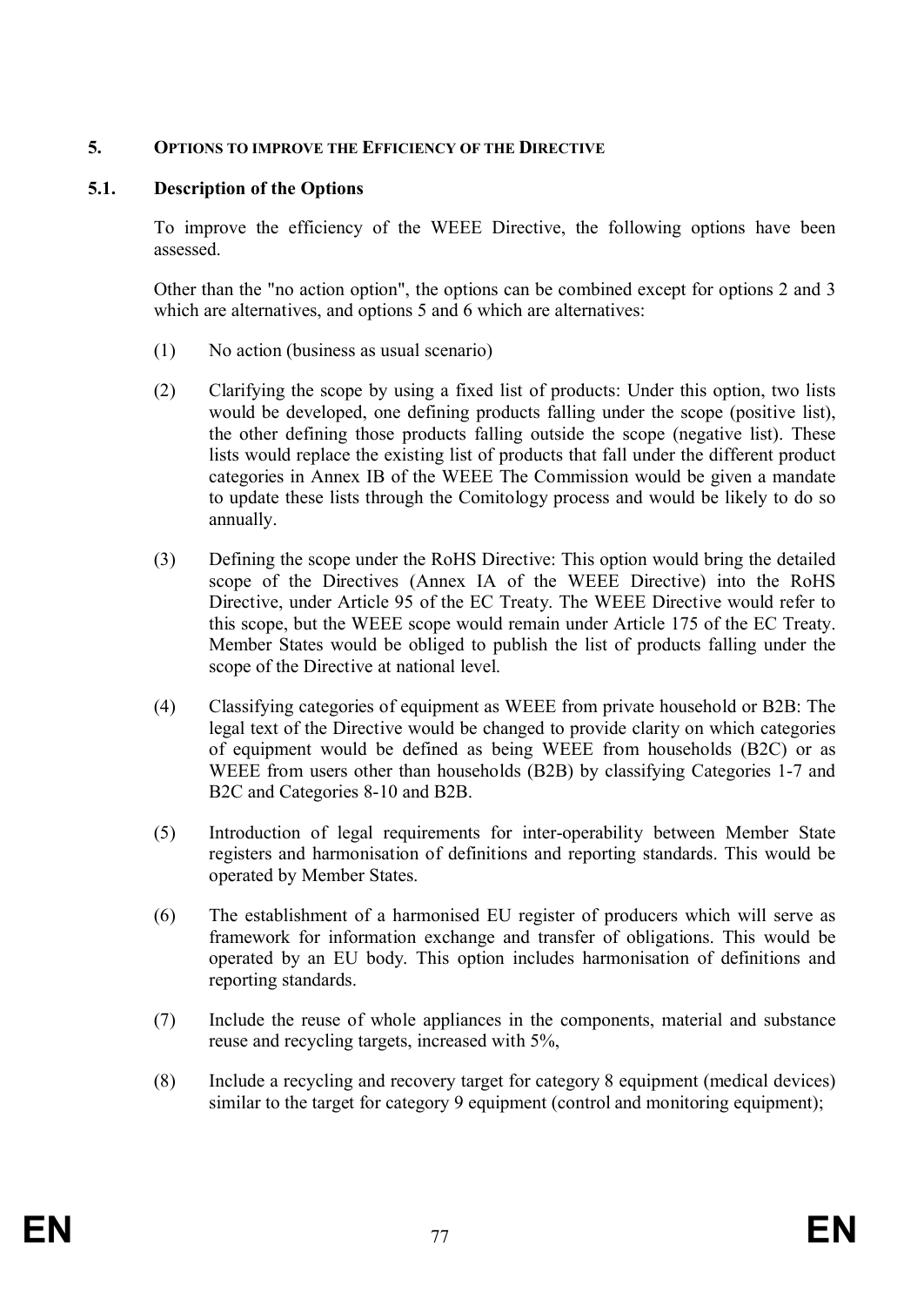## 5. OPTIONS TO IMPROVE THE EFFICIENCY OF THE DIRECTIVE

### 5.1. Description of the Options

To improve the efficiency of the WEEE Directive, the following options have been assessed.

Other than the "no action option", the options can be combined except for options 2 and 3 which are alternatives, and options 5 and 6 which are alternatives:

(1) No action (business as usual scenario)

(2) Clarifying the scope by using a fixed list of products: Under this option, two lists would be developed, one defining products falling under the scope (positive list), the other defining those products falling outside the scope (negative list). These lists would replace the existing list of products that fall under the different product categories in Annex IB of the WEEE The Commission would be given a mandate to update these lists through the Comitology process and would be likely to do so annually.

(3) Defining the scope under the RoHS Directive: This option would bring the detailed scope of the Directives (Annex IA of the WEEE Directive) into the RoHS Directive, under Article 95 of the EC Treaty. The WEEE Directive would refer to this scope, but the WEEE scope would remain under Article 175 of the EC Treaty. Member States would be obliged to publish the list of products falling under the scope of the Directive at national level.

(4) Classifying categories of equipment as WEEE from private household or B2B: The legal text of the Directive would be changed to provide clarity on which categories of equipment would be defined as being WEEE from households (B2C) or as WEEE from users other than households (B2B) by classifying Categories 1-7 and B2C and Categories 8-10 and B2B.

(5) Introduction of legal requirements for inter-operability between Member State registers and harmonisation of definitions and reporting standards. This would be operated by Member States.

(6) The establishment of a harmonised EU register of producers which will serve as framework for information exchange and transfer of obligations. This would be operated by an EU body. This option includes harmonisation of definitions and reporting standards.

(7) Include the reuse of whole appliances in the components, material and substance reuse and recycling targets, increased with 5%,

(8) Include a recycling and recovery target for category 8 equipment (medical devices) similar to the target for category 9 equipment (control and monitoring equipment);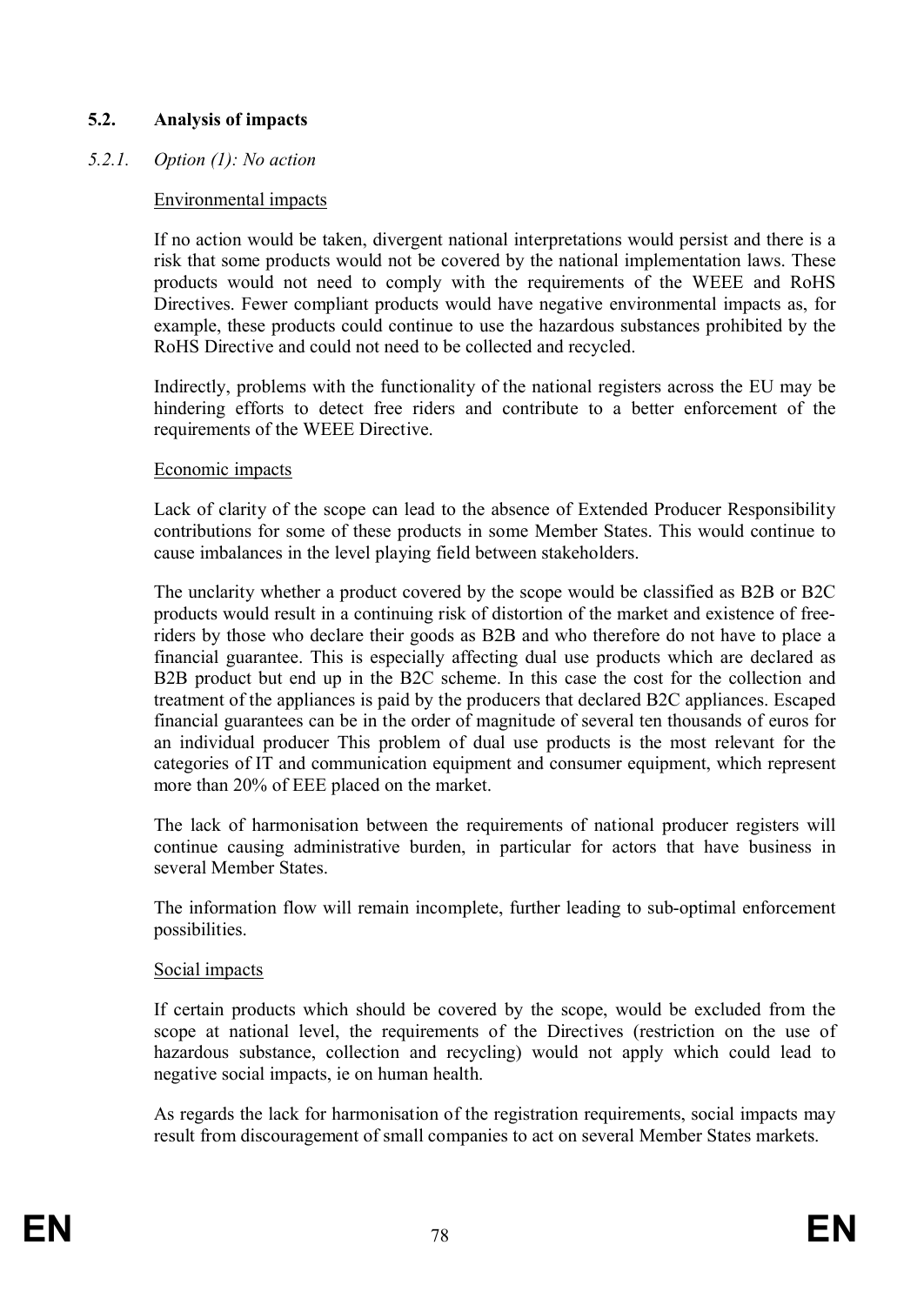## 5.2. Analysis of impacts

### *5.2.1. Option (1): No action*

Environmental impacts

If no action would be taken, divergent national interpretations would persist and there is a risk that some products would not be covered by the national implementation laws. These products would not need to comply with the requirements of the WEEE and RoHS Directives. Fewer compliant products would have negative environmental impacts as, for example, these products could continue to use the hazardous substances prohibited by the RoHS Directive and could not need to be collected and recycled.

Indirectly, problems with the functionality of the national registers across the EU may be hindering efforts to detect free riders and contribute to a better enforcement of the requirements of the WEEE Directive.

Economic impacts

Lack of clarity of the scope can lead to the absence of Extended Producer Responsibility contributions for some of these products in some Member States. This would continue to cause imbalances in the level playing field between stakeholders.

The unclarity whether a product covered by the scope would be classified as B2B or B2C products would result in a continuing risk of distortion of the market and existence of free-riders by those who declare their goods as B2B and who therefore do not have to place a financial guarantee. This is especially affecting dual use products which are declared as B2B product but end up in the B2C scheme. In this case the cost for the collection and treatment of the appliances is paid by the producers that declared B2C appliances. Escaped financial guarantees can be in the order of magnitude of several ten thousands of euros for an individual producer This problem of dual use products is the most relevant for the categories of IT and communication equipment and consumer equipment, which represent more than 20% of EEE placed on the market.

The lack of harmonisation between the requirements of national producer registers will continue causing administrative burden, in particular for actors that have business in several Member States.

The information flow will remain incomplete, further leading to sub-optimal enforcement possibilities.

Social impacts

If certain products which should be covered by the scope, would be excluded from the scope at national level, the requirements of the Directives (restriction on the use of hazardous substance, collection and recycling) would not apply which could lead to negative social impacts, ie on human health.

As regards the lack for harmonisation of the registration requirements, social impacts may result from discouragement of small companies to act on several Member States markets.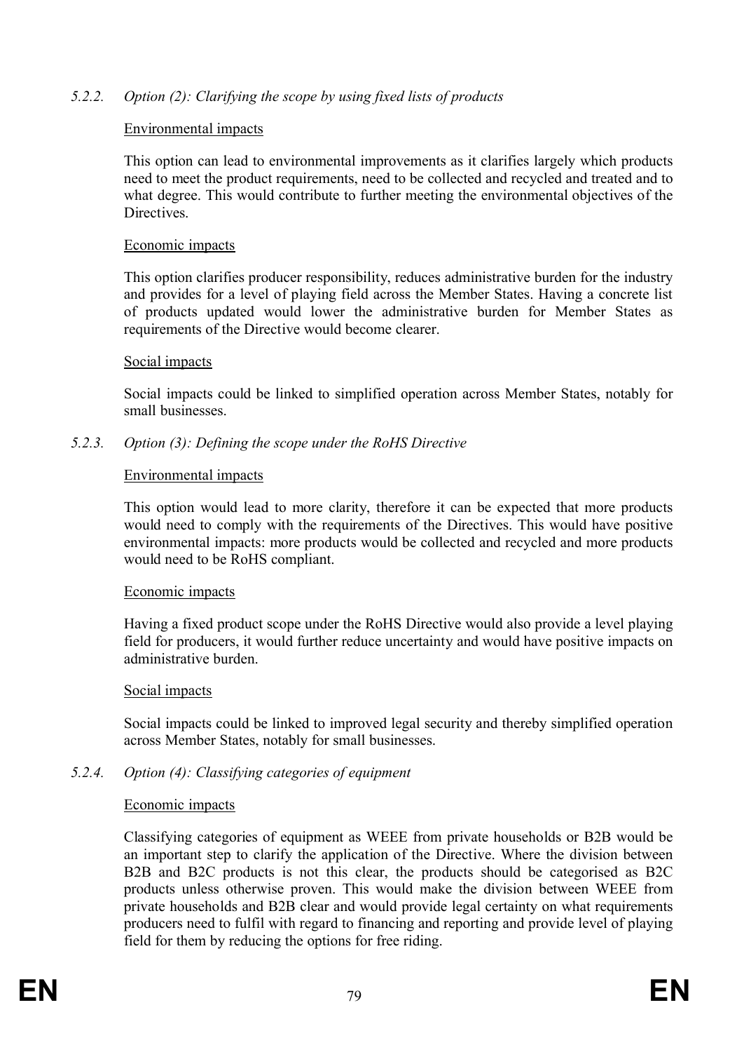#### 5.2.2. *Option (2): Clarifying the scope by using fixed lists of products*

Environmental impacts

This option can lead to environmental improvements as it clarifies largely which products need to meet the product requirements, need to be collected and recycled and treated and to what degree. This would contribute to further meeting the environmental objectives of the Directives.

Economic impacts

This option clarifies producer responsibility, reduces administrative burden for the industry and provides for a level of playing field across the Member States. Having a concrete list of products updated would lower the administrative burden for Member States as requirements of the Directive would become clearer.

Social impacts

Social impacts could be linked to simplified operation across Member States, notably for small businesses.

#### 5.2.3. *Option (3): Defining the scope under the RoHS Directive*

Environmental impacts

This option would lead to more clarity, therefore it can be expected that more products would need to comply with the requirements of the Directives. This would have positive environmental impacts: more products would be collected and recycled and more products would need to be RoHS compliant.

Economic impacts

Having a fixed product scope under the RoHS Directive would also provide a level playing field for producers, it would further reduce uncertainty and would have positive impacts on administrative burden.

Social impacts

Social impacts could be linked to improved legal security and thereby simplified operation across Member States, notably for small businesses.

#### 5.2.4. *Option (4): Classifying categories of equipment*

Economic impacts

Classifying categories of equipment as WEEE from private households or B2B would be an important step to clarify the application of the Directive. Where the division between B2B and B2C products is not this clear, the products should be categorised as B2C products unless otherwise proven. This would make the division between WEEE from private households and B2B clear and would provide legal certainty on what requirements producers need to fulfil with regard to financing and reporting and provide level of playing field for them by reducing the options for free riding.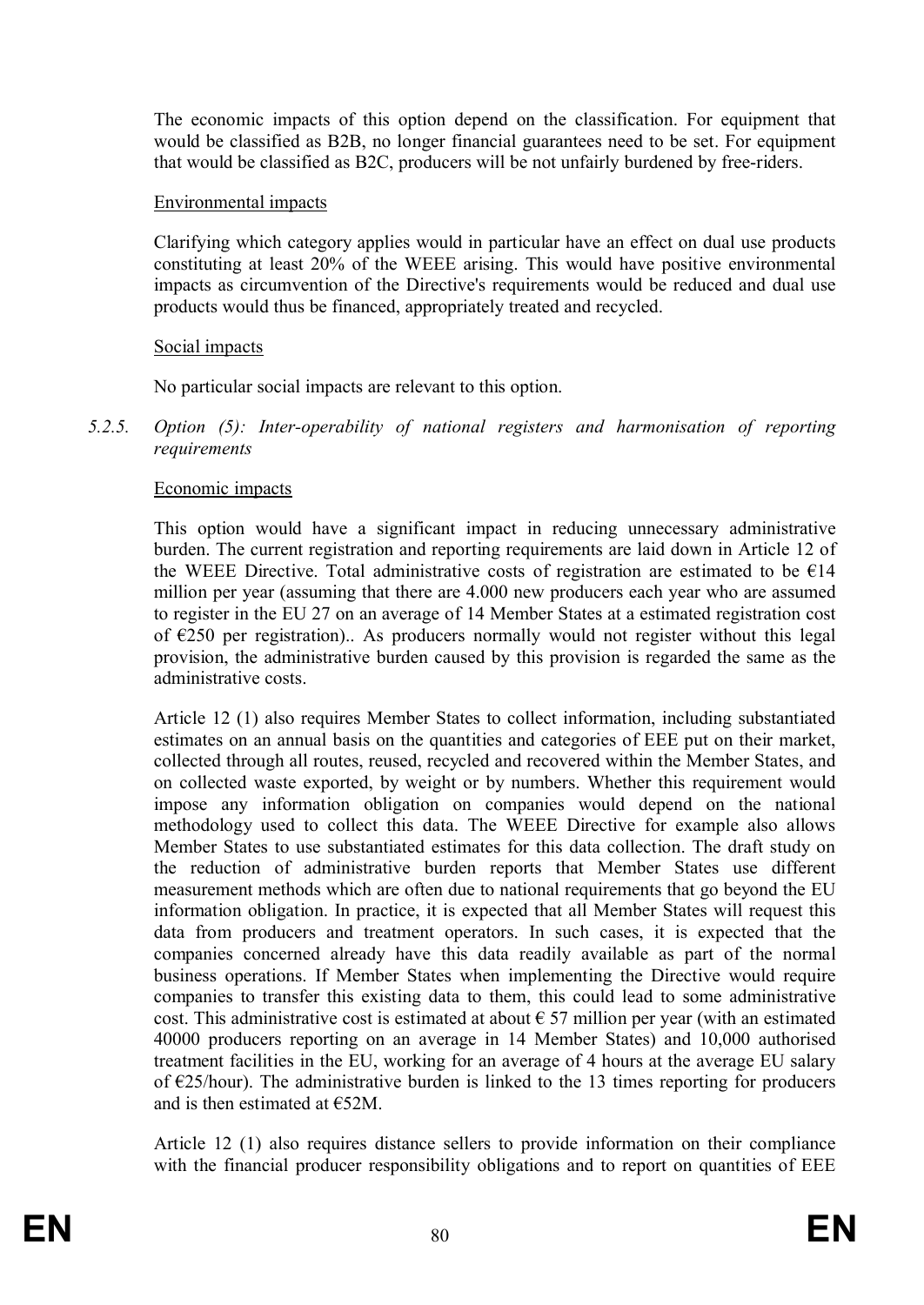The economic impacts of this option depend on the classification. For equipment that would be classified as B2B, no longer financial guarantees need to be set. For equipment that would be classified as B2C, producers will be not unfairly burdened by free-riders.

Environmental impacts

Clarifying which category applies would in particular have an effect on dual use products constituting at least 20% of the WEEE arising. This would have positive environmental impacts as circumvention of the Directive's requirements would be reduced and dual use products would thus be financed, appropriately treated and recycled.

Social impacts

No particular social impacts are relevant to this option.

#### 5.2.5. *Option (5): Inter-operability of national registers and harmonisation of reporting requirements*

Economic impacts

This option would have a significant impact in reducing unnecessary administrative burden. The current registration and reporting requirements are laid down in Article 12 of the WEEE Directive. Total administrative costs of registration are estimated to be €14 million per year (assuming that there are 4.000 new producers each year who are assumed to register in the EU 27 on an average of 14 Member States at a estimated registration cost of €250 per registration).. As producers normally would not register without this legal provision, the administrative burden caused by this provision is regarded the same as the administrative costs.

Article 12 (1) also requires Member States to collect information, including substantiated estimates on an annual basis on the quantities and categories of EEE put on their market, collected through all routes, reused, recycled and recovered within the Member States, and on collected waste exported, by weight or by numbers. Whether this requirement would impose any information obligation on companies would depend on the national methodology used to collect this data. The WEEE Directive for example also allows Member States to use substantiated estimates for this data collection. The draft study on the reduction of administrative burden reports that Member States use different measurement methods which are often due to national requirements that go beyond the EU information obligation. In practice, it is expected that all Member States will request this data from producers and treatment operators. In such cases, it is expected that the companies concerned already have this data readily available as part of the normal business operations. If Member States when implementing the Directive would require companies to transfer this existing data to them, this could lead to some administrative cost. This administrative cost is estimated at about € 57 million per year (with an estimated 40000 producers reporting on an average in 14 Member States) and 10,000 authorised treatment facilities in the EU, working for an average of 4 hours at the average EU salary of €25/hour). The administrative burden is linked to the 13 times reporting for producers and is then estimated at €52M.

Article 12 (1) also requires distance sellers to provide information on their compliance with the financial producer responsibility obligations and to report on quantities of EEE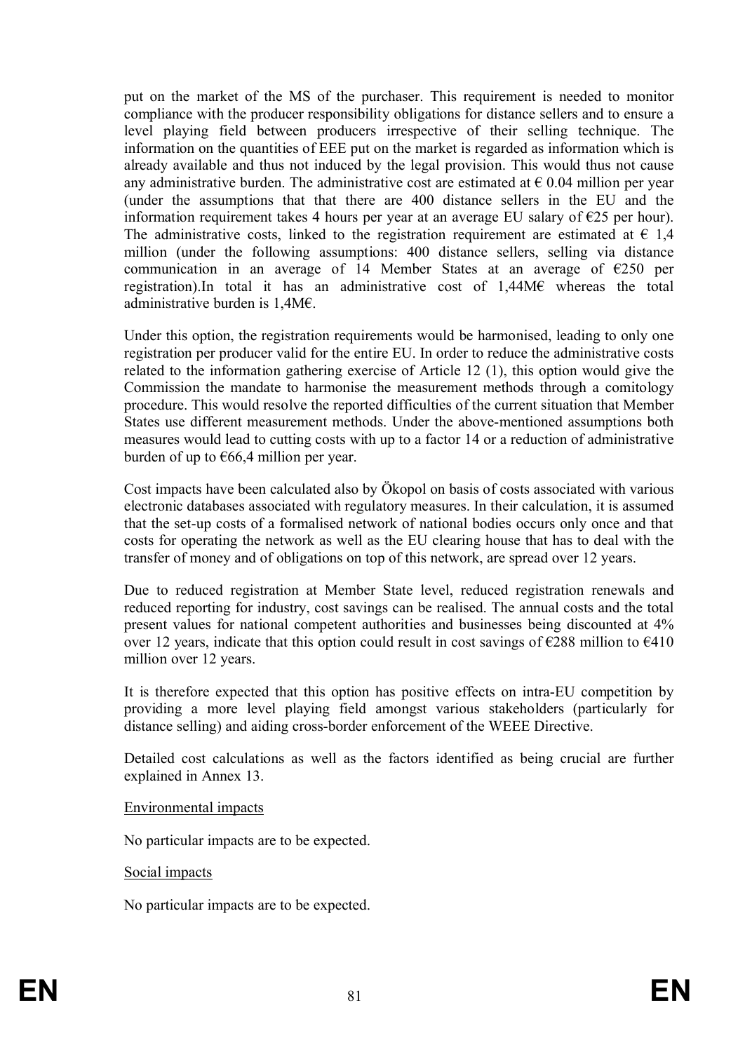put on the market of the MS of the purchaser. This requirement is needed to monitor compliance with the producer responsibility obligations for distance sellers and to ensure a level playing field between producers irrespective of their selling technique. The information on the quantities of EEE put on the market is regarded as information which is already available and thus not induced by the legal provision. This would thus not cause any administrative burden. The administrative cost are estimated at € 0.04 million per year (under the assumptions that that there are 400 distance sellers in the EU and the information requirement takes 4 hours per year at an average EU salary of €25 per hour). The administrative costs, linked to the registration requirement are estimated at € 1,4 million (under the following assumptions: 400 distance sellers, selling via distance communication in an average of 14 Member States at an average of €250 per registration).In total it has an administrative cost of 1,44M€ whereas the total administrative burden is 1,4M€.

Under this option, the registration requirements would be harmonised, leading to only one registration per producer valid for the entire EU. In order to reduce the administrative costs related to the information gathering exercise of Article 12 (1), this option would give the Commission the mandate to harmonise the measurement methods through a comitology procedure. This would resolve the reported difficulties of the current situation that Member States use different measurement methods. Under the above-mentioned assumptions both measures would lead to cutting costs with up to a factor 14 or a reduction of administrative burden of up to €66,4 million per year.

Cost impacts have been calculated also by Ökopol on basis of costs associated with various electronic databases associated with regulatory measures. In their calculation, it is assumed that the set-up costs of a formalised network of national bodies occurs only once and that costs for operating the network as well as the EU clearing house that has to deal with the transfer of money and of obligations on top of this network, are spread over 12 years.

Due to reduced registration at Member State level, reduced registration renewals and reduced reporting for industry, cost savings can be realised. The annual costs and the total present values for national competent authorities and businesses being discounted at 4% over 12 years, indicate that this option could result in cost savings of €288 million to €410 million over 12 years.

It is therefore expected that this option has positive effects on intra-EU competition by providing a more level playing field amongst various stakeholders (particularly for distance selling) and aiding cross-border enforcement of the WEEE Directive.

Detailed cost calculations as well as the factors identified as being crucial are further explained in Annex 13.

Environmental impacts

No particular impacts are to be expected.

Social impacts

No particular impacts are to be expected.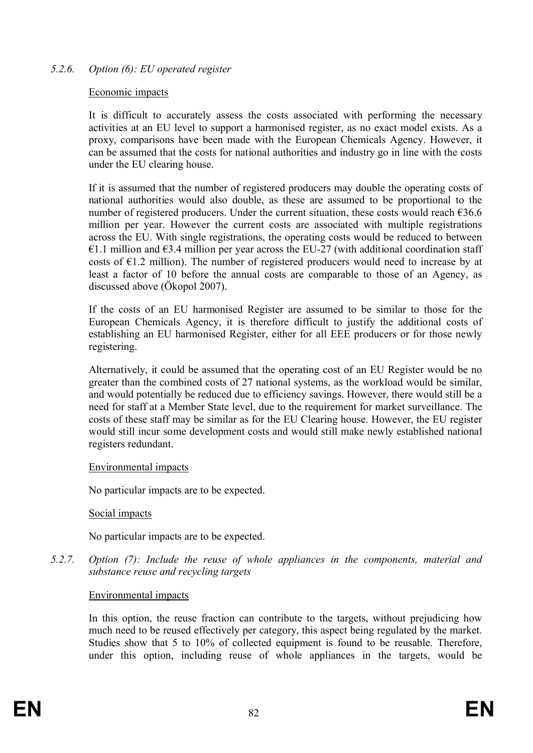### *5.2.6. Option (6): EU operated register*

Economic impacts

It is difficult to accurately assess the costs associated with performing the necessary activities at an EU level to support a harmonised register, as no exact model exists. As a proxy, comparisons have been made with the European Chemicals Agency. However, it can be assumed that the costs for national authorities and industry go in line with the costs under the EU clearing house.

If it is assumed that the number of registered producers may double the operating costs of national authorities would also double, as these are assumed to be proportional to the number of registered producers. Under the current situation, these costs would reach €36.6 million per year. However the current costs are associated with multiple registrations across the EU. With single registrations, the operating costs would be reduced to between €1.1 million and €3.4 million per year across the EU-27 (with additional coordination staff costs of €1.2 million). The number of registered producers would need to increase by at least a factor of 10 before the annual costs are comparable to those of an Agency, as discussed above (Ökopol 2007).

If the costs of an EU harmonised Register are assumed to be similar to those for the European Chemicals Agency, it is therefore difficult to justify the additional costs of establishing an EU harmonised Register, either for all EEE producers or for those newly registering.

Alternatively, it could be assumed that the operating cost of an EU Register would be no greater than the combined costs of 27 national systems, as the workload would be similar, and would potentially be reduced due to efficiency savings. However, there would still be a need for staff at a Member State level, due to the requirement for market surveillance. The costs of these staff may be similar as for the EU Clearing house. However, the EU register would still incur some development costs and would still make newly established national registers redundant.

Environmental impacts

No particular impacts are to be expected.

Social impacts

No particular impacts are to be expected.

### *5.2.7. Option (7): Include the reuse of whole appliances in the components, material and substance reuse and recycling targets*

Environmental impacts

In this option, the reuse fraction can contribute to the targets, without prejudicing how much need to be reused effectively per category, this aspect being regulated by the market. Studies show that 5 to 10% of collected equipment is found to be reusable. Therefore, under this option, including reuse of whole appliances in the targets, would be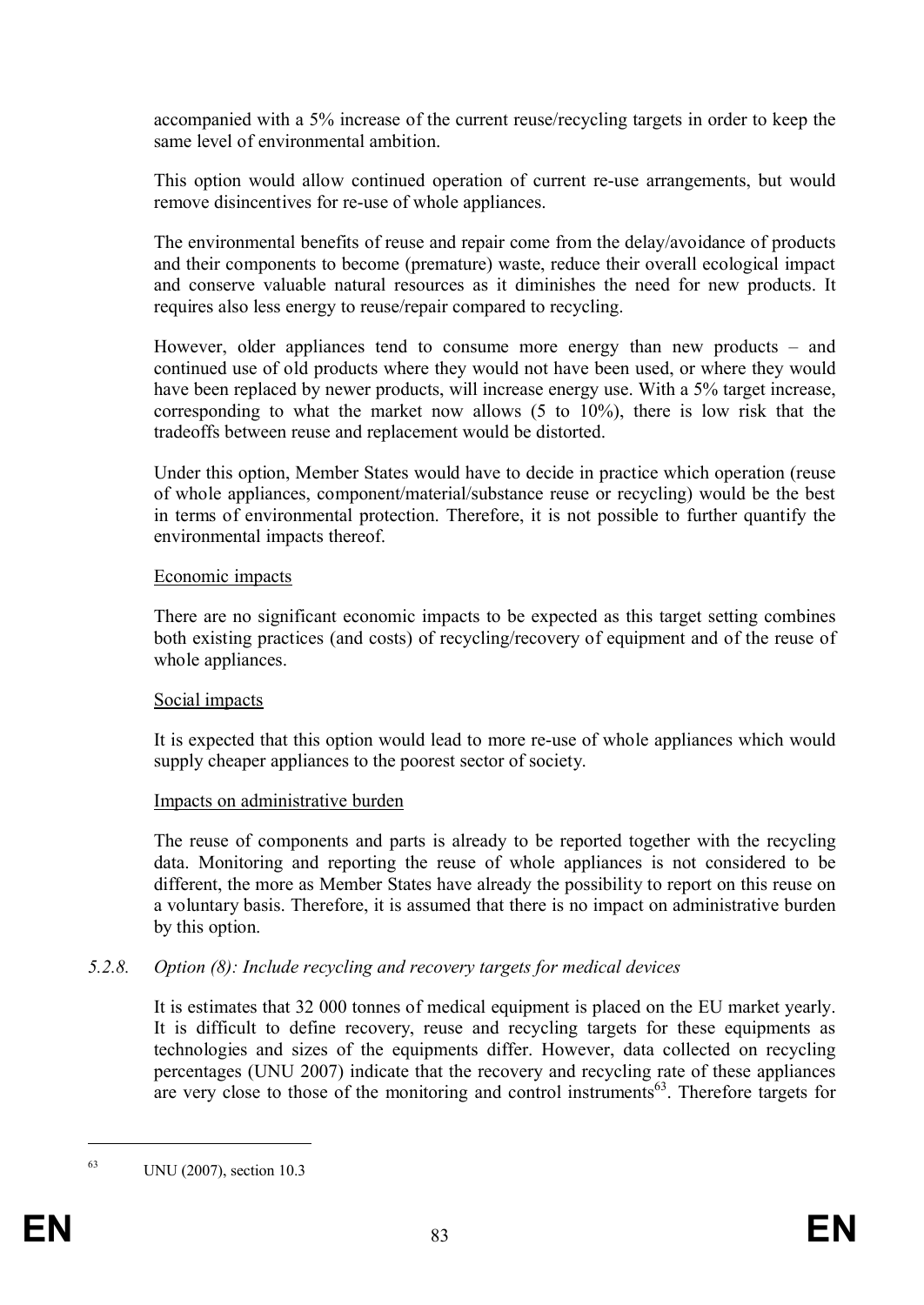accompanied with a 5% increase of the current reuse/recycling targets in order to keep the same level of environmental ambition.

This option would allow continued operation of current re-use arrangements, but would remove disincentives for re-use of whole appliances.

The environmental benefits of reuse and repair come from the delay/avoidance of products and their components to become (premature) waste, reduce their overall ecological impact and conserve valuable natural resources as it diminishes the need for new products. It requires also less energy to reuse/repair compared to recycling.

However, older appliances tend to consume more energy than new products – and continued use of old products where they would not have been used, or where they would have been replaced by newer products, will increase energy use. With a 5% target increase, corresponding to what the market now allows (5 to 10%), there is low risk that the tradeoffs between reuse and replacement would be distorted.

Under this option, Member States would have to decide in practice which operation (reuse of whole appliances, component/material/substance reuse or recycling) would be the best in terms of environmental protection. Therefore, it is not possible to further quantify the environmental impacts thereof.

Economic impacts

There are no significant economic impacts to be expected as this target setting combines both existing practices (and costs) of recycling/recovery of equipment and of the reuse of whole appliances.

Social impacts

It is expected that this option would lead to more re-use of whole appliances which would supply cheaper appliances to the poorest sector of society.

Impacts on administrative burden

The reuse of components and parts is already to be reported together with the recycling data. Monitoring and reporting the reuse of whole appliances is not considered to be different, the more as Member States have already the possibility to report on this reuse on a voluntary basis. Therefore, it is assumed that there is no impact on administrative burden by this option.

### *5.2.8. Option (8): Include recycling and recovery targets for medical devices*

It is estimates that 32 000 tonnes of medical equipment is placed on the EU market yearly. It is difficult to define recovery, reuse and recycling targets for these equipments as technologies and sizes of the equipments differ. However, data collected on recycling percentages (UNU 2007) indicate that the recovery and recycling rate of these appliances are very close to those of the monitoring and control instruments[63]. Therefore targets for

---

[63] UNU (2007), section 10.3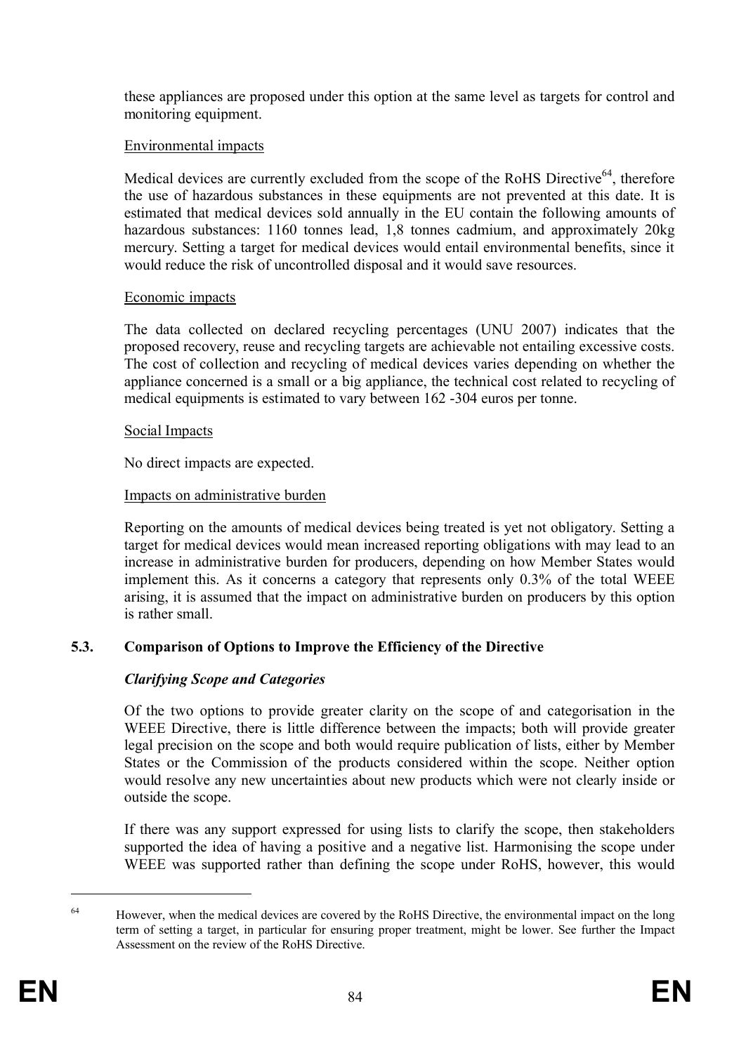these appliances are proposed under this option at the same level as targets for control and monitoring equipment.

Environmental impacts

Medical devices are currently excluded from the scope of the RoHS Directive[64], therefore the use of hazardous substances in these equipments are not prevented at this date. It is estimated that medical devices sold annually in the EU contain the following amounts of hazardous substances: 1160 tonnes lead, 1,8 tonnes cadmium, and approximately 20kg mercury. Setting a target for medical devices would entail environmental benefits, since it would reduce the risk of uncontrolled disposal and it would save resources.

Economic impacts

The data collected on declared recycling percentages (UNU 2007) indicates that the proposed recovery, reuse and recycling targets are achievable not entailing excessive costs. The cost of collection and recycling of medical devices varies depending on whether the appliance concerned is a small or a big appliance, the technical cost related to recycling of medical equipments is estimated to vary between 162 -304 euros per tonne.

Social Impacts

No direct impacts are expected.

Impacts on administrative burden

Reporting on the amounts of medical devices being treated is yet not obligatory. Setting a target for medical devices would mean increased reporting obligations with may lead to an increase in administrative burden for producers, depending on how Member States would implement this. As it concerns a category that represents only 0.3% of the total WEEE arising, it is assumed that the impact on administrative burden on producers by this option is rather small.

### 5.3. Comparison of Options to Improve the Efficiency of the Directive

***Clarifying Scope and Categories***

Of the two options to provide greater clarity on the scope of and categorisation in the WEEE Directive, there is little difference between the impacts; both will provide greater legal precision on the scope and both would require publication of lists, either by Member States or the Commission of the products considered within the scope. Neither option would resolve any new uncertainties about new products which were not clearly inside or outside the scope.

If there was any support expressed for using lists to clarify the scope, then stakeholders supported the idea of having a positive and a negative list. Harmonising the scope under WEEE was supported rather than defining the scope under RoHS, however, this would

---

[64] However, when the medical devices are covered by the RoHS Directive, the environmental impact on the long term of setting a target, in particular for ensuring proper treatment, might be lower. See further the Impact Assessment on the review of the RoHS Directive.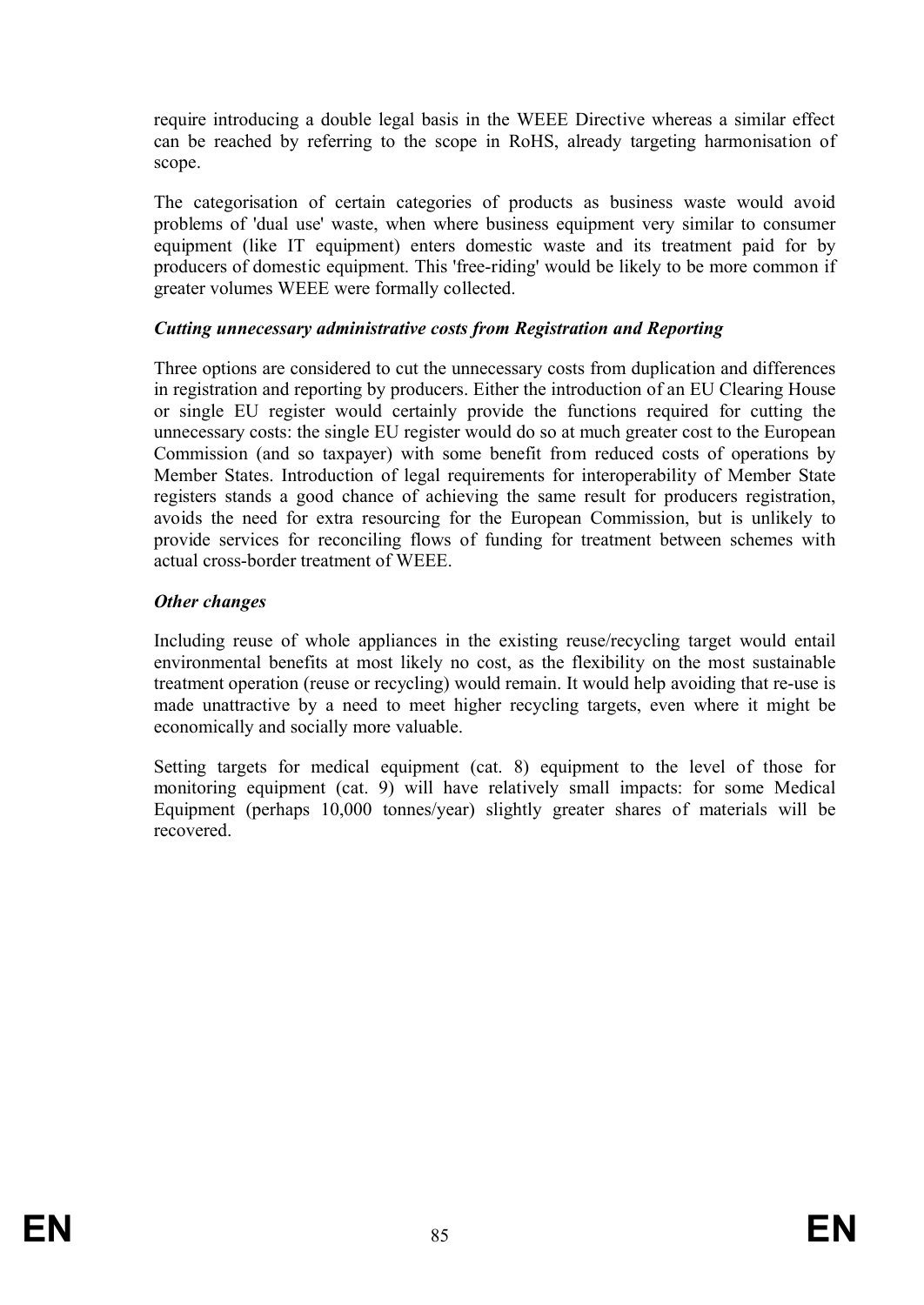require introducing a double legal basis in the WEEE Directive whereas a similar effect can be reached by referring to the scope in RoHS, already targeting harmonisation of scope.

The categorisation of certain categories of products as business waste would avoid problems of 'dual use' waste, when where business equipment very similar to consumer equipment (like IT equipment) enters domestic waste and its treatment paid for by producers of domestic equipment. This 'free-riding' would be likely to be more common if greater volumes WEEE were formally collected.

***Cutting unnecessary administrative costs from Registration and Reporting***

Three options are considered to cut the unnecessary costs from duplication and differences in registration and reporting by producers. Either the introduction of an EU Clearing House or single EU register would certainly provide the functions required for cutting the unnecessary costs: the single EU register would do so at much greater cost to the European Commission (and so taxpayer) with some benefit from reduced costs of operations by Member States. Introduction of legal requirements for interoperability of Member State registers stands a good chance of achieving the same result for producers registration, avoids the need for extra resourcing for the European Commission, but is unlikely to provide services for reconciling flows of funding for treatment between schemes with actual cross-border treatment of WEEE.

***Other changes***

Including reuse of whole appliances in the existing reuse/recycling target would entail environmental benefits at most likely no cost, as the flexibility on the most sustainable treatment operation (reuse or recycling) would remain. It would help avoiding that re-use is made unattractive by a need to meet higher recycling targets, even where it might be economically and socially more valuable.

Setting targets for medical equipment (cat. 8) equipment to the level of those for monitoring equipment (cat. 9) will have relatively small impacts: for some Medical Equipment (perhaps 10,000 tonnes/year) slightly greater shares of materials will be recovered.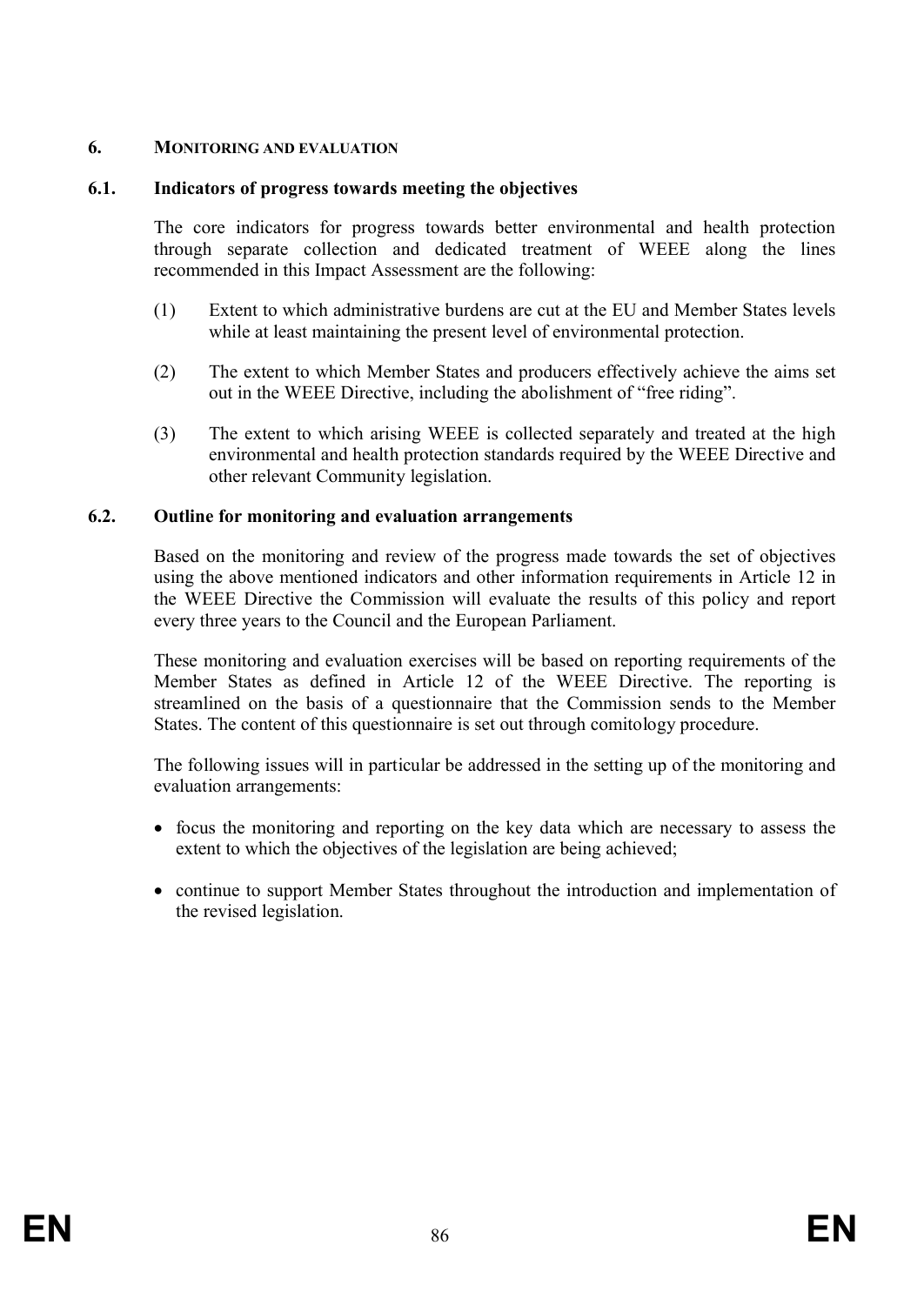## 6. MONITORING AND EVALUATION

### 6.1. Indicators of progress towards meeting the objectives

The core indicators for progress towards better environmental and health protection through separate collection and dedicated treatment of WEEE along the lines recommended in this Impact Assessment are the following:

(1) Extent to which administrative burdens are cut at the EU and Member States levels while at least maintaining the present level of environmental protection.

(2) The extent to which Member States and producers effectively achieve the aims set out in the WEEE Directive, including the abolishment of "free riding".

(3) The extent to which arising WEEE is collected separately and treated at the high environmental and health protection standards required by the WEEE Directive and other relevant Community legislation.

### 6.2. Outline for monitoring and evaluation arrangements

Based on the monitoring and review of the progress made towards the set of objectives using the above mentioned indicators and other information requirements in Article 12 in the WEEE Directive the Commission will evaluate the results of this policy and report every three years to the Council and the European Parliament.

These monitoring and evaluation exercises will be based on reporting requirements of the Member States as defined in Article 12 of the WEEE Directive. The reporting is streamlined on the basis of a questionnaire that the Commission sends to the Member States. The content of this questionnaire is set out through comitology procedure.

The following issues will in particular be addressed in the setting up of the monitoring and evaluation arrangements:

- focus the monitoring and reporting on the key data which are necessary to assess the extent to which the objectives of the legislation are being achieved;
- continue to support Member States throughout the introduction and implementation of the revised legislation.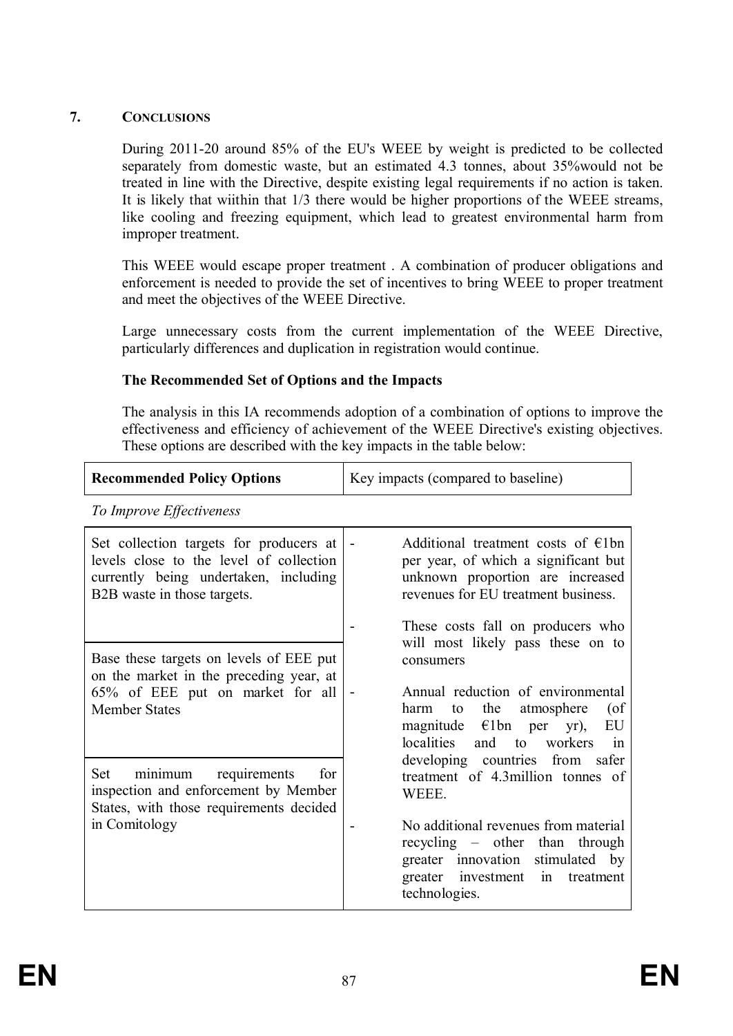## 7. CONCLUSIONS

During 2011-20 around 85% of the EU's WEEE by weight is predicted to be collected separately from domestic waste, but an estimated 4.3 tonnes, about 35%would not be treated in line with the Directive, despite existing legal requirements if no action is taken. It is likely that wiithin that 1/3 there would be higher proportions of the WEEE streams, like cooling and freezing equipment, which lead to greatest environmental harm from improper treatment.

This WEEE would escape proper treatment . A combination of producer obligations and enforcement is needed to provide the set of incentives to bring WEEE to proper treatment and meet the objectives of the WEEE Directive.

Large unnecessary costs from the current implementation of the WEEE Directive, particularly differences and duplication in registration would continue.

**The Recommended Set of Options and the Impacts**

The analysis in this IA recommends adoption of a combination of options to improve the effectiveness and efficiency of achievement of the WEEE Directive's existing objectives. These options are described with the key impacts in the table below:

| **Recommended Policy Options** | Key impacts (compared to baseline) |
|---|---|
| *To Improve Effectiveness* | |
| Set collection targets for producers at levels close to the level of collection currently being undertaken, including B2B waste in those targets. | - Additional treatment costs of €1bn per year, of which a significant but unknown proportion are increased revenues for EU treatment business.<br>- These costs fall on producers who will most likely pass these on to consumers<br>- Annual reduction of environmental harm to the atmosphere (of magnitude €1bn per yr), EU localities and to workers in developing countries from safer treatment of 4.3million tonnes of WEEE.<br>- No additional revenues from material recycling – other than through greater innovation stimulated by greater investment in treatment technologies. |
| Base these targets on levels of EEE put on the market in the preceding year, at 65% of EEE put on market for all Member States | |
| Set minimum requirements for inspection and enforcement by Member States, with those requirements decided in Comitology | |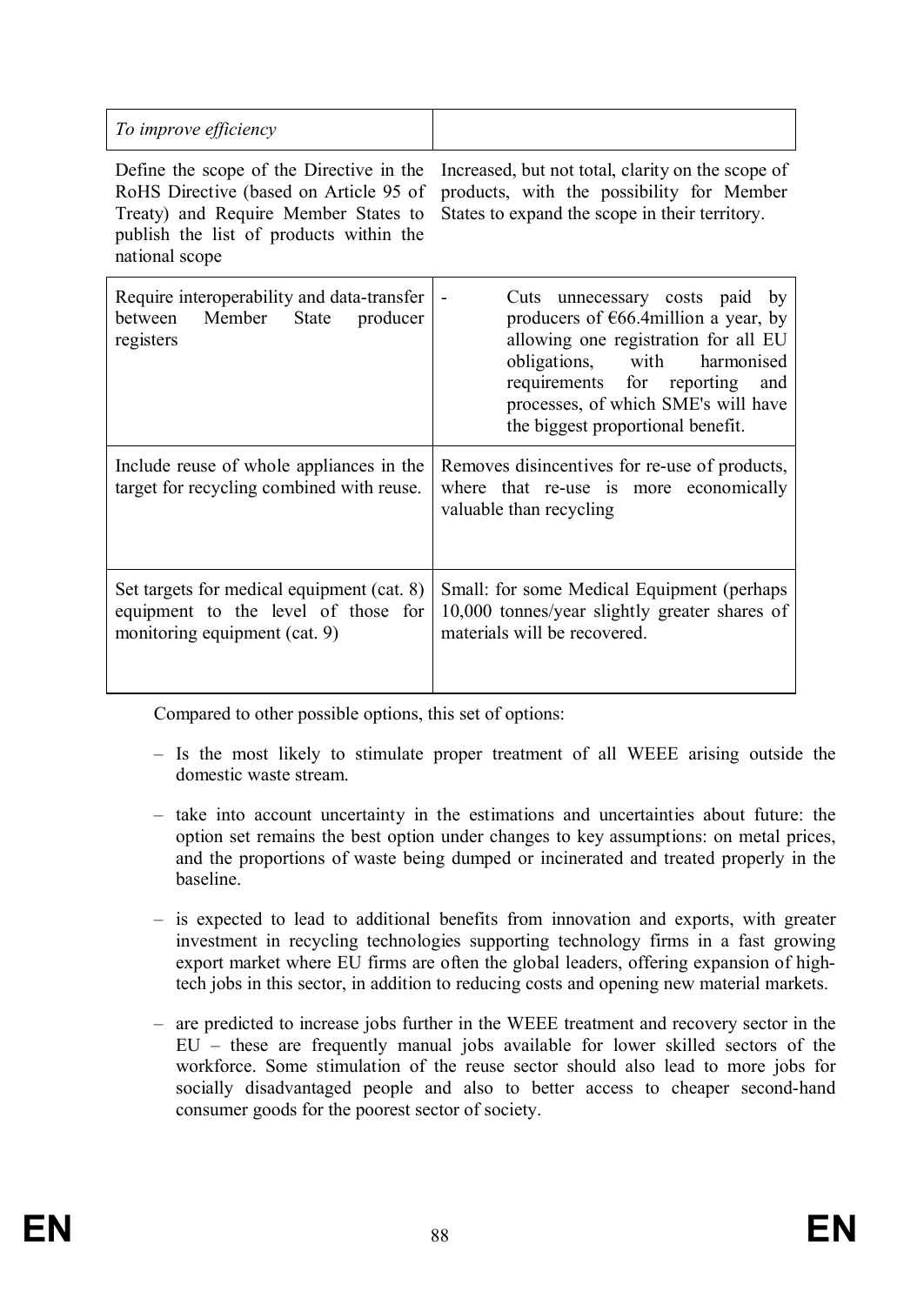| *To improve efficiency* | |
|---|---|
| Define the scope of the Directive in the RoHS Directive (based on Article 95 of Treaty) and Require Member States to publish the list of products within the national scope | Increased, but not total, clarity on the scope of products, with the possibility for Member States to expand the scope in their territory. |
| Require interoperability and data-transfer between Member State producer registers | - Cuts unnecessary costs paid by producers of €66.4million a year, by allowing one registration for all EU obligations, with harmonised requirements for reporting and processes, of which SME's will have the biggest proportional benefit. |
| Include reuse of whole appliances in the target for recycling combined with reuse. | Removes disincentives for re-use of products, where that re-use is more economically valuable than recycling |
| Set targets for medical equipment (cat. 8) equipment to the level of those for monitoring equipment (cat. 9) | Small: for some Medical Equipment (perhaps 10,000 tonnes/year slightly greater shares of materials will be recovered. |

Compared to other possible options, this set of options:

- Is the most likely to stimulate proper treatment of all WEEE arising outside the domestic waste stream.
- take into account uncertainty in the estimations and uncertainties about future: the option set remains the best option under changes to key assumptions: on metal prices, and the proportions of waste being dumped or incinerated and treated properly in the baseline.
- is expected to lead to additional benefits from innovation and exports, with greater investment in recycling technologies supporting technology firms in a fast growing export market where EU firms are often the global leaders, offering expansion of high-tech jobs in this sector, in addition to reducing costs and opening new material markets.
- are predicted to increase jobs further in the WEEE treatment and recovery sector in the EU – these are frequently manual jobs available for lower skilled sectors of the workforce. Some stimulation of the reuse sector should also lead to more jobs for socially disadvantaged people and also to better access to cheaper second-hand consumer goods for the poorest sector of society.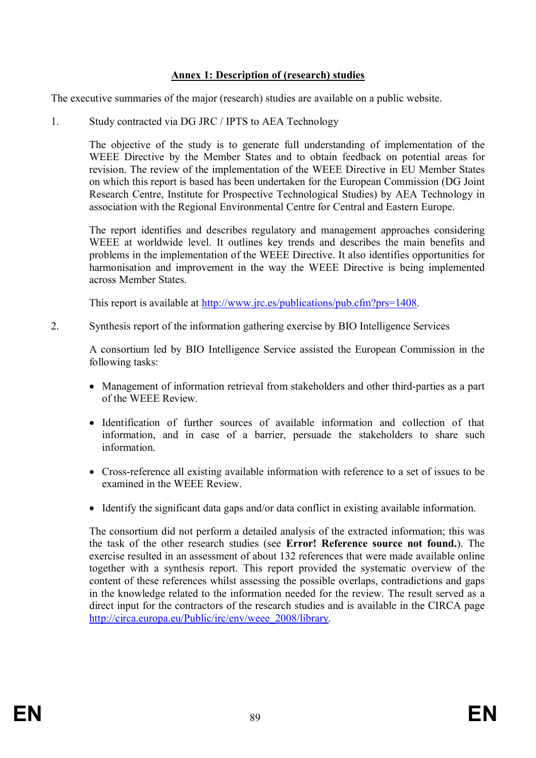## Annex 1: Description of (research) studies

The executive summaries of the major (research) studies are available on a public website.

1. Study contracted via DG JRC / IPTS to AEA Technology

   The objective of the study is to generate full understanding of implementation of the WEEE Directive by the Member States and to obtain feedback on potential areas for revision. The review of the implementation of the WEEE Directive in EU Member States on which this report is based has been undertaken for the European Commission (DG Joint Research Centre, Institute for Prospective Technological Studies) by AEA Technology in association with the Regional Environmental Centre for Central and Eastern Europe.

   The report identifies and describes regulatory and management approaches considering WEEE at worldwide level. It outlines key trends and describes the main benefits and problems in the implementation of the WEEE Directive. It also identifies opportunities for harmonisation and improvement in the way the WEEE Directive is being implemented across Member States.

   This report is available at http://www.jrc.es/publications/pub.cfm?prs=1408.

2. Synthesis report of the information gathering exercise by BIO Intelligence Services

   A consortium led by BIO Intelligence Service assisted the European Commission in the following tasks:

   - Management of information retrieval from stakeholders and other third-parties as a part of the WEEE Review.
   - Identification of further sources of available information and collection of that information, and in case of a barrier, persuade the stakeholders to share such information.
   - Cross-reference all existing available information with reference to a set of issues to be examined in the WEEE Review.
   - Identify the significant data gaps and/or data conflict in existing available information.

   The consortium did not perform a detailed analysis of the extracted information; this was the task of the other research studies (see **Error! Reference source not found.**). The exercise resulted in an assessment of about 132 references that were made available online together with a synthesis report. This report provided the systematic overview of the content of these references whilst assessing the possible overlaps, contradictions and gaps in the knowledge related to the information needed for the review. The result served as a direct input for the contractors of the research studies and is available in the CIRCA page http://circa.europa.eu/Public/irc/env/weee_2008/library.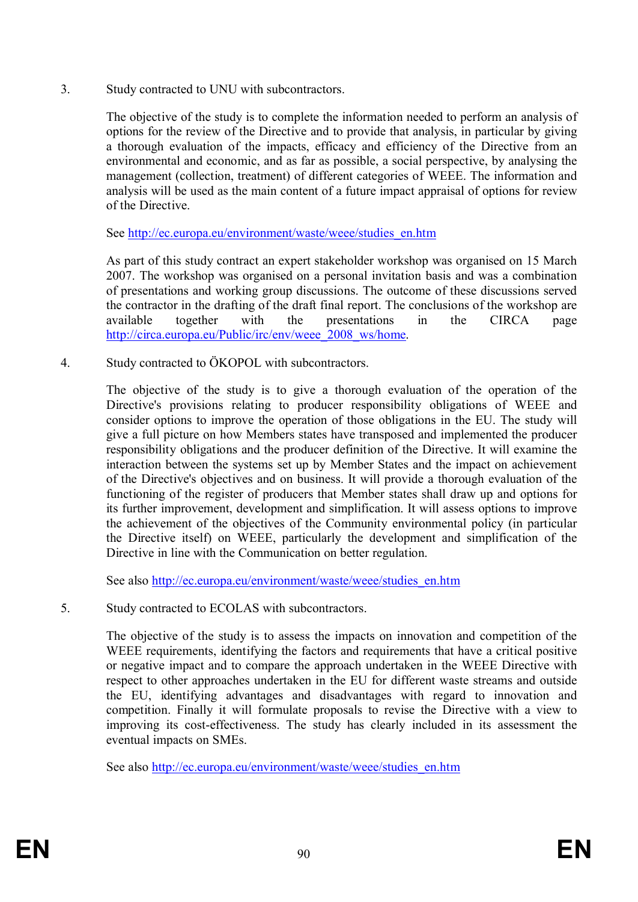3. Study contracted to UNU with subcontractors.

   The objective of the study is to complete the information needed to perform an analysis of options for the review of the Directive and to provide that analysis, in particular by giving a thorough evaluation of the impacts, efficacy and efficiency of the Directive from an environmental and economic, and as far as possible, a social perspective, by analysing the management (collection, treatment) of different categories of WEEE. The information and analysis will be used as the main content of a future impact appraisal of options for review of the Directive.

   See http://ec.europa.eu/environment/waste/weee/studies_en.htm

   As part of this study contract an expert stakeholder workshop was organised on 15 March 2007. The workshop was organised on a personal invitation basis and was a combination of presentations and working group discussions. The outcome of these discussions served the contractor in the drafting of the draft final report. The conclusions of the workshop are available together with the presentations in the CIRCA page http://circa.europa.eu/Public/irc/env/weee_2008_ws/home.

4. Study contracted to ÖKOPOL with subcontractors.

   The objective of the study is to give a thorough evaluation of the operation of the Directive's provisions relating to producer responsibility obligations of WEEE and consider options to improve the operation of those obligations in the EU. The study will give a full picture on how Members states have transposed and implemented the producer responsibility obligations and the producer definition of the Directive. It will examine the interaction between the systems set up by Member States and the impact on achievement of the Directive's objectives and on business. It will provide a thorough evaluation of the functioning of the register of producers that Member states shall draw up and options for its further improvement, development and simplification. It will assess options to improve the achievement of the objectives of the Community environmental policy (in particular the Directive itself) on WEEE, particularly the development and simplification of the Directive in line with the Communication on better regulation.

   See also http://ec.europa.eu/environment/waste/weee/studies_en.htm

5. Study contracted to ECOLAS with subcontractors.

   The objective of the study is to assess the impacts on innovation and competition of the WEEE requirements, identifying the factors and requirements that have a critical positive or negative impact and to compare the approach undertaken in the WEEE Directive with respect to other approaches undertaken in the EU for different waste streams and outside the EU, identifying advantages and disadvantages with regard to innovation and competition. Finally it will formulate proposals to revise the Directive with a view to improving its cost-effectiveness. The study has clearly included in its assessment the eventual impacts on SMEs.

   See also http://ec.europa.eu/environment/waste/weee/studies_en.htm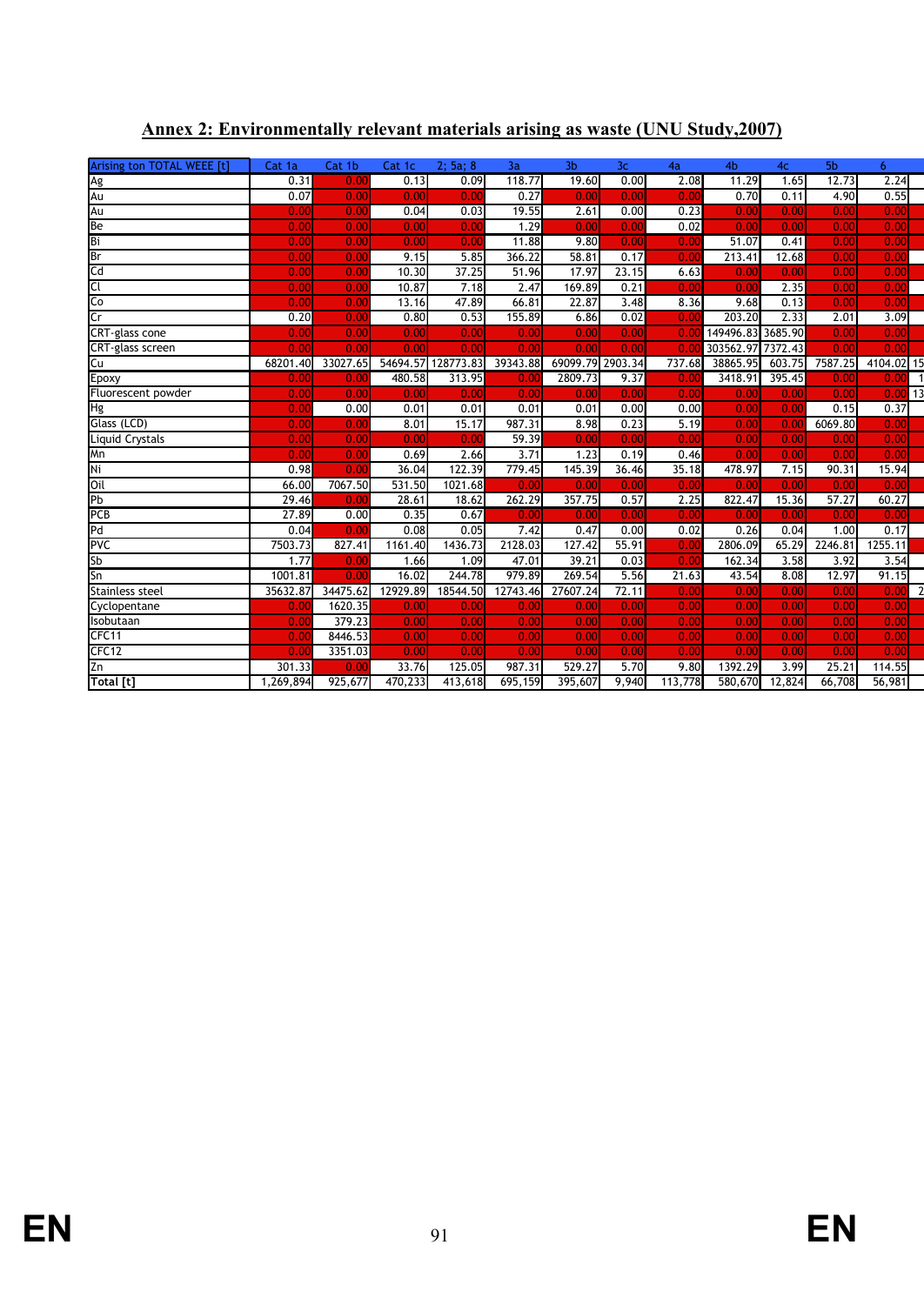## Annex 2: Environmentally relevant materials arising as waste (UNU Study,2007)

| Arising ton TOTAL WEEE [t] | Cat 1a | Cat 1b | Cat 1c | 2; 5a; 8 | 3a | 3b | 3c | 4a | 4b | 4c | 5b | 6 |
|---|---|---|---|---|---|---|---|---|---|---|---|---|
| Ag | 0.31 | 0.00 | 0.13 | 0.09 | 118.77 | 19.60 | 0.00 | 2.08 | 11.29 | 1.65 | 12.73 | 2.24 |
| Au | 0.07 | 0.00 | 0.00 | 0.00 | 0.27 | 0.00 | 0.00 | 0.00 | 0.70 | 0.11 | 4.90 | 0.55 |
| Au | 0.00 | 0.00 | 0.04 | 0.03 | 19.55 | 2.61 | 0.00 | 0.23 | 0.00 | 0.00 | 0.00 | 0.00 |
| Be | 0.00 | 0.00 | 0.00 | 0.00 | 1.29 | 0.00 | 0.00 | 0.02 | 0.00 | 0.00 | 0.00 | 0.00 |
| Bi | 0.00 | 0.00 | 0.00 | 0.00 | 11.88 | 9.80 | 0.00 | 0.00 | 51.07 | 0.41 | 0.00 | 0.00 |
| Br | 0.00 | 0.00 | 9.15 | 5.85 | 366.22 | 58.81 | 0.17 | 0.00 | 213.41 | 12.68 | 0.00 | 0.00 |
| Cd | 0.00 | 0.00 | 10.30 | 37.25 | 51.96 | 17.97 | 23.15 | 6.63 | 0.00 | 0.00 | 0.00 | 0.00 |
| Cl | 0.00 | 0.00 | 10.87 | 7.18 | 2.47 | 169.89 | 0.21 | 0.00 | 0.00 | 2.35 | 0.00 | 0.00 |
| Co | 0.00 | 0.00 | 13.16 | 47.89 | 66.81 | 22.87 | 3.48 | 8.36 | 9.68 | 0.13 | 0.00 | 0.00 |
| Cr | 0.20 | 0.00 | 0.80 | 0.53 | 155.89 | 6.86 | 0.02 | 0.00 | 203.20 | 2.33 | 2.01 | 3.09 |
| CRT-glass cone | 0.00 | 0.00 | 0.00 | 0.00 | 0.00 | 0.00 | 0.00 | 0.00 | 149496.83 | 3685.90 | 0.00 | 0.00 |
| CRT-glass screen | 0.00 | 0.00 | 0.00 | 0.00 | 0.00 | 0.00 | 0.00 | 0.00 | 303562.97 | 7372.43 | 0.00 | 0.00 |
| Cu | 68201.40 | 33027.65 | 54694.57 | 128773.83 | 39343.88 | 69099.79 | 2903.34 | 737.68 | 38865.95 | 603.75 | 7587.25 | 4104.02 |
| Epoxy | 0.00 | 0.00 | 480.58 | 313.95 | 0.00 | 2809.73 | 9.37 | 0.00 | 3418.91 | 395.45 | 0.00 | 0.00 |
| Fluorescent powder | 0.00 | 0.00 | 0.00 | 0.00 | 0.00 | 0.00 | 0.00 | 0.00 | 0.00 | 0.00 | 0.00 | 0.00 |
| Hg | 0.00 | 0.00 | 0.01 | 0.01 | 0.01 | 0.01 | 0.00 | 0.00 | 0.00 | 0.00 | 0.15 | 0.37 |
| Glass (LCD) | 0.00 | 0.00 | 8.01 | 15.17 | 987.31 | 8.98 | 0.23 | 5.19 | 0.00 | 0.00 | 6069.80 | 0.00 |
| Liquid Crystals | 0.00 | 0.00 | 0.00 | 0.00 | 59.39 | 0.00 | 0.00 | 0.00 | 0.00 | 0.00 | 0.00 | 0.00 |
| Mn | 0.00 | 0.00 | 0.69 | 2.66 | 3.71 | 1.23 | 0.19 | 0.46 | 0.00 | 0.00 | 0.00 | 0.00 |
| Ni | 0.98 | 0.00 | 36.04 | 122.39 | 779.45 | 145.39 | 36.46 | 35.18 | 478.97 | 7.15 | 90.31 | 15.94 |
| Oil | 66.00 | 7067.50 | 531.50 | 1021.68 | 0.00 | 0.00 | 0.00 | 0.00 | 0.00 | 0.00 | 0.00 | 0.00 |
| Pb | 29.46 | 0.00 | 28.61 | 18.62 | 262.29 | 357.75 | 0.57 | 2.25 | 822.47 | 15.36 | 57.27 | 60.27 |
| PCB | 27.89 | 0.00 | 0.35 | 0.67 | 0.00 | 0.00 | 0.00 | 0.00 | 0.00 | 0.00 | 0.00 | 0.00 |
| Pd | 0.04 | 0.00 | 0.08 | 0.05 | 7.42 | 0.47 | 0.00 | 0.02 | 0.26 | 0.04 | 1.00 | 0.17 |
| PVC | 7503.73 | 827.41 | 1161.40 | 1436.73 | 2128.03 | 127.42 | 55.91 | 0.00 | 2806.09 | 65.29 | 2246.81 | 1255.11 |
| Sb | 1.77 | 0.00 | 1.66 | 1.09 | 47.01 | 39.21 | 0.03 | 0.00 | 162.34 | 3.58 | 3.92 | 3.54 |
| Sn | 1001.81 | 0.00 | 16.02 | 244.78 | 979.89 | 269.54 | 5.56 | 21.63 | 43.54 | 8.08 | 12.97 | 91.15 |
| Stainless steel | 35632.87 | 34475.62 | 12929.89 | 18544.50 | 12743.46 | 27607.24 | 72.11 | 0.00 | 0.00 | 0.00 | 0.00 | 0.00 |
| Cyclopentane | 0.00 | 1620.35 | 0.00 | 0.00 | 0.00 | 0.00 | 0.00 | 0.00 | 0.00 | 0.00 | 0.00 | 0.00 |
| Isobutaan | 0.00 | 379.23 | 0.00 | 0.00 | 0.00 | 0.00 | 0.00 | 0.00 | 0.00 | 0.00 | 0.00 | 0.00 |
| CFC11 | 0.00 | 8446.53 | 0.00 | 0.00 | 0.00 | 0.00 | 0.00 | 0.00 | 0.00 | 0.00 | 0.00 | 0.00 |
| CFC12 | 0.00 | 3351.03 | 0.00 | 0.00 | 0.00 | 0.00 | 0.00 | 0.00 | 0.00 | 0.00 | 0.00 | 0.00 |
| Zn | 301.33 | 0.00 | 33.76 | 125.05 | 987.31 | 529.27 | 5.70 | 9.80 | 1392.29 | 3.99 | 25.21 | 114.55 |
| **Total [t]** | 1,269,894 | 925,677 | 470,233 | 413,618 | 695,159 | 395,607 | 9,940 | 113,778 | 580,670 | 12,824 | 66,708 | 56,981 |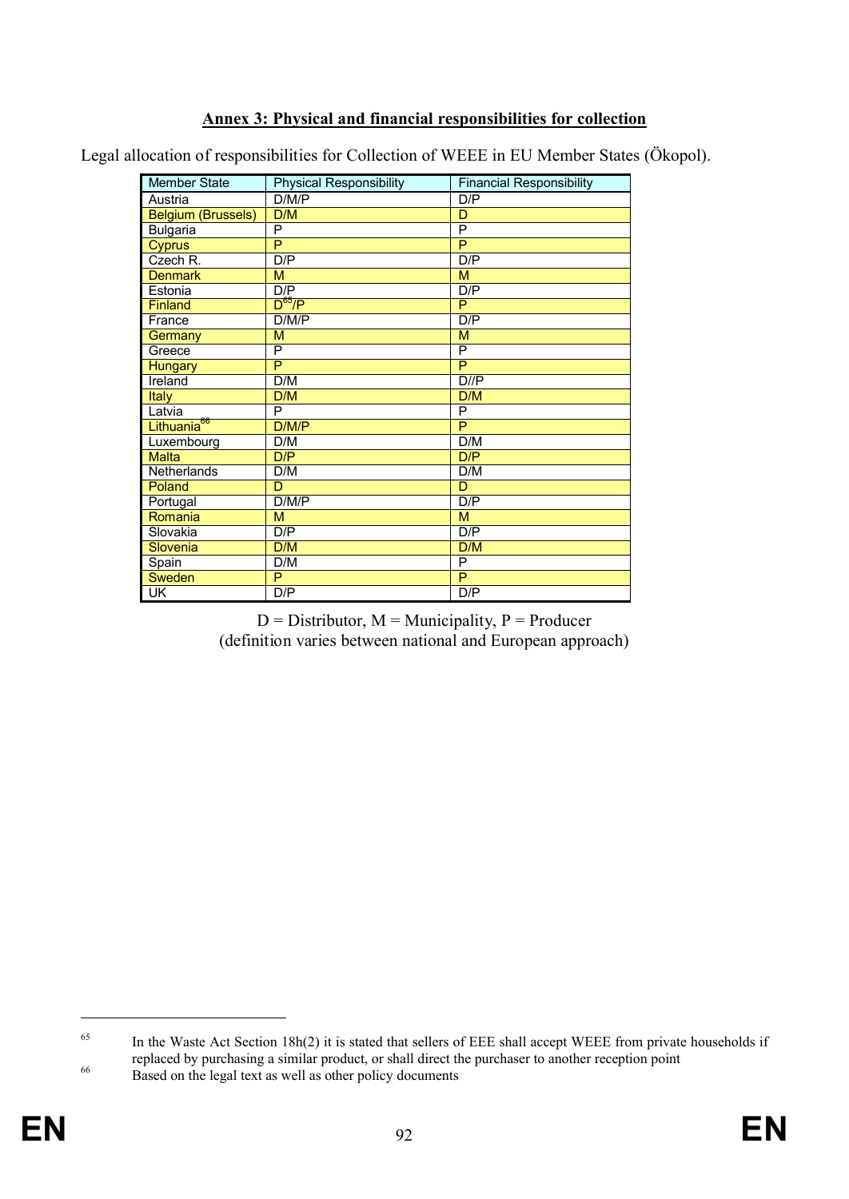## Annex 3: Physical and financial responsibilities for collection

Legal allocation of responsibilities for Collection of WEEE in EU Member States (Ökopol).

| Member State | Physical Responsibility | Financial Responsibility |
|---|---|---|
| Austria | D/M/P | D/P |
| Belgium (Brussels) | D/M | D |
| Bulgaria | P | P |
| Cyprus | P | P |
| Czech R. | D/P | D/P |
| Denmark | M | M |
| Estonia | D/P | D/P |
| Finland | D[65]/P | P |
| France | D/M/P | D/P |
| Germany | M | M |
| Greece | P | P |
| Hungary | P | P |
| Ireland | D/M | D//P |
| Italy | D/M | D/M |
| Latvia | P | P |
| Lithuania[66] | D/M/P | P |
| Luxembourg | D/M | D/M |
| Malta | D/P | D/P |
| Netherlands | D/M | D/M |
| Poland | D | D |
| Portugal | D/M/P | D/P |
| Romania | M | M |
| Slovakia | D/P | D/P |
| Slovenia | D/M | D/M |
| Spain | D/M | P |
| Sweden | P | P |
| UK | D/P | D/P |

D = Distributor, M = Municipality, P = Producer
(definition varies between national and European approach)

---

[65] In the Waste Act Section 18h(2) it is stated that sellers of EEE shall accept WEEE from private households if replaced by purchasing a similar product, or shall direct the purchaser to another reception point

[66] Based on the legal text as well as other policy documents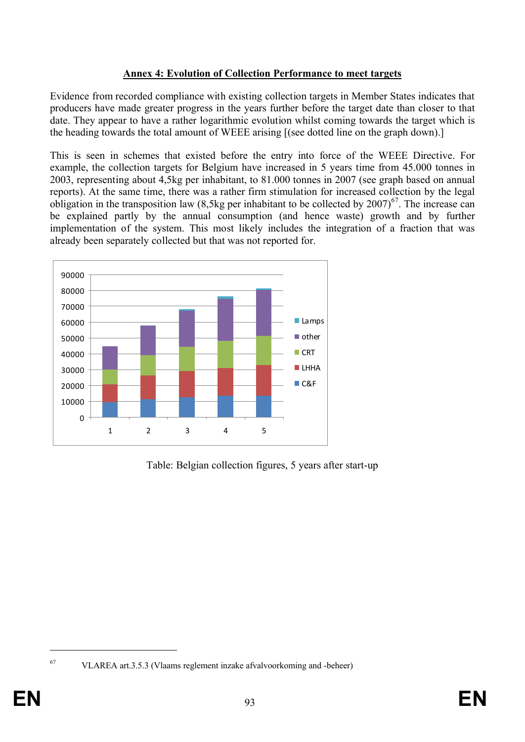## Annex 4: Evolution of Collection Performance to meet targets

Evidence from recorded compliance with existing collection targets in Member States indicates that producers have made greater progress in the years further before the target date than closer to that date. They appear to have a rather logarithmic evolution whilst coming towards the target which is the heading towards the total amount of WEEE arising [(see dotted line on the graph down).]

This is seen in schemes that existed before the entry into force of the WEEE Directive. For example, the collection targets for Belgium have increased in 5 years time from 45.000 tonnes in 2003, representing about 4,5kg per inhabitant, to 81.000 tonnes in 2007 (see graph based on annual reports). At the same time, there was a rather firm stimulation for increased collection by the legal obligation in the transposition law (8,5kg per inhabitant to be collected by 2007)[67]. The increase can be explained partly by the annual consumption (and hence waste) growth and by further implementation of the system. This most likely includes the integration of a fraction that was already been separately collected but that was not reported for.

Table: Belgian collection figures, 5 years after start-up

[67] VLAREA art.3.5.3 (Vlaams reglement inzake afvalvoorkoming and -beheer)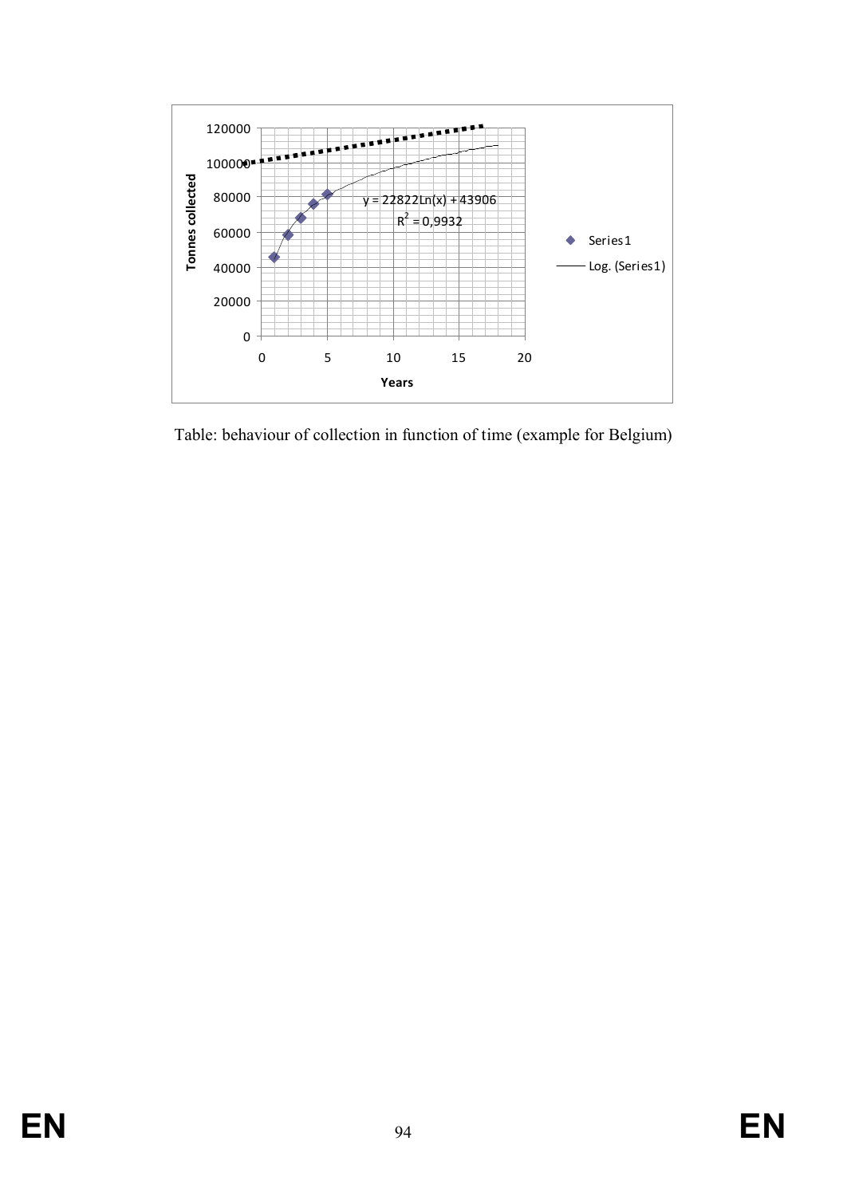Table: behaviour of collection in function of time (example for Belgium)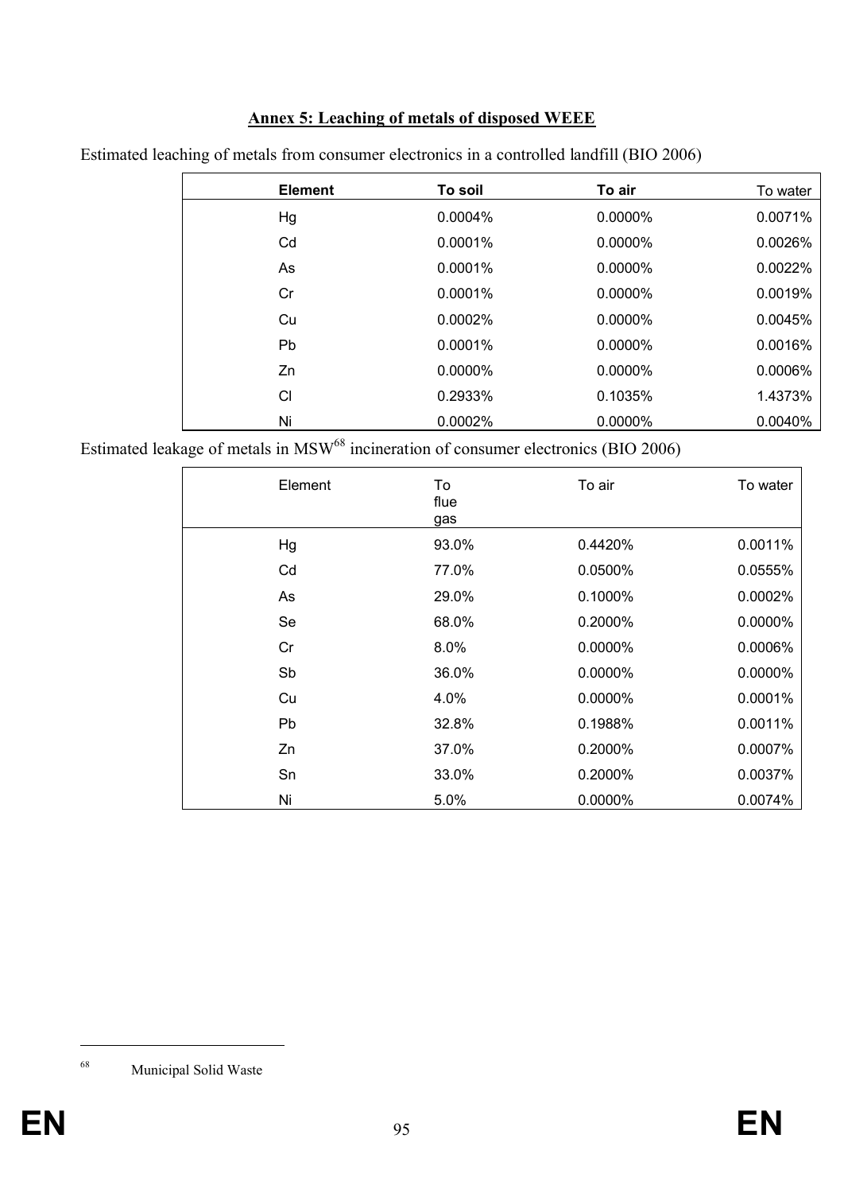## Annex 5: Leaching of metals of disposed WEEE

Estimated leaching of metals from consumer electronics in a controlled landfill (BIO 2006)

| Element | To soil | To air | To water |
|---|---|---|---|
| Hg | 0.0004% | 0.0000% | 0.0071% |
| Cd | 0.0001% | 0.0000% | 0.0026% |
| As | 0.0001% | 0.0000% | 0.0022% |
| Cr | 0.0001% | 0.0000% | 0.0019% |
| Cu | 0.0002% | 0.0000% | 0.0045% |
| Pb | 0.0001% | 0.0000% | 0.0016% |
| Zn | 0.0000% | 0.0000% | 0.0006% |
| Cl | 0.2933% | 0.1035% | 1.4373% |
| Ni | 0.0002% | 0.0000% | 0.0040% |

Estimated leakage of metals in MSW[68] incineration of consumer electronics (BIO 2006)

| Element | To flue gas | To air | To water |
|---|---|---|---|
| Hg | 93.0% | 0.4420% | 0.0011% |
| Cd | 77.0% | 0.0500% | 0.0555% |
| As | 29.0% | 0.1000% | 0.0002% |
| Se | 68.0% | 0.2000% | 0.0000% |
| Cr | 8.0% | 0.0000% | 0.0006% |
| Sb | 36.0% | 0.0000% | 0.0000% |
| Cu | 4.0% | 0.0000% | 0.0001% |
| Pb | 32.8% | 0.1988% | 0.0011% |
| Zn | 37.0% | 0.2000% | 0.0007% |
| Sn | 33.0% | 0.2000% | 0.0037% |
| Ni | 5.0% | 0.0000% | 0.0074% |

[68] Municipal Solid Waste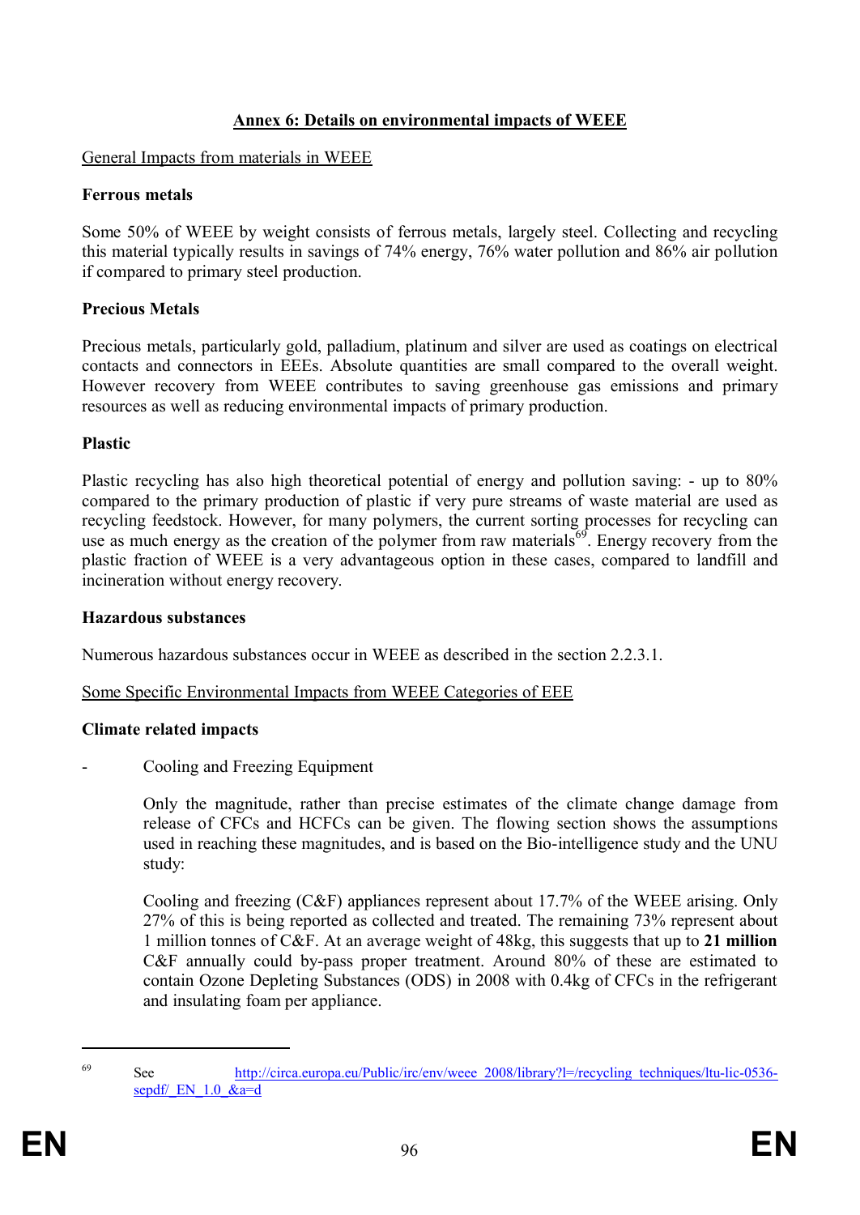## Annex 6: Details on environmental impacts of WEEE

General Impacts from materials in WEEE

**Ferrous metals**

Some 50% of WEEE by weight consists of ferrous metals, largely steel. Collecting and recycling this material typically results in savings of 74% energy, 76% water pollution and 86% air pollution if compared to primary steel production.

**Precious Metals**

Precious metals, particularly gold, palladium, platinum and silver are used as coatings on electrical contacts and connectors in EEEs. Absolute quantities are small compared to the overall weight. However recovery from WEEE contributes to saving greenhouse gas emissions and primary resources as well as reducing environmental impacts of primary production.

**Plastic**

Plastic recycling has also high theoretical potential of energy and pollution saving: - up to 80% compared to the primary production of plastic if very pure streams of waste material are used as recycling feedstock. However, for many polymers, the current sorting processes for recycling can use as much energy as the creation of the polymer from raw materials[69]. Energy recovery from the plastic fraction of WEEE is a very advantageous option in these cases, compared to landfill and incineration without energy recovery.

**Hazardous substances**

Numerous hazardous substances occur in WEEE as described in the section 2.2.3.1.

Some Specific Environmental Impacts from WEEE Categories of EEE

**Climate related impacts**

- Cooling and Freezing Equipment

  Only the magnitude, rather than precise estimates of the climate change damage from release of CFCs and HCFCs can be given. The flowing section shows the assumptions used in reaching these magnitudes, and is based on the Bio-intelligence study and the UNU study:

  Cooling and freezing (C&F) appliances represent about 17.7% of the WEEE arising. Only 27% of this is being reported as collected and treated. The remaining 73% represent about 1 million tonnes of C&F. At an average weight of 48kg, this suggests that up to **21 million** C&F annually could by-pass proper treatment. Around 80% of these are estimated to contain Ozone Depleting Substances (ODS) in 2008 with 0.4kg of CFCs in the refrigerant and insulating foam per appliance.

[69] See http://circa.europa.eu/Public/irc/env/weee_2008/library?l=/recycling_techniques/ltu-lic-0536-sepdf/_EN_1.0_&a=d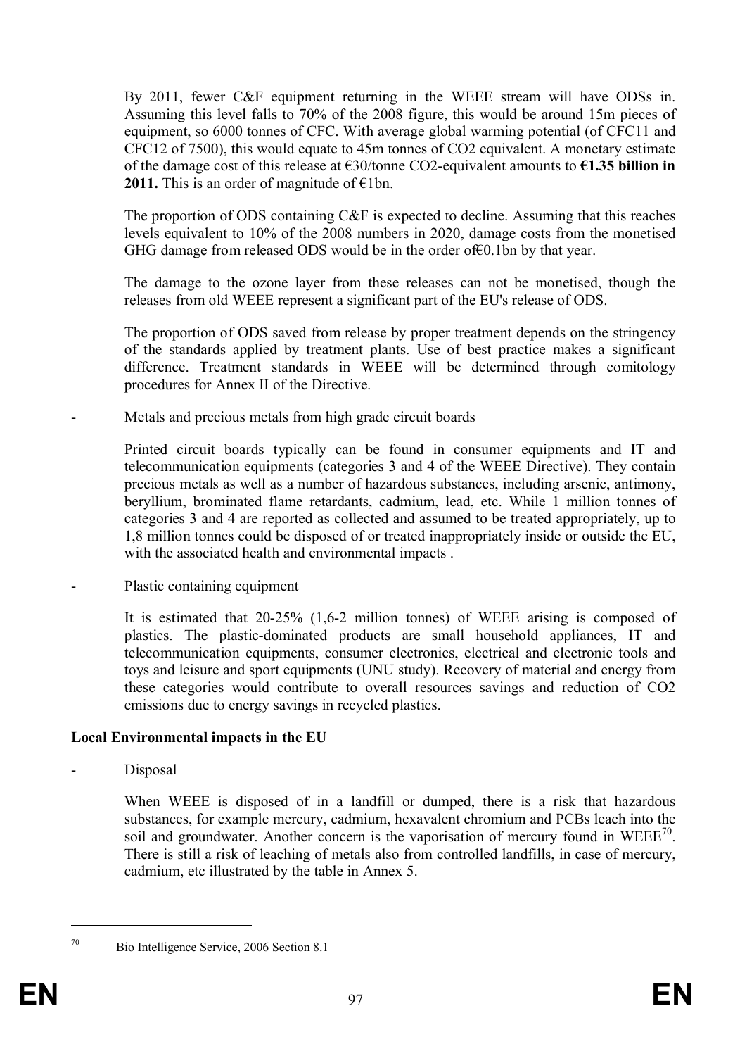By 2011, fewer C&F equipment returning in the WEEE stream will have ODSs in. Assuming this level falls to 70% of the 2008 figure, this would be around 15m pieces of equipment, so 6000 tonnes of CFC. With average global warming potential (of CFC11 and CFC12 of 7500), this would equate to 45m tonnes of $CO_2$ equivalent. A monetary estimate of the damage cost of this release at €30/tonne $CO_2$-equivalent amounts to **€1.35 billion in 2011.** This is an order of magnitude of €1bn.

The proportion of ODS containing C&F is expected to decline. Assuming that this reaches levels equivalent to 10% of the 2008 numbers in 2020, damage costs from the monetised GHG damage from released ODS would be in the order of€0.1bn by that year.

The damage to the ozone layer from these releases can not be monetised, though the releases from old WEEE represent a significant part of the EU's release of ODS.

The proportion of ODS saved from release by proper treatment depends on the stringency of the standards applied by treatment plants. Use of best practice makes a significant difference. Treatment standards in WEEE will be determined through comitology procedures for Annex II of the Directive.

- Metals and precious metals from high grade circuit boards

  Printed circuit boards typically can be found in consumer equipments and IT and telecommunication equipments (categories 3 and 4 of the WEEE Directive). They contain precious metals as well as a number of hazardous substances, including arsenic, antimony, beryllium, brominated flame retardants, cadmium, lead, etc. While 1 million tonnes of categories 3 and 4 are reported as collected and assumed to be treated appropriately, up to 1,8 million tonnes could be disposed of or treated inappropriately inside or outside the EU, with the associated health and environmental impacts .

- Plastic containing equipment

  It is estimated that 20-25% (1,6-2 million tonnes) of WEEE arising is composed of plastics. The plastic-dominated products are small household appliances, IT and telecommunication equipments, consumer electronics, electrical and electronic tools and toys and leisure and sport equipments (UNU study). Recovery of material and energy from these categories would contribute to overall resources savings and reduction of $CO_2$ emissions due to energy savings in recycled plastics.

**Local Environmental impacts in the EU**

- Disposal

  When WEEE is disposed of in a landfill or dumped, there is a risk that hazardous substances, for example mercury, cadmium, hexavalent chromium and PCBs leach into the soil and groundwater. Another concern is the vaporisation of mercury found in WEEE[70]. There is still a risk of leaching of metals also from controlled landfills, in case of mercury, cadmium, etc illustrated by the table in Annex 5.

[70] Bio Intelligence Service, 2006 Section 8.1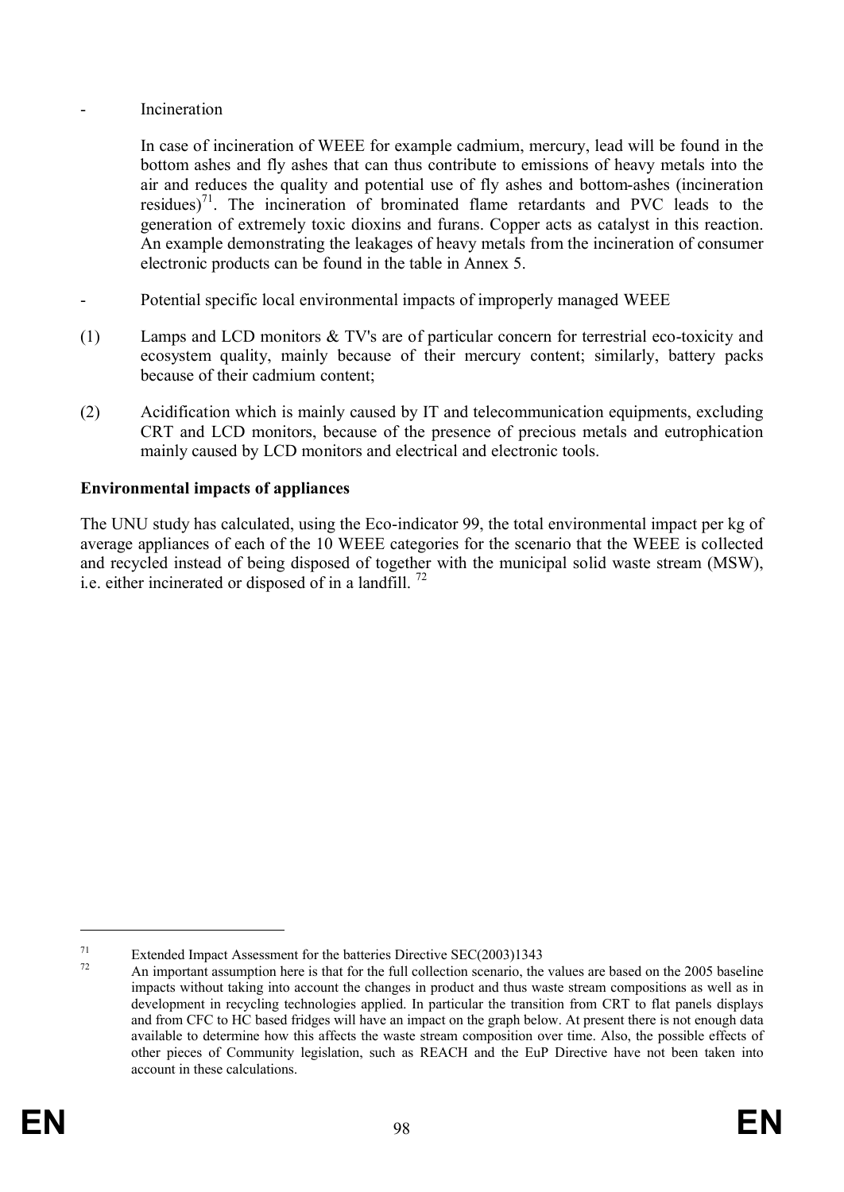- Incineration

In case of incineration of WEEE for example cadmium, mercury, lead will be found in the bottom ashes and fly ashes that can thus contribute to emissions of heavy metals into the air and reduces the quality and potential use of fly ashes and bottom-ashes (incineration residues)[71]. The incineration of brominated flame retardants and PVC leads to the generation of extremely toxic dioxins and furans. Copper acts as catalyst in this reaction. An example demonstrating the leakages of heavy metals from the incineration of consumer electronic products can be found in the table in Annex 5.

- Potential specific local environmental impacts of improperly managed WEEE

(1) Lamps and LCD monitors & TV's are of particular concern for terrestrial eco-toxicity and ecosystem quality, mainly because of their mercury content; similarly, battery packs because of their cadmium content;

(2) Acidification which is mainly caused by IT and telecommunication equipments, excluding CRT and LCD monitors, because of the presence of precious metals and eutrophication mainly caused by LCD monitors and electrical and electronic tools.

**Environmental impacts of appliances**

The UNU study has calculated, using the Eco-indicator 99, the total environmental impact per kg of average appliances of each of the 10 WEEE categories for the scenario that the WEEE is collected and recycled instead of being disposed of together with the municipal solid waste stream (MSW), i.e. either incinerated or disposed of in a landfill. [72]

---

[71] Extended Impact Assessment for the batteries Directive SEC(2003)1343

[72] An important assumption here is that for the full collection scenario, the values are based on the 2005 baseline impacts without taking into account the changes in product and thus waste stream compositions as well as in development in recycling technologies applied. In particular the transition from CRT to flat panels displays and from CFC to HC based fridges will have an impact on the graph below. At present there is not enough data available to determine how this affects the waste stream composition over time. Also, the possible effects of other pieces of Community legislation, such as REACH and the EuP Directive have not been taken into account in these calculations.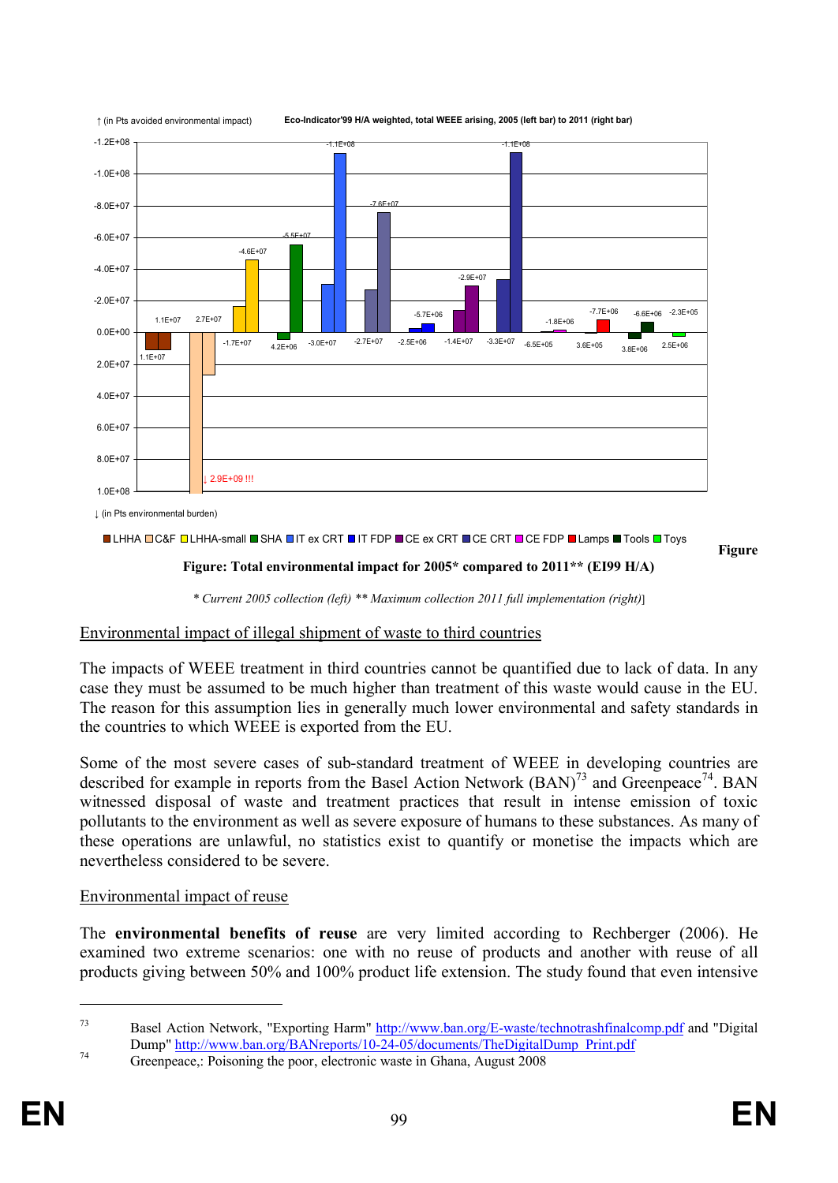↑ (in Pts avoided environmental impact) **Eco-Indicator'99 H/A weighted, total WEEE arising, 2005 (left bar) to 2011 (right bar)**

↓ (in Pts environmental burden)

LHHA C&F LHHA-small SHA IT ex CRT IT FDP CE ex CRT CE CRT CE FDP Lamps Tools Toys

Figure

**Figure: Total environmental impact for 2005* compared to 2011** (EI99 H/A)**

*\* Current 2005 collection (left) \*\* Maximum collection 2011 full implementation (right)*]

Environmental impact of illegal shipment of waste to third countries

The impacts of WEEE treatment in third countries cannot be quantified due to lack of data. In any case they must be assumed to be much higher than treatment of this waste would cause in the EU. The reason for this assumption lies in generally much lower environmental and safety standards in the countries to which WEEE is exported from the EU.

Some of the most severe cases of sub-standard treatment of WEEE in developing countries are described for example in reports from the Basel Action Network (BAN)[73] and Greenpeace[74]. BAN witnessed disposal of waste and treatment practices that result in intense emission of toxic pollutants to the environment as well as severe exposure of humans to these substances. As many of these operations are unlawful, no statistics exist to quantify or monetise the impacts which are nevertheless considered to be severe.

Environmental impact of reuse

The **environmental benefits of reuse** are very limited according to Rechberger (2006). He examined two extreme scenarios: one with no reuse of products and another with reuse of all products giving between 50% and 100% product life extension. The study found that even intensive

[73] Basel Action Network, "Exporting Harm" http://www.ban.org/E-waste/technotrashfinalcomp.pdf and "Digital Dump" http://www.ban.org/BANreports/10-24-05/documents/TheDigitalDump_Print.pdf

[74] Greenpeace,: Poisoning the poor, electronic waste in Ghana, August 2008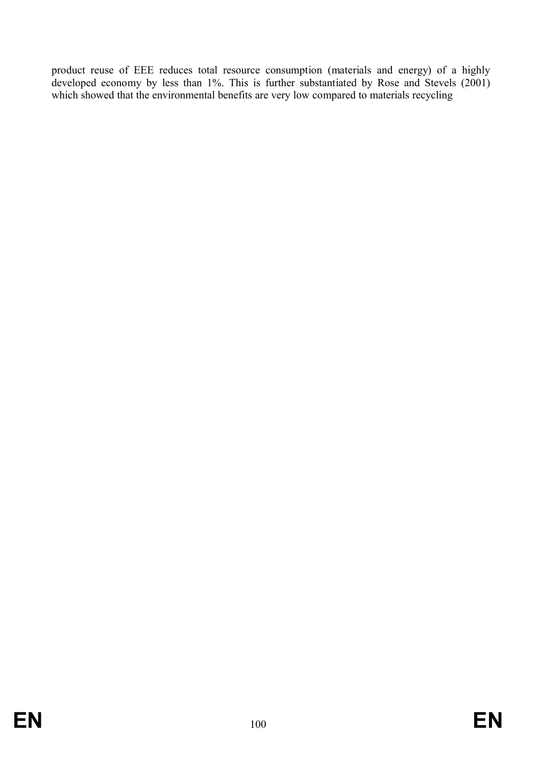product reuse of EEE reduces total resource consumption (materials and energy) of a highly developed economy by less than 1%. This is further substantiated by Rose and Stevels (2001) which showed that the environmental benefits are very low compared to materials recycling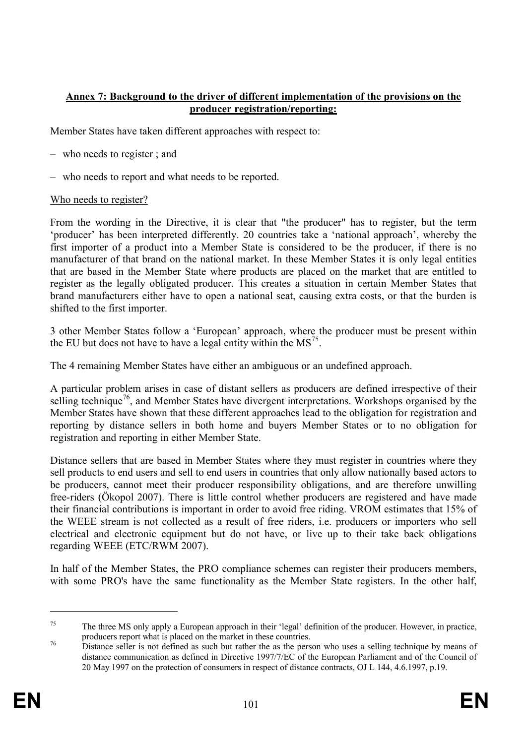**Annex 7: Background to the driver of different implementation of the provisions on the producer registration/reporting:**

Member States have taken different approaches with respect to:

– who needs to register ; and

– who needs to report and what needs to be reported.

Who needs to register?

From the wording in the Directive, it is clear that "the producer" has to register, but the term 'producer' has been interpreted differently. 20 countries take a 'national approach', whereby the first importer of a product into a Member State is considered to be the producer, if there is no manufacturer of that brand on the national market. In these Member States it is only legal entities that are based in the Member State where products are placed on the market that are entitled to register as the legally obligated producer. This creates a situation in certain Member States that brand manufacturers either have to open a national seat, causing extra costs, or that the burden is shifted to the first importer.

3 other Member States follow a 'European' approach, where the producer must be present within the EU but does not have to have a legal entity within the MS[75].

The 4 remaining Member States have either an ambiguous or an undefined approach.

A particular problem arises in case of distant sellers as producers are defined irrespective of their selling technique[76], and Member States have divergent interpretations. Workshops organised by the Member States have shown that these different approaches lead to the obligation for registration and reporting by distance sellers in both home and buyers Member States or to no obligation for registration and reporting in either Member State.

Distance sellers that are based in Member States where they must register in countries where they sell products to end users and sell to end users in countries that only allow nationally based actors to be producers, cannot meet their producer responsibility obligations, and are therefore unwilling free-riders (Ökopol 2007). There is little control whether producers are registered and have made their financial contributions is important in order to avoid free riding. VROM estimates that 15% of the WEEE stream is not collected as a result of free riders, i.e. producers or importers who sell electrical and electronic equipment but do not have, or live up to their take back obligations regarding WEEE (ETC/RWM 2007).

In half of the Member States, the PRO compliance schemes can register their producers members, with some PRO's have the same functionality as the Member State registers. In the other half,

---

[75] The three MS only apply a European approach in their 'legal' definition of the producer. However, in practice, producers report what is placed on the market in these countries.

[76] Distance seller is not defined as such but rather the as the person who uses a selling technique by means of distance communication as defined in Directive 1997/7/EC of the European Parliament and of the Council of 20 May 1997 on the protection of consumers in respect of distance contracts, OJ L 144, 4.6.1997, p.19.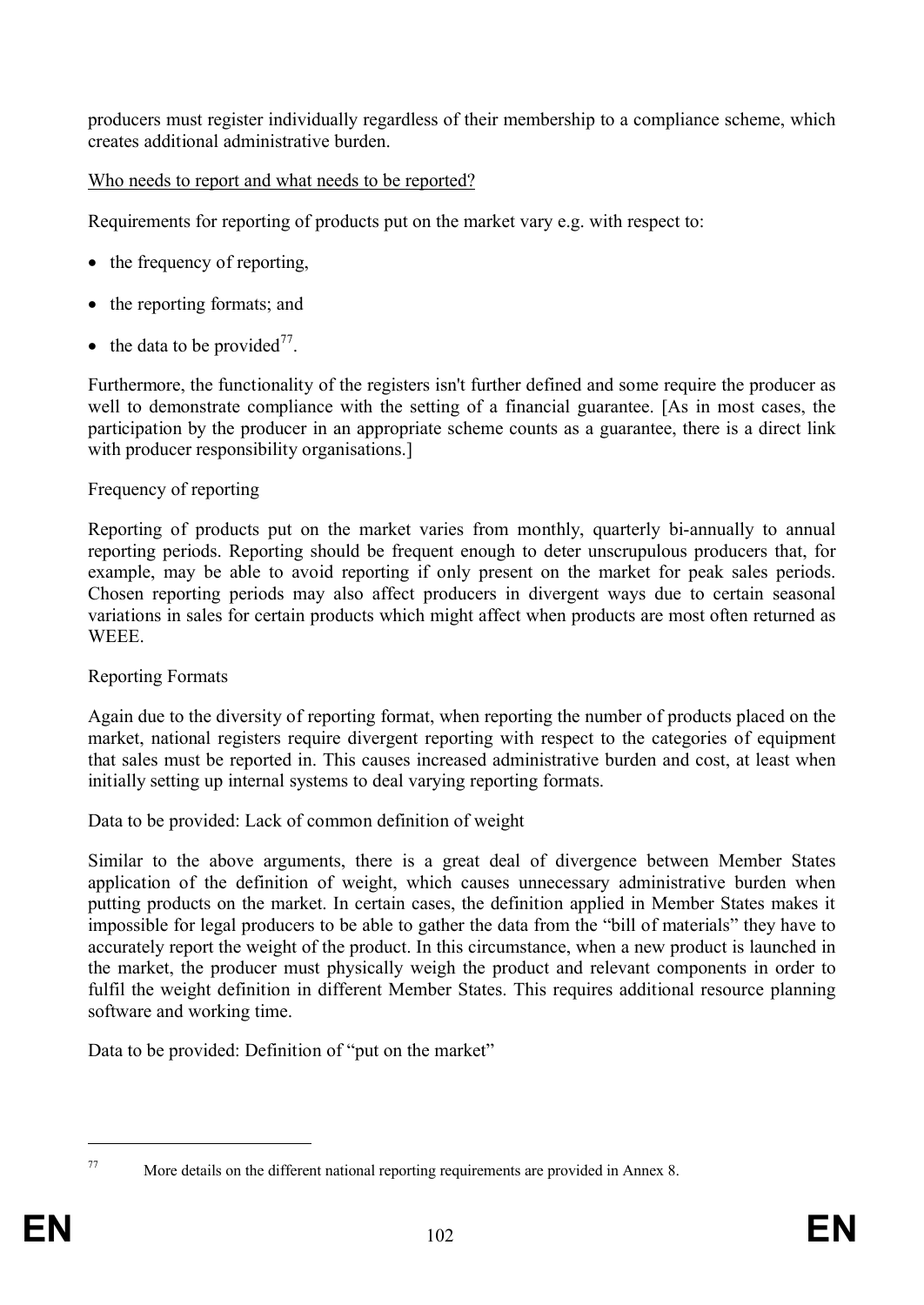producers must register individually regardless of their membership to a compliance scheme, which creates additional administrative burden.

Who needs to report and what needs to be reported?

Requirements for reporting of products put on the market vary e.g. with respect to:

- the frequency of reporting,
- the reporting formats; and
- the data to be provided[77].

Furthermore, the functionality of the registers isn't further defined and some require the producer as well to demonstrate compliance with the setting of a financial guarantee. [As in most cases, the participation by the producer in an appropriate scheme counts as a guarantee, there is a direct link with producer responsibility organisations.]

Frequency of reporting

Reporting of products put on the market varies from monthly, quarterly bi-annually to annual reporting periods. Reporting should be frequent enough to deter unscrupulous producers that, for example, may be able to avoid reporting if only present on the market for peak sales periods. Chosen reporting periods may also affect producers in divergent ways due to certain seasonal variations in sales for certain products which might affect when products are most often returned as WEEE.

Reporting Formats

Again due to the diversity of reporting format, when reporting the number of products placed on the market, national registers require divergent reporting with respect to the categories of equipment that sales must be reported in. This causes increased administrative burden and cost, at least when initially setting up internal systems to deal varying reporting formats.

Data to be provided: Lack of common definition of weight

Similar to the above arguments, there is a great deal of divergence between Member States application of the definition of weight, which causes unnecessary administrative burden when putting products on the market. In certain cases, the definition applied in Member States makes it impossible for legal producers to be able to gather the data from the "bill of materials" they have to accurately report the weight of the product. In this circumstance, when a new product is launched in the market, the producer must physically weigh the product and relevant components in order to fulfil the weight definition in different Member States. This requires additional resource planning software and working time.

Data to be provided: Definition of "put on the market"

[77] More details on the different national reporting requirements are provided in Annex 8.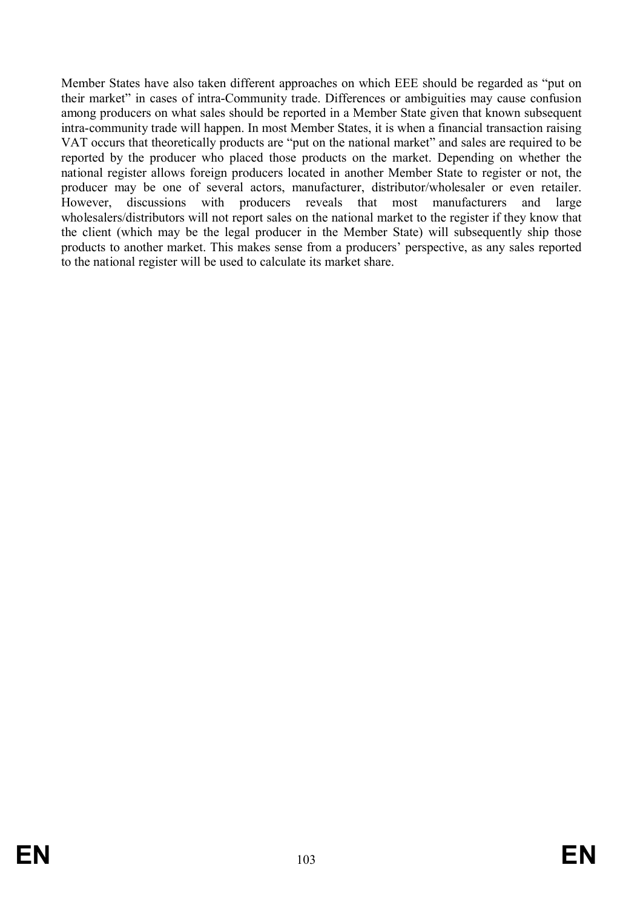Member States have also taken different approaches on which EEE should be regarded as "put on their market" in cases of intra-Community trade. Differences or ambiguities may cause confusion among producers on what sales should be reported in a Member State given that known subsequent intra-community trade will happen. In most Member States, it is when a financial transaction raising VAT occurs that theoretically products are "put on the national market" and sales are required to be reported by the producer who placed those products on the market. Depending on whether the national register allows foreign producers located in another Member State to register or not, the producer may be one of several actors, manufacturer, distributor/wholesaler or even retailer. However, discussions with producers reveals that most manufacturers and large wholesalers/distributors will not report sales on the national market to the register if they know that the client (which may be the legal producer in the Member State) will subsequently ship those products to another market. This makes sense from a producers' perspective, as any sales reported to the national register will be used to calculate its market share.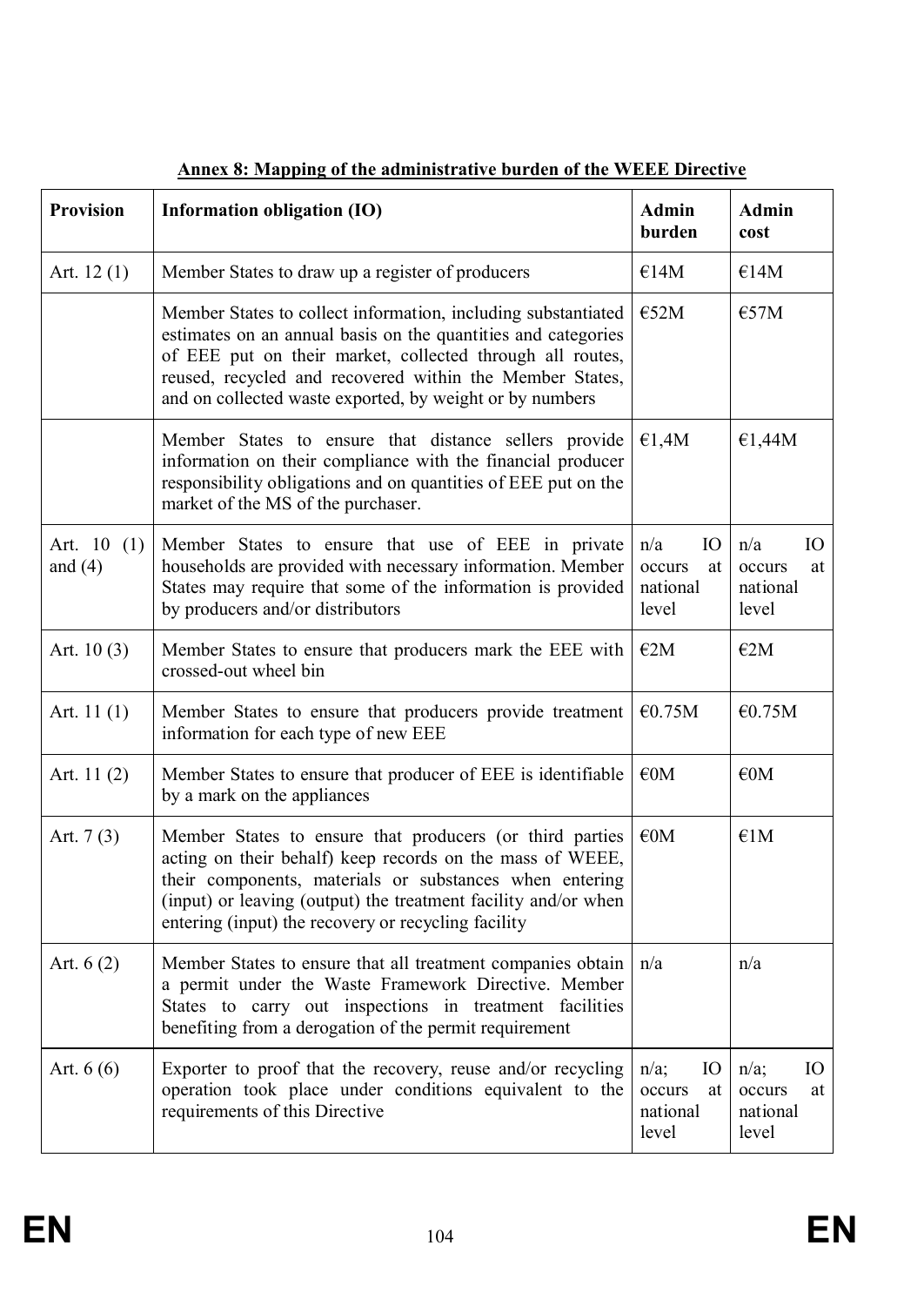**Annex 8: Mapping of the administrative burden of the WEEE Directive**

| Provision | Information obligation (IO) | Admin burden | Admin cost |
|---|---|---|---|
| Art. 12 (1) | Member States to draw up a register of producers | €14M | €14M |
| | Member States to collect information, including substantiated estimates on an annual basis on the quantities and categories of EEE put on their market, collected through all routes, reused, recycled and recovered within the Member States, and on collected waste exported, by weight or by numbers | €52M | €57M |
| | Member States to ensure that distance sellers provide information on their compliance with the financial producer responsibility obligations and on quantities of EEE put on the market of the MS of the purchaser. | €1,4M | €1,44M |
| Art. 10 (1) and (4) | Member States to ensure that use of EEE in private households are provided with necessary information. Member States may require that some of the information is provided by producers and/or distributors | n/a IO occurs at national level | n/a IO occurs at national level |
| Art. 10 (3) | Member States to ensure that producers mark the EEE with crossed-out wheel bin | €2M | €2M |
| Art. 11 (1) | Member States to ensure that producers provide treatment information for each type of new EEE | €0.75M | €0.75M |
| Art. 11 (2) | Member States to ensure that producer of EEE is identifiable by a mark on the appliances | €0M | €0M |
| Art. 7 (3) | Member States to ensure that producers (or third parties acting on their behalf) keep records on the mass of WEEE, their components, materials or substances when entering (input) or leaving (output) the treatment facility and/or when entering (input) the recovery or recycling facility | €0M | €1M |
| Art. 6 (2) | Member States to ensure that all treatment companies obtain a permit under the Waste Framework Directive. Member States to carry out inspections in treatment facilities benefiting from a derogation of the permit requirement | n/a | n/a |
| Art. 6 (6) | Exporter to proof that the recovery, reuse and/or recycling operation took place under conditions equivalent to the requirements of this Directive | n/a; IO occurs at national level | n/a; IO occurs at national level |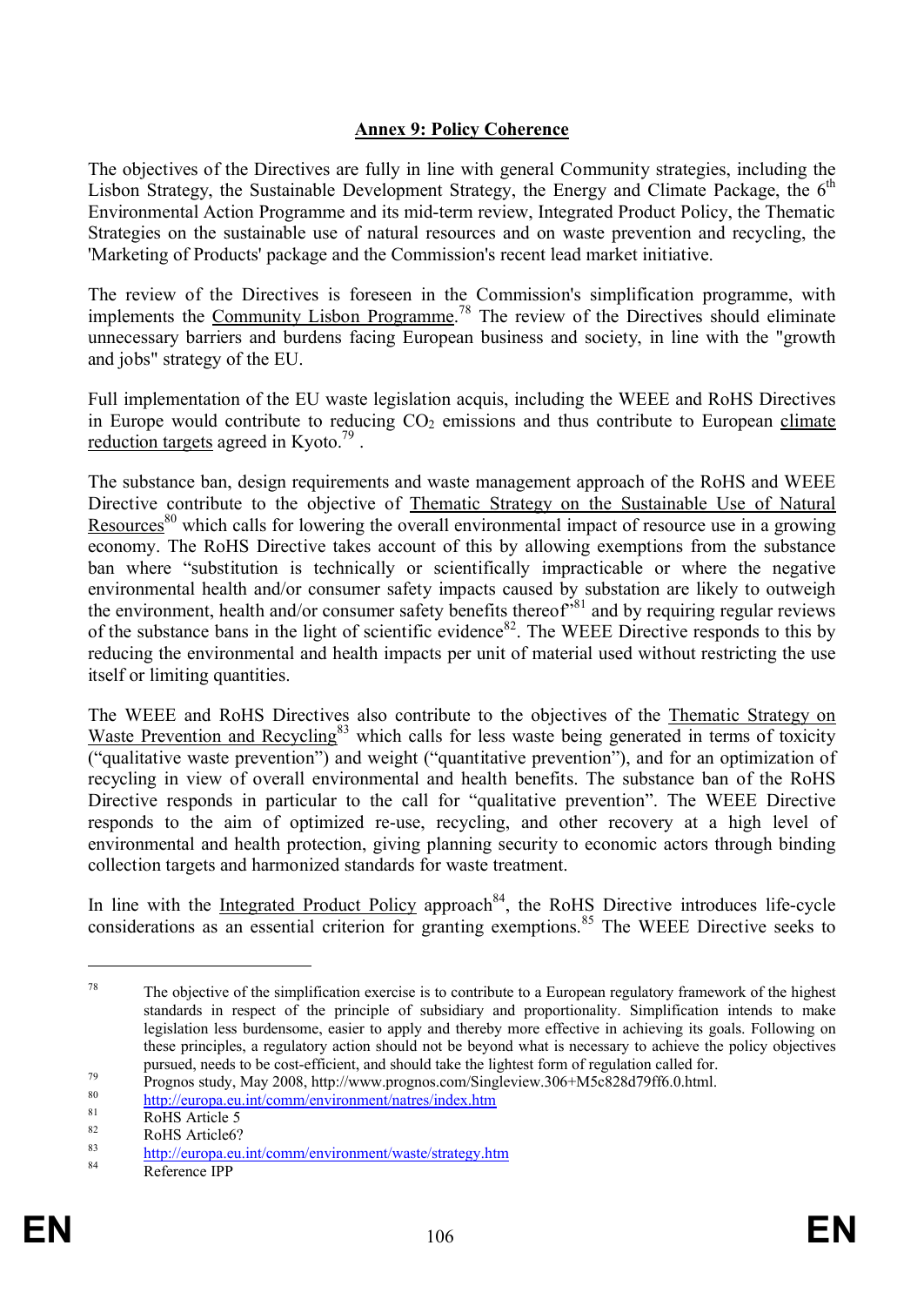## Annex 9: Policy Coherence

The objectives of the Directives are fully in line with general Community strategies, including the Lisbon Strategy, the Sustainable Development Strategy, the Energy and Climate Package, the 6$^{th}$ Environmental Action Programme and its mid-term review, Integrated Product Policy, the Thematic Strategies on the sustainable use of natural resources and on waste prevention and recycling, the 'Marketing of Products' package and the Commission's recent lead market initiative.

The review of the Directives is foreseen in the Commission's simplification programme, with implements the Community Lisbon Programme.[78] The review of the Directives should eliminate unnecessary barriers and burdens facing European business and society, in line with the "growth and jobs" strategy of the EU.

Full implementation of the EU waste legislation acquis, including the WEEE and RoHS Directives in Europe would contribute to reducing $CO_2$ emissions and thus contribute to European climate reduction targets agreed in Kyoto.[79] .

The substance ban, design requirements and waste management approach of the RoHS and WEEE Directive contribute to the objective of Thematic Strategy on the Sustainable Use of Natural Resources[80] which calls for lowering the overall environmental impact of resource use in a growing economy. The RoHS Directive takes account of this by allowing exemptions from the substance ban where "substitution is technically or scientifically impracticable or where the negative environmental health and/or consumer safety impacts caused by substation are likely to outweigh the environment, health and/or consumer safety benefits thereof"[81] and by requiring regular reviews of the substance bans in the light of scientific evidence[82]. The WEEE Directive responds to this by reducing the environmental and health impacts per unit of material used without restricting the use itself or limiting quantities.

The WEEE and RoHS Directives also contribute to the objectives of the Thematic Strategy on Waste Prevention and Recycling[83] which calls for less waste being generated in terms of toxicity ("qualitative waste prevention") and weight ("quantitative prevention"), and for an optimization of recycling in view of overall environmental and health benefits. The substance ban of the RoHS Directive responds in particular to the call for "qualitative prevention". The WEEE Directive responds to the aim of optimized re-use, recycling, and other recovery at a high level of environmental and health protection, giving planning security to economic actors through binding collection targets and harmonized standards for waste treatment.

In line with the Integrated Product Policy approach[84], the RoHS Directive introduces life-cycle considerations as an essential criterion for granting exemptions.[85] The WEEE Directive seeks to

---

[78] The objective of the simplification exercise is to contribute to a European regulatory framework of the highest standards in respect of the principle of subsidiary and proportionality. Simplification intends to make legislation less burdensome, easier to apply and thereby more effective in achieving its goals. Following on these principles, a regulatory action should not be beyond what is necessary to achieve the policy objectives pursued, needs to be cost-efficient, and should take the lightest form of regulation called for.

[79] Prognos study, May 2008, http://www.prognos.com/Singleview.306+M5c828d79ff6.0.html.

[80] http://europa.eu.int/comm/environment/natres/index.htm

[81] RoHS Article 5

[82] RoHS Article6?

[83] http://europa.eu.int/comm/environment/waste/strategy.htm

[84] Reference IPP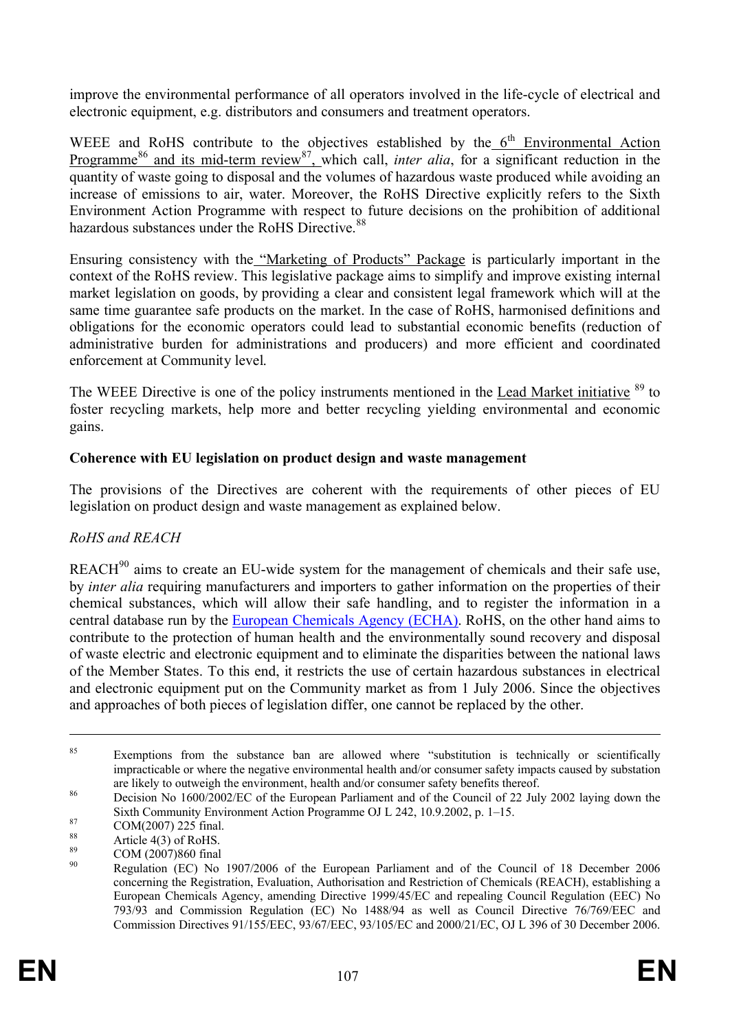improve the environmental performance of all operators involved in the life-cycle of electrical and electronic equipment, e.g. distributors and consumers and treatment operators.

WEEE and RoHS contribute to the objectives established by the 6th Environmental Action Programme[86] and its mid-term review[87], which call, *inter alia*, for a significant reduction in the quantity of waste going to disposal and the volumes of hazardous waste produced while avoiding an increase of emissions to air, water. Moreover, the RoHS Directive explicitly refers to the Sixth Environment Action Programme with respect to future decisions on the prohibition of additional hazardous substances under the RoHS Directive.[88]

Ensuring consistency with the "Marketing of Products" Package is particularly important in the context of the RoHS review. This legislative package aims to simplify and improve existing internal market legislation on goods, by providing a clear and consistent legal framework which will at the same time guarantee safe products on the market. In the case of RoHS, harmonised definitions and obligations for the economic operators could lead to substantial economic benefits (reduction of administrative burden for administrations and producers) and more efficient and coordinated enforcement at Community level.

The WEEE Directive is one of the policy instruments mentioned in the Lead Market initiative [89] to foster recycling markets, help more and better recycling yielding environmental and economic gains.

**Coherence with EU legislation on product design and waste management**

The provisions of the Directives are coherent with the requirements of other pieces of EU legislation on product design and waste management as explained below.

*RoHS and REACH*

REACH[90] aims to create an EU-wide system for the management of chemicals and their safe use, by *inter alia* requiring manufacturers and importers to gather information on the properties of their chemical substances, which will allow their safe handling, and to register the information in a central database run by the European Chemicals Agency (ECHA). RoHS, on the other hand aims to contribute to the protection of human health and the environmentally sound recovery and disposal of waste electric and electronic equipment and to eliminate the disparities between the national laws of the Member States. To this end, it restricts the use of certain hazardous substances in electrical and electronic equipment put on the Community market as from 1 July 2006. Since the objectives and approaches of both pieces of legislation differ, one cannot be replaced by the other.

---

[85] Exemptions from the substance ban are allowed where "substitution is technically or scientifically impracticable or where the negative environmental health and/or consumer safety impacts caused by substation are likely to outweigh the environment, health and/or consumer safety benefits thereof.

[86] Decision No 1600/2002/EC of the European Parliament and of the Council of 22 July 2002 laying down the Sixth Community Environment Action Programme OJ L 242, 10.9.2002, p. 1–15.

[87] COM(2007) 225 final.

[88] Article 4(3) of RoHS.

[89] COM (2007)860 final

[90] Regulation (EC) No 1907/2006 of the European Parliament and of the Council of 18 December 2006 concerning the Registration, Evaluation, Authorisation and Restriction of Chemicals (REACH), establishing a European Chemicals Agency, amending Directive 1999/45/EC and repealing Council Regulation (EEC) No 793/93 and Commission Regulation (EC) No 1488/94 as well as Council Directive 76/769/EEC and Commission Directives 91/155/EEC, 93/67/EEC, 93/105/EC and 2000/21/EC, OJ L 396 of 30 December 2006.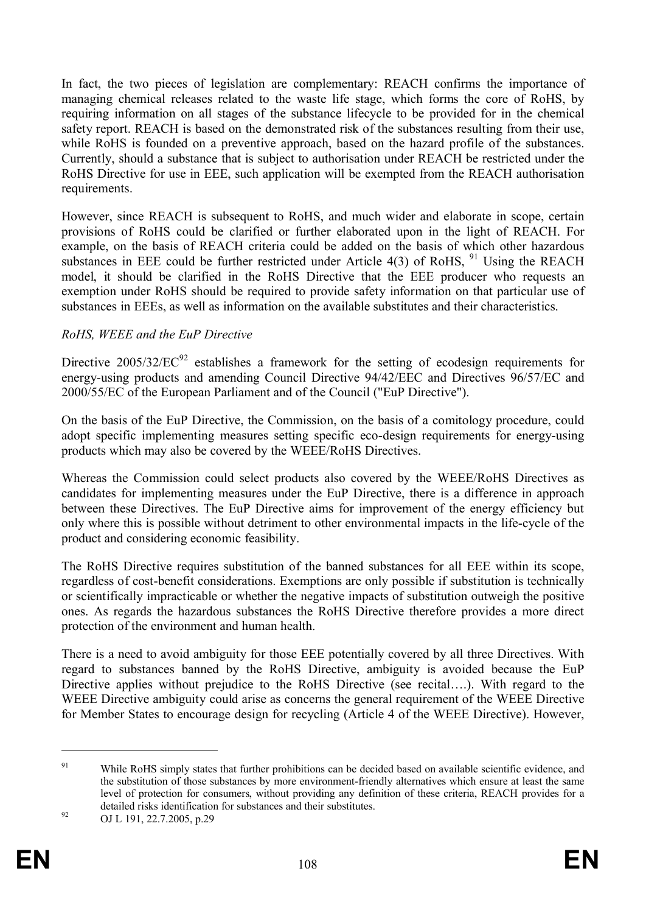In fact, the two pieces of legislation are complementary: REACH confirms the importance of managing chemical releases related to the waste life stage, which forms the core of RoHS, by requiring information on all stages of the substance lifecycle to be provided for in the chemical safety report. REACH is based on the demonstrated risk of the substances resulting from their use, while RoHS is founded on a preventive approach, based on the hazard profile of the substances. Currently, should a substance that is subject to authorisation under REACH be restricted under the RoHS Directive for use in EEE, such application will be exempted from the REACH authorisation requirements.

However, since REACH is subsequent to RoHS, and much wider and elaborate in scope, certain provisions of RoHS could be clarified or further elaborated upon in the light of REACH. For example, on the basis of REACH criteria could be added on the basis of which other hazardous substances in EEE could be further restricted under Article 4(3) of RoHS, [91] Using the REACH model, it should be clarified in the RoHS Directive that the EEE producer who requests an exemption under RoHS should be required to provide safety information on that particular use of substances in EEEs, as well as information on the available substitutes and their characteristics.

*RoHS, WEEE and the EuP Directive*

Directive 2005/32/EC[92] establishes a framework for the setting of ecodesign requirements for energy-using products and amending Council Directive 94/42/EEC and Directives 96/57/EC and 2000/55/EC of the European Parliament and of the Council ("EuP Directive").

On the basis of the EuP Directive, the Commission, on the basis of a comitology procedure, could adopt specific implementing measures setting specific eco-design requirements for energy-using products which may also be covered by the WEEE/RoHS Directives.

Whereas the Commission could select products also covered by the WEEE/RoHS Directives as candidates for implementing measures under the EuP Directive, there is a difference in approach between these Directives. The EuP Directive aims for improvement of the energy efficiency but only where this is possible without detriment to other environmental impacts in the life-cycle of the product and considering economic feasibility.

The RoHS Directive requires substitution of the banned substances for all EEE within its scope, regardless of cost-benefit considerations. Exemptions are only possible if substitution is technically or scientifically impracticable or whether the negative impacts of substitution outweigh the positive ones. As regards the hazardous substances the RoHS Directive therefore provides a more direct protection of the environment and human health.

There is a need to avoid ambiguity for those EEE potentially covered by all three Directives. With regard to substances banned by the RoHS Directive, ambiguity is avoided because the EuP Directive applies without prejudice to the RoHS Directive (see recital….). With regard to the WEEE Directive ambiguity could arise as concerns the general requirement of the WEEE Directive for Member States to encourage design for recycling (Article 4 of the WEEE Directive). However,

---

[91] While RoHS simply states that further prohibitions can be decided based on available scientific evidence, and the substitution of those substances by more environment-friendly alternatives which ensure at least the same level of protection for consumers, without providing any definition of these criteria, REACH provides for a detailed risks identification for substances and their substitutes.

[92] OJ L 191, 22.7.2005, p.29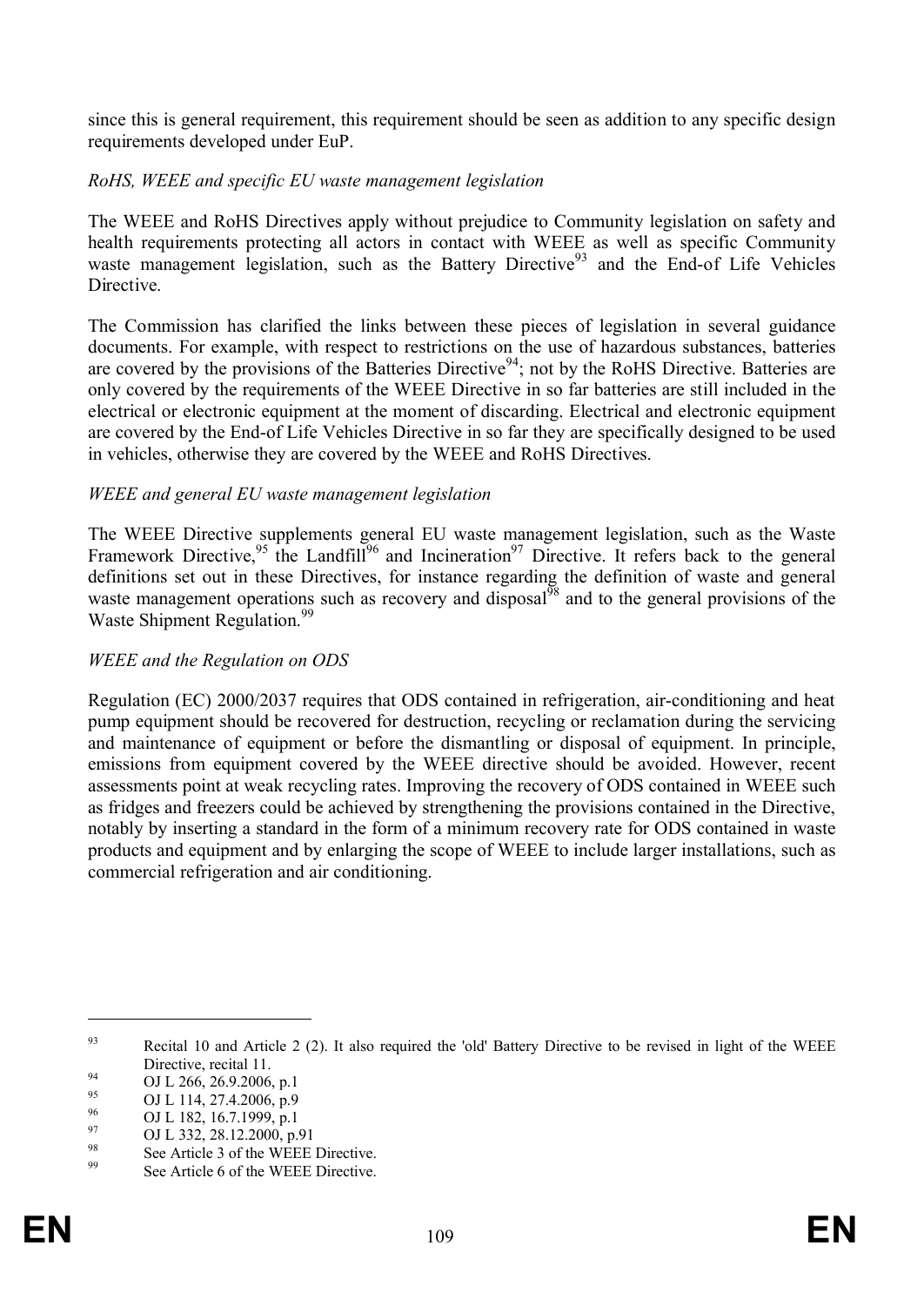since this is general requirement, this requirement should be seen as addition to any specific design requirements developed under EuP.

*RoHS, WEEE and specific EU waste management legislation*

The WEEE and RoHS Directives apply without prejudice to Community legislation on safety and health requirements protecting all actors in contact with WEEE as well as specific Community waste management legislation, such as the Battery Directive[93] and the End-of Life Vehicles Directive.

The Commission has clarified the links between these pieces of legislation in several guidance documents. For example, with respect to restrictions on the use of hazardous substances, batteries are covered by the provisions of the Batteries Directive[94]; not by the RoHS Directive. Batteries are only covered by the requirements of the WEEE Directive in so far batteries are still included in the electrical or electronic equipment at the moment of discarding. Electrical and electronic equipment are covered by the End-of Life Vehicles Directive in so far they are specifically designed to be used in vehicles, otherwise they are covered by the WEEE and RoHS Directives.

*WEEE and general EU waste management legislation*

The WEEE Directive supplements general EU waste management legislation, such as the Waste Framework Directive,[95] the Landfill[96] and Incineration[97] Directive. It refers back to the general definitions set out in these Directives, for instance regarding the definition of waste and general waste management operations such as recovery and disposal[98] and to the general provisions of the Waste Shipment Regulation.[99]

*WEEE and the Regulation on ODS*

Regulation (EC) 2000/2037 requires that ODS contained in refrigeration, air-conditioning and heat pump equipment should be recovered for destruction, recycling or reclamation during the servicing and maintenance of equipment or before the dismantling or disposal of equipment. In principle, emissions from equipment covered by the WEEE directive should be avoided. However, recent assessments point at weak recycling rates. Improving the recovery of ODS contained in WEEE such as fridges and freezers could be achieved by strengthening the provisions contained in the Directive, notably by inserting a standard in the form of a minimum recovery rate for ODS contained in waste products and equipment and by enlarging the scope of WEEE to include larger installations, such as commercial refrigeration and air conditioning.

---

[93] Recital 10 and Article 2 (2). It also required the 'old' Battery Directive to be revised in light of the WEEE Directive, recital 11.

[94] OJ L 266, 26.9.2006, p.1

[95] OJ L 114, 27.4.2006, p.9

[96] OJ L 182, 16.7.1999, p.1

[97] OJ L 332, 28.12.2000, p.91

[98] See Article 3 of the WEEE Directive.

[99] See Article 6 of the WEEE Directive.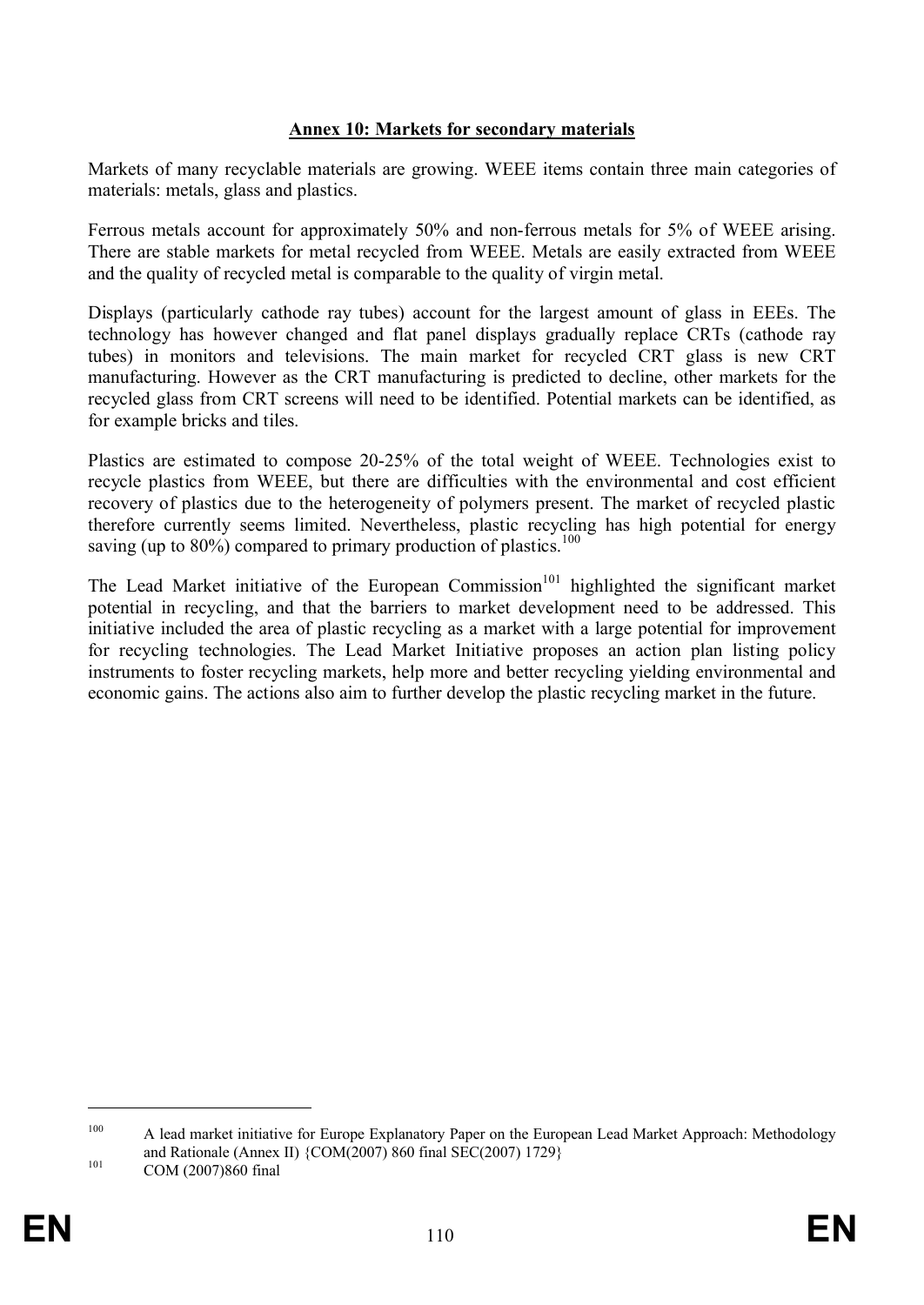## Annex 10: Markets for secondary materials

Markets of many recyclable materials are growing. WEEE items contain three main categories of materials: metals, glass and plastics.

Ferrous metals account for approximately 50% and non-ferrous metals for 5% of WEEE arising. There are stable markets for metal recycled from WEEE. Metals are easily extracted from WEEE and the quality of recycled metal is comparable to the quality of virgin metal.

Displays (particularly cathode ray tubes) account for the largest amount of glass in EEEs. The technology has however changed and flat panel displays gradually replace CRTs (cathode ray tubes) in monitors and televisions. The main market for recycled CRT glass is new CRT manufacturing. However as the CRT manufacturing is predicted to decline, other markets for the recycled glass from CRT screens will need to be identified. Potential markets can be identified, as for example bricks and tiles.

Plastics are estimated to compose 20-25% of the total weight of WEEE. Technologies exist to recycle plastics from WEEE, but there are difficulties with the environmental and cost efficient recovery of plastics due to the heterogeneity of polymers present. The market of recycled plastic therefore currently seems limited. Nevertheless, plastic recycling has high potential for energy saving (up to 80%) compared to primary production of plastics.[100]

The Lead Market initiative of the European Commission[101] highlighted the significant market potential in recycling, and that the barriers to market development need to be addressed. This initiative included the area of plastic recycling as a market with a large potential for improvement for recycling technologies. The Lead Market Initiative proposes an action plan listing policy instruments to foster recycling markets, help more and better recycling yielding environmental and economic gains. The actions also aim to further develop the plastic recycling market in the future.

---

[100] A lead market initiative for Europe Explanatory Paper on the European Lead Market Approach: Methodology and Rationale (Annex II) {COM(2007) 860 final SEC(2007) 1729}

[101] COM (2007)860 final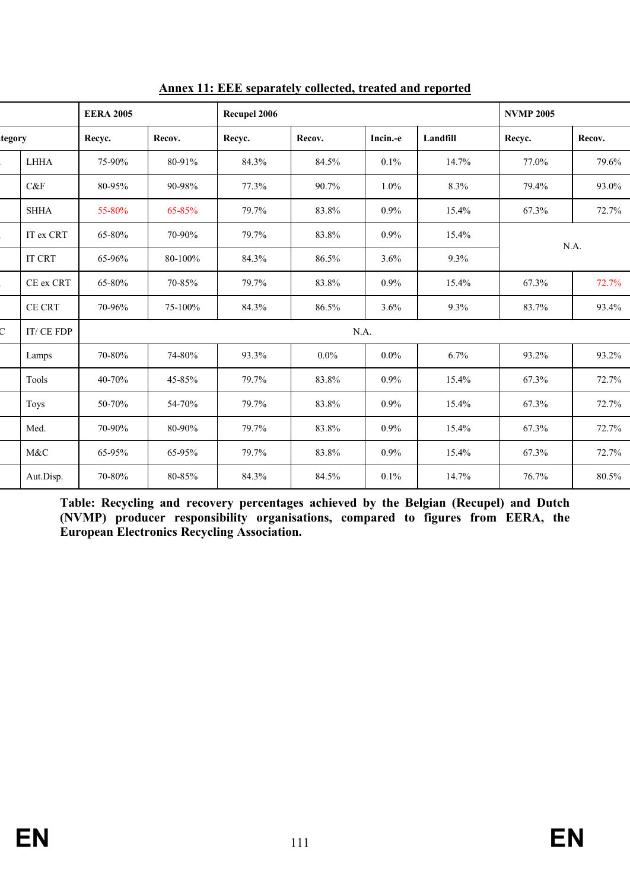## Annex 11: EEE separately collected, treated and reported

| | | EERA 2005 | | Recupel 2006 | | | | NVMP 2005 | |
|---|---|---|---|---|---|---|---|---|---|
| tegory | | Recyc. | Recov. | Recyc. | Recov. | Incin.-e | Landfill | Recyc. | Recov. |
| | LHHA | 75-90% | 80-91% | 84.3% | 84.5% | 0.1% | 14.7% | 77.0% | 79.6% |
| | C&F | 80-95% | 90-98% | 77.3% | 90.7% | 1.0% | 8.3% | 79.4% | 93.0% |
| | SHHA | 55-80% | 65-85% | 79.7% | 83.8% | 0.9% | 15.4% | 67.3% | 72.7% |
| | IT ex CRT | 65-80% | 70-90% | 79.7% | 83.8% | 0.9% | 15.4% | N.A. | |
| | IT CRT | 65-96% | 80-100% | 84.3% | 86.5% | 3.6% | 9.3% | | |
| | CE ex CRT | 65-80% | 70-85% | 79.7% | 83.8% | 0.9% | 15.4% | 67.3% | 72.7% |
| | CE CRT | 70-96% | 75-100% | 84.3% | 86.5% | 3.6% | 9.3% | 83.7% | 93.4% |
| C | IT/ CE FDP | N.A. | | | | | | | |
| | Lamps | 70-80% | 74-80% | 93.3% | 0.0% | 0.0% | 6.7% | 93.2% | 93.2% |
| | Tools | 40-70% | 45-85% | 79.7% | 83.8% | 0.9% | 15.4% | 67.3% | 72.7% |
| | Toys | 50-70% | 54-70% | 79.7% | 83.8% | 0.9% | 15.4% | 67.3% | 72.7% |
| | Med. | 70-90% | 80-90% | 79.7% | 83.8% | 0.9% | 15.4% | 67.3% | 72.7% |
| | M&C | 65-95% | 65-95% | 79.7% | 83.8% | 0.9% | 15.4% | 67.3% | 72.7% |
| | Aut.Disp. | 70-80% | 80-85% | 84.3% | 84.5% | 0.1% | 14.7% | 76.7% | 80.5% |

**Table: Recycling and recovery percentages achieved by the Belgian (Recupel) and Dutch (NVMP) producer responsibility organisations, compared to figures from EERA, the European Electronics Recycling Association.**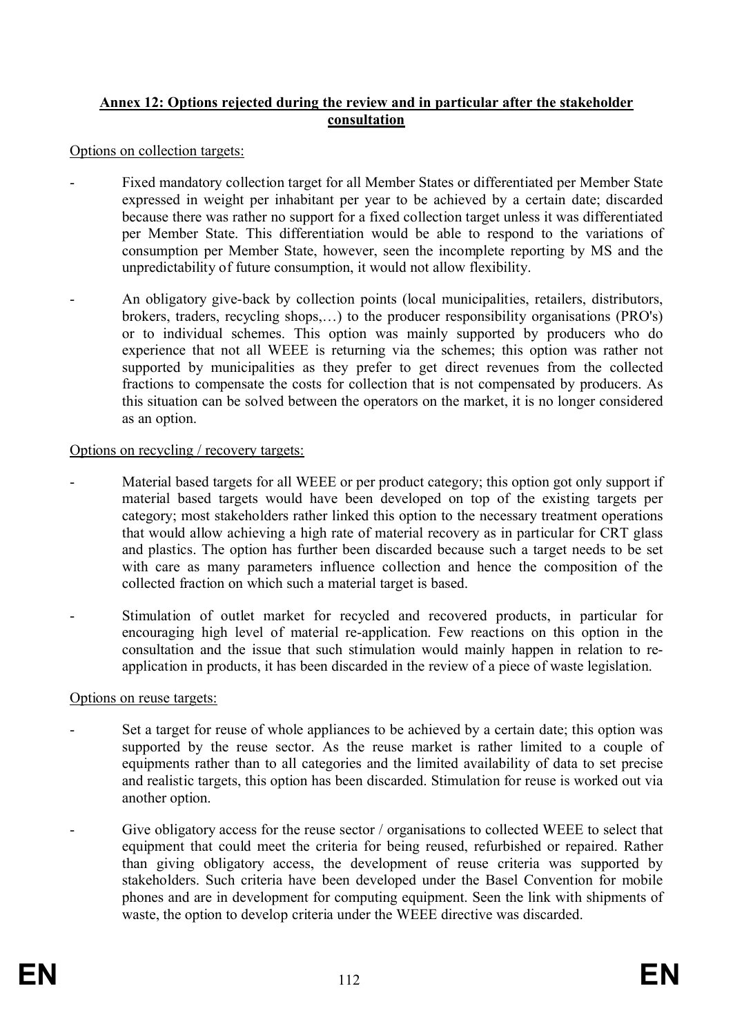## Annex 12: Options rejected during the review and in particular after the stakeholder consultation

Options on collection targets:

- Fixed mandatory collection target for all Member States or differentiated per Member State expressed in weight per inhabitant per year to be achieved by a certain date; discarded because there was rather no support for a fixed collection target unless it was differentiated per Member State. This differentiation would be able to respond to the variations of consumption per Member State, however, seen the incomplete reporting by MS and the unpredictability of future consumption, it would not allow flexibility.

- An obligatory give-back by collection points (local municipalities, retailers, distributors, brokers, traders, recycling shops,…) to the producer responsibility organisations (PRO's) or to individual schemes. This option was mainly supported by producers who do experience that not all WEEE is returning via the schemes; this option was rather not supported by municipalities as they prefer to get direct revenues from the collected fractions to compensate the costs for collection that is not compensated by producers. As this situation can be solved between the operators on the market, it is no longer considered as an option.

Options on recycling / recovery targets:

- Material based targets for all WEEE or per product category; this option got only support if material based targets would have been developed on top of the existing targets per category; most stakeholders rather linked this option to the necessary treatment operations that would allow achieving a high rate of material recovery as in particular for CRT glass and plastics. The option has further been discarded because such a target needs to be set with care as many parameters influence collection and hence the composition of the collected fraction on which such a material target is based.

- Stimulation of outlet market for recycled and recovered products, in particular for encouraging high level of material re-application. Few reactions on this option in the consultation and the issue that such stimulation would mainly happen in relation to re-application in products, it has been discarded in the review of a piece of waste legislation.

Options on reuse targets:

- Set a target for reuse of whole appliances to be achieved by a certain date; this option was supported by the reuse sector. As the reuse market is rather limited to a couple of equipments rather than to all categories and the limited availability of data to set precise and realistic targets, this option has been discarded. Stimulation for reuse is worked out via another option.

- Give obligatory access for the reuse sector / organisations to collected WEEE to select that equipment that could meet the criteria for being reused, refurbished or repaired. Rather than giving obligatory access, the development of reuse criteria was supported by stakeholders. Such criteria have been developed under the Basel Convention for mobile phones and are in development for computing equipment. Seen the link with shipments of waste, the option to develop criteria under the WEEE directive was discarded.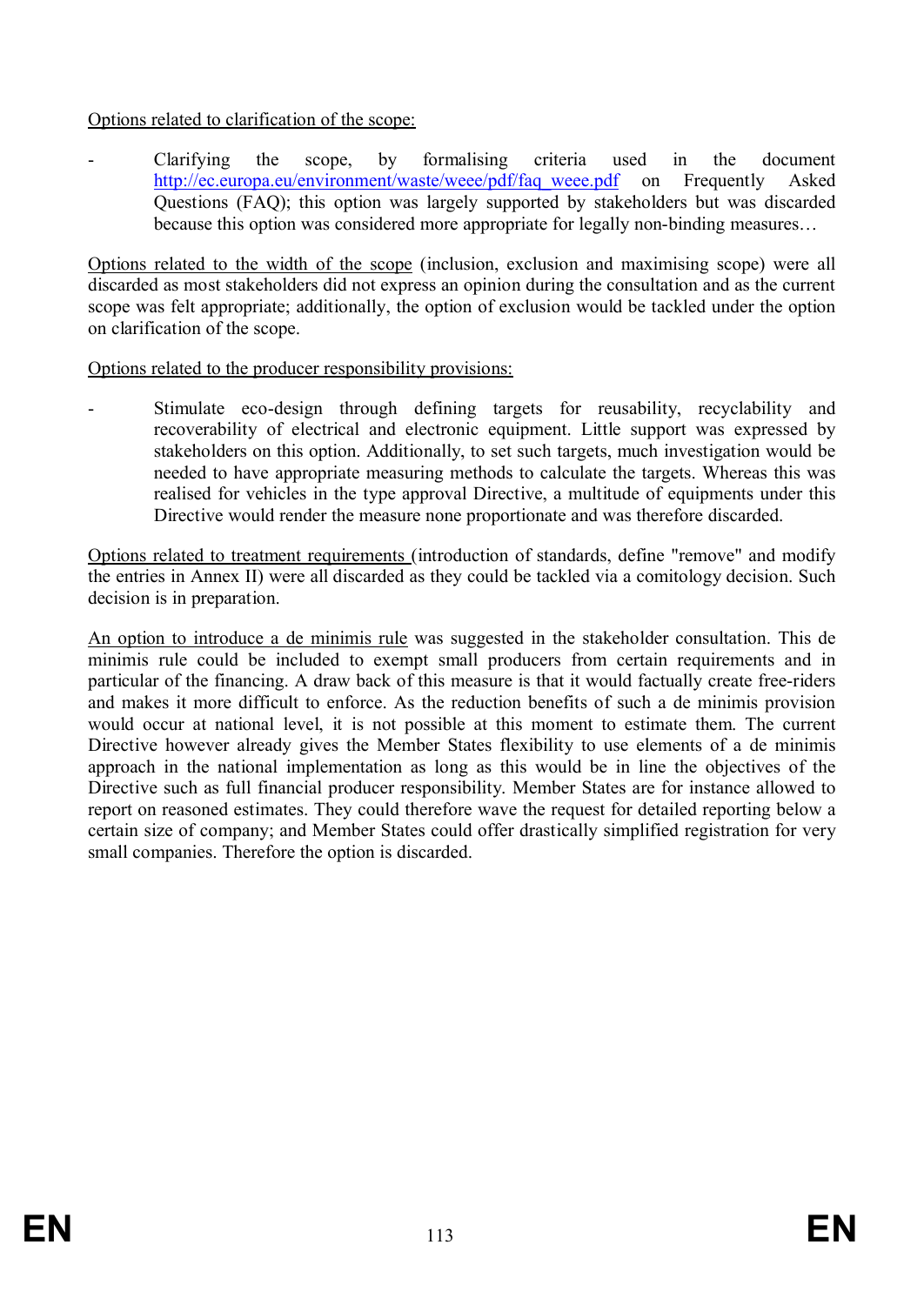Options related to clarification of the scope:

- Clarifying the scope, by formalising criteria used in the document http://ec.europa.eu/environment/waste/weee/pdf/faq_weee.pdf on Frequently Asked Questions (FAQ); this option was largely supported by stakeholders but was discarded because this option was considered more appropriate for legally non-binding measures…

Options related to the width of the scope (inclusion, exclusion and maximising scope) were all discarded as most stakeholders did not express an opinion during the consultation and as the current scope was felt appropriate; additionally, the option of exclusion would be tackled under the option on clarification of the scope.

Options related to the producer responsibility provisions:

- Stimulate eco-design through defining targets for reusability, recyclability and recoverability of electrical and electronic equipment. Little support was expressed by stakeholders on this option. Additionally, to set such targets, much investigation would be needed to have appropriate measuring methods to calculate the targets. Whereas this was realised for vehicles in the type approval Directive, a multitude of equipments under this Directive would render the measure none proportionate and was therefore discarded.

Options related to treatment requirements (introduction of standards, define "remove" and modify the entries in Annex II) were all discarded as they could be tackled via a comitology decision. Such decision is in preparation.

An option to introduce a de minimis rule was suggested in the stakeholder consultation. This de minimis rule could be included to exempt small producers from certain requirements and in particular of the financing. A draw back of this measure is that it would factually create free-riders and makes it more difficult to enforce. As the reduction benefits of such a de minimis provision would occur at national level, it is not possible at this moment to estimate them. The current Directive however already gives the Member States flexibility to use elements of a de minimis approach in the national implementation as long as this would be in line the objectives of the Directive such as full financial producer responsibility. Member States are for instance allowed to report on reasoned estimates. They could therefore wave the request for detailed reporting below a certain size of company; and Member States could offer drastically simplified registration for very small companies. Therefore the option is discarded.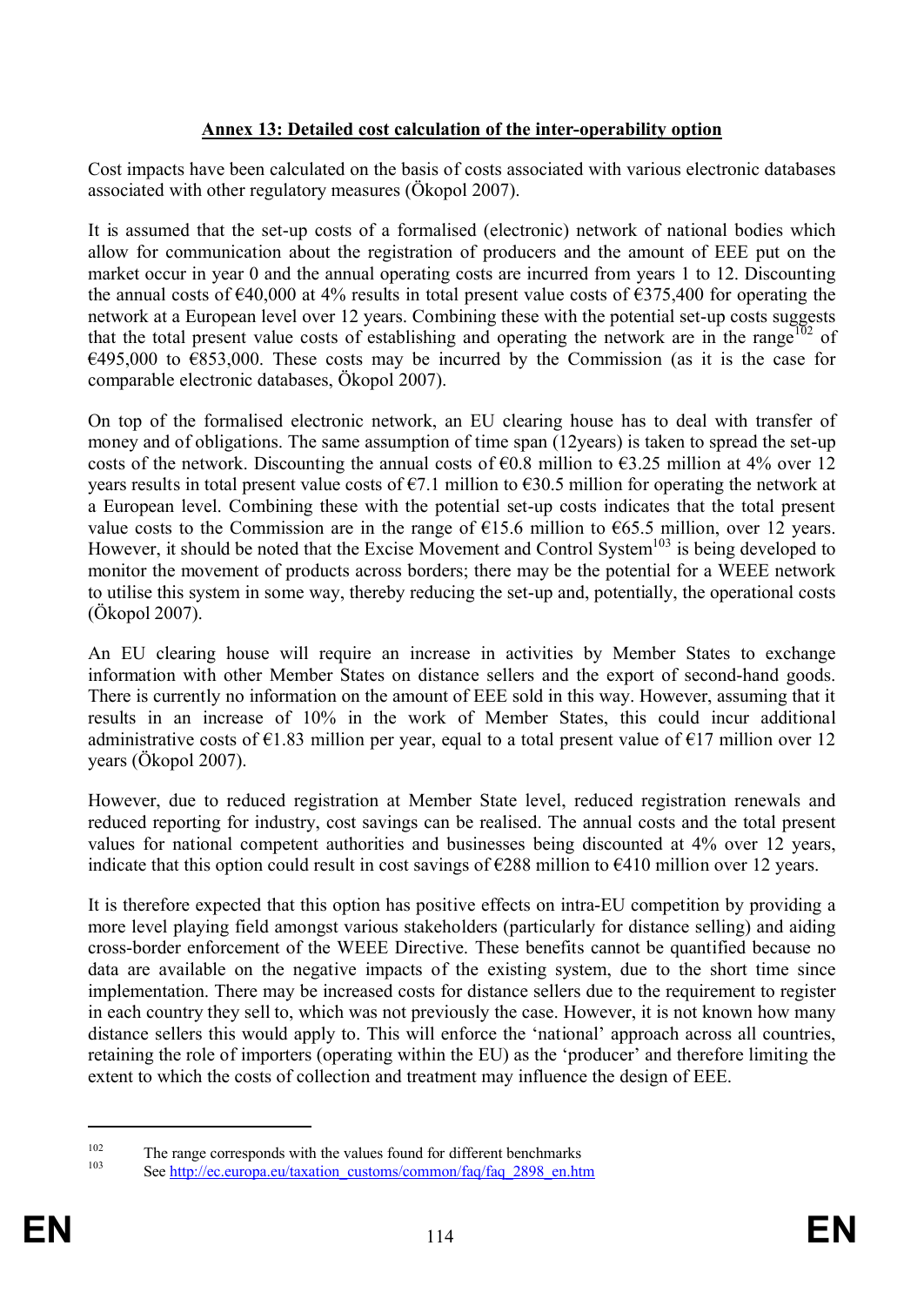## Annex 13: Detailed cost calculation of the inter-operability option

Cost impacts have been calculated on the basis of costs associated with various electronic databases associated with other regulatory measures (Ökopol 2007).

It is assumed that the set-up costs of a formalised (electronic) network of national bodies which allow for communication about the registration of producers and the amount of EEE put on the market occur in year 0 and the annual operating costs are incurred from years 1 to 12. Discounting the annual costs of €40,000 at 4% results in total present value costs of €375,400 for operating the network at a European level over 12 years. Combining these with the potential set-up costs suggests that the total present value costs of establishing and operating the network are in the range[102] of €495,000 to €853,000. These costs may be incurred by the Commission (as it is the case for comparable electronic databases, Ökopol 2007).

On top of the formalised electronic network, an EU clearing house has to deal with transfer of money and of obligations. The same assumption of time span (12years) is taken to spread the set-up costs of the network. Discounting the annual costs of €0.8 million to €3.25 million at 4% over 12 years results in total present value costs of €7.1 million to €30.5 million for operating the network at a European level. Combining these with the potential set-up costs indicates that the total present value costs to the Commission are in the range of €15.6 million to €65.5 million, over 12 years. However, it should be noted that the Excise Movement and Control System[103] is being developed to monitor the movement of products across borders; there may be the potential for a WEEE network to utilise this system in some way, thereby reducing the set-up and, potentially, the operational costs (Ökopol 2007).

An EU clearing house will require an increase in activities by Member States to exchange information with other Member States on distance sellers and the export of second-hand goods. There is currently no information on the amount of EEE sold in this way. However, assuming that it results in an increase of 10% in the work of Member States, this could incur additional administrative costs of €1.83 million per year, equal to a total present value of €17 million over 12 years (Ökopol 2007).

However, due to reduced registration at Member State level, reduced registration renewals and reduced reporting for industry, cost savings can be realised. The annual costs and the total present values for national competent authorities and businesses being discounted at 4% over 12 years, indicate that this option could result in cost savings of €288 million to €410 million over 12 years.

It is therefore expected that this option has positive effects on intra-EU competition by providing a more level playing field amongst various stakeholders (particularly for distance selling) and aiding cross-border enforcement of the WEEE Directive. These benefits cannot be quantified because no data are available on the negative impacts of the existing system, due to the short time since implementation. There may be increased costs for distance sellers due to the requirement to register in each country they sell to, which was not previously the case. However, it is not known how many distance sellers this would apply to. This will enforce the 'national' approach across all countries, retaining the role of importers (operating within the EU) as the 'producer' and therefore limiting the extent to which the costs of collection and treatment may influence the design of EEE.

---

[102] The range corresponds with the values found for different benchmarks

[103] See http://ec.europa.eu/taxation_customs/common/faq/faq_2898_en.htm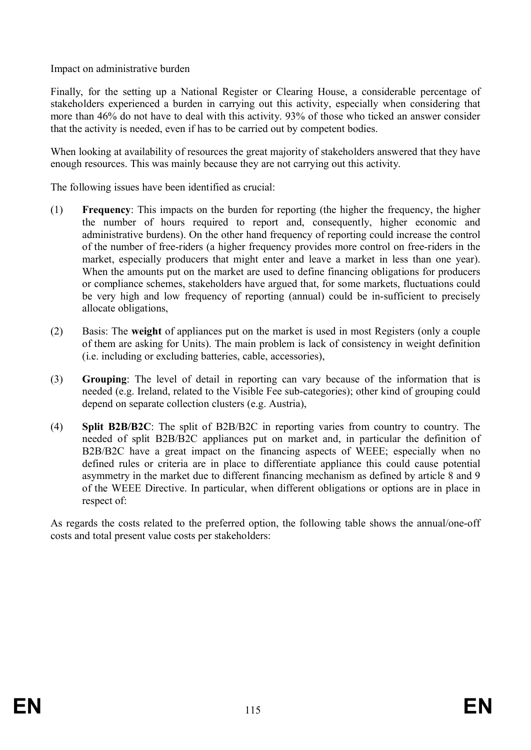Impact on administrative burden

Finally, for the setting up a National Register or Clearing House, a considerable percentage of stakeholders experienced a burden in carrying out this activity, especially when considering that more than 46% do not have to deal with this activity. 93% of those who ticked an answer consider that the activity is needed, even if has to be carried out by competent bodies.

When looking at availability of resources the great majority of stakeholders answered that they have enough resources. This was mainly because they are not carrying out this activity.

The following issues have been identified as crucial:

(1) **Frequency**: This impacts on the burden for reporting (the higher the frequency, the higher the number of hours required to report and, consequently, higher economic and administrative burdens). On the other hand frequency of reporting could increase the control of the number of free-riders (a higher frequency provides more control on free-riders in the market, especially producers that might enter and leave a market in less than one year). When the amounts put on the market are used to define financing obligations for producers or compliance schemes, stakeholders have argued that, for some markets, fluctuations could be very high and low frequency of reporting (annual) could be in-sufficient to precisely allocate obligations,

(2) Basis: The **weight** of appliances put on the market is used in most Registers (only a couple of them are asking for Units). The main problem is lack of consistency in weight definition (i.e. including or excluding batteries, cable, accessories),

(3) **Grouping**: The level of detail in reporting can vary because of the information that is needed (e.g. Ireland, related to the Visible Fee sub-categories); other kind of grouping could depend on separate collection clusters (e.g. Austria),

(4) **Split B2B/B2C**: The split of B2B/B2C in reporting varies from country to country. The needed of split B2B/B2C appliances put on market and, in particular the definition of B2B/B2C have a great impact on the financing aspects of WEEE; especially when no defined rules or criteria are in place to differentiate appliance this could cause potential asymmetry in the market due to different financing mechanism as defined by article 8 and 9 of the WEEE Directive. In particular, when different obligations or options are in place in respect of:

As regards the costs related to the preferred option, the following table shows the annual/one-off costs and total present value costs per stakeholders: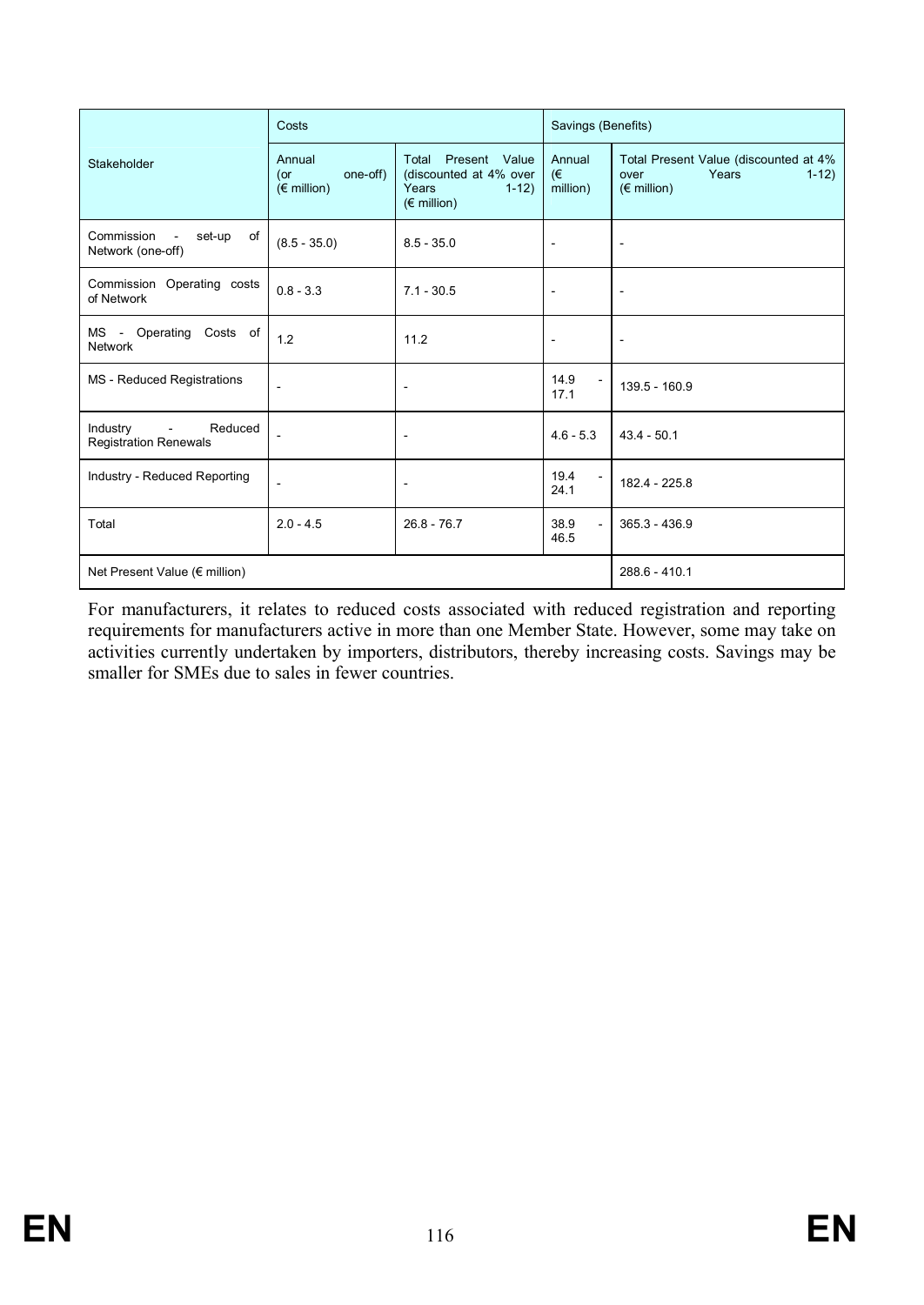| Stakeholder | Costs | | Savings (Benefits) | |
|---|---|---|---|---|
| | Annual (or one-off) (€ million) | Total Present Value (discounted at 4% over Years 1-12) (€ million) | Annual (€ million) | Total Present Value (discounted at 4% over Years 1-12) (€ million) |
| Commission - set-up of Network (one-off) | (8.5 - 35.0) | 8.5 - 35.0 | - | - |
| Commission Operating costs of Network | 0.8 - 3.3 | 7.1 - 30.5 | - | - |
| MS - Operating Costs of Network | 1.2 | 11.2 | - | - |
| MS - Reduced Registrations | - | - | 14.9 - 17.1 | 139.5 - 160.9 |
| Industry - Reduced Registration Renewals | - | - | 4.6 - 5.3 | 43.4 - 50.1 |
| Industry - Reduced Reporting | - | - | 19.4 - 24.1 | 182.4 - 225.8 |
| Total | 2.0 - 4.5 | 26.8 - 76.7 | 38.9 - 46.5 | 365.3 - 436.9 |
| Net Present Value (€ million) | | | | 288.6 - 410.1 |

For manufacturers, it relates to reduced costs associated with reduced registration and reporting requirements for manufacturers active in more than one Member State. However, some may take on activities currently undertaken by importers, distributors, thereby increasing costs. Savings may be smaller for SMEs due to sales in fewer countries.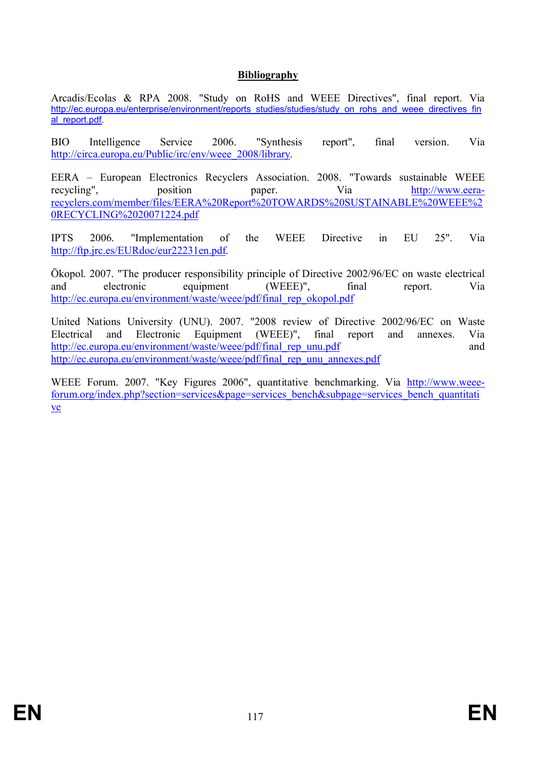## Bibliography

Arcadis/Ecolas & RPA 2008. "Study on RoHS and WEEE Directives", final report. Via http://ec.europa.eu/enterprise/environment/reports_studies/studies/study_on_rohs_and_weee_directives_final_report.pdf.

BIO Intelligence Service 2006. "Synthesis report", final version. Via http://circa.europa.eu/Public/irc/env/weee_2008/library.

EERA – European Electronics Recyclers Association. 2008. "Towards sustainable WEEE recycling", position paper. Via http://www.eera-recyclers.com/member/files/EERA%20Report%20TOWARDS%20SUSTAINABLE%20WEEE%20RECYCLING%2020071224.pdf

IPTS 2006. "Implementation of the WEEE Directive in EU 25". Via http://ftp.jrc.es/EURdoc/eur22231en.pdf.

Ökopol. 2007. "The producer responsibility principle of Directive 2002/96/EC on waste electrical and electronic equipment (WEEE)", final report. Via http://ec.europa.eu/environment/waste/weee/pdf/final_rep_okopol.pdf

United Nations University (UNU). 2007. "2008 review of Directive 2002/96/EC on Waste Electrical and Electronic Equipment (WEEE)", final report and annexes. Via http://ec.europa.eu/environment/waste/weee/pdf/final_rep_unu.pdf and http://ec.europa.eu/environment/waste/weee/pdf/final_rep_unu_annexes.pdf

WEEE Forum. 2007. "Key Figures 2006", quantitative benchmarking. Via http://www.weee-forum.org/index.php?section=services&page=services_bench&subpage=services_bench_quantitative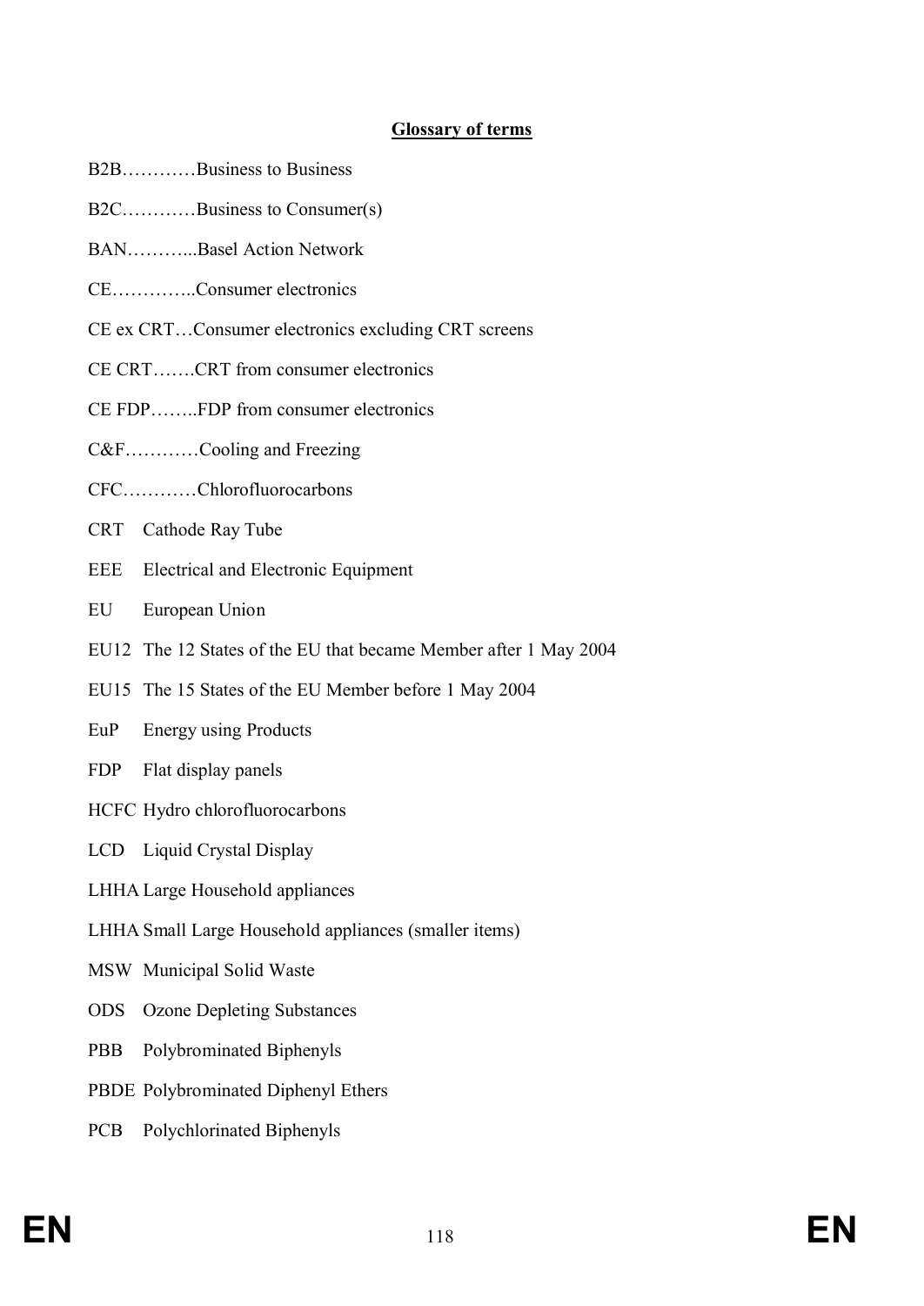**Glossary of terms**

B2B…………Business to Business

B2C…………Business to Consumer(s)

BAN………...Basel Action Network

CE…………..Consumer electronics

CE ex CRT…Consumer electronics excluding CRT screens

CE CRT…….CRT from consumer electronics

CE FDP……..FDP from consumer electronics

C&F…………Cooling and Freezing

CFC…………Chlorofluorocarbons

CRT Cathode Ray Tube

EEE Electrical and Electronic Equipment

EU European Union

EU12 The 12 States of the EU that became Member after 1 May 2004

EU15 The 15 States of the EU Member before 1 May 2004

EuP Energy using Products

FDP Flat display panels

HCFC Hydro chlorofluorocarbons

LCD Liquid Crystal Display

LHHA Large Household appliances

LHHA Small Large Household appliances (smaller items)

MSW Municipal Solid Waste

ODS Ozone Depleting Substances

PBB Polybrominated Biphenyls

PBDE Polybrominated Diphenyl Ethers

PCB Polychlorinated Biphenyls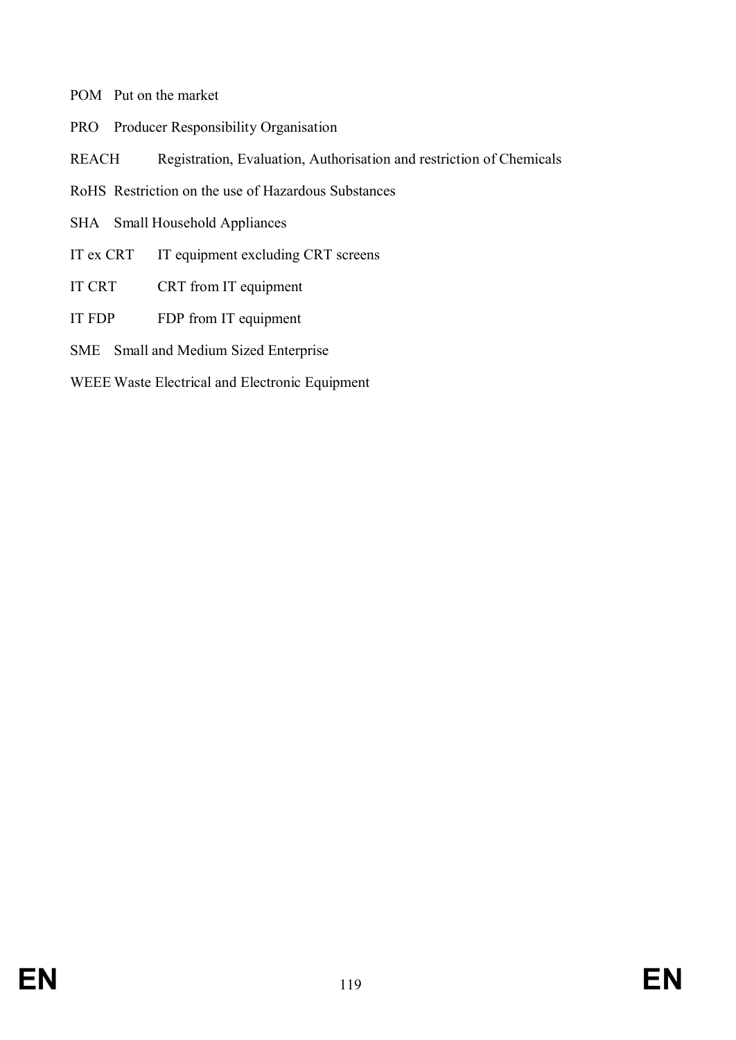POM Put on the market

PRO Producer Responsibility Organisation

REACH Registration, Evaluation, Authorisation and restriction of Chemicals

RoHS Restriction on the use of Hazardous Substances

SHA Small Household Appliances

IT ex CRT IT equipment excluding CRT screens

IT CRT CRT from IT equipment

IT FDP FDP from IT equipment

SME Small and Medium Sized Enterprise

WEEE Waste Electrical and Electronic Equipment